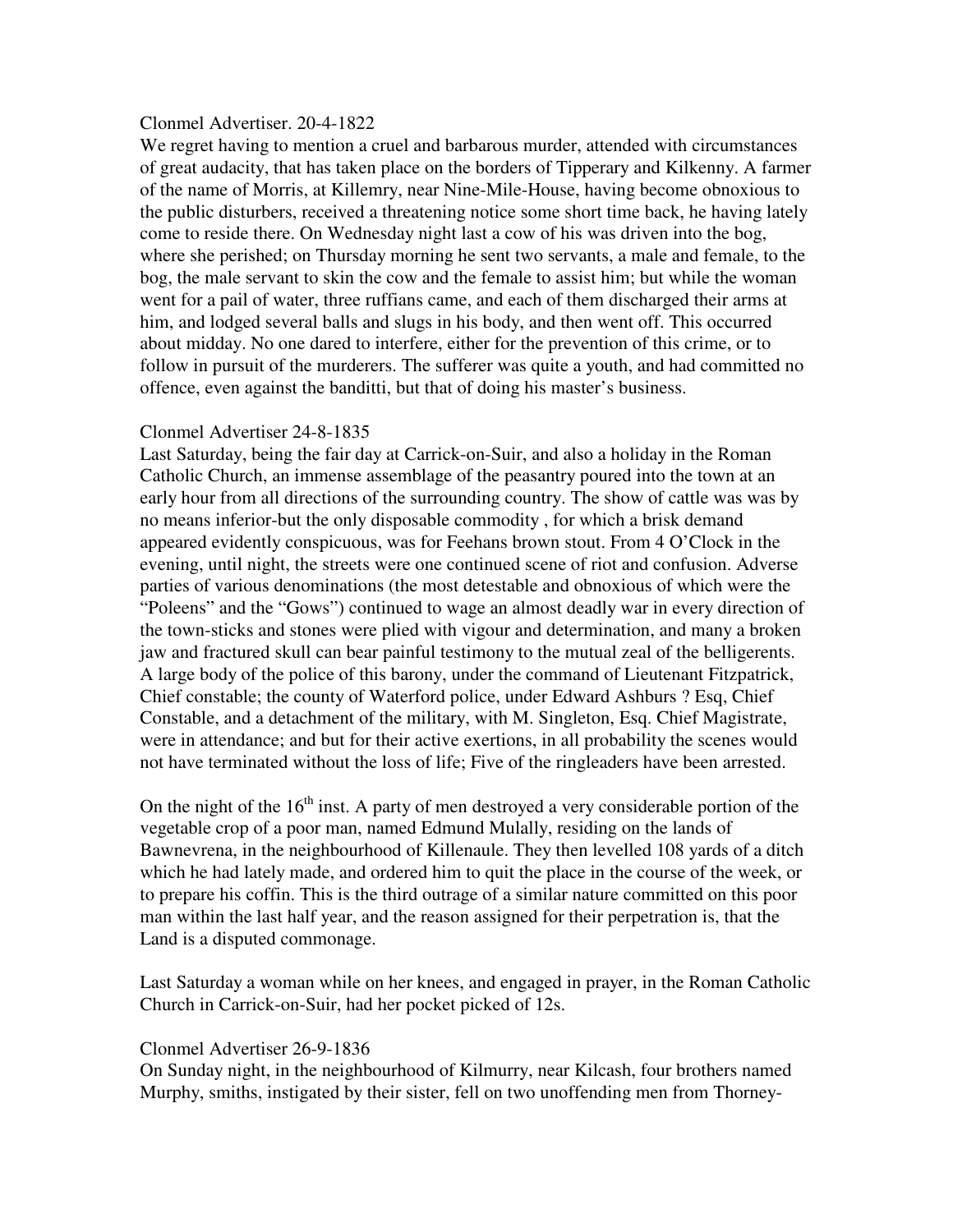Clonmel Advertiser. 20-4-1822

We regret having to mention a cruel and barbarous murder, attended with circumstances of great audacity, that has taken place on the borders of Tipperary and Kilkenny. A farmer of the name of Morris, at Killemry, near Nine-Mile-House, having become obnoxious to the public disturbers, received a threatening notice some short time back, he having lately come to reside there. On Wednesday night last a cow of his was driven into the bog, where she perished; on Thursday morning he sent two servants, a male and female, to the bog, the male servant to skin the cow and the female to assist him; but while the woman went for a pail of water, three ruffians came, and each of them discharged their arms at him, and lodged several balls and slugs in his body, and then went off. This occurred about midday. No one dared to interfere, either for the prevention of this crime, or to follow in pursuit of the murderers. The sufferer was quite a youth, and had committed no offence, even against the banditti, but that of doing his master's business.

Clonmel Advertiser 24-8-1835

Last Saturday, being the fair day at Carrick-on-Suir, and also a holiday in the Roman Catholic Church, an immense assemblage of the peasantry poured into the town at an early hour from all directions of the surrounding country. The show of cattle was was by no means inferior-but the only disposable commodity , for which a brisk demand appeared evidently conspicuous, was for Feehans brown stout. From 4 O'Clock in the evening, until night, the streets were one continued scene of riot and confusion. Adverse parties of various denominations (the most detestable and obnoxious of which were the "Poleens" and the "Gows") continued to wage an almost deadly war in every direction of the town-sticks and stones were plied with vigour and determination, and many a broken jaw and fractured skull can bear painful testimony to the mutual zeal of the belligerents. A large body of the police of this barony, under the command of Lieutenant Fitzpatrick, Chief constable; the county of Waterford police, under Edward Ashburs ? Esq, Chief Constable, and a detachment of the military, with M. Singleton, Esq. Chief Magistrate, were in attendance; and but for their active exertions, in all probability the scenes would not have terminated without the loss of life; Five of the ringleaders have been arrested.

On the night of the 16th inst. A party of men destroyed a very considerable portion of the vegetable crop of a poor man, named Edmund Mulally, residing on the lands of Bawnevrena, in the neighbourhood of Killenaule. They then levelled 108 yards of a ditch which he had lately made, and ordered him to quit the place in the course of the week, or to prepare his coffin. This is the third outrage of a similar nature committed on this poor man within the last half year, and the reason assigned for their perpetration is, that the Land is a disputed commonage.

Last Saturday a woman while on her knees, and engaged in prayer, in the Roman Catholic Church in Carrick-on-Suir, had her pocket picked of 12s.

Clonmel Advertiser 26-9-1836

On Sunday night, in the neighbourhood of Kilmurry, near Kilcash, four brothers named Murphy, smiths, instigated by their sister, fell on two unoffending men from Thorney-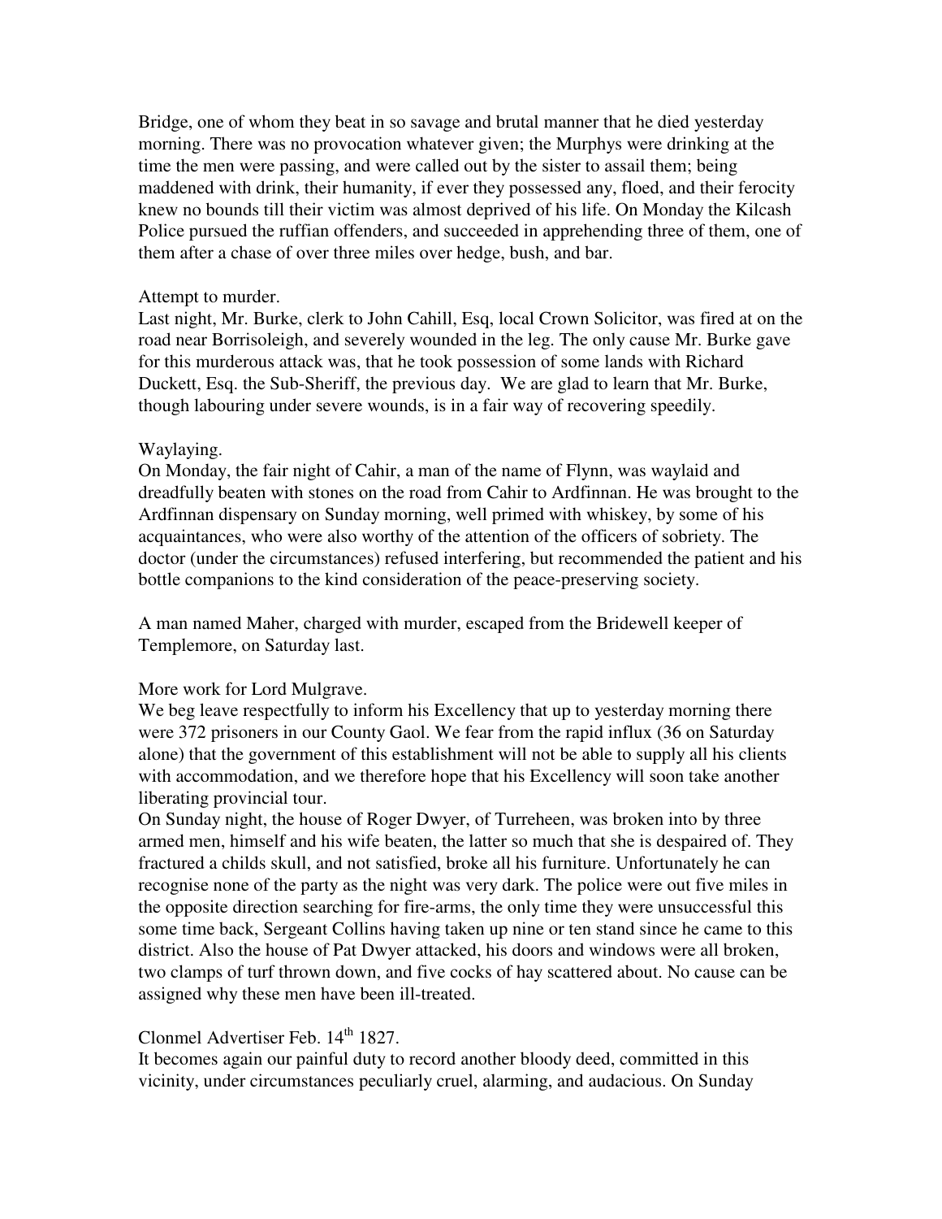Bridge, one of whom they beat in so savage and brutal manner that he died yesterday morning. There was no provocation whatever given; the Murphys were drinking at the time the men were passing, and were called out by the sister to assail them; being maddened with drink, their humanity, if ever they possessed any, floed, and their ferocity knew no bounds till their victim was almost deprived of his life. On Monday the Kilcash Police pursued the ruffian offenders, and succeeded in apprehending three of them, one of them after a chase of over three miles over hedge, bush, and bar.

Attempt to murder.
Last night, Mr. Burke, clerk to John Cahill, Esq, local Crown Solicitor, was fired at on the road near Borrisoleigh, and severely wounded in the leg. The only cause Mr. Burke gave for this murderous attack was, that he took possession of some lands with Richard Duckett, Esq. the Sub-Sheriff, the previous day. We are glad to learn that Mr. Burke, though labouring under severe wounds, is in a fair way of recovering speedily.

Waylaying.
On Monday, the fair night of Cahir, a man of the name of Flynn, was waylaid and dreadfully beaten with stones on the road from Cahir to Ardfinnan. He was brought to the Ardfinnan dispensary on Sunday morning, well primed with whiskey, by some of his acquaintances, who were also worthy of the attention of the officers of sobriety. The doctor (under the circumstances) refused interfering, but recommended the patient and his bottle companions to the kind consideration of the peace-preserving society.

A man named Maher, charged with murder, escaped from the Bridewell keeper of Templemore, on Saturday last.

More work for Lord Mulgrave.
We beg leave respectfully to inform his Excellency that up to yesterday morning there were 372 prisoners in our County Gaol. We fear from the rapid influx (36 on Saturday alone) that the government of this establishment will not be able to supply all his clients with accommodation, and we therefore hope that his Excellency will soon take another liberating provincial tour.
On Sunday night, the house of Roger Dwyer, of Turreheen, was broken into by three armed men, himself and his wife beaten, the latter so much that she is despaired of. They fractured a childs skull, and not satisfied, broke all his furniture. Unfortunately he can recognise none of the party as the night was very dark. The police were out five miles in the opposite direction searching for fire-arms, the only time they were unsuccessful this some time back, Sergeant Collins having taken up nine or ten stand since he came to this district. Also the house of Pat Dwyer attacked, his doors and windows were all broken, two clamps of turf thrown down, and five cocks of hay scattered about. No cause can be assigned why these men have been ill-treated.

Clonmel Advertiser Feb. 14th 1827.
It becomes again our painful duty to record another bloody deed, committed in this vicinity, under circumstances peculiarly cruel, alarming, and audacious. On Sunday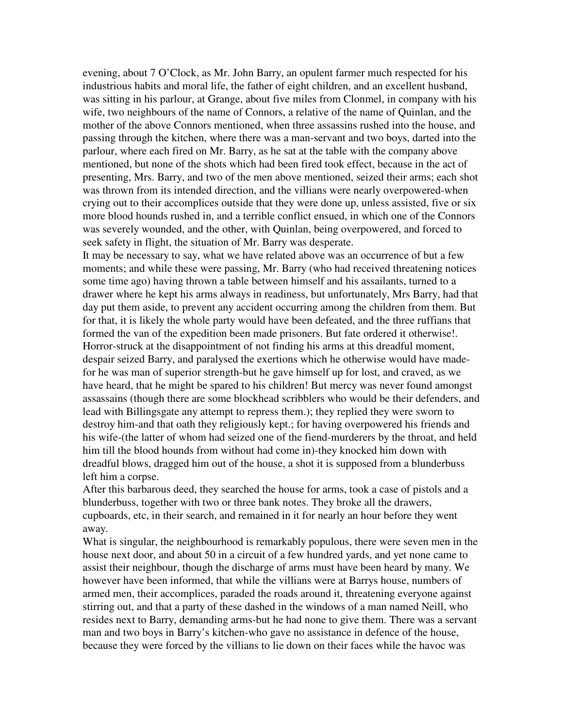evening, about 7 O'Clock, as Mr. John Barry, an opulent farmer much respected for his industrious habits and moral life, the father of eight children, and an excellent husband, was sitting in his parlour, at Grange, about five miles from Clonmel, in company with his wife, two neighbours of the name of Connors, a relative of the name of Quinlan, and the mother of the above Connors mentioned, when three assassins rushed into the house, and passing through the kitchen, where there was a man-servant and two boys, darted into the parlour, where each fired on Mr. Barry, as he sat at the table with the company above mentioned, but none of the shots which had been fired took effect, because in the act of presenting, Mrs. Barry, and two of the men above mentioned, seized their arms; each shot was thrown from its intended direction, and the villians were nearly overpowered-when crying out to their accomplices outside that they were done up, unless assisted, five or six more blood hounds rushed in, and a terrible conflict ensued, in which one of the Connors was severely wounded, and the other, with Quinlan, being overpowered, and forced to seek safety in flight, the situation of Mr. Barry was desperate.

It may be necessary to say, what we have related above was an occurrence of but a few moments; and while these were passing, Mr. Barry (who had received threatening notices some time ago) having thrown a table between himself and his assailants, turned to a drawer where he kept his arms always in readiness, but unfortunately, Mrs Barry, had that day put them aside, to prevent any accident occurring among the children from them. But for that, it is likely the whole party would have been defeated, and the three ruffians that formed the van of the expedition been made prisoners. But fate ordered it otherwise!. Horror-struck at the disappointment of not finding his arms at this dreadful moment, despair seized Barry, and paralysed the exertions which he otherwise would have made-for he was man of superior strength-but he gave himself up for lost, and craved, as we have heard, that he might be spared to his children! But mercy was never found amongst assassains (though there are some blockhead scribblers who would be their defenders, and lead with Billingsgate any attempt to repress them.); they replied they were sworn to destroy him-and that oath they religiously kept.; for having overpowered his friends and his wife-(the latter of whom had seized one of the fiend-murderers by the throat, and held him till the blood hounds from without had come in)-they knocked him down with dreadful blows, dragged him out of the house, a shot it is supposed from a blunderbuss left him a corpse.

After this barbarous deed, they searched the house for arms, took a case of pistols and a blunderbuss, together with two or three bank notes. They broke all the drawers, cupboards, etc, in their search, and remained in it for nearly an hour before they went away.

What is singular, the neighbourhood is remarkably populous, there were seven men in the house next door, and about 50 in a circuit of a few hundred yards, and yet none came to assist their neighbour, though the discharge of arms must have been heard by many. We however have been informed, that while the villians were at Barrys house, numbers of armed men, their accomplices, paraded the roads around it, threatening everyone against stirring out, and that a party of these dashed in the windows of a man named Neill, who resides next to Barry, demanding arms-but he had none to give them. There was a servant man and two boys in Barry's kitchen-who gave no assistance in defence of the house, because they were forced by the villians to lie down on their faces while the havoc was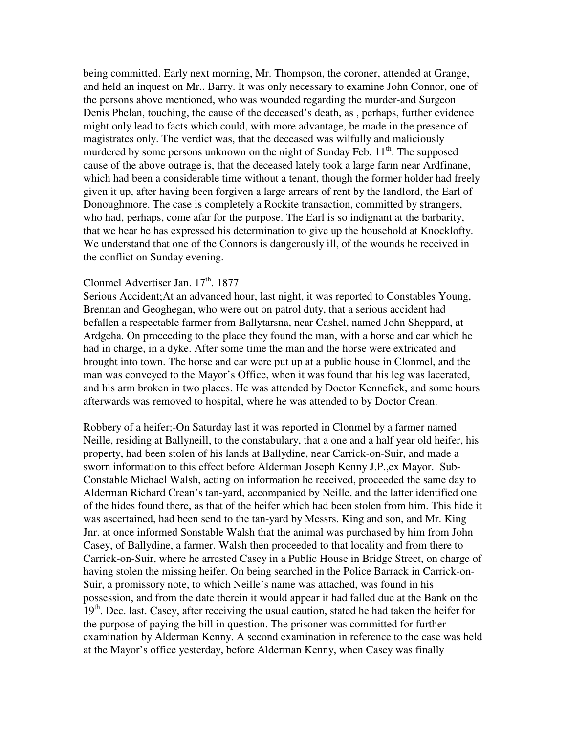being committed. Early next morning, Mr. Thompson, the coroner, attended at Grange, and held an inquest on Mr.. Barry. It was only necessary to examine John Connor, one of the persons above mentioned, who was wounded regarding the murder-and Surgeon Denis Phelan, touching, the cause of the deceased's death, as , perhaps, further evidence might only lead to facts which could, with more advantage, be made in the presence of magistrates only. The verdict was, that the deceased was wilfully and maliciously murdered by some persons unknown on the night of Sunday Feb. 11th. The supposed cause of the above outrage is, that the deceased lately took a large farm near Ardfinane, which had been a considerable time without a tenant, though the former holder had freely given it up, after having been forgiven a large arrears of rent by the landlord, the Earl of Donoughmore. The case is completely a Rockite transaction, committed by strangers, who had, perhaps, come afar for the purpose. The Earl is so indignant at the barbarity, that we hear he has expressed his determination to give up the household at Knocklofty. We understand that one of the Connors is dangerously ill, of the wounds he received in the conflict on Sunday evening.

Clonmel Advertiser Jan. 17th. 1877

Serious Accident;At an advanced hour, last night, it was reported to Constables Young, Brennan and Geoghegan, who were out on patrol duty, that a serious accident had befallen a respectable farmer from Ballytarsna, near Cashel, named John Sheppard, at Ardgeha. On proceeding to the place they found the man, with a horse and car which he had in charge, in a dyke. After some time the man and the horse were extricated and brought into town. The horse and car were put up at a public house in Clonmel, and the man was conveyed to the Mayor's Office, when it was found that his leg was lacerated, and his arm broken in two places. He was attended by Doctor Kennefick, and some hours afterwards was removed to hospital, where he was attended to by Doctor Crean.

Robbery of a heifer;-On Saturday last it was reported in Clonmel by a farmer named Neille, residing at Ballyneill, to the constabulary, that a one and a half year old heifer, his property, had been stolen of his lands at Ballydine, near Carrick-on-Suir, and made a sworn information to this effect before Alderman Joseph Kenny J.P.,ex Mayor. Sub-Constable Michael Walsh, acting on information he received, proceeded the same day to Alderman Richard Crean's tan-yard, accompanied by Neille, and the latter identified one of the hides found there, as that of the heifer which had been stolen from him. This hide it was ascertained, had been send to the tan-yard by Messrs. King and son, and Mr. King Jnr. at once informed Sonstable Walsh that the animal was purchased by him from John Casey, of Ballydine, a farmer. Walsh then proceeded to that locality and from there to Carrick-on-Suir, where he arrested Casey in a Public House in Bridge Street, on charge of having stolen the missing heifer. On being searched in the Police Barrack in Carrick-on-Suir, a promissory note, to which Neille's name was attached, was found in his possession, and from the date therein it would appear it had falled due at the Bank on the 19th. Dec. last. Casey, after receiving the usual caution, stated he had taken the heifer for the purpose of paying the bill in question. The prisoner was committed for further examination by Alderman Kenny. A second examination in reference to the case was held at the Mayor's office yesterday, before Alderman Kenny, when Casey was finally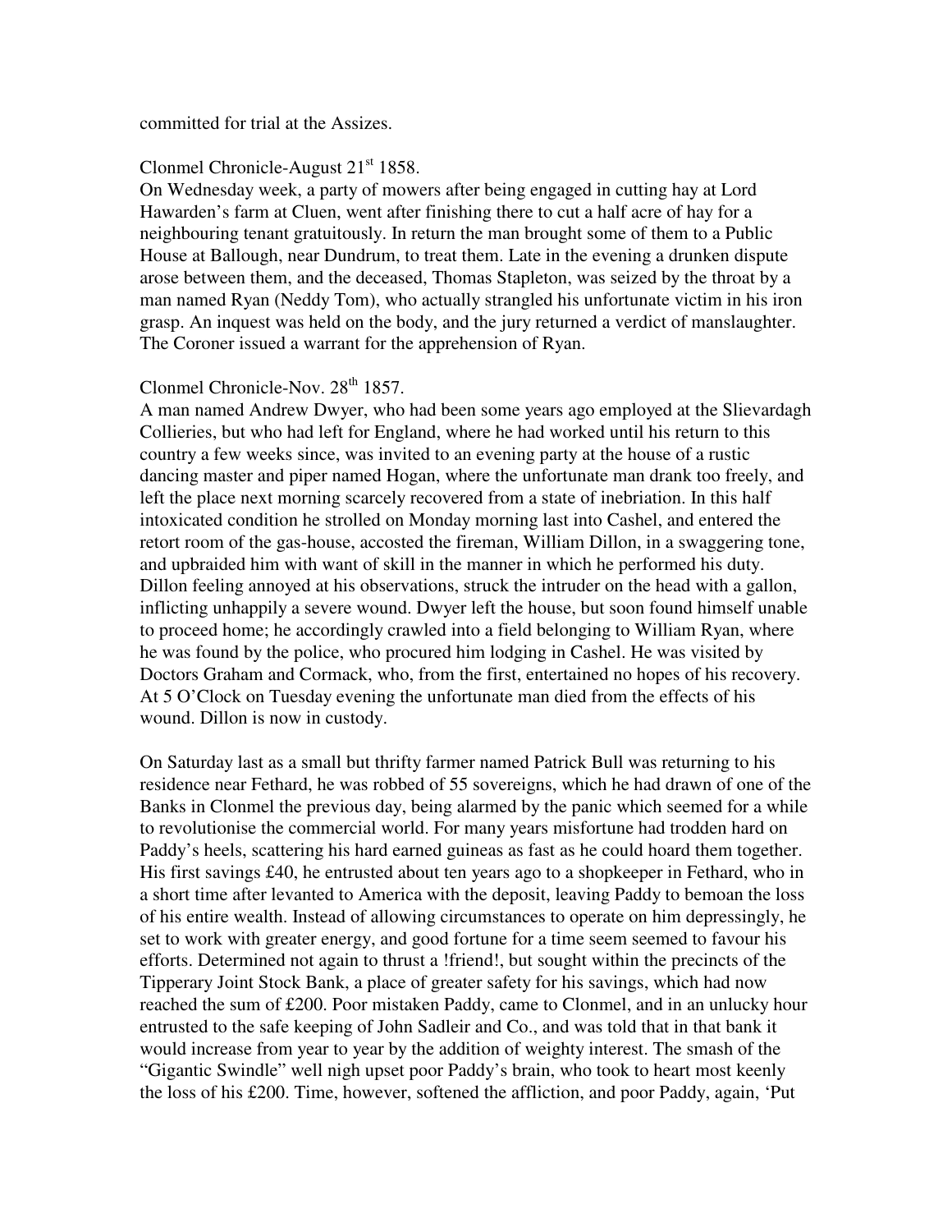committed for trial at the Assizes.

Clonmel Chronicle-August 21st 1858.

On Wednesday week, a party of mowers after being engaged in cutting hay at Lord Hawarden's farm at Cluen, went after finishing there to cut a half acre of hay for a neighbouring tenant gratuitously. In return the man brought some of them to a Public House at Ballough, near Dundrum, to treat them. Late in the evening a drunken dispute arose between them, and the deceased, Thomas Stapleton, was seized by the throat by a man named Ryan (Neddy Tom), who actually strangled his unfortunate victim in his iron grasp. An inquest was held on the body, and the jury returned a verdict of manslaughter. The Coroner issued a warrant for the apprehension of Ryan.

Clonmel Chronicle-Nov. 28th 1857.

A man named Andrew Dwyer, who had been some years ago employed at the Slievardagh Collieries, but who had left for England, where he had worked until his return to this country a few weeks since, was invited to an evening party at the house of a rustic dancing master and piper named Hogan, where the unfortunate man drank too freely, and left the place next morning scarcely recovered from a state of inebriation. In this half intoxicated condition he strolled on Monday morning last into Cashel, and entered the retort room of the gas-house, accosted the fireman, William Dillon, in a swaggering tone, and upbraided him with want of skill in the manner in which he performed his duty. Dillon feeling annoyed at his observations, struck the intruder on the head with a gallon, inflicting unhappily a severe wound. Dwyer left the house, but soon found himself unable to proceed home; he accordingly crawled into a field belonging to William Ryan, where he was found by the police, who procured him lodging in Cashel. He was visited by Doctors Graham and Cormack, who, from the first, entertained no hopes of his recovery. At 5 O'Clock on Tuesday evening the unfortunate man died from the effects of his wound. Dillon is now in custody.

On Saturday last as a small but thrifty farmer named Patrick Bull was returning to his residence near Fethard, he was robbed of 55 sovereigns, which he had drawn of one of the Banks in Clonmel the previous day, being alarmed by the panic which seemed for a while to revolutionise the commercial world. For many years misfortune had trodden hard on Paddy's heels, scattering his hard earned guineas as fast as he could hoard them together. His first savings £40, he entrusted about ten years ago to a shopkeeper in Fethard, who in a short time after levanted to America with the deposit, leaving Paddy to bemoan the loss of his entire wealth. Instead of allowing circumstances to operate on him depressingly, he set to work with greater energy, and good fortune for a time seem seemed to favour his efforts. Determined not again to thrust a !friend!, but sought within the precincts of the Tipperary Joint Stock Bank, a place of greater safety for his savings, which had now reached the sum of £200. Poor mistaken Paddy, came to Clonmel, and in an unlucky hour entrusted to the safe keeping of John Sadleir and Co., and was told that in that bank it would increase from year to year by the addition of weighty interest. The smash of the "Gigantic Swindle" well nigh upset poor Paddy's brain, who took to heart most keenly the loss of his £200. Time, however, softened the affliction, and poor Paddy, again, 'Put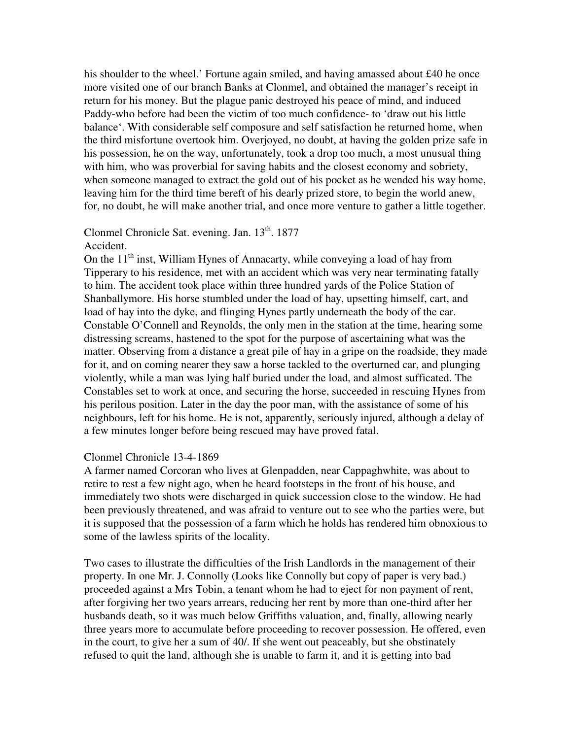his shoulder to the wheel.' Fortune again smiled, and having amassed about £40 he once more visited one of our branch Banks at Clonmel, and obtained the manager's receipt in return for his money. But the plague panic destroyed his peace of mind, and induced Paddy-who before had been the victim of too much confidence- to 'draw out his little balance'. With considerable self composure and self satisfaction he returned home, when the third misfortune overtook him. Overjoyed, no doubt, at having the golden prize safe in his possession, he on the way, unfortunately, took a drop too much, a most unusual thing with him, who was proverbial for saving habits and the closest economy and sobriety, when someone managed to extract the gold out of his pocket as he wended his way home, leaving him for the third time bereft of his dearly prized store, to begin the world anew, for, no doubt, he will make another trial, and once more venture to gather a little together.

Clonmel Chronicle Sat. evening. Jan. 13th. 1877

Accident.

On the 11th inst, William Hynes of Annacarty, while conveying a load of hay from Tipperary to his residence, met with an accident which was very near terminating fatally to him. The accident took place within three hundred yards of the Police Station of Shanballymore. His horse stumbled under the load of hay, upsetting himself, cart, and load of hay into the dyke, and flinging Hynes partly underneath the body of the car. Constable O'Connell and Reynolds, the only men in the station at the time, hearing some distressing screams, hastened to the spot for the purpose of ascertaining what was the matter. Observing from a distance a great pile of hay in a gripe on the roadside, they made for it, and on coming nearer they saw a horse tackled to the overturned car, and plunging violently, while a man was lying half buried under the load, and almost sufficated. The Constables set to work at once, and securing the horse, succeeded in rescuing Hynes from his perilous position. Later in the day the poor man, with the assistance of some of his neighbours, left for his home. He is not, apparently, seriously injured, although a delay of a few minutes longer before being rescued may have proved fatal.

Clonmel Chronicle 13-4-1869

A farmer named Corcoran who lives at Glenpadden, near Cappaghwhite, was about to retire to rest a few night ago, when he heard footsteps in the front of his house, and immediately two shots were discharged in quick succession close to the window. He had been previously threatened, and was afraid to venture out to see who the parties were, but it is supposed that the possession of a farm which he holds has rendered him obnoxious to some of the lawless spirits of the locality.

Two cases to illustrate the difficulties of the Irish Landlords in the management of their property. In one Mr. J. Connolly (Looks like Connolly but copy of paper is very bad.) proceeded against a Mrs Tobin, a tenant whom he had to eject for non payment of rent, after forgiving her two years arrears, reducing her rent by more than one-third after her husbands death, so it was much below Griffiths valuation, and, finally, allowing nearly three years more to accumulate before proceeding to recover possession. He offered, even in the court, to give her a sum of 40/. If she went out peaceably, but she obstinately refused to quit the land, although she is unable to farm it, and it is getting into bad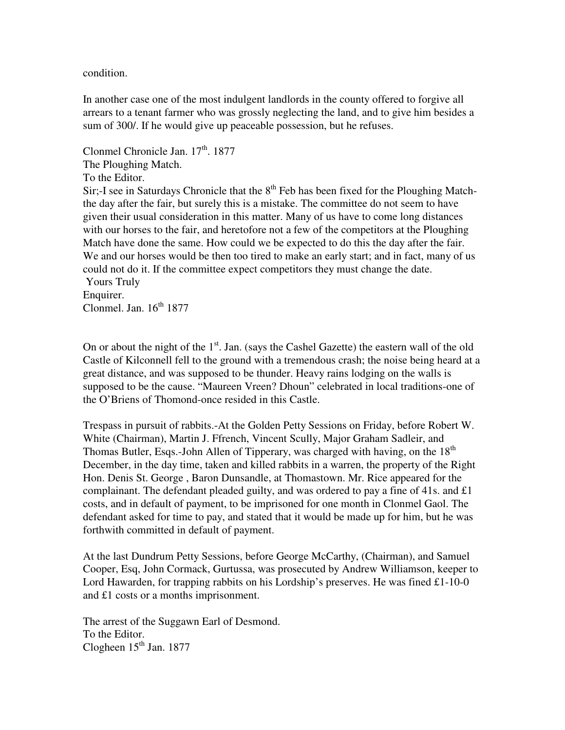condition.

In another case one of the most indulgent landlords in the county offered to forgive all arrears to a tenant farmer who was grossly neglecting the land, and to give him besides a sum of 300/. If he would give up peaceable possession, but he refuses.

Clonmel Chronicle Jan. 17th. 1877
The Ploughing Match.
To the Editor.
Sir;-I see in Saturdays Chronicle that the 8th Feb has been fixed for the Ploughing Match-the day after the fair, but surely this is a mistake. The committee do not seem to have given their usual consideration in this matter. Many of us have to come long distances with our horses to the fair, and heretofore not a few of the competitors at the Ploughing Match have done the same. How could we be expected to do this the day after the fair. We and our horses would be then too tired to make an early start; and in fact, many of us could not do it. If the committee expect competitors they must change the date.
Yours Truly
Enquirer.
Clonmel. Jan. 16th 1877

On or about the night of the 1st. Jan. (says the Cashel Gazette) the eastern wall of the old Castle of Kilconnell fell to the ground with a tremendous crash; the noise being heard at a great distance, and was supposed to be thunder. Heavy rains lodging on the walls is supposed to be the cause. "Maureen Vreen? Dhoun" celebrated in local traditions-one of the O'Briens of Thomond-once resided in this Castle.

Trespass in pursuit of rabbits.-At the Golden Petty Sessions on Friday, before Robert W. White (Chairman), Martin J. Ffrench, Vincent Scully, Major Graham Sadleir, and Thomas Butler, Esqs.-John Allen of Tipperary, was charged with having, on the 18th December, in the day time, taken and killed rabbits in a warren, the property of the Right Hon. Denis St. George , Baron Dunsandle, at Thomastown. Mr. Rice appeared for the complainant. The defendant pleaded guilty, and was ordered to pay a fine of 41s. and £1 costs, and in default of payment, to be imprisoned for one month in Clonmel Gaol. The defendant asked for time to pay, and stated that it would be made up for him, but he was forthwith committed in default of payment.

At the last Dundrum Petty Sessions, before George McCarthy, (Chairman), and Samuel Cooper, Esq, John Cormack, Gurtussa, was prosecuted by Andrew Williamson, keeper to Lord Hawarden, for trapping rabbits on his Lordship's preserves. He was fined £1-10-0 and £1 costs or a months imprisonment.

The arrest of the Suggawn Earl of Desmond.
To the Editor.
Clogheen 15th Jan. 1877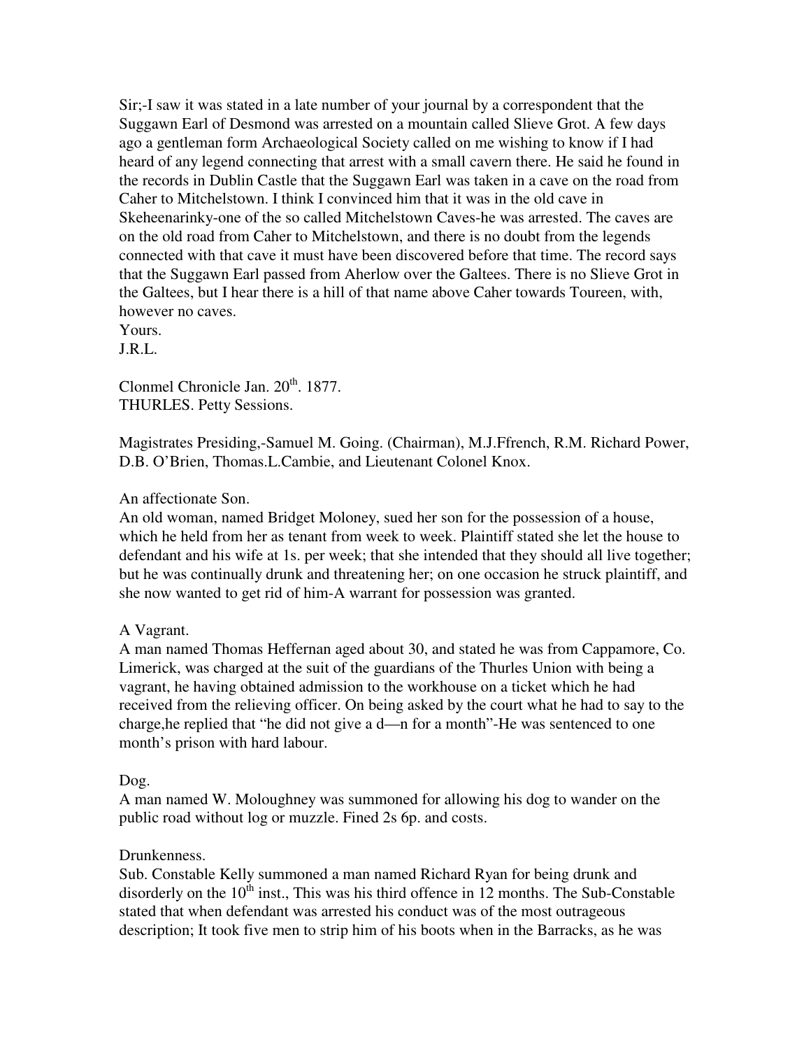Sir;-I saw it was stated in a late number of your journal by a correspondent that the Suggawn Earl of Desmond was arrested on a mountain called Slieve Grot. A few days ago a gentleman form Archaeological Society called on me wishing to know if I had heard of any legend connecting that arrest with a small cavern there. He said he found in the records in Dublin Castle that the Suggawn Earl was taken in a cave on the road from Caher to Mitchelstown. I think I convinced him that it was in the old cave in Skeheenarinky-one of the so called Mitchelstown Caves-he was arrested. The caves are on the old road from Caher to Mitchelstown, and there is no doubt from the legends connected with that cave it must have been discovered before that time. The record says that the Suggawn Earl passed from Aherlow over the Galtees. There is no Slieve Grot in the Galtees, but I hear there is a hill of that name above Caher towards Toureen, with, however no caves.
Yours.
J.R.L.

Clonmel Chronicle Jan. 20th. 1877.
THURLES. Petty Sessions.

Magistrates Presiding,-Samuel M. Going. (Chairman), M.J.Ffrench, R.M. Richard Power, D.B. O'Brien, Thomas.L.Cambie, and Lieutenant Colonel Knox.

An affectionate Son.
An old woman, named Bridget Moloney, sued her son for the possession of a house, which he held from her as tenant from week to week. Plaintiff stated she let the house to defendant and his wife at 1s. per week; that she intended that they should all live together; but he was continually drunk and threatening her; on one occasion he struck plaintiff, and she now wanted to get rid of him-A warrant for possession was granted.

A Vagrant.
A man named Thomas Heffernan aged about 30, and stated he was from Cappamore, Co. Limerick, was charged at the suit of the guardians of the Thurles Union with being a vagrant, he having obtained admission to the workhouse on a ticket which he had received from the relieving officer. On being asked by the court what he had to say to the charge,he replied that "he did not give a d—n for a month"-He was sentenced to one month's prison with hard labour.

Dog.
A man named W. Moloughney was summoned for allowing his dog to wander on the public road without log or muzzle. Fined 2s 6p. and costs.

Drunkenness.
Sub. Constable Kelly summoned a man named Richard Ryan for being drunk and disorderly on the 10th inst., This was his third offence in 12 months. The Sub-Constable stated that when defendant was arrested his conduct was of the most outrageous description; It took five men to strip him of his boots when in the Barracks, as he was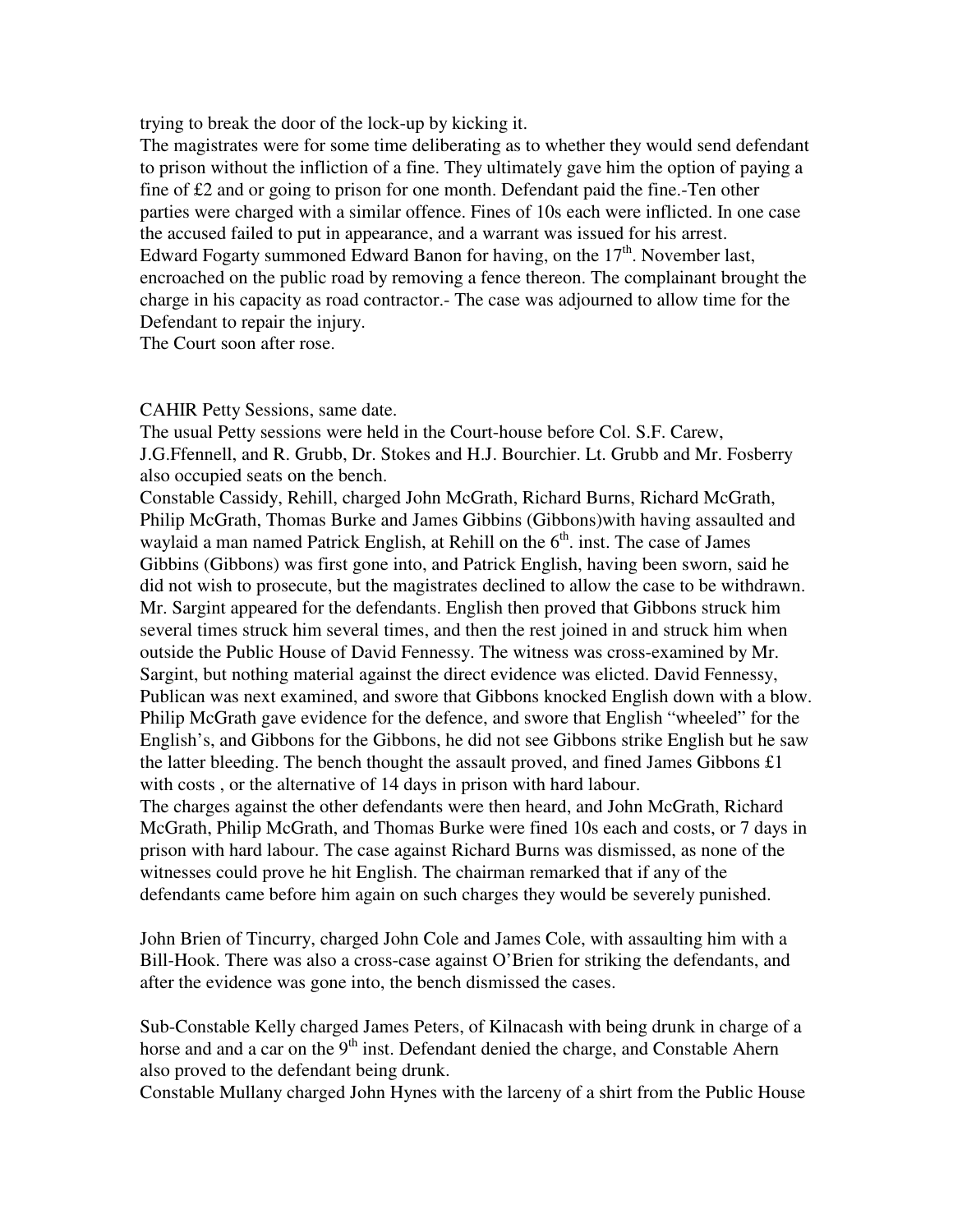trying to break the door of the lock-up by kicking it.

The magistrates were for some time deliberating as to whether they would send defendant to prison without the infliction of a fine. They ultimately gave him the option of paying a fine of £2 and or going to prison for one month. Defendant paid the fine.-Ten other parties were charged with a similar offence. Fines of 10s each were inflicted. In one case the accused failed to put in appearance, and a warrant was issued for his arrest.

Edward Fogarty summoned Edward Banon for having, on the 17th. November last, encroached on the public road by removing a fence thereon. The complainant brought the charge in his capacity as road contractor.- The case was adjourned to allow time for the Defendant to repair the injury.

The Court soon after rose.

CAHIR Petty Sessions, same date.

The usual Petty sessions were held in the Court-house before Col. S.F. Carew, J.G.Ffennell, and R. Grubb, Dr. Stokes and H.J. Bourchier. Lt. Grubb and Mr. Fosberry also occupied seats on the bench.

Constable Cassidy, Rehill, charged John McGrath, Richard Burns, Richard McGrath, Philip McGrath, Thomas Burke and James Gibbins (Gibbons)with having assaulted and waylaid a man named Patrick English, at Rehill on the 6th. inst. The case of James Gibbins (Gibbons) was first gone into, and Patrick English, having been sworn, said he did not wish to prosecute, but the magistrates declined to allow the case to be withdrawn. Mr. Sargint appeared for the defendants. English then proved that Gibbons struck him several times struck him several times, and then the rest joined in and struck him when outside the Public House of David Fennessy. The witness was cross-examined by Mr. Sargint, but nothing material against the direct evidence was elicted. David Fennessy, Publican was next examined, and swore that Gibbons knocked English down with a blow. Philip McGrath gave evidence for the defence, and swore that English "wheeled" for the English's, and Gibbons for the Gibbons, he did not see Gibbons strike English but he saw the latter bleeding. The bench thought the assault proved, and fined James Gibbons £1 with costs , or the alternative of 14 days in prison with hard labour.

The charges against the other defendants were then heard, and John McGrath, Richard McGrath, Philip McGrath, and Thomas Burke were fined 10s each and costs, or 7 days in prison with hard labour. The case against Richard Burns was dismissed, as none of the witnesses could prove he hit English. The chairman remarked that if any of the defendants came before him again on such charges they would be severely punished.

John Brien of Tincurry, charged John Cole and James Cole, with assaulting him with a Bill-Hook. There was also a cross-case against O'Brien for striking the defendants, and after the evidence was gone into, the bench dismissed the cases.

Sub-Constable Kelly charged James Peters, of Kilnacash with being drunk in charge of a horse and and a car on the 9th inst. Defendant denied the charge, and Constable Ahern also proved to the defendant being drunk.

Constable Mullany charged John Hynes with the larceny of a shirt from the Public House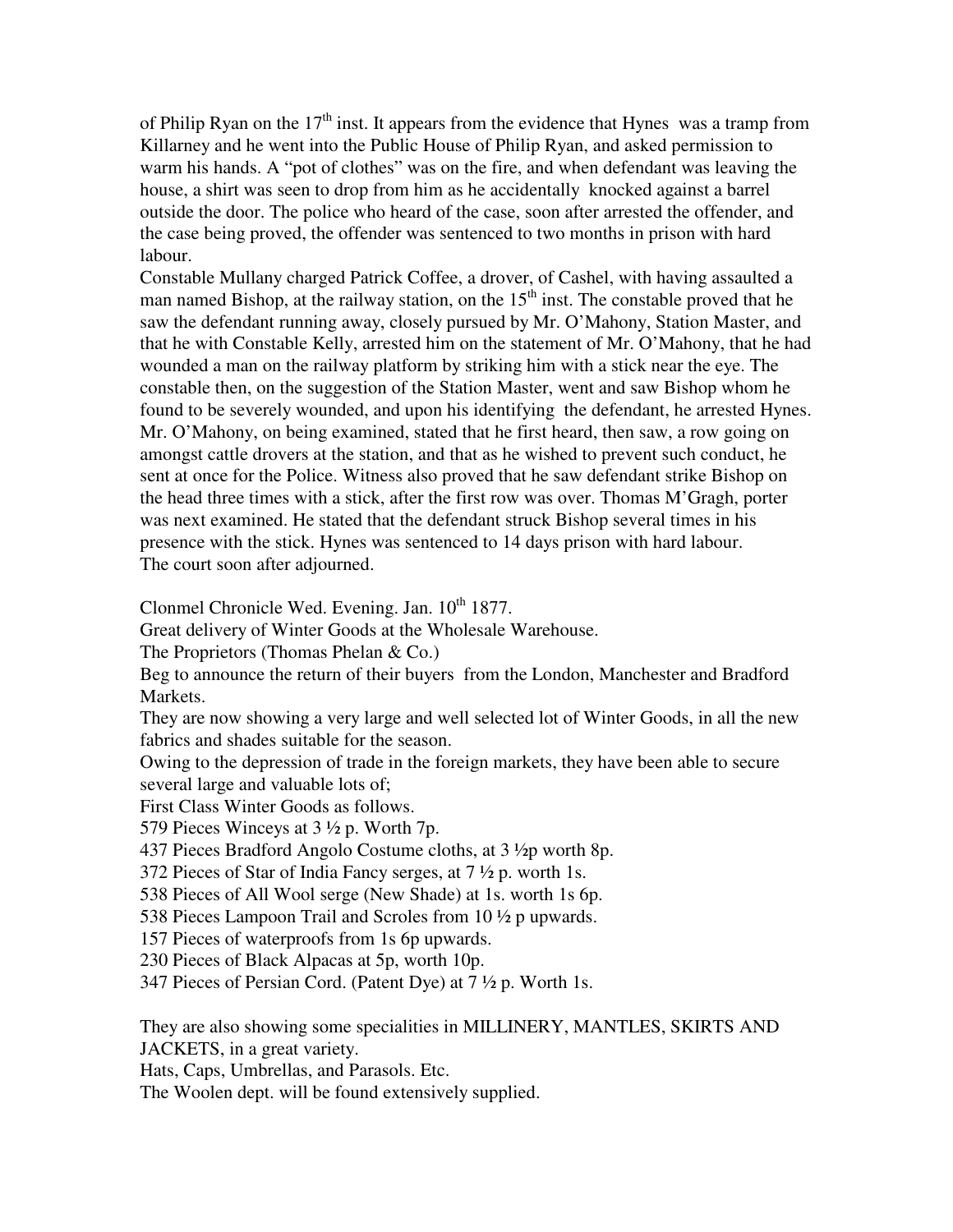of Philip Ryan on the 17th inst. It appears from the evidence that Hynes was a tramp from Killarney and he went into the Public House of Philip Ryan, and asked permission to warm his hands. A "pot of clothes" was on the fire, and when defendant was leaving the house, a shirt was seen to drop from him as he accidentally knocked against a barrel outside the door. The police who heard of the case, soon after arrested the offender, and the case being proved, the offender was sentenced to two months in prison with hard labour.

Constable Mullany charged Patrick Coffee, a drover, of Cashel, with having assaulted a man named Bishop, at the railway station, on the 15th inst. The constable proved that he saw the defendant running away, closely pursued by Mr. O'Mahony, Station Master, and that he with Constable Kelly, arrested him on the statement of Mr. O'Mahony, that he had wounded a man on the railway platform by striking him with a stick near the eye. The constable then, on the suggestion of the Station Master, went and saw Bishop whom he found to be severely wounded, and upon his identifying the defendant, he arrested Hynes. Mr. O'Mahony, on being examined, stated that he first heard, then saw, a row going on amongst cattle drovers at the station, and that as he wished to prevent such conduct, he sent at once for the Police. Witness also proved that he saw defendant strike Bishop on the head three times with a stick, after the first row was over. Thomas M'Gragh, porter was next examined. He stated that the defendant struck Bishop several times in his presence with the stick. Hynes was sentenced to 14 days prison with hard labour.

The court soon after adjourned.

Clonmel Chronicle Wed. Evening. Jan. 10th 1877.

Great delivery of Winter Goods at the Wholesale Warehouse.

The Proprietors (Thomas Phelan & Co.)

Beg to announce the return of their buyers from the London, Manchester and Bradford Markets.

They are now showing a very large and well selected lot of Winter Goods, in all the new fabrics and shades suitable for the season.

Owing to the depression of trade in the foreign markets, they have been able to secure several large and valuable lots of;

First Class Winter Goods as follows.

579 Pieces Winceys at 3 ½ p. Worth 7p.

437 Pieces Bradford Angolo Costume cloths, at 3 ½p worth 8p.

372 Pieces of Star of India Fancy serges, at 7 ½ p. worth 1s.

538 Pieces of All Wool serge (New Shade) at 1s. worth 1s 6p.

538 Pieces Lampoon Trail and Scroles from 10 ½ p upwards.

157 Pieces of waterproofs from 1s 6p upwards.

230 Pieces of Black Alpacas at 5p, worth 10p.

347 Pieces of Persian Cord. (Patent Dye) at 7 ½ p. Worth 1s.

They are also showing some specialities in MILLINERY, MANTLES, SKIRTS AND JACKETS, in a great variety.

Hats, Caps, Umbrellas, and Parasols. Etc.

The Woolen dept. will be found extensively supplied.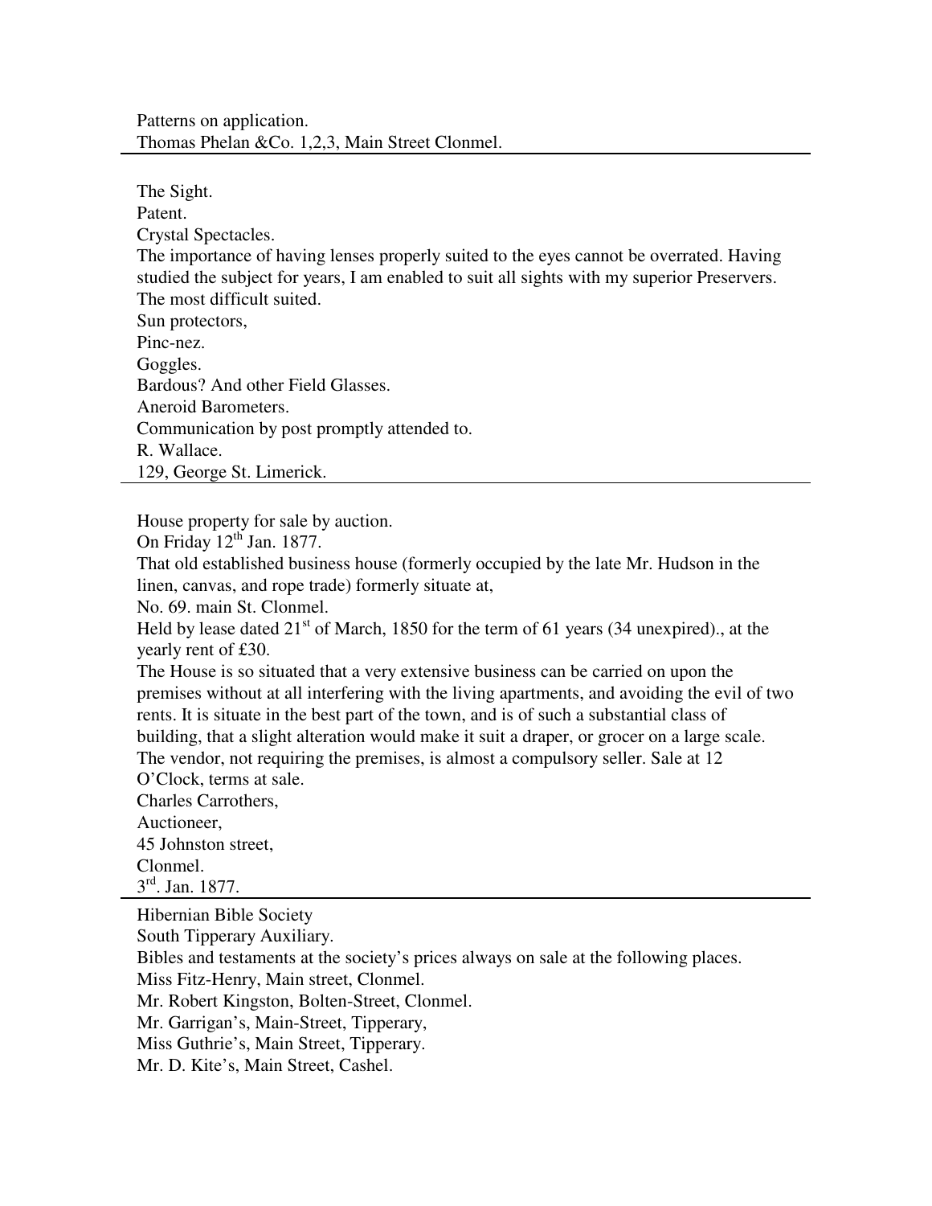Patterns on application.
Thomas Phelan &Co. 1,2,3, Main Street Clonmel.

---

The Sight.
Patent.
Crystal Spectacles.
The importance of having lenses properly suited to the eyes cannot be overrated. Having studied the subject for years, I am enabled to suit all sights with my superior Preservers.
The most difficult suited.
Sun protectors,
Pinc-nez.
Goggles.
Bardous? And other Field Glasses.
Aneroid Barometers.
Communication by post promptly attended to.
R. Wallace.
129, George St. Limerick.

---

House property for sale by auction.
On Friday 12th Jan. 1877.
That old established business house (formerly occupied by the late Mr. Hudson in the linen, canvas, and rope trade) formerly situate at,
No. 69. main St. Clonmel.
Held by lease dated 21st of March, 1850 for the term of 61 years (34 unexpired)., at the yearly rent of £30.
The House is so situated that a very extensive business can be carried on upon the premises without at all interfering with the living apartments, and avoiding the evil of two rents. It is situate in the best part of the town, and is of such a substantial class of building, that a slight alteration would make it suit a draper, or grocer on a large scale.
The vendor, not requiring the premises, is almost a compulsory seller. Sale at 12 O'Clock, terms at sale.
Charles Carrothers,
Auctioneer,
45 Johnston street,
Clonmel.
3rd. Jan. 1877.

---

Hibernian Bible Society
South Tipperary Auxiliary.
Bibles and testaments at the society's prices always on sale at the following places.
Miss Fitz-Henry, Main street, Clonmel.
Mr. Robert Kingston, Bolten-Street, Clonmel.
Mr. Garrigan's, Main-Street, Tipperary,
Miss Guthrie's, Main Street, Tipperary.
Mr. D. Kite's, Main Street, Cashel.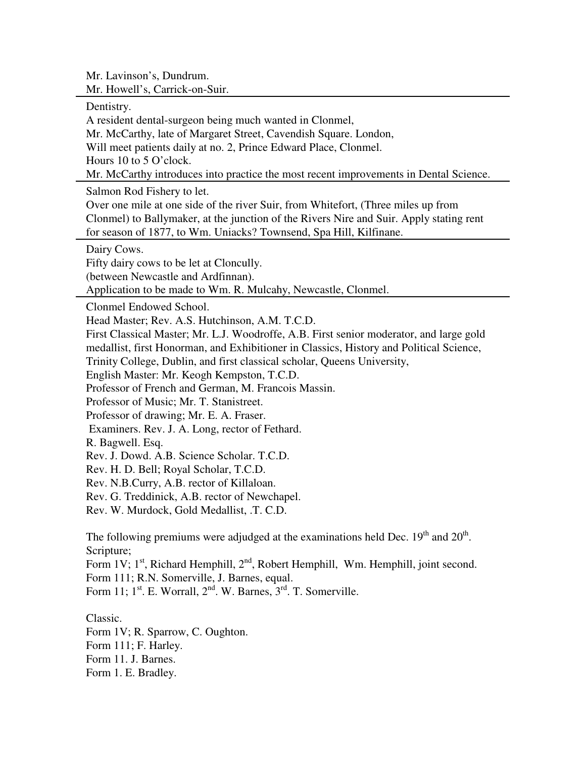Mr. Lavinson's, Dundrum.
Mr. Howell's, Carrick-on-Suir.

---

Dentistry.
A resident dental-surgeon being much wanted in Clonmel,
Mr. McCarthy, late of Margaret Street, Cavendish Square. London,
Will meet patients daily at no. 2, Prince Edward Place, Clonmel.
Hours 10 to 5 O'clock.
Mr. McCarthy introduces into practice the most recent improvements in Dental Science.

---

Salmon Rod Fishery to let.
Over one mile at one side of the river Suir, from Whitefort, (Three miles up from Clonmel) to Ballymaker, at the junction of the Rivers Nire and Suir. Apply stating rent for season of 1877, to Wm. Uniacks? Townsend, Spa Hill, Kilfinane.

---

Dairy Cows.
Fifty dairy cows to be let at Cloncully.
(between Newcastle and Ardfinnan).
Application to be made to Wm. R. Mulcahy, Newcastle, Clonmel.

---

Clonmel Endowed School.
Head Master; Rev. A.S. Hutchinson, A.M. T.C.D.
First Classical Master; Mr. L.J. Woodroffe, A.B. First senior moderator, and large gold medallist, first Honorman, and Exhibitioner in Classics, History and Political Science, Trinity College, Dublin, and first classical scholar, Queens University,
English Master: Mr. Keogh Kempston, T.C.D.
Professor of French and German, M. Francois Massin.
Professor of Music; Mr. T. Stanistreet.
Professor of drawing; Mr. E. A. Fraser.
Examiners. Rev. J. A. Long, rector of Fethard.
R. Bagwell. Esq.
Rev. J. Dowd. A.B. Science Scholar. T.C.D.
Rev. H. D. Bell; Royal Scholar, T.C.D.
Rev. N.B.Curry, A.B. rector of Killaloan.
Rev. G. Treddinick, A.B. rector of Newchapel.
Rev. W. Murdock, Gold Medallist, .T. C.D.

The following premiums were adjudged at the examinations held Dec. 19th and 20th.
Scripture;
Form 1V; 1st, Richard Hemphill, 2nd, Robert Hemphill, Wm. Hemphill, joint second.
Form 111; R.N. Somerville, J. Barnes, equal.
Form 11; 1st. E. Worrall, 2nd. W. Barnes, 3rd. T. Somerville.

Classic.
Form 1V; R. Sparrow, C. Oughton.
Form 111; F. Harley.
Form 11. J. Barnes.
Form 1. E. Bradley.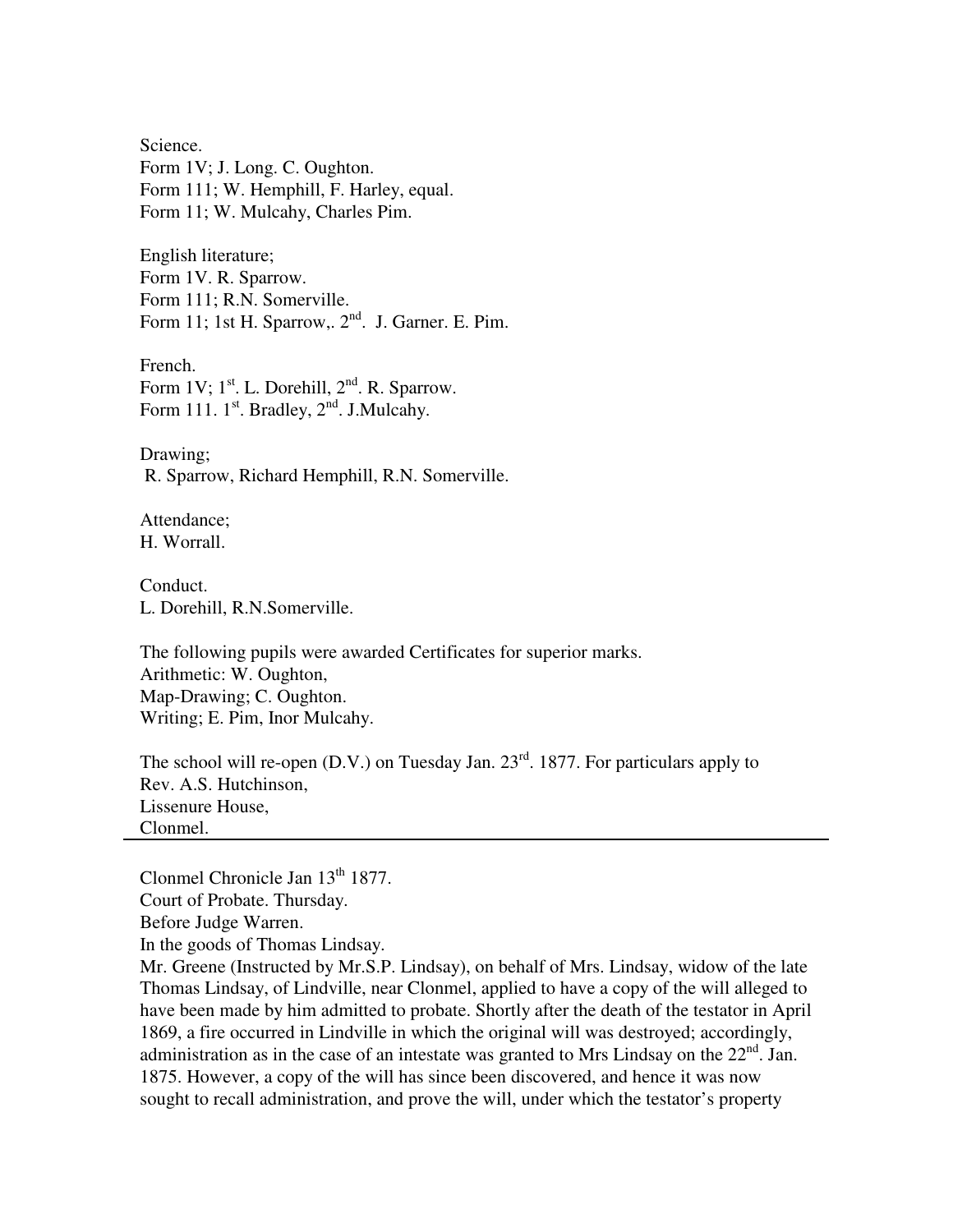Science.
Form 1V; J. Long. C. Oughton.
Form 111; W. Hemphill, F. Harley, equal.
Form 11; W. Mulcahy, Charles Pim.

English literature;
Form 1V. R. Sparrow.
Form 111; R.N. Somerville.
Form 11; 1st H. Sparrow,. 2nd. J. Garner. E. Pim.

French.
Form 1V; 1st. L. Dorehill, 2nd. R. Sparrow.
Form 111. 1st. Bradley, 2nd. J.Mulcahy.

Drawing;
R. Sparrow, Richard Hemphill, R.N. Somerville.

Attendance;
H. Worrall.

Conduct.
L. Dorehill, R.N.Somerville.

The following pupils were awarded Certificates for superior marks.
Arithmetic: W. Oughton,
Map-Drawing; C. Oughton.
Writing; E. Pim, Inor Mulcahy.

The school will re-open (D.V.) on Tuesday Jan. 23rd. 1877. For particulars apply to
Rev. A.S. Hutchinson,
Lissenure House,
Clonmel.

---

Clonmel Chronicle Jan 13th 1877.
Court of Probate. Thursday.
Before Judge Warren.
In the goods of Thomas Lindsay.
Mr. Greene (Instructed by Mr.S.P. Lindsay), on behalf of Mrs. Lindsay, widow of the late Thomas Lindsay, of Lindville, near Clonmel, applied to have a copy of the will alleged to have been made by him admitted to probate. Shortly after the death of the testator in April 1869, a fire occurred in Lindville in which the original will was destroyed; accordingly, administration as in the case of an intestate was granted to Mrs Lindsay on the 22nd. Jan. 1875. However, a copy of the will has since been discovered, and hence it was now sought to recall administration, and prove the will, under which the testator's property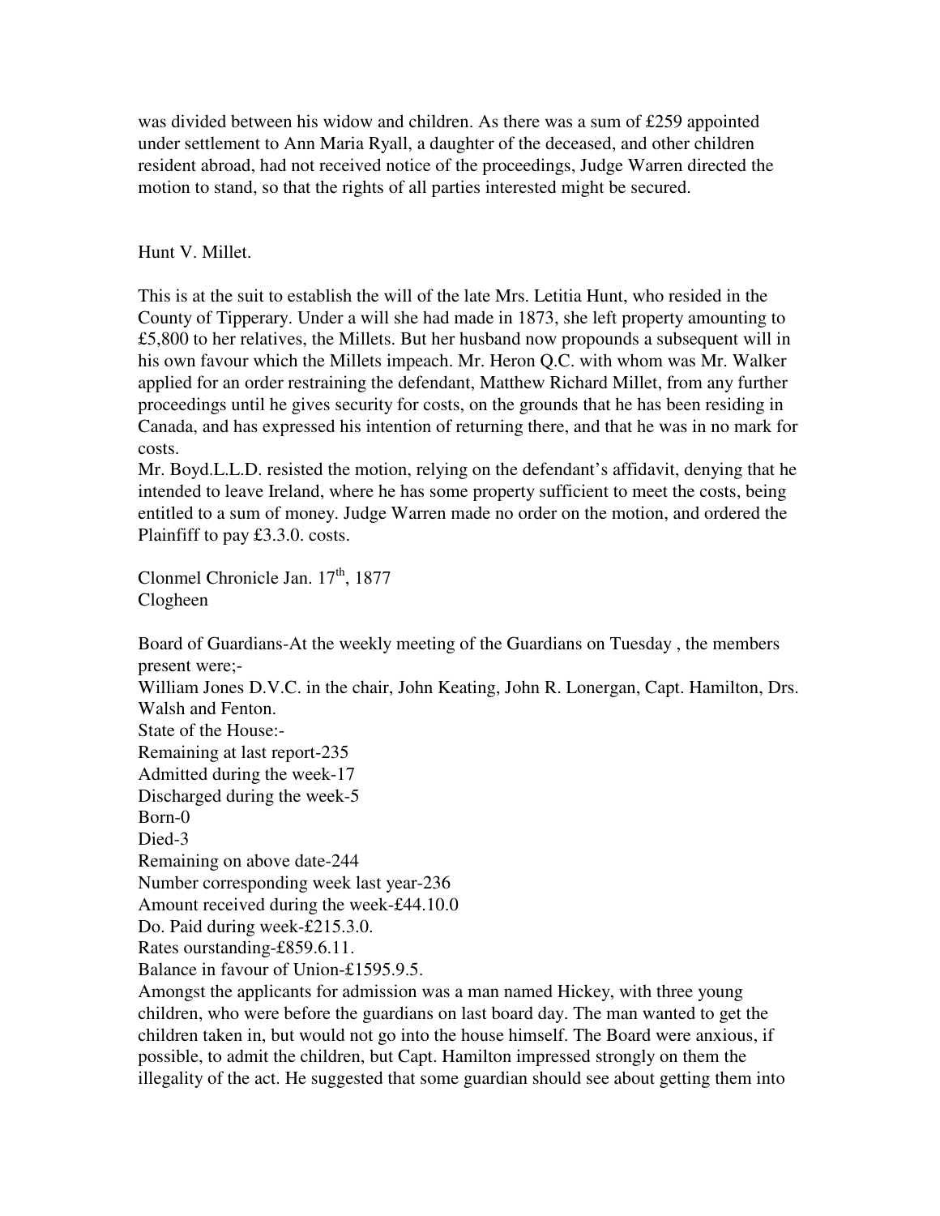was divided between his widow and children. As there was a sum of £259 appointed under settlement to Ann Maria Ryall, a daughter of the deceased, and other children resident abroad, had not received notice of the proceedings, Judge Warren directed the motion to stand, so that the rights of all parties interested might be secured.

Hunt V. Millet.

This is at the suit to establish the will of the late Mrs. Letitia Hunt, who resided in the County of Tipperary. Under a will she had made in 1873, she left property amounting to £5,800 to her relatives, the Millets. But her husband now propounds a subsequent will in his own favour which the Millets impeach. Mr. Heron Q.C. with whom was Mr. Walker applied for an order restraining the defendant, Matthew Richard Millet, from any further proceedings until he gives security for costs, on the grounds that he has been residing in Canada, and has expressed his intention of returning there, and that he was in no mark for costs.
Mr. Boyd.L.L.D. resisted the motion, relying on the defendant's affidavit, denying that he intended to leave Ireland, where he has some property sufficient to meet the costs, being entitled to a sum of money. Judge Warren made no order on the motion, and ordered the Plainfiff to pay £3.3.0. costs.

Clonmel Chronicle Jan. 17th, 1877
Clogheen

Board of Guardians-At the weekly meeting of the Guardians on Tuesday , the members present were;-
William Jones D.V.C. in the chair, John Keating, John R. Lonergan, Capt. Hamilton, Drs. Walsh and Fenton.
State of the House:-
Remaining at last report-235
Admitted during the week-17
Discharged during the week-5
Born-0
Died-3
Remaining on above date-244
Number corresponding week last year-236
Amount received during the week-£44.10.0
Do. Paid during week-£215.3.0.
Rates ourstanding-£859.6.11.
Balance in favour of Union-£1595.9.5.
Amongst the applicants for admission was a man named Hickey, with three young children, who were before the guardians on last board day. The man wanted to get the children taken in, but would not go into the house himself. The Board were anxious, if possible, to admit the children, but Capt. Hamilton impressed strongly on them the illegality of the act. He suggested that some guardian should see about getting them into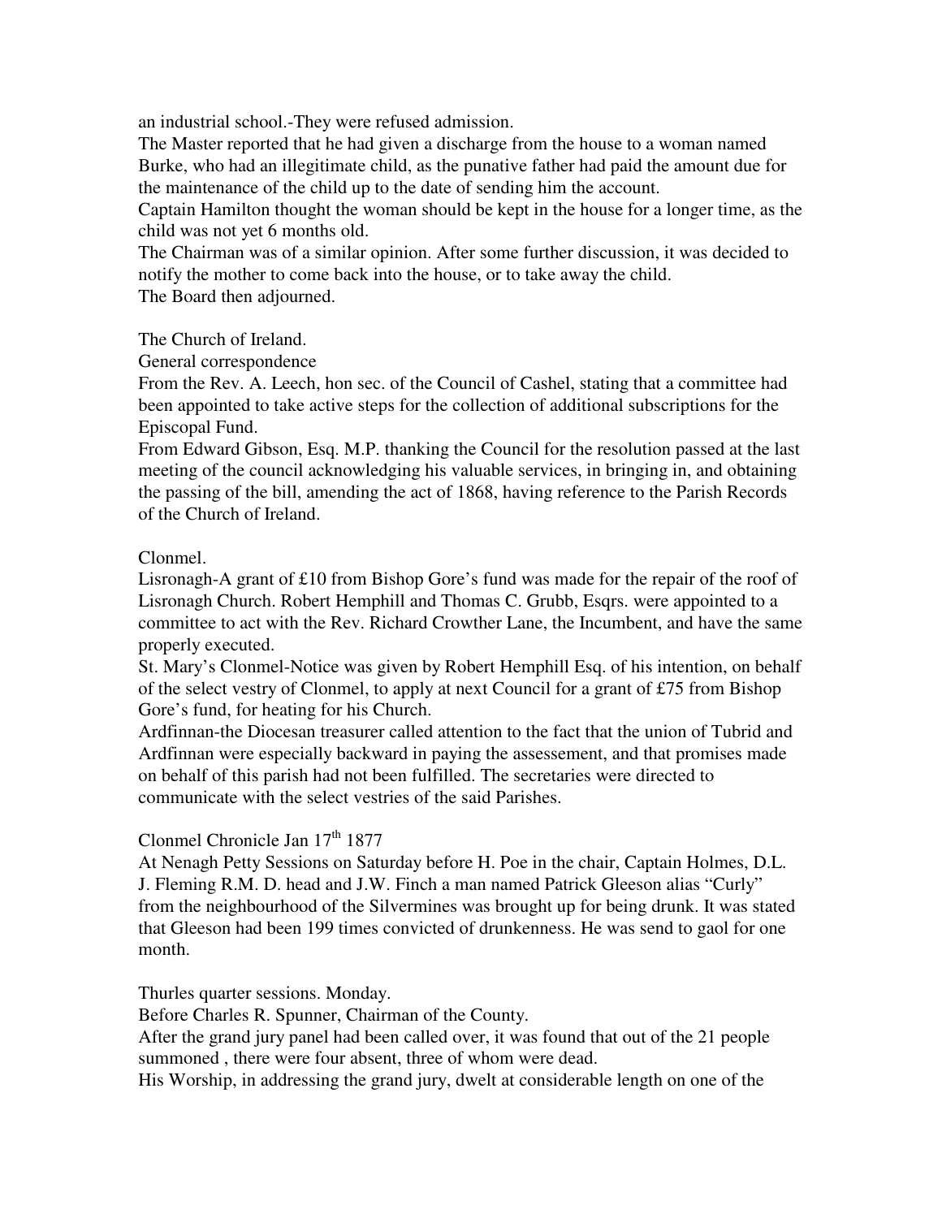an industrial school.-They were refused admission.

The Master reported that he had given a discharge from the house to a woman named Burke, who had an illegitimate child, as the punative father had paid the amount due for the maintenance of the child up to the date of sending him the account.

Captain Hamilton thought the woman should be kept in the house for a longer time, as the child was not yet 6 months old.

The Chairman was of a similar opinion. After some further discussion, it was decided to notify the mother to come back into the house, or to take away the child.

The Board then adjourned.

The Church of Ireland.

General correspondence

From the Rev. A. Leech, hon sec. of the Council of Cashel, stating that a committee had been appointed to take active steps for the collection of additional subscriptions for the Episcopal Fund.

From Edward Gibson, Esq. M.P. thanking the Council for the resolution passed at the last meeting of the council acknowledging his valuable services, in bringing in, and obtaining the passing of the bill, amending the act of 1868, having reference to the Parish Records of the Church of Ireland.

Clonmel.

Lisronagh-A grant of £10 from Bishop Gore's fund was made for the repair of the roof of Lisronagh Church. Robert Hemphill and Thomas C. Grubb, Esqrs. were appointed to a committee to act with the Rev. Richard Crowther Lane, the Incumbent, and have the same properly executed.

St. Mary's Clonmel-Notice was given by Robert Hemphill Esq. of his intention, on behalf of the select vestry of Clonmel, to apply at next Council for a grant of £75 from Bishop Gore's fund, for heating for his Church.

Ardfinnan-the Diocesan treasurer called attention to the fact that the union of Tubrid and Ardfinnan were especially backward in paying the assessement, and that promises made on behalf of this parish had not been fulfilled. The secretaries were directed to communicate with the select vestries of the said Parishes.

Clonmel Chronicle Jan 17th 1877

At Nenagh Petty Sessions on Saturday before H. Poe in the chair, Captain Holmes, D.L. J. Fleming R.M. D. head and J.W. Finch a man named Patrick Gleeson alias "Curly" from the neighbourhood of the Silvermines was brought up for being drunk. It was stated that Gleeson had been 199 times convicted of drunkenness. He was send to gaol for one month.

Thurles quarter sessions. Monday.

Before Charles R. Spunner, Chairman of the County.

After the grand jury panel had been called over, it was found that out of the 21 people summoned , there were four absent, three of whom were dead.

His Worship, in addressing the grand jury, dwelt at considerable length on one of the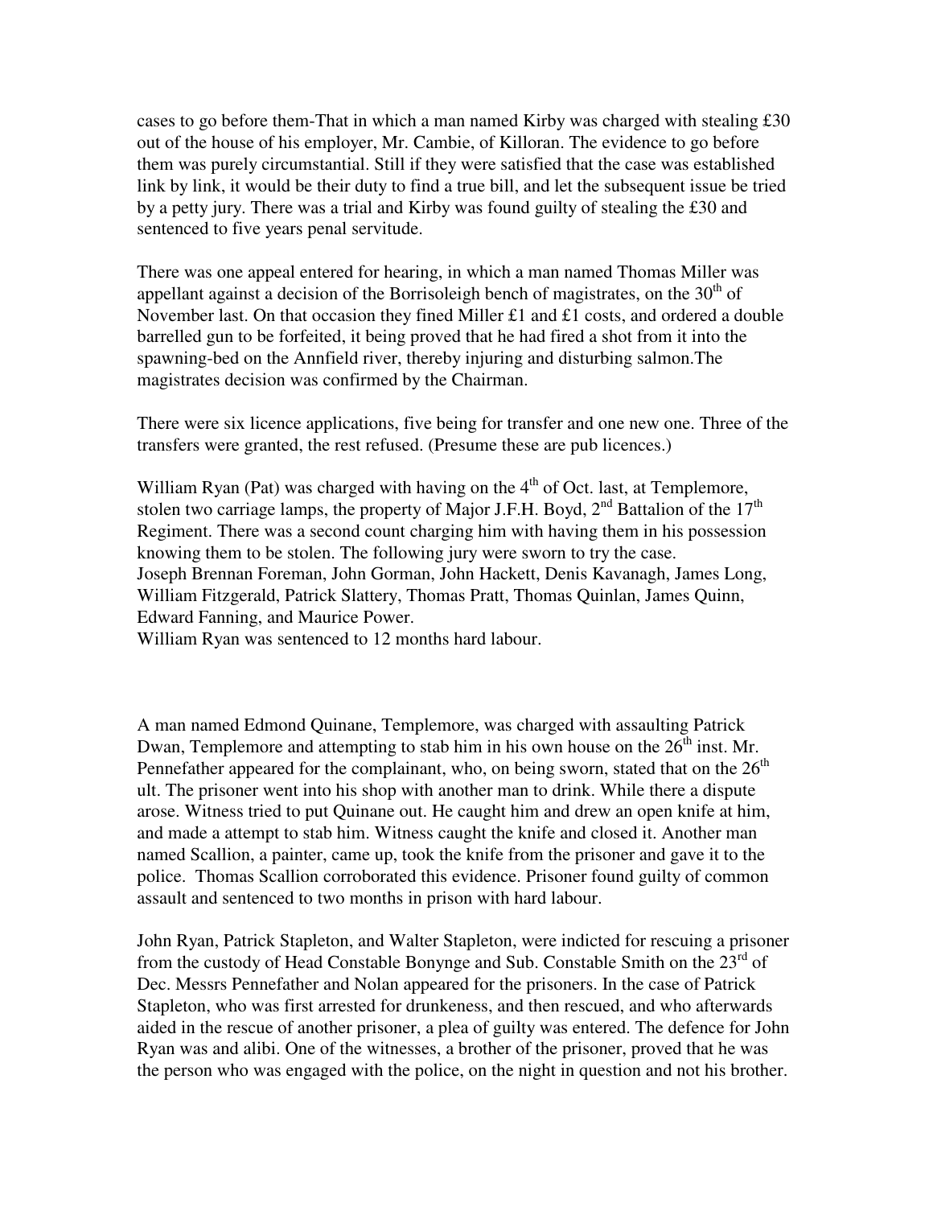cases to go before them-That in which a man named Kirby was charged with stealing £30 out of the house of his employer, Mr. Cambie, of Killoran. The evidence to go before them was purely circumstantial. Still if they were satisfied that the case was established link by link, it would be their duty to find a true bill, and let the subsequent issue be tried by a petty jury. There was a trial and Kirby was found guilty of stealing the £30 and sentenced to five years penal servitude.

There was one appeal entered for hearing, in which a man named Thomas Miller was appellant against a decision of the Borrisoleigh bench of magistrates, on the 30th of November last. On that occasion they fined Miller £1 and £1 costs, and ordered a double barrelled gun to be forfeited, it being proved that he had fired a shot from it into the spawning-bed on the Annfield river, thereby injuring and disturbing salmon.The magistrates decision was confirmed by the Chairman.

There were six licence applications, five being for transfer and one new one. Three of the transfers were granted, the rest refused. (Presume these are pub licences.)

William Ryan (Pat) was charged with having on the 4th of Oct. last, at Templemore, stolen two carriage lamps, the property of Major J.F.H. Boyd, 2nd Battalion of the 17th Regiment. There was a second count charging him with having them in his possession knowing them to be stolen. The following jury were sworn to try the case.
Joseph Brennan Foreman, John Gorman, John Hackett, Denis Kavanagh, James Long, William Fitzgerald, Patrick Slattery, Thomas Pratt, Thomas Quinlan, James Quinn, Edward Fanning, and Maurice Power.
William Ryan was sentenced to 12 months hard labour.

A man named Edmond Quinane, Templemore, was charged with assaulting Patrick Dwan, Templemore and attempting to stab him in his own house on the 26th inst. Mr. Pennefather appeared for the complainant, who, on being sworn, stated that on the 26th ult. The prisoner went into his shop with another man to drink. While there a dispute arose. Witness tried to put Quinane out. He caught him and drew an open knife at him, and made a attempt to stab him. Witness caught the knife and closed it. Another man named Scallion, a painter, came up, took the knife from the prisoner and gave it to the police. Thomas Scallion corroborated this evidence. Prisoner found guilty of common assault and sentenced to two months in prison with hard labour.

John Ryan, Patrick Stapleton, and Walter Stapleton, were indicted for rescuing a prisoner from the custody of Head Constable Bonynge and Sub. Constable Smith on the 23rd of Dec. Messrs Pennefather and Nolan appeared for the prisoners. In the case of Patrick Stapleton, who was first arrested for drunkeness, and then rescued, and who afterwards aided in the rescue of another prisoner, a plea of guilty was entered. The defence for John Ryan was and alibi. One of the witnesses, a brother of the prisoner, proved that he was the person who was engaged with the police, on the night in question and not his brother.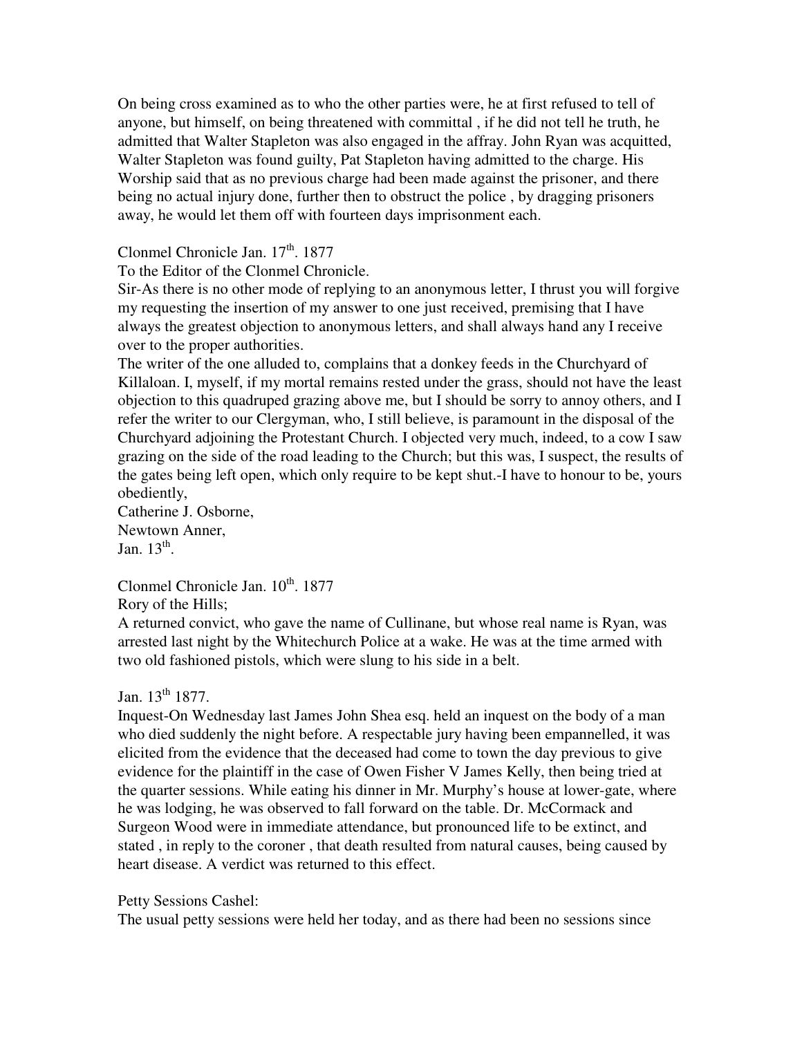On being cross examined as to who the other parties were, he at first refused to tell of anyone, but himself, on being threatened with committal , if he did not tell he truth, he admitted that Walter Stapleton was also engaged in the affray. John Ryan was acquitted, Walter Stapleton was found guilty, Pat Stapleton having admitted to the charge. His Worship said that as no previous charge had been made against the prisoner, and there being no actual injury done, further then to obstruct the police , by dragging prisoners away, he would let them off with fourteen days imprisonment each.

Clonmel Chronicle Jan. 17th. 1877

To the Editor of the Clonmel Chronicle.

Sir-As there is no other mode of replying to an anonymous letter, I thrust you will forgive my requesting the insertion of my answer to one just received, premising that I have always the greatest objection to anonymous letters, and shall always hand any I receive over to the proper authorities.

The writer of the one alluded to, complains that a donkey feeds in the Churchyard of Killaloan. I, myself, if my mortal remains rested under the grass, should not have the least objection to this quadruped grazing above me, but I should be sorry to annoy others, and I refer the writer to our Clergyman, who, I still believe, is paramount in the disposal of the Churchyard adjoining the Protestant Church. I objected very much, indeed, to a cow I saw grazing on the side of the road leading to the Church; but this was, I suspect, the results of the gates being left open, which only require to be kept shut.-I have to honour to be, yours obediently,

Catherine J. Osborne,
Newtown Anner,
Jan. 13th.

Clonmel Chronicle Jan. 10th. 1877

Rory of the Hills;

A returned convict, who gave the name of Cullinane, but whose real name is Ryan, was arrested last night by the Whitechurch Police at a wake. He was at the time armed with two old fashioned pistols, which were slung to his side in a belt.

Jan. 13th 1877.

Inquest-On Wednesday last James John Shea esq. held an inquest on the body of a man who died suddenly the night before. A respectable jury having been empannelled, it was elicited from the evidence that the deceased had come to town the day previous to give evidence for the plaintiff in the case of Owen Fisher V James Kelly, then being tried at the quarter sessions. While eating his dinner in Mr. Murphy's house at lower-gate, where he was lodging, he was observed to fall forward on the table. Dr. McCormack and Surgeon Wood were in immediate attendance, but pronounced life to be extinct, and stated , in reply to the coroner , that death resulted from natural causes, being caused by heart disease. A verdict was returned to this effect.

Petty Sessions Cashel:

The usual petty sessions were held her today, and as there had been no sessions since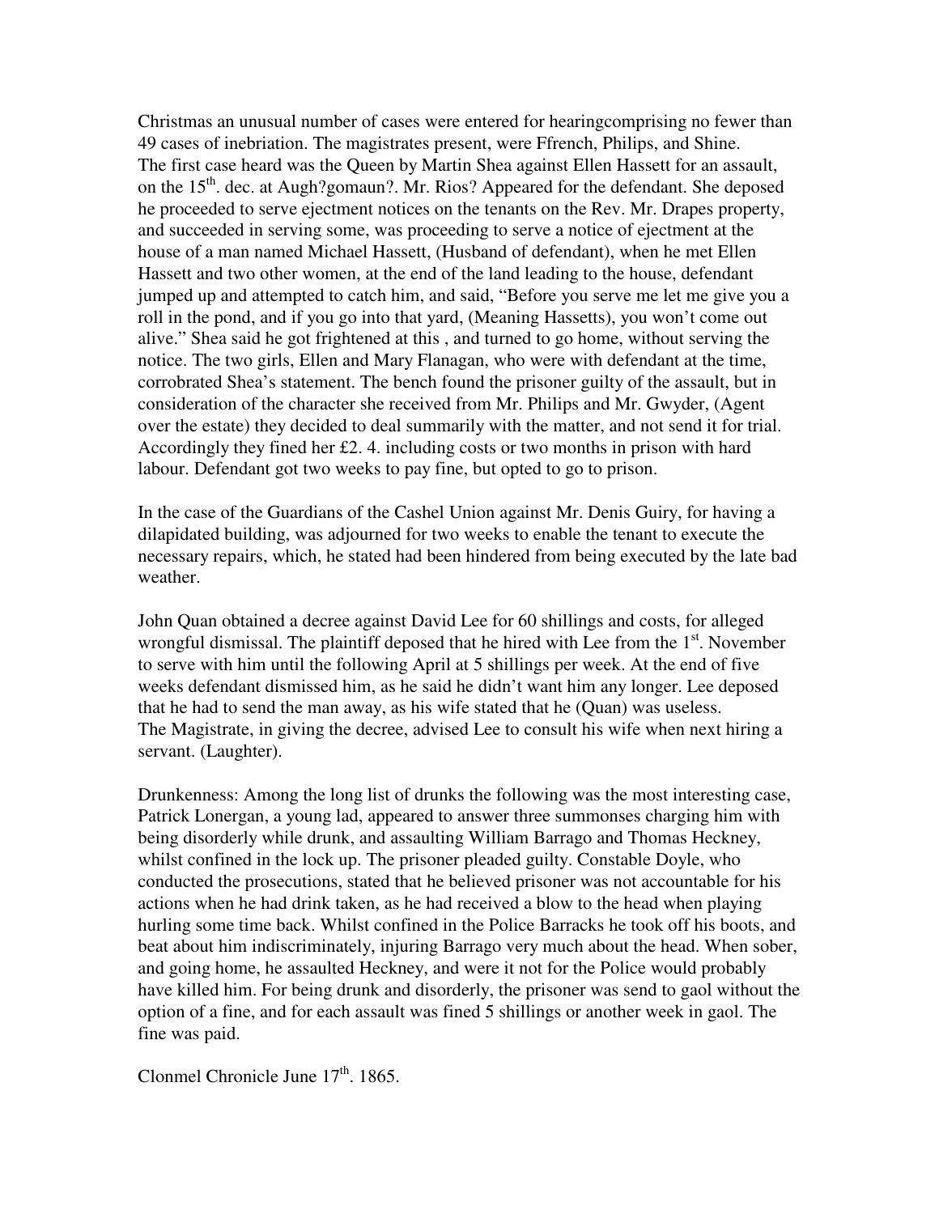Christmas an unusual number of cases were entered for hearingcomprising no fewer than 49 cases of inebriation. The magistrates present, were Ffrench, Philips, and Shine.
The first case heard was the Queen by Martin Shea against Ellen Hassett for an assault, on the 15th. dec. at Augh?gomaun?. Mr. Rios? Appeared for the defendant. She deposed he proceeded to serve ejectment notices on the tenants on the Rev. Mr. Drapes property, and succeeded in serving some, was proceeding to serve a notice of ejectment at the house of a man named Michael Hassett, (Husband of defendant), when he met Ellen Hassett and two other women, at the end of the land leading to the house, defendant jumped up and attempted to catch him, and said, "Before you serve me let me give you a roll in the pond, and if you go into that yard, (Meaning Hassetts), you won't come out alive." Shea said he got frightened at this , and turned to go home, without serving the notice. The two girls, Ellen and Mary Flanagan, who were with defendant at the time, corrobrated Shea's statement. The bench found the prisoner guilty of the assault, but in consideration of the character she received from Mr. Philips and Mr. Gwyder, (Agent over the estate) they decided to deal summarily with the matter, and not send it for trial. Accordingly they fined her £2. 4. including costs or two months in prison with hard labour. Defendant got two weeks to pay fine, but opted to go to prison.

In the case of the Guardians of the Cashel Union against Mr. Denis Guiry, for having a dilapidated building, was adjourned for two weeks to enable the tenant to execute the necessary repairs, which, he stated had been hindered from being executed by the late bad weather.

John Quan obtained a decree against David Lee for 60 shillings and costs, for alleged wrongful dismissal. The plaintiff deposed that he hired with Lee from the 1st. November to serve with him until the following April at 5 shillings per week. At the end of five weeks defendant dismissed him, as he said he didn't want him any longer. Lee deposed that he had to send the man away, as his wife stated that he (Quan) was useless.
The Magistrate, in giving the decree, advised Lee to consult his wife when next hiring a servant. (Laughter).

Drunkenness: Among the long list of drunks the following was the most interesting case, Patrick Lonergan, a young lad, appeared to answer three summonses charging him with being disorderly while drunk, and assaulting William Barrago and Thomas Heckney, whilst confined in the lock up. The prisoner pleaded guilty. Constable Doyle, who conducted the prosecutions, stated that he believed prisoner was not accountable for his actions when he had drink taken, as he had received a blow to the head when playing hurling some time back. Whilst confined in the Police Barracks he took off his boots, and beat about him indiscriminately, injuring Barrago very much about the head. When sober, and going home, he assaulted Heckney, and were it not for the Police would probably have killed him. For being drunk and disorderly, the prisoner was send to gaol without the option of a fine, and for each assault was fined 5 shillings or another week in gaol. The fine was paid.

Clonmel Chronicle June 17th. 1865.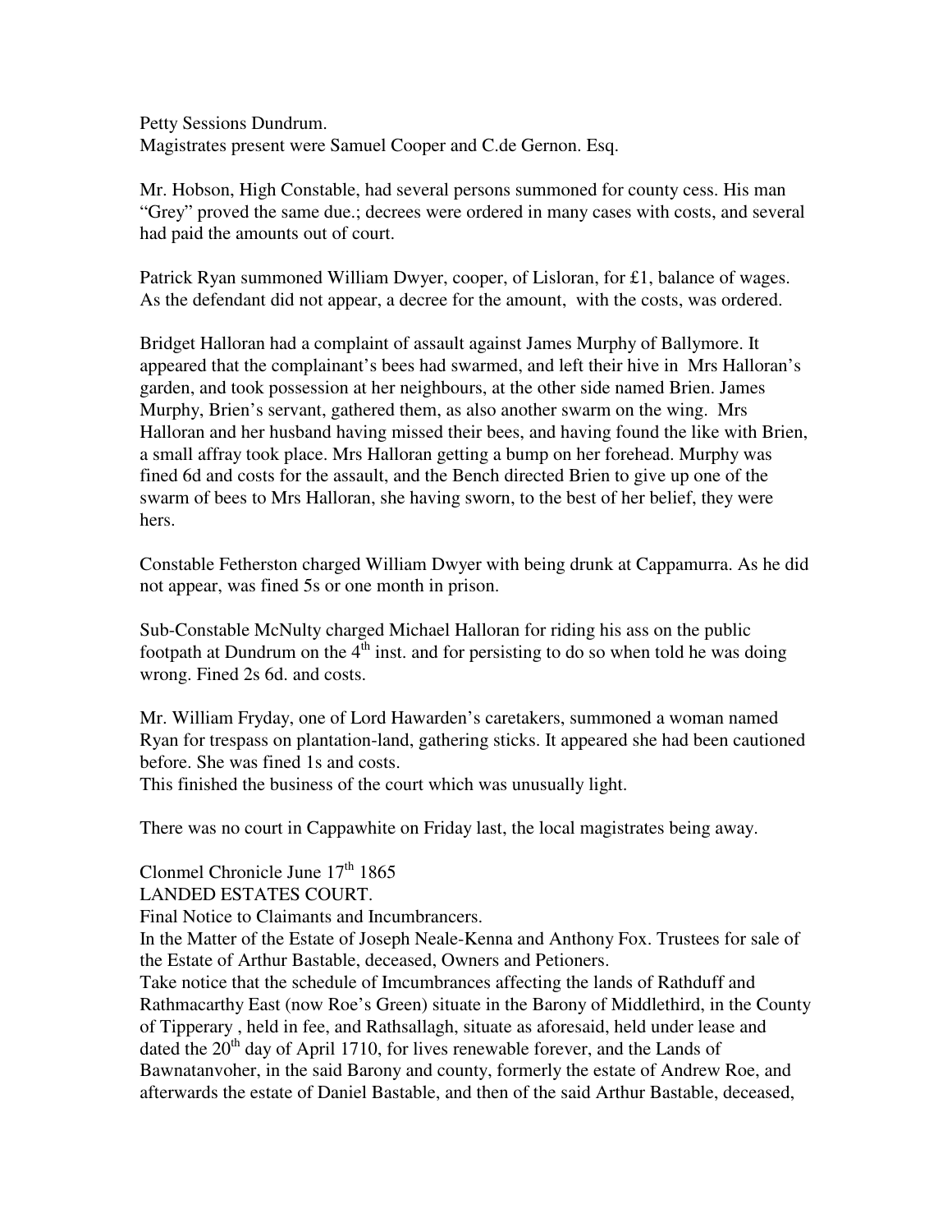Petty Sessions Dundrum.
Magistrates present were Samuel Cooper and C.de Gernon. Esq.

Mr. Hobson, High Constable, had several persons summoned for county cess. His man "Grey" proved the same due.; decrees were ordered in many cases with costs, and several had paid the amounts out of court.

Patrick Ryan summoned William Dwyer, cooper, of Lisloran, for £1, balance of wages. As the defendant did not appear, a decree for the amount, with the costs, was ordered.

Bridget Halloran had a complaint of assault against James Murphy of Ballymore. It appeared that the complainant's bees had swarmed, and left their hive in Mrs Halloran's garden, and took possession at her neighbours, at the other side named Brien. James Murphy, Brien's servant, gathered them, as also another swarm on the wing. Mrs Halloran and her husband having missed their bees, and having found the like with Brien, a small affray took place. Mrs Halloran getting a bump on her forehead. Murphy was fined 6d and costs for the assault, and the Bench directed Brien to give up one of the swarm of bees to Mrs Halloran, she having sworn, to the best of her belief, they were hers.

Constable Fetherston charged William Dwyer with being drunk at Cappamurra. As he did not appear, was fined 5s or one month in prison.

Sub-Constable McNulty charged Michael Halloran for riding his ass on the public footpath at Dundrum on the 4th inst. and for persisting to do so when told he was doing wrong. Fined 2s 6d. and costs.

Mr. William Fryday, one of Lord Hawarden's caretakers, summoned a woman named Ryan for trespass on plantation-land, gathering sticks. It appeared she had been cautioned before. She was fined 1s and costs.
This finished the business of the court which was unusually light.

There was no court in Cappawhite on Friday last, the local magistrates being away.

Clonmel Chronicle June 17th 1865
LANDED ESTATES COURT.
Final Notice to Claimants and Incumbrancers.
In the Matter of the Estate of Joseph Neale-Kenna and Anthony Fox. Trustees for sale of the Estate of Arthur Bastable, deceased, Owners and Petioners.
Take notice that the schedule of Imcumbrances affecting the lands of Rathduff and Rathmacarthy East (now Roe's Green) situate in the Barony of Middlethird, in the County of Tipperary , held in fee, and Rathsallagh, situate as aforesaid, held under lease and dated the 20th day of April 1710, for lives renewable forever, and the Lands of Bawnatanvoher, in the said Barony and county, formerly the estate of Andrew Roe, and afterwards the estate of Daniel Bastable, and then of the said Arthur Bastable, deceased,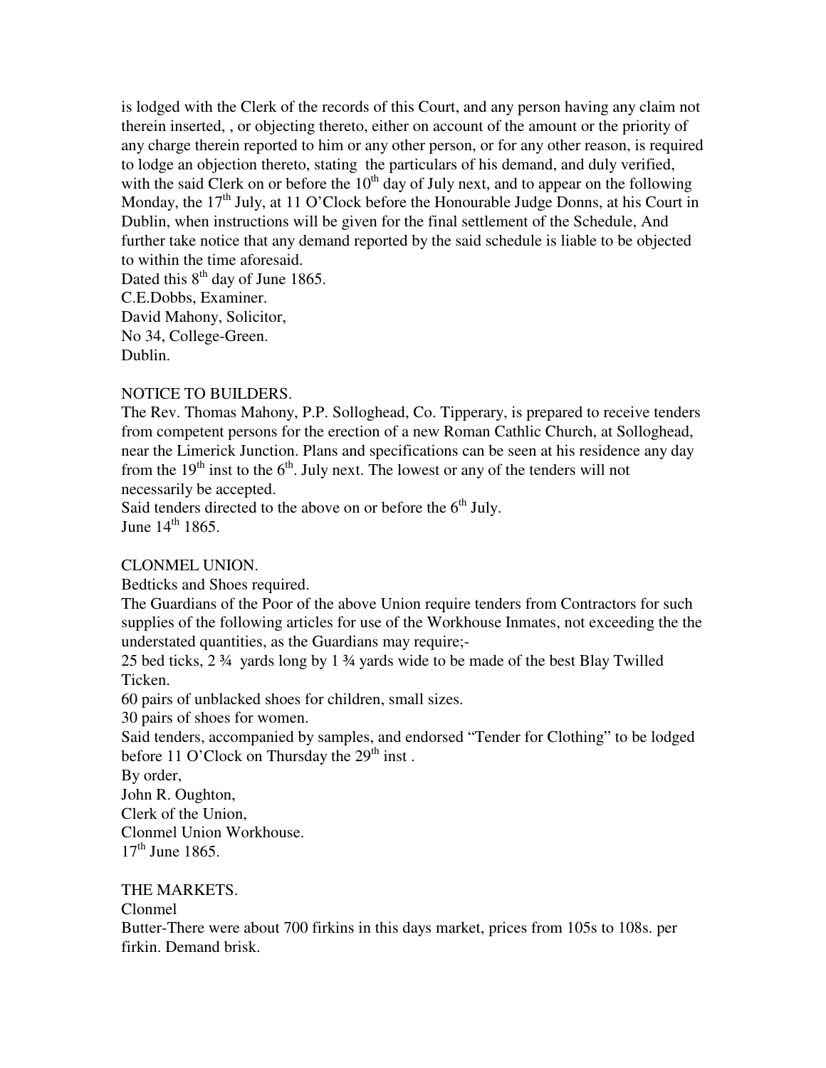is lodged with the Clerk of the records of this Court, and any person having any claim not therein inserted, , or objecting thereto, either on account of the amount or the priority of any charge therein reported to him or any other person, or for any other reason, is required to lodge an objection thereto, stating the particulars of his demand, and duly verified, with the said Clerk on or before the 10th day of July next, and to appear on the following Monday, the 17th July, at 11 O'Clock before the Honourable Judge Donns, at his Court in Dublin, when instructions will be given for the final settlement of the Schedule, And further take notice that any demand reported by the said schedule is liable to be objected to within the time aforesaid.
Dated this 8th day of June 1865.
C.E.Dobbs, Examiner.
David Mahony, Solicitor,
No 34, College-Green.
Dublin.

NOTICE TO BUILDERS.
The Rev. Thomas Mahony, P.P. Solloghead, Co. Tipperary, is prepared to receive tenders from competent persons for the erection of a new Roman Cathlic Church, at Solloghead, near the Limerick Junction. Plans and specifications can be seen at his residence any day from the 19th inst to the 6th. July next. The lowest or any of the tenders will not necessarily be accepted.
Said tenders directed to the above on or before the 6th July.
June 14th 1865.

CLONMEL UNION.
Bedticks and Shoes required.
The Guardians of the Poor of the above Union require tenders from Contractors for such supplies of the following articles for use of the Workhouse Inmates, not exceeding the the understated quantities, as the Guardians may require;-
25 bed ticks, 2 ¾ yards long by 1 ¾ yards wide to be made of the best Blay Twilled Ticken.
60 pairs of unblacked shoes for children, small sizes.
30 pairs of shoes for women.
Said tenders, accompanied by samples, and endorsed "Tender for Clothing" to be lodged before 11 O'Clock on Thursday the 29th inst .
By order,
John R. Oughton,
Clerk of the Union,
Clonmel Union Workhouse.
17th June 1865.

THE MARKETS.
Clonmel
Butter-There were about 700 firkins in this days market, prices from 105s to 108s. per firkin. Demand brisk.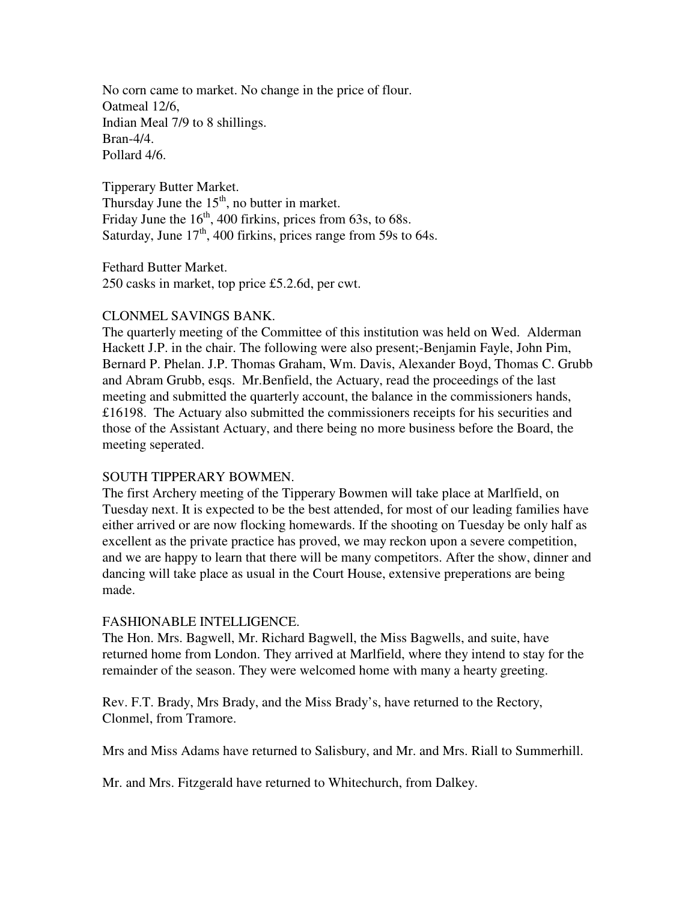No corn came to market. No change in the price of flour.
Oatmeal 12/6,
Indian Meal 7/9 to 8 shillings.
Bran-4/4.
Pollard 4/6.

Tipperary Butter Market.
Thursday June the 15th, no butter in market.
Friday June the 16th, 400 firkins, prices from 63s, to 68s.
Saturday, June 17th, 400 firkins, prices range from 59s to 64s.

Fethard Butter Market.
250 casks in market, top price £5.2.6d, per cwt.

CLONMEL SAVINGS BANK.
The quarterly meeting of the Committee of this institution was held on Wed. Alderman Hackett J.P. in the chair. The following were also present;-Benjamin Fayle, John Pim, Bernard P. Phelan. J.P. Thomas Graham, Wm. Davis, Alexander Boyd, Thomas C. Grubb and Abram Grubb, esqs. Mr.Benfield, the Actuary, read the proceedings of the last meeting and submitted the quarterly account, the balance in the commissioners hands, £16198. The Actuary also submitted the commissioners receipts for his securities and those of the Assistant Actuary, and there being no more business before the Board, the meeting seperated.

SOUTH TIPPERARY BOWMEN.
The first Archery meeting of the Tipperary Bowmen will take place at Marlfield, on Tuesday next. It is expected to be the best attended, for most of our leading families have either arrived or are now flocking homewards. If the shooting on Tuesday be only half as excellent as the private practice has proved, we may reckon upon a severe competition, and we are happy to learn that there will be many competitors. After the show, dinner and dancing will take place as usual in the Court House, extensive preperations are being made.

FASHIONABLE INTELLIGENCE.
The Hon. Mrs. Bagwell, Mr. Richard Bagwell, the Miss Bagwells, and suite, have returned home from London. They arrived at Marlfield, where they intend to stay for the remainder of the season. They were welcomed home with many a hearty greeting.

Rev. F.T. Brady, Mrs Brady, and the Miss Brady's, have returned to the Rectory, Clonmel, from Tramore.

Mrs and Miss Adams have returned to Salisbury, and Mr. and Mrs. Riall to Summerhill.

Mr. and Mrs. Fitzgerald have returned to Whitechurch, from Dalkey.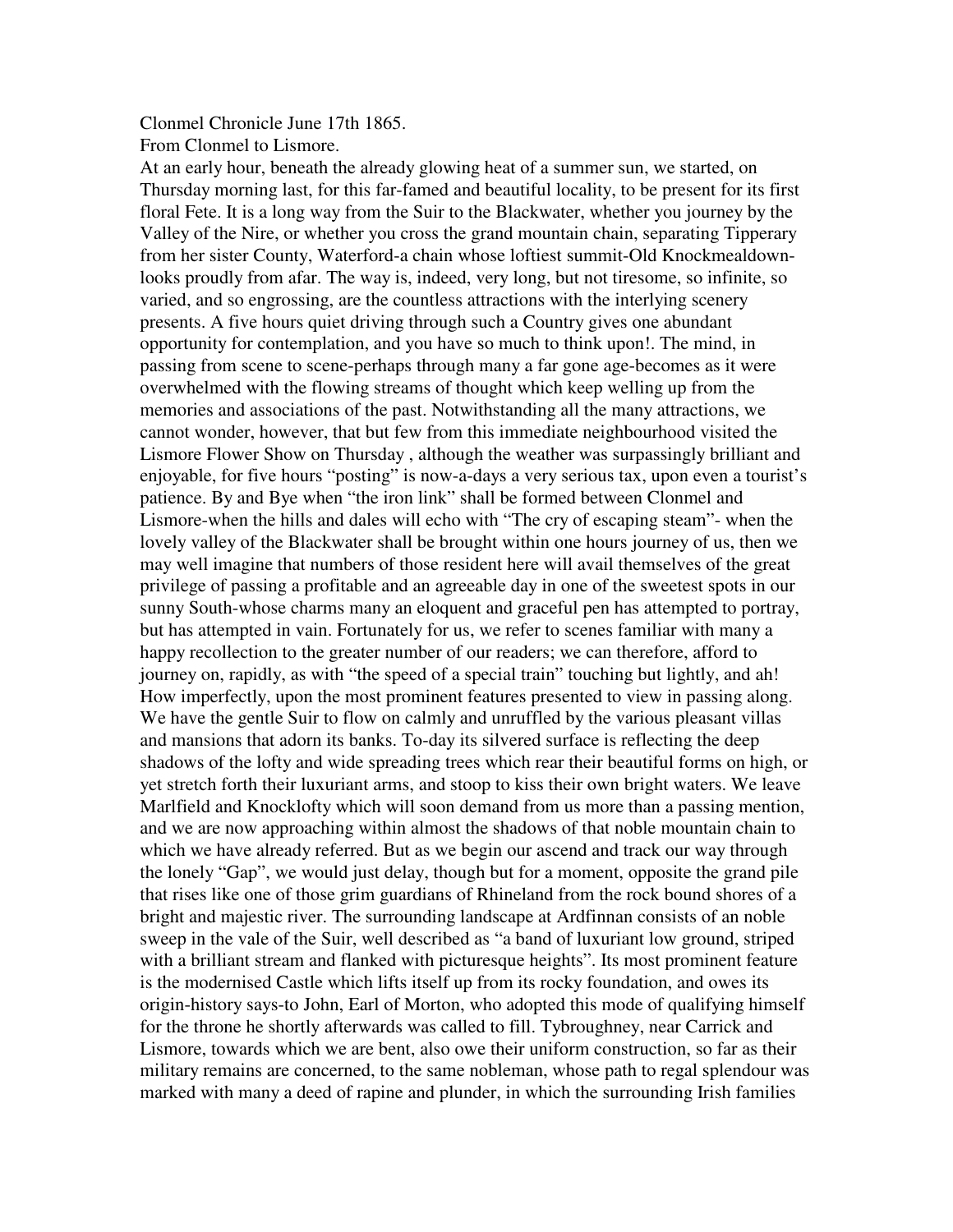Clonmel Chronicle June 17th 1865.

From Clonmel to Lismore.

At an early hour, beneath the already glowing heat of a summer sun, we started, on Thursday morning last, for this far-famed and beautiful locality, to be present for its first floral Fete. It is a long way from the Suir to the Blackwater, whether you journey by the Valley of the Nire, or whether you cross the grand mountain chain, separating Tipperary from her sister County, Waterford-a chain whose loftiest summit-Old Knockmealdown-looks proudly from afar. The way is, indeed, very long, but not tiresome, so infinite, so varied, and so engrossing, are the countless attractions with the interlying scenery presents. A five hours quiet driving through such a Country gives one abundant opportunity for contemplation, and you have so much to think upon!. The mind, in passing from scene to scene-perhaps through many a far gone age-becomes as it were overwhelmed with the flowing streams of thought which keep welling up from the memories and associations of the past. Notwithstanding all the many attractions, we cannot wonder, however, that but few from this immediate neighbourhood visited the Lismore Flower Show on Thursday , although the weather was surpassingly brilliant and enjoyable, for five hours "posting" is now-a-days a very serious tax, upon even a tourist's patience. By and Bye when "the iron link" shall be formed between Clonmel and Lismore-when the hills and dales will echo with "The cry of escaping steam"- when the lovely valley of the Blackwater shall be brought within one hours journey of us, then we may well imagine that numbers of those resident here will avail themselves of the great privilege of passing a profitable and an agreeable day in one of the sweetest spots in our sunny South-whose charms many an eloquent and graceful pen has attempted to portray, but has attempted in vain. Fortunately for us, we refer to scenes familiar with many a happy recollection to the greater number of our readers; we can therefore, afford to journey on, rapidly, as with "the speed of a special train" touching but lightly, and ah! How imperfectly, upon the most prominent features presented to view in passing along. We have the gentle Suir to flow on calmly and unruffled by the various pleasant villas and mansions that adorn its banks. To-day its silvered surface is reflecting the deep shadows of the lofty and wide spreading trees which rear their beautiful forms on high, or yet stretch forth their luxuriant arms, and stoop to kiss their own bright waters. We leave Marlfield and Knocklofty which will soon demand from us more than a passing mention, and we are now approaching within almost the shadows of that noble mountain chain to which we have already referred. But as we begin our ascend and track our way through the lonely "Gap", we would just delay, though but for a moment, opposite the grand pile that rises like one of those grim guardians of Rhineland from the rock bound shores of a bright and majestic river. The surrounding landscape at Ardfinnan consists of an noble sweep in the vale of the Suir, well described as "a band of luxuriant low ground, striped with a brilliant stream and flanked with picturesque heights". Its most prominent feature is the modernised Castle which lifts itself up from its rocky foundation, and owes its origin-history says-to John, Earl of Morton, who adopted this mode of qualifying himself for the throne he shortly afterwards was called to fill. Tybroughney, near Carrick and Lismore, towards which we are bent, also owe their uniform construction, so far as their military remains are concerned, to the same nobleman, whose path to regal splendour was marked with many a deed of rapine and plunder, in which the surrounding Irish families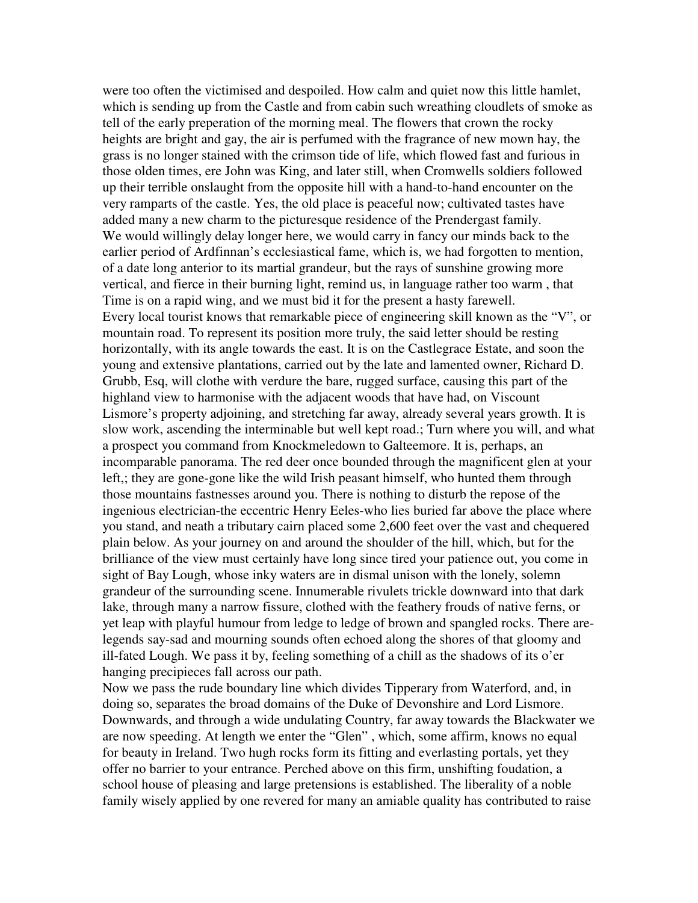were too often the victimised and despoiled. How calm and quiet now this little hamlet, which is sending up from the Castle and from cabin such wreathing cloudlets of smoke as tell of the early preperation of the morning meal. The flowers that crown the rocky heights are bright and gay, the air is perfumed with the fragrance of new mown hay, the grass is no longer stained with the crimson tide of life, which flowed fast and furious in those olden times, ere John was King, and later still, when Cromwells soldiers followed up their terrible onslaught from the opposite hill with a hand-to-hand encounter on the very ramparts of the castle. Yes, the old place is peaceful now; cultivated tastes have added many a new charm to the picturesque residence of the Prendergast family.

We would willingly delay longer here, we would carry in fancy our minds back to the earlier period of Ardfinnan's ecclesiastical fame, which is, we had forgotten to mention, of a date long anterior to its martial grandeur, but the rays of sunshine growing more vertical, and fierce in their burning light, remind us, in language rather too warm , that Time is on a rapid wing, and we must bid it for the present a hasty farewell.

Every local tourist knows that remarkable piece of engineering skill known as the "V", or mountain road. To represent its position more truly, the said letter should be resting horizontally, with its angle towards the east. It is on the Castlegrace Estate, and soon the young and extensive plantations, carried out by the late and lamented owner, Richard D. Grubb, Esq, will clothe with verdure the bare, rugged surface, causing this part of the highland view to harmonise with the adjacent woods that have had, on Viscount Lismore's property adjoining, and stretching far away, already several years growth. It is slow work, ascending the interminable but well kept road.; Turn where you will, and what a prospect you command from Knockmeledown to Galteemore. It is, perhaps, an incomparable panorama. The red deer once bounded through the magnificent glen at your left,; they are gone-gone like the wild Irish peasant himself, who hunted them through those mountains fastnesses around you. There is nothing to disturb the repose of the ingenious electrician-the eccentric Henry Eeles-who lies buried far above the place where you stand, and neath a tributary cairn placed some 2,600 feet over the vast and chequered plain below. As your journey on and around the shoulder of the hill, which, but for the brilliance of the view must certainly have long since tired your patience out, you come in sight of Bay Lough, whose inky waters are in dismal unison with the lonely, solemn grandeur of the surrounding scene. Innumerable rivulets trickle downward into that dark lake, through many a narrow fissure, clothed with the feathery frouds of native ferns, or yet leap with playful humour from ledge to ledge of brown and spangled rocks. There are-legends say-sad and mourning sounds often echoed along the shores of that gloomy and ill-fated Lough. We pass it by, feeling something of a chill as the shadows of its o'er hanging precipieces fall across our path.

Now we pass the rude boundary line which divides Tipperary from Waterford, and, in doing so, separates the broad domains of the Duke of Devonshire and Lord Lismore. Downwards, and through a wide undulating Country, far away towards the Blackwater we are now speeding. At length we enter the "Glen" , which, some affirm, knows no equal for beauty in Ireland. Two hugh rocks form its fitting and everlasting portals, yet they offer no barrier to your entrance. Perched above on this firm, unshifting foudation, a school house of pleasing and large pretensions is established. The liberality of a noble family wisely applied by one revered for many an amiable quality has contributed to raise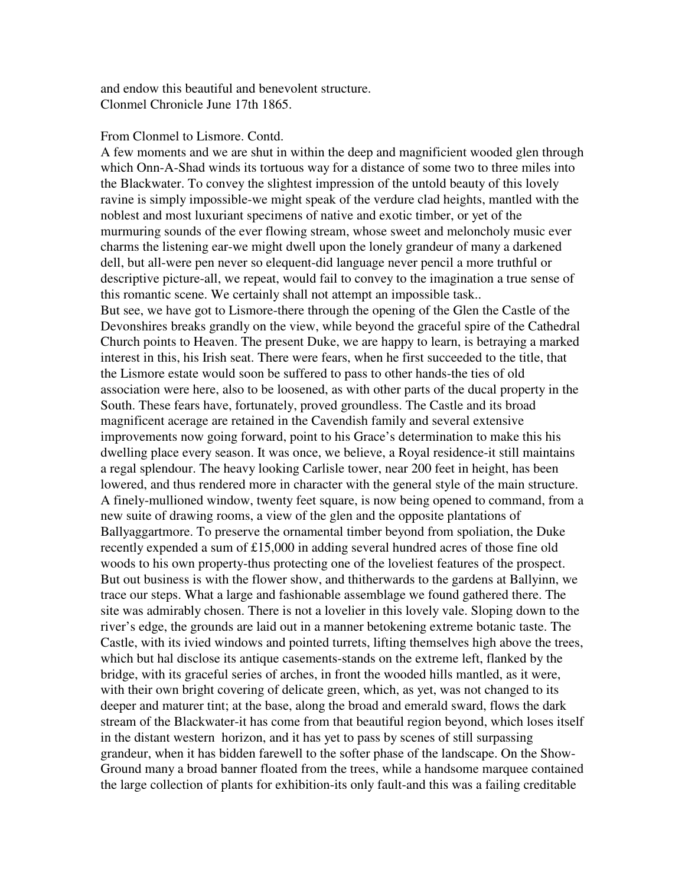and endow this beautiful and benevolent structure.
Clonmel Chronicle June 17th 1865.

From Clonmel to Lismore. Contd.
A few moments and we are shut in within the deep and magnificient wooded glen through which Onn-A-Shad winds its tortuous way for a distance of some two to three miles into the Blackwater. To convey the slightest impression of the untold beauty of this lovely ravine is simply impossible-we might speak of the verdure clad heights, mantled with the noblest and most luxuriant specimens of native and exotic timber, or yet of the murmuring sounds of the ever flowing stream, whose sweet and meloncholy music ever charms the listening ear-we might dwell upon the lonely grandeur of many a darkened dell, but all-were pen never so elequent-did language never pencil a more truthful or descriptive picture-all, we repeat, would fail to convey to the imagination a true sense of this romantic scene. We certainly shall not attempt an impossible task..
But see, we have got to Lismore-there through the opening of the Glen the Castle of the Devonshires breaks grandly on the view, while beyond the graceful spire of the Cathedral Church points to Heaven. The present Duke, we are happy to learn, is betraying a marked interest in this, his Irish seat. There were fears, when he first succeeded to the title, that the Lismore estate would soon be suffered to pass to other hands-the ties of old association were here, also to be loosened, as with other parts of the ducal property in the South. These fears have, fortunately, proved groundless. The Castle and its broad magnificent acerage are retained in the Cavendish family and several extensive improvements now going forward, point to his Grace's determination to make this his dwelling place every season. It was once, we believe, a Royal residence-it still maintains a regal splendour. The heavy looking Carlisle tower, near 200 feet in height, has been lowered, and thus rendered more in character with the general style of the main structure. A finely-mullioned window, twenty feet square, is now being opened to command, from a new suite of drawing rooms, a view of the glen and the opposite plantations of Ballyaggartmore. To preserve the ornamental timber beyond from spoliation, the Duke recently expended a sum of £15,000 in adding several hundred acres of those fine old woods to his own property-thus protecting one of the loveliest features of the prospect. But out business is with the flower show, and thitherwards to the gardens at Ballyinn, we trace our steps. What a large and fashionable assemblage we found gathered there. The site was admirably chosen. There is not a lovelier in this lovely vale. Sloping down to the river's edge, the grounds are laid out in a manner betokening extreme botanic taste. The Castle, with its ivied windows and pointed turrets, lifting themselves high above the trees, which but hal disclose its antique casements-stands on the extreme left, flanked by the bridge, with its graceful series of arches, in front the wooded hills mantled, as it were, with their own bright covering of delicate green, which, as yet, was not changed to its deeper and maturer tint; at the base, along the broad and emerald sward, flows the dark stream of the Blackwater-it has come from that beautiful region beyond, which loses itself in the distant western horizon, and it has yet to pass by scenes of still surpassing grandeur, when it has bidden farewell to the softer phase of the landscape. On the Show-Ground many a broad banner floated from the trees, while a handsome marquee contained the large collection of plants for exhibition-its only fault-and this was a failing creditable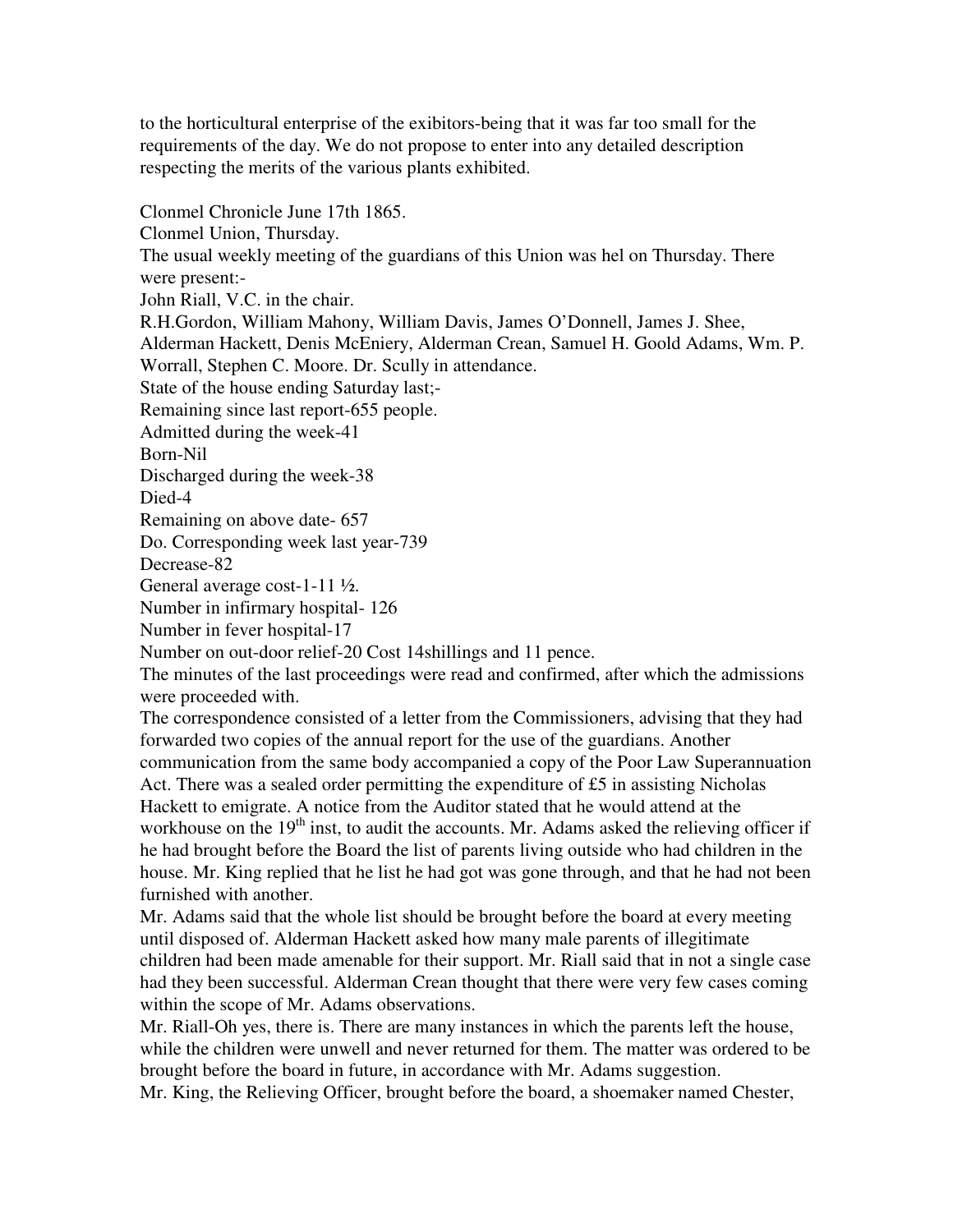to the horticultural enterprise of the exibitors-being that it was far too small for the requirements of the day. We do not propose to enter into any detailed description respecting the merits of the various plants exhibited.

Clonmel Chronicle June 17th 1865.

Clonmel Union, Thursday.

The usual weekly meeting of the guardians of this Union was hel on Thursday. There were present:-

John Riall, V.C. in the chair.

R.H.Gordon, William Mahony, William Davis, James O'Donnell, James J. Shee, Alderman Hackett, Denis McEniery, Alderman Crean, Samuel H. Goold Adams, Wm. P. Worrall, Stephen C. Moore. Dr. Scully in attendance.

State of the house ending Saturday last;-

Remaining since last report-655 people.

Admitted during the week-41

Born-Nil

Discharged during the week-38

Died-4

Remaining on above date- 657

Do. Corresponding week last year-739

Decrease-82

General average cost-1-11 ½.

Number in infirmary hospital- 126

Number in fever hospital-17

Number on out-door relief-20 Cost 14shillings and 11 pence.

The minutes of the last proceedings were read and confirmed, after which the admissions were proceeded with.

The correspondence consisted of a letter from the Commissioners, advising that they had forwarded two copies of the annual report for the use of the guardians. Another communication from the same body accompanied a copy of the Poor Law Superannuation Act. There was a sealed order permitting the expenditure of £5 in assisting Nicholas Hackett to emigrate. A notice from the Auditor stated that he would attend at the workhouse on the 19th inst, to audit the accounts. Mr. Adams asked the relieving officer if he had brought before the Board the list of parents living outside who had children in the house. Mr. King replied that he list he had got was gone through, and that he had not been furnished with another.

Mr. Adams said that the whole list should be brought before the board at every meeting until disposed of. Alderman Hackett asked how many male parents of illegitimate children had been made amenable for their support. Mr. Riall said that in not a single case had they been successful. Alderman Crean thought that there were very few cases coming within the scope of Mr. Adams observations.

Mr. Riall-Oh yes, there is. There are many instances in which the parents left the house, while the children were unwell and never returned for them. The matter was ordered to be brought before the board in future, in accordance with Mr. Adams suggestion.

Mr. King, the Relieving Officer, brought before the board, a shoemaker named Chester,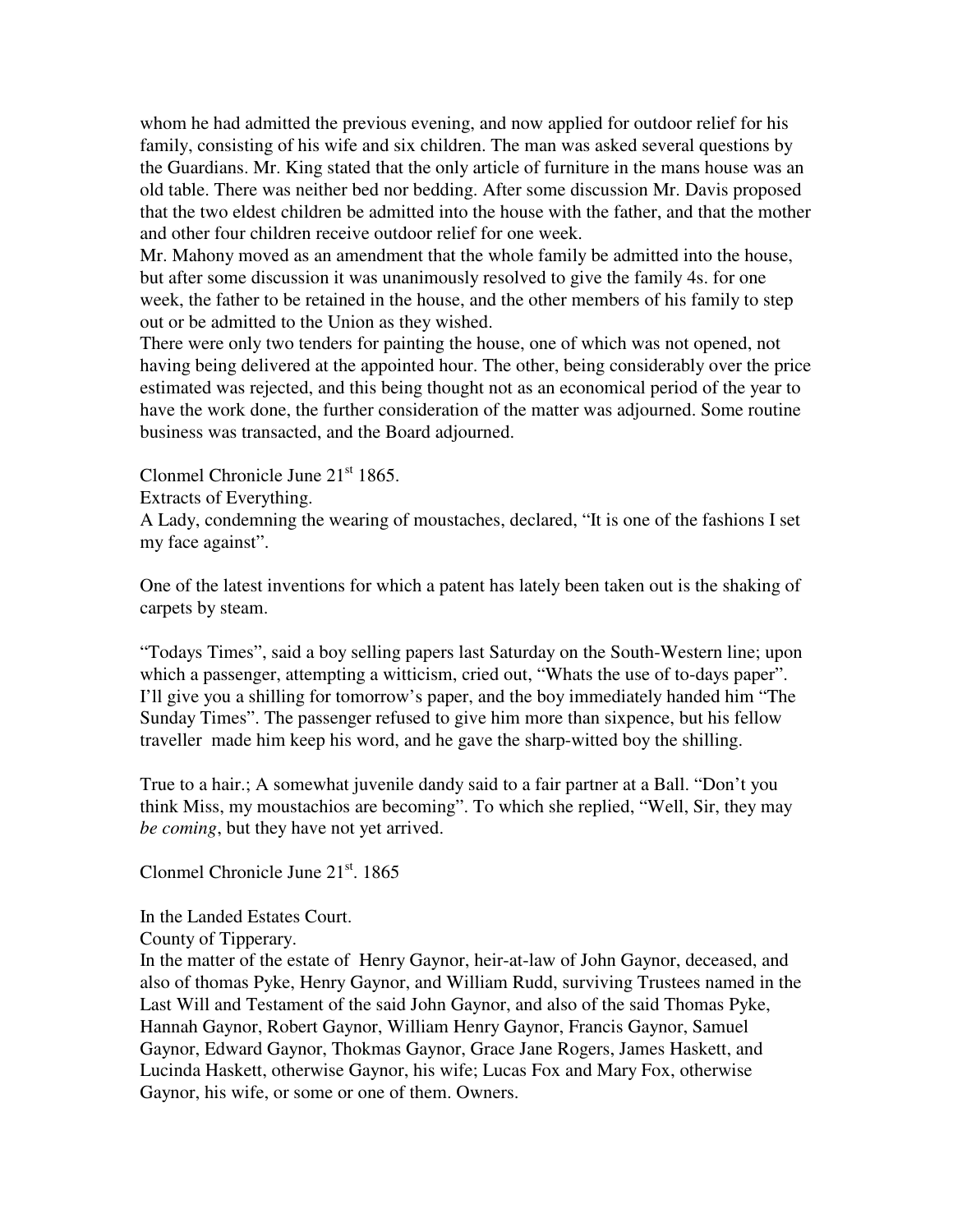whom he had admitted the previous evening, and now applied for outdoor relief for his family, consisting of his wife and six children. The man was asked several questions by the Guardians. Mr. King stated that the only article of furniture in the mans house was an old table. There was neither bed nor bedding. After some discussion Mr. Davis proposed that the two eldest children be admitted into the house with the father, and that the mother and other four children receive outdoor relief for one week.

Mr. Mahony moved as an amendment that the whole family be admitted into the house, but after some discussion it was unanimously resolved to give the family 4s. for one week, the father to be retained in the house, and the other members of his family to step out or be admitted to the Union as they wished.

There were only two tenders for painting the house, one of which was not opened, not having being delivered at the appointed hour. The other, being considerably over the price estimated was rejected, and this being thought not as an economical period of the year to have the work done, the further consideration of the matter was adjourned. Some routine business was transacted, and the Board adjourned.

Clonmel Chronicle June 21st 1865.

Extracts of Everything.

A Lady, condemning the wearing of moustaches, declared, "It is one of the fashions I set my face against".

One of the latest inventions for which a patent has lately been taken out is the shaking of carpets by steam.

"Todays Times", said a boy selling papers last Saturday on the South-Western line; upon which a passenger, attempting a witticism, cried out, "Whats the use of to-days paper". I'll give you a shilling for tomorrow's paper, and the boy immediately handed him "The Sunday Times". The passenger refused to give him more than sixpence, but his fellow traveller made him keep his word, and he gave the sharp-witted boy the shilling.

True to a hair.; A somewhat juvenile dandy said to a fair partner at a Ball. "Don't you think Miss, my moustachios are becoming". To which she replied, "Well, Sir, they may *be coming*, but they have not yet arrived.

Clonmel Chronicle June 21st. 1865

In the Landed Estates Court.

County of Tipperary.

In the matter of the estate of Henry Gaynor, heir-at-law of John Gaynor, deceased, and also of thomas Pyke, Henry Gaynor, and William Rudd, surviving Trustees named in the Last Will and Testament of the said John Gaynor, and also of the said Thomas Pyke, Hannah Gaynor, Robert Gaynor, William Henry Gaynor, Francis Gaynor, Samuel Gaynor, Edward Gaynor, Thokmas Gaynor, Grace Jane Rogers, James Haskett, and Lucinda Haskett, otherwise Gaynor, his wife; Lucas Fox and Mary Fox, otherwise Gaynor, his wife, or some or one of them. Owners.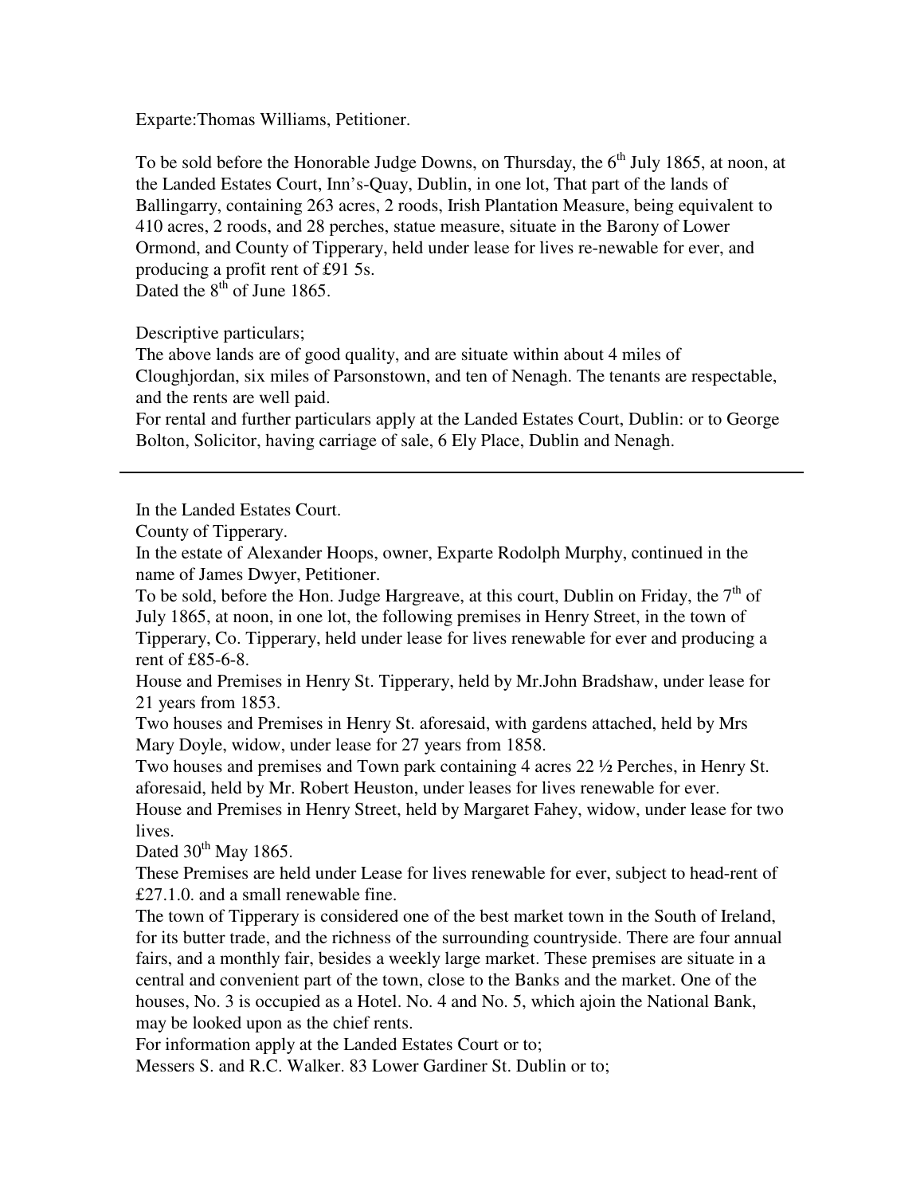Exparte:Thomas Williams, Petitioner.

To be sold before the Honorable Judge Downs, on Thursday, the 6th July 1865, at noon, at the Landed Estates Court, Inn's-Quay, Dublin, in one lot, That part of the lands of Ballingarry, containing 263 acres, 2 roods, Irish Plantation Measure, being equivalent to 410 acres, 2 roods, and 28 perches, statue measure, situate in the Barony of Lower Ormond, and County of Tipperary, held under lease for lives re-newable for ever, and producing a profit rent of £91 5s.
Dated the 8th of June 1865.

Descriptive particulars;
The above lands are of good quality, and are situate within about 4 miles of Cloughjordan, six miles of Parsonstown, and ten of Nenagh. The tenants are respectable, and the rents are well paid.
For rental and further particulars apply at the Landed Estates Court, Dublin: or to George Bolton, Solicitor, having carriage of sale, 6 Ely Place, Dublin and Nenagh.

---

In the Landed Estates Court.
County of Tipperary.
In the estate of Alexander Hoops, owner, Exparte Rodolph Murphy, continued in the name of James Dwyer, Petitioner.
To be sold, before the Hon. Judge Hargreave, at this court, Dublin on Friday, the 7th of July 1865, at noon, in one lot, the following premises in Henry Street, in the town of Tipperary, Co. Tipperary, held under lease for lives renewable for ever and producing a rent of £85-6-8.
House and Premises in Henry St. Tipperary, held by Mr.John Bradshaw, under lease for 21 years from 1853.
Two houses and Premises in Henry St. aforesaid, with gardens attached, held by Mrs Mary Doyle, widow, under lease for 27 years from 1858.
Two houses and premises and Town park containing 4 acres 22 ½ Perches, in Henry St. aforesaid, held by Mr. Robert Heuston, under leases for lives renewable for ever.
House and Premises in Henry Street, held by Margaret Fahey, widow, under lease for two lives.
Dated 30th May 1865.
These Premises are held under Lease for lives renewable for ever, subject to head-rent of £27.1.0. and a small renewable fine.
The town of Tipperary is considered one of the best market town in the South of Ireland, for its butter trade, and the richness of the surrounding countryside. There are four annual fairs, and a monthly fair, besides a weekly large market. These premises are situate in a central and convenient part of the town, close to the Banks and the market. One of the houses, No. 3 is occupied as a Hotel. No. 4 and No. 5, which ajoin the National Bank, may be looked upon as the chief rents.
For information apply at the Landed Estates Court or to;
Messers S. and R.C. Walker. 83 Lower Gardiner St. Dublin or to;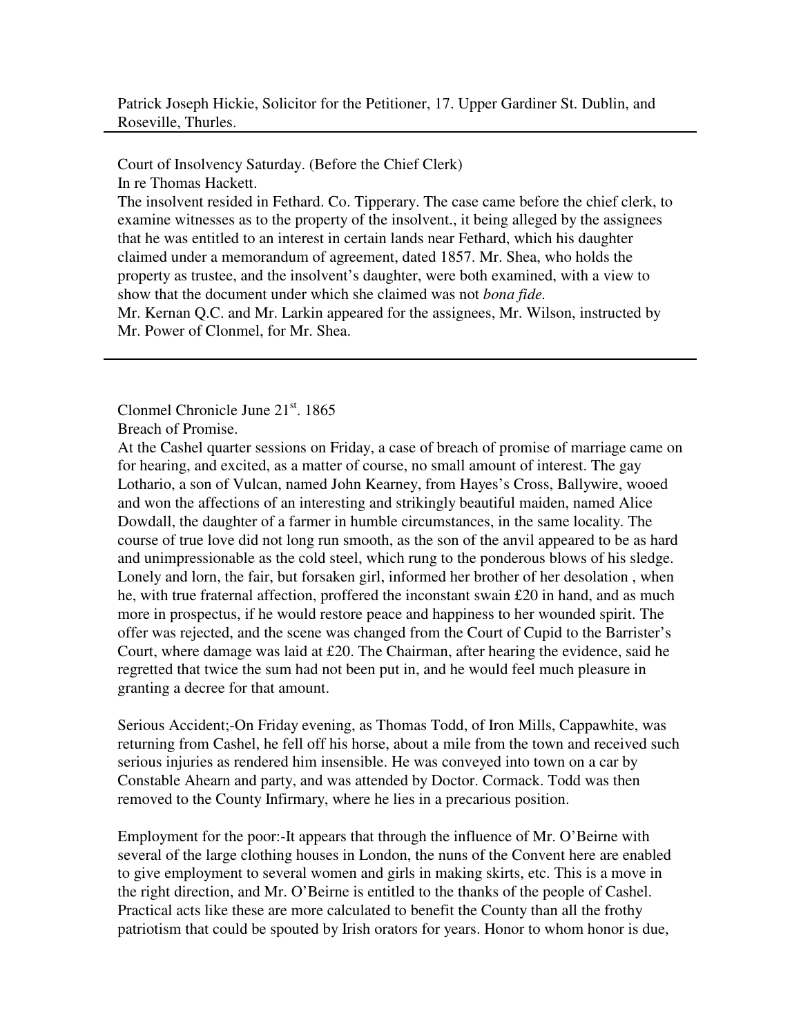Patrick Joseph Hickie, Solicitor for the Petitioner, 17. Upper Gardiner St. Dublin, and Roseville, Thurles.

---

Court of Insolvency Saturday. (Before the Chief Clerk)
In re Thomas Hackett.
The insolvent resided in Fethard. Co. Tipperary. The case came before the chief clerk, to examine witnesses as to the property of the insolvent., it being alleged by the assignees that he was entitled to an interest in certain lands near Fethard, which his daughter claimed under a memorandum of agreement, dated 1857. Mr. Shea, who holds the property as trustee, and the insolvent's daughter, were both examined, with a view to show that the document under which she claimed was not *bona fide.*
Mr. Kernan Q.C. and Mr. Larkin appeared for the assignees, Mr. Wilson, instructed by Mr. Power of Clonmel, for Mr. Shea.

---

Clonmel Chronicle June 21st. 1865
Breach of Promise.
At the Cashel quarter sessions on Friday, a case of breach of promise of marriage came on for hearing, and excited, as a matter of course, no small amount of interest. The gay Lothario, a son of Vulcan, named John Kearney, from Hayes's Cross, Ballywire, wooed and won the affections of an interesting and strikingly beautiful maiden, named Alice Dowdall, the daughter of a farmer in humble circumstances, in the same locality. The course of true love did not long run smooth, as the son of the anvil appeared to be as hard and unimpressionable as the cold steel, which rung to the ponderous blows of his sledge. Lonely and lorn, the fair, but forsaken girl, informed her brother of her desolation , when he, with true fraternal affection, proffered the inconstant swain £20 in hand, and as much more in prospectus, if he would restore peace and happiness to her wounded spirit. The offer was rejected, and the scene was changed from the Court of Cupid to the Barrister's Court, where damage was laid at £20. The Chairman, after hearing the evidence, said he regretted that twice the sum had not been put in, and he would feel much pleasure in granting a decree for that amount.

Serious Accident;-On Friday evening, as Thomas Todd, of Iron Mills, Cappawhite, was returning from Cashel, he fell off his horse, about a mile from the town and received such serious injuries as rendered him insensible. He was conveyed into town on a car by Constable Ahearn and party, and was attended by Doctor. Cormack. Todd was then removed to the County Infirmary, where he lies in a precarious position.

Employment for the poor:-It appears that through the influence of Mr. O'Beirne with several of the large clothing houses in London, the nuns of the Convent here are enabled to give employment to several women and girls in making skirts, etc. This is a move in the right direction, and Mr. O'Beirne is entitled to the thanks of the people of Cashel. Practical acts like these are more calculated to benefit the County than all the frothy patriotism that could be spouted by Irish orators for years. Honor to whom honor is due,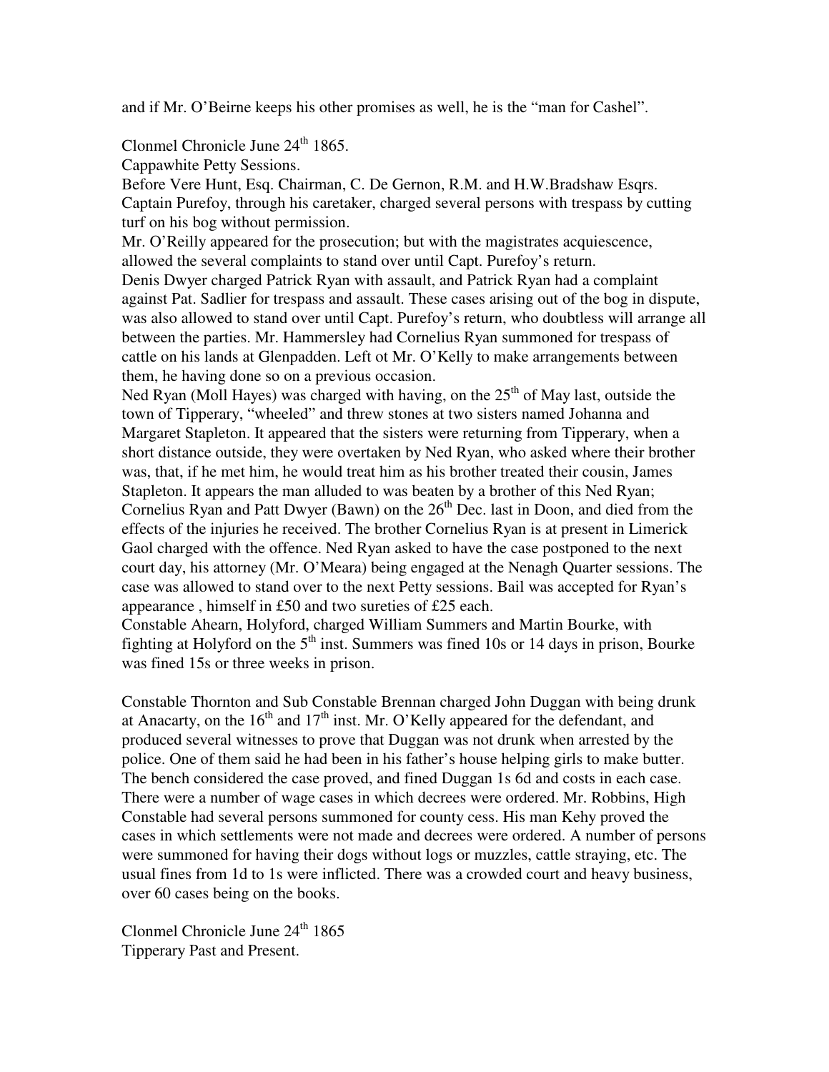and if Mr. O'Beirne keeps his other promises as well, he is the "man for Cashel".

Clonmel Chronicle June 24th 1865.
Cappawhite Petty Sessions.
Before Vere Hunt, Esq. Chairman, C. De Gernon, R.M. and H.W.Bradshaw Esqrs.
Captain Purefoy, through his caretaker, charged several persons with trespass by cutting turf on his bog without permission.
Mr. O'Reilly appeared for the prosecution; but with the magistrates acquiescence, allowed the several complaints to stand over until Capt. Purefoy's return.
Denis Dwyer charged Patrick Ryan with assault, and Patrick Ryan had a complaint against Pat. Sadlier for trespass and assault. These cases arising out of the bog in dispute, was also allowed to stand over until Capt. Purefoy's return, who doubtless will arrange all between the parties. Mr. Hammersley had Cornelius Ryan summoned for trespass of cattle on his lands at Glenpadden. Left ot Mr. O'Kelly to make arrangements between them, he having done so on a previous occasion.
Ned Ryan (Moll Hayes) was charged with having, on the 25th of May last, outside the town of Tipperary, "wheeled" and threw stones at two sisters named Johanna and Margaret Stapleton. It appeared that the sisters were returning from Tipperary, when a short distance outside, they were overtaken by Ned Ryan, who asked where their brother was, that, if he met him, he would treat him as his brother treated their cousin, James Stapleton. It appears the man alluded to was beaten by a brother of this Ned Ryan; Cornelius Ryan and Patt Dwyer (Bawn) on the 26th Dec. last in Doon, and died from the effects of the injuries he received. The brother Cornelius Ryan is at present in Limerick Gaol charged with the offence. Ned Ryan asked to have the case postponed to the next court day, his attorney (Mr. O'Meara) being engaged at the Nenagh Quarter sessions. The case was allowed to stand over to the next Petty sessions. Bail was accepted for Ryan's appearance , himself in £50 and two sureties of £25 each.
Constable Ahearn, Holyford, charged William Summers and Martin Bourke, with fighting at Holyford on the 5th inst. Summers was fined 10s or 14 days in prison, Bourke was fined 15s or three weeks in prison.

Constable Thornton and Sub Constable Brennan charged John Duggan with being drunk at Anacarty, on the 16th and 17th inst. Mr. O'Kelly appeared for the defendant, and produced several witnesses to prove that Duggan was not drunk when arrested by the police. One of them said he had been in his father's house helping girls to make butter. The bench considered the case proved, and fined Duggan 1s 6d and costs in each case. There were a number of wage cases in which decrees were ordered. Mr. Robbins, High Constable had several persons summoned for county cess. His man Kehy proved the cases in which settlements were not made and decrees were ordered. A number of persons were summoned for having their dogs without logs or muzzles, cattle straying, etc. The usual fines from 1d to 1s were inflicted. There was a crowded court and heavy business, over 60 cases being on the books.

Clonmel Chronicle June 24th 1865
Tipperary Past and Present.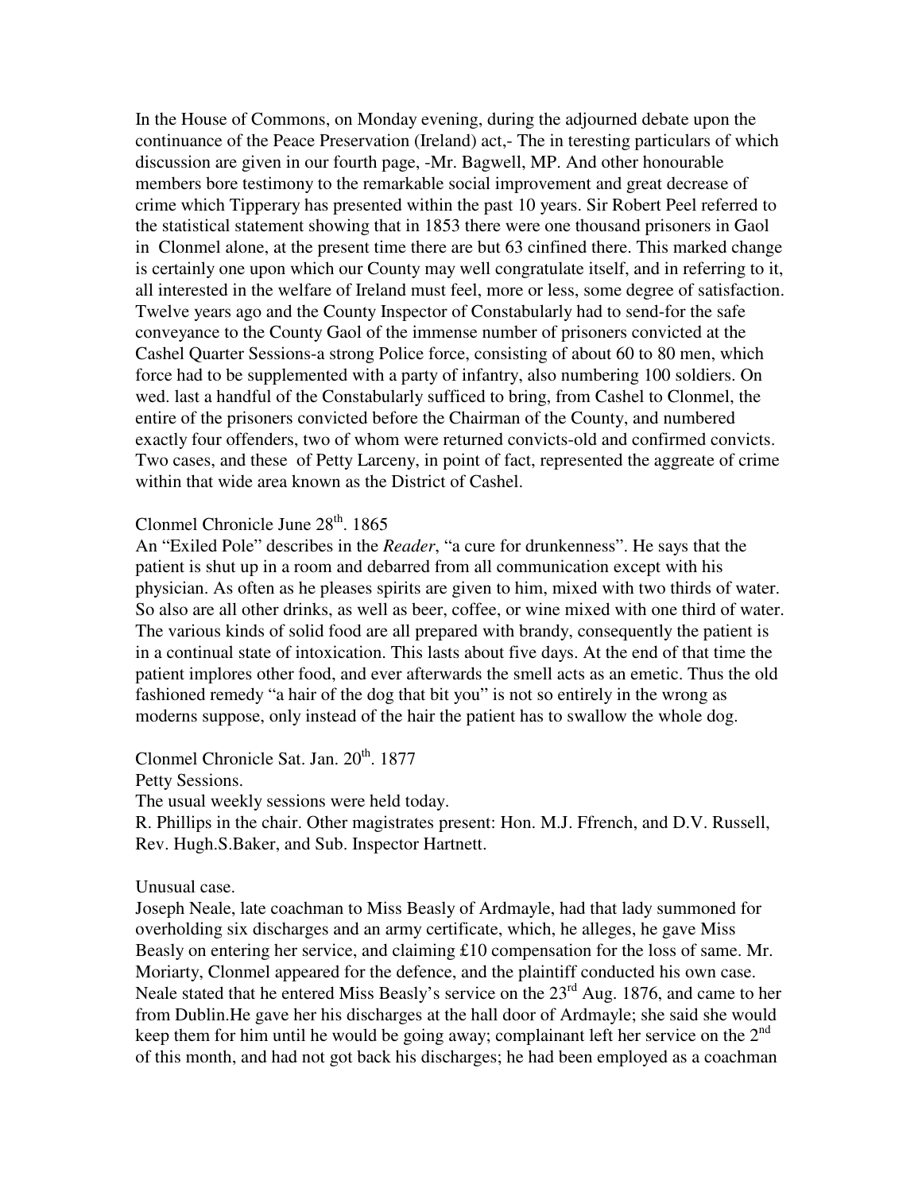In the House of Commons, on Monday evening, during the adjourned debate upon the continuance of the Peace Preservation (Ireland) act,- The in teresting particulars of which discussion are given in our fourth page, -Mr. Bagwell, MP. And other honourable members bore testimony to the remarkable social improvement and great decrease of crime which Tipperary has presented within the past 10 years. Sir Robert Peel referred to the statistical statement showing that in 1853 there were one thousand prisoners in Gaol in Clonmel alone, at the present time there are but 63 cinfined there. This marked change is certainly one upon which our County may well congratulate itself, and in referring to it, all interested in the welfare of Ireland must feel, more or less, some degree of satisfaction. Twelve years ago and the County Inspector of Constabularly had to send-for the safe conveyance to the County Gaol of the immense number of prisoners convicted at the Cashel Quarter Sessions-a strong Police force, consisting of about 60 to 80 men, which force had to be supplemented with a party of infantry, also numbering 100 soldiers. On wed. last a handful of the Constabularly sufficed to bring, from Cashel to Clonmel, the entire of the prisoners convicted before the Chairman of the County, and numbered exactly four offenders, two of whom were returned convicts-old and confirmed convicts. Two cases, and these of Petty Larceny, in point of fact, represented the aggreate of crime within that wide area known as the District of Cashel.

Clonmel Chronicle June 28th. 1865

An "Exiled Pole" describes in the *Reader*, "a cure for drunkenness". He says that the patient is shut up in a room and debarred from all communication except with his physician. As often as he pleases spirits are given to him, mixed with two thirds of water. So also are all other drinks, as well as beer, coffee, or wine mixed with one third of water. The various kinds of solid food are all prepared with brandy, consequently the patient is in a continual state of intoxication. This lasts about five days. At the end of that time the patient implores other food, and ever afterwards the smell acts as an emetic. Thus the old fashioned remedy "a hair of the dog that bit you" is not so entirely in the wrong as moderns suppose, only instead of the hair the patient has to swallow the whole dog.

Clonmel Chronicle Sat. Jan. 20th. 1877

Petty Sessions.

The usual weekly sessions were held today.

R. Phillips in the chair. Other magistrates present: Hon. M.J. Ffrench, and D.V. Russell, Rev. Hugh.S.Baker, and Sub. Inspector Hartnett.

Unusual case.

Joseph Neale, late coachman to Miss Beasly of Ardmayle, had that lady summoned for overholding six discharges and an army certificate, which, he alleges, he gave Miss Beasly on entering her service, and claiming £10 compensation for the loss of same. Mr. Moriarty, Clonmel appeared for the defence, and the plaintiff conducted his own case. Neale stated that he entered Miss Beasly's service on the 23rd Aug. 1876, and came to her from Dublin.He gave her his discharges at the hall door of Ardmayle; she said she would keep them for him until he would be going away; complainant left her service on the 2nd of this month, and had not got back his discharges; he had been employed as a coachman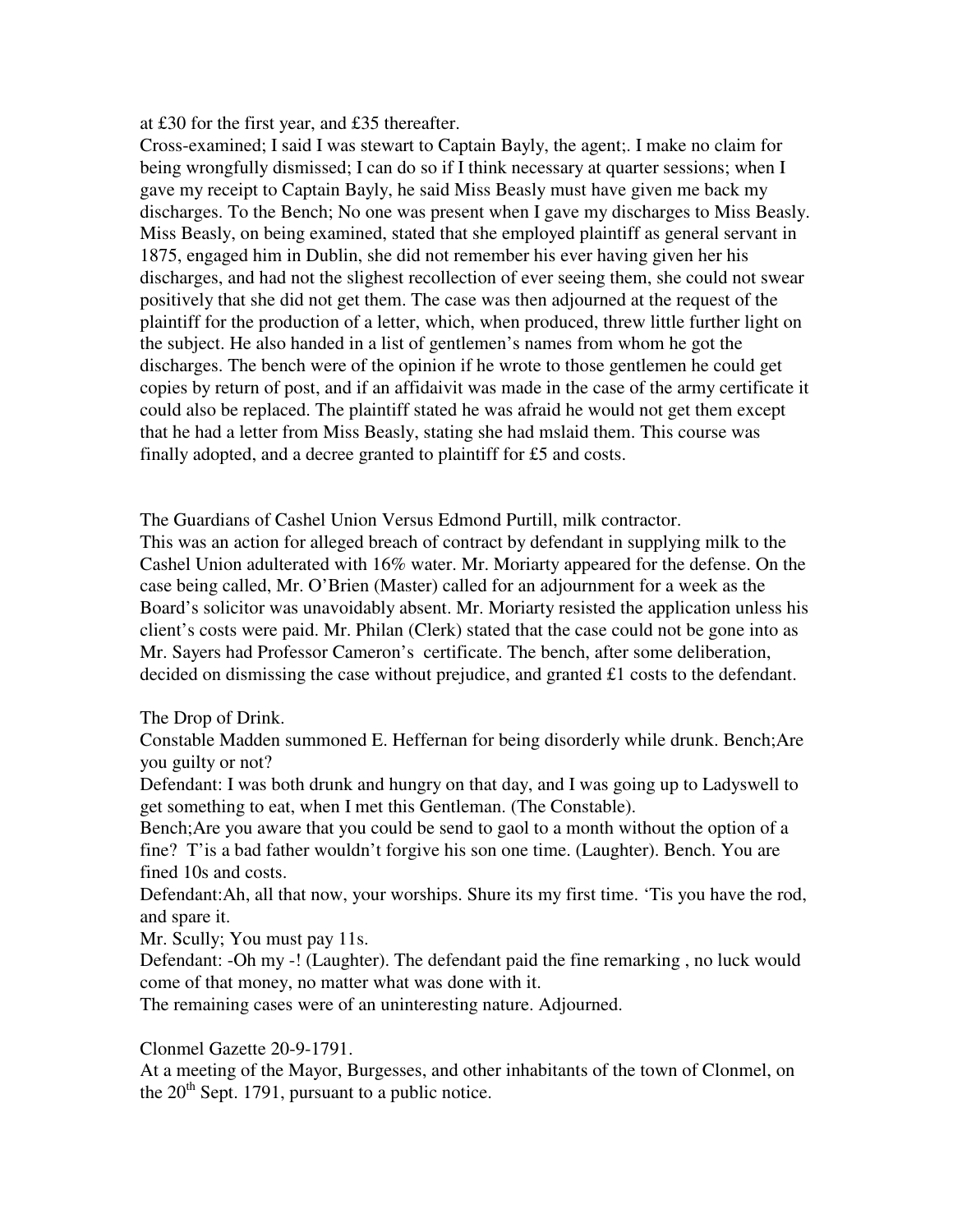at £30 for the first year, and £35 thereafter.

Cross-examined; I said I was stewart to Captain Bayly, the agent;. I make no claim for being wrongfully dismissed; I can do so if I think necessary at quarter sessions; when I gave my receipt to Captain Bayly, he said Miss Beasly must have given me back my discharges. To the Bench; No one was present when I gave my discharges to Miss Beasly. Miss Beasly, on being examined, stated that she employed plaintiff as general servant in 1875, engaged him in Dublin, she did not remember his ever having given her his discharges, and had not the slighest recollection of ever seeing them, she could not swear positively that she did not get them. The case was then adjourned at the request of the plaintiff for the production of a letter, which, when produced, threw little further light on the subject. He also handed in a list of gentlemen's names from whom he got the discharges. The bench were of the opinion if he wrote to those gentlemen he could get copies by return of post, and if an affidaivit was made in the case of the army certificate it could also be replaced. The plaintiff stated he was afraid he would not get them except that he had a letter from Miss Beasly, stating she had mslaid them. This course was finally adopted, and a decree granted to plaintiff for £5 and costs.

The Guardians of Cashel Union Versus Edmond Purtill, milk contractor.

This was an action for alleged breach of contract by defendant in supplying milk to the Cashel Union adulterated with 16% water. Mr. Moriarty appeared for the defense. On the case being called, Mr. O'Brien (Master) called for an adjournment for a week as the Board's solicitor was unavoidably absent. Mr. Moriarty resisted the application unless his client's costs were paid. Mr. Philan (Clerk) stated that the case could not be gone into as Mr. Sayers had Professor Cameron's certificate. The bench, after some deliberation, decided on dismissing the case without prejudice, and granted £1 costs to the defendant.

The Drop of Drink.

Constable Madden summoned E. Heffernan for being disorderly while drunk. Bench;Are you guilty or not?

Defendant: I was both drunk and hungry on that day, and I was going up to Ladyswell to get something to eat, when I met this Gentleman. (The Constable).

Bench;Are you aware that you could be send to gaol to a month without the option of a fine? T'is a bad father wouldn't forgive his son one time. (Laughter). Bench. You are fined 10s and costs.

Defendant:Ah, all that now, your worships. Shure its my first time. 'Tis you have the rod, and spare it.

Mr. Scully; You must pay 11s.

Defendant: -Oh my -! (Laughter). The defendant paid the fine remarking , no luck would come of that money, no matter what was done with it.

The remaining cases were of an uninteresting nature. Adjourned.

Clonmel Gazette 20-9-1791.

At a meeting of the Mayor, Burgesses, and other inhabitants of the town of Clonmel, on the 20th Sept. 1791, pursuant to a public notice.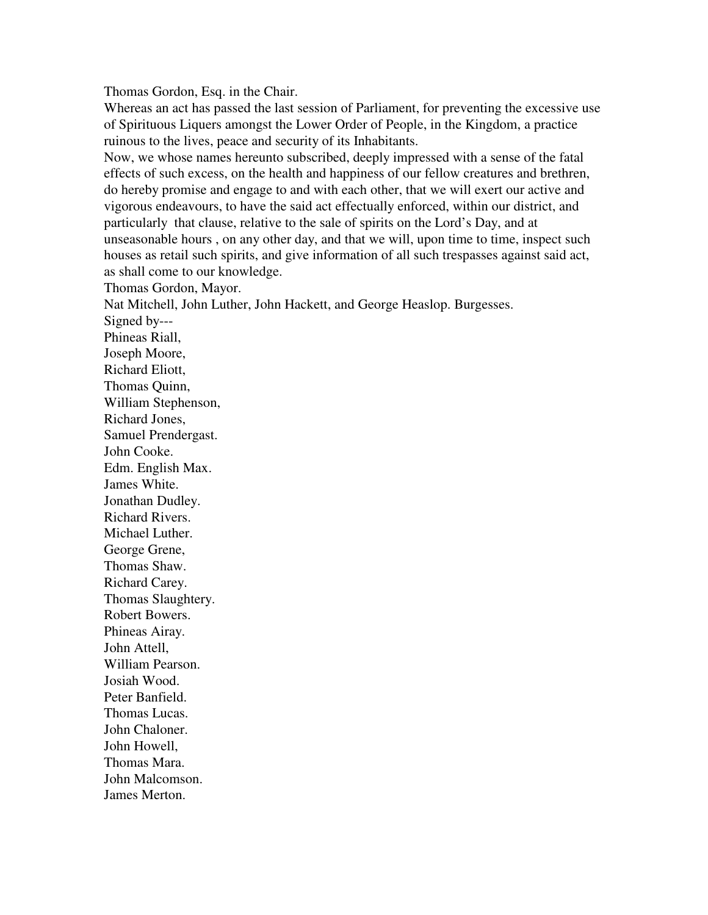Thomas Gordon, Esq. in the Chair.

Whereas an act has passed the last session of Parliament, for preventing the excessive use of Spirituous Liquers amongst the Lower Order of People, in the Kingdom, a practice ruinous to the lives, peace and security of its Inhabitants.

Now, we whose names hereunto subscribed, deeply impressed with a sense of the fatal effects of such excess, on the health and happiness of our fellow creatures and brethren, do hereby promise and engage to and with each other, that we will exert our active and vigorous endeavours, to have the said act effectually enforced, within our district, and particularly that clause, relative to the sale of spirits on the Lord's Day, and at unseasonable hours , on any other day, and that we will, upon time to time, inspect such houses as retail such spirits, and give information of all such trespasses against said act, as shall come to our knowledge.

Thomas Gordon, Mayor.

Nat Mitchell, John Luther, John Hackett, and George Heaslop. Burgesses.

Signed by---

Phineas Riall,
Joseph Moore,
Richard Eliott,
Thomas Quinn,
William Stephenson,
Richard Jones,
Samuel Prendergast.
John Cooke.
Edm. English Max.
James White.
Jonathan Dudley.
Richard Rivers.
Michael Luther.
George Grene,
Thomas Shaw.
Richard Carey.
Thomas Slaughtery.
Robert Bowers.
Phineas Airay.
John Attell,
William Pearson.
Josiah Wood.
Peter Banfield.
Thomas Lucas.
John Chaloner.
John Howell,
Thomas Mara.
John Malcomson.
James Merton.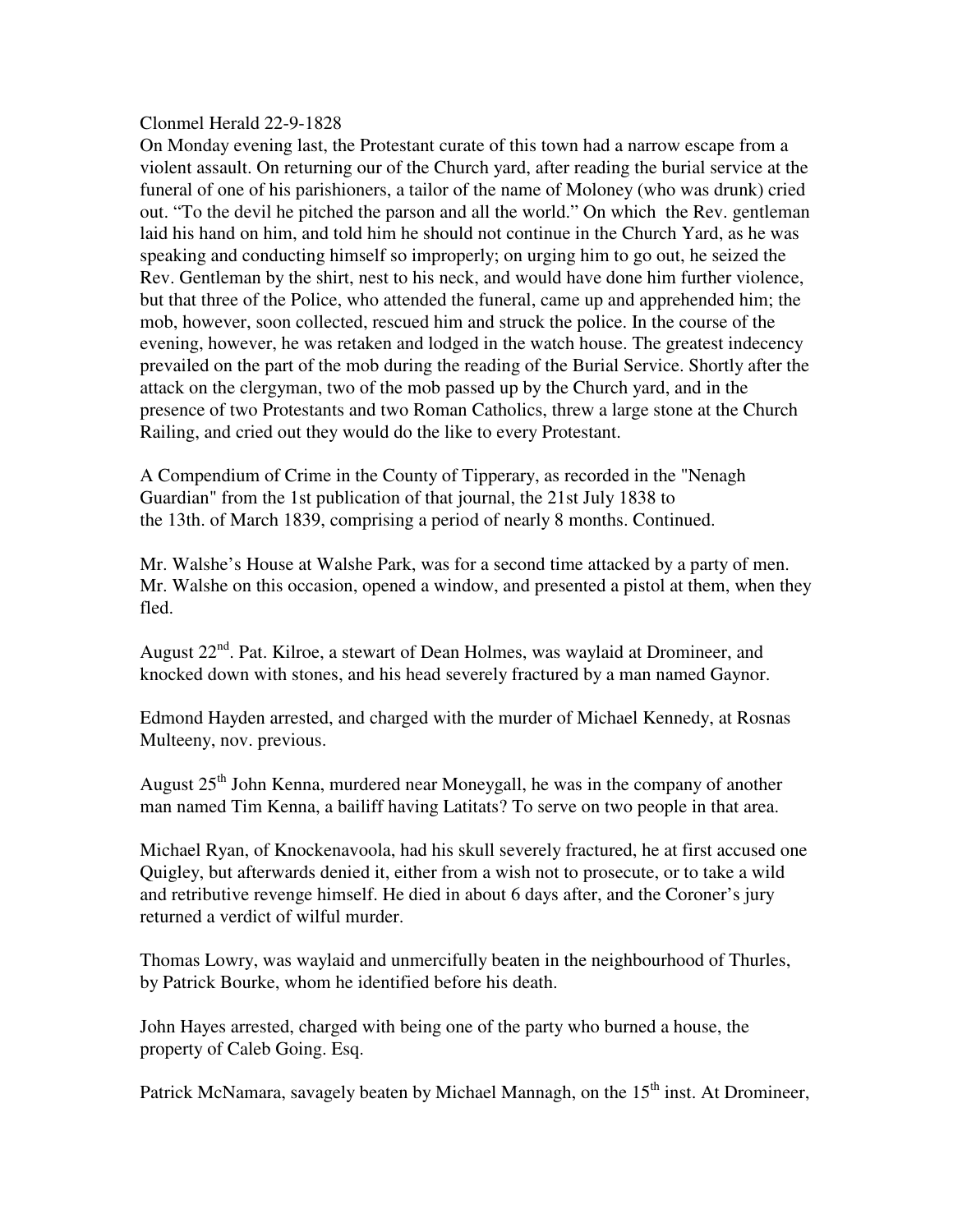Clonmel Herald 22-9-1828

On Monday evening last, the Protestant curate of this town had a narrow escape from a violent assault. On returning our of the Church yard, after reading the burial service at the funeral of one of his parishioners, a tailor of the name of Moloney (who was drunk) cried out. "To the devil he pitched the parson and all the world." On which the Rev. gentleman laid his hand on him, and told him he should not continue in the Church Yard, as he was speaking and conducting himself so improperly; on urging him to go out, he seized the Rev. Gentleman by the shirt, nest to his neck, and would have done him further violence, but that three of the Police, who attended the funeral, came up and apprehended him; the mob, however, soon collected, rescued him and struck the police. In the course of the evening, however, he was retaken and lodged in the watch house. The greatest indecency prevailed on the part of the mob during the reading of the Burial Service. Shortly after the attack on the clergyman, two of the mob passed up by the Church yard, and in the presence of two Protestants and two Roman Catholics, threw a large stone at the Church Railing, and cried out they would do the like to every Protestant.

A Compendium of Crime in the County of Tipperary, as recorded in the "Nenagh Guardian" from the 1st publication of that journal, the 21st July 1838 to the 13th. of March 1839, comprising a period of nearly 8 months. Continued.

Mr. Walshe's House at Walshe Park, was for a second time attacked by a party of men. Mr. Walshe on this occasion, opened a window, and presented a pistol at them, when they fled.

August 22nd. Pat. Kilroe, a stewart of Dean Holmes, was waylaid at Dromineer, and knocked down with stones, and his head severely fractured by a man named Gaynor.

Edmond Hayden arrested, and charged with the murder of Michael Kennedy, at Rosnas Multeeny, nov. previous.

August 25th John Kenna, murdered near Moneygall, he was in the company of another man named Tim Kenna, a bailiff having Latitats? To serve on two people in that area.

Michael Ryan, of Knockenavoola, had his skull severely fractured, he at first accused one Quigley, but afterwards denied it, either from a wish not to prosecute, or to take a wild and retributive revenge himself. He died in about 6 days after, and the Coroner's jury returned a verdict of wilful murder.

Thomas Lowry, was waylaid and unmercifully beaten in the neighbourhood of Thurles, by Patrick Bourke, whom he identified before his death.

John Hayes arrested, charged with being one of the party who burned a house, the property of Caleb Going. Esq.

Patrick McNamara, savagely beaten by Michael Mannagh, on the 15th inst. At Dromineer,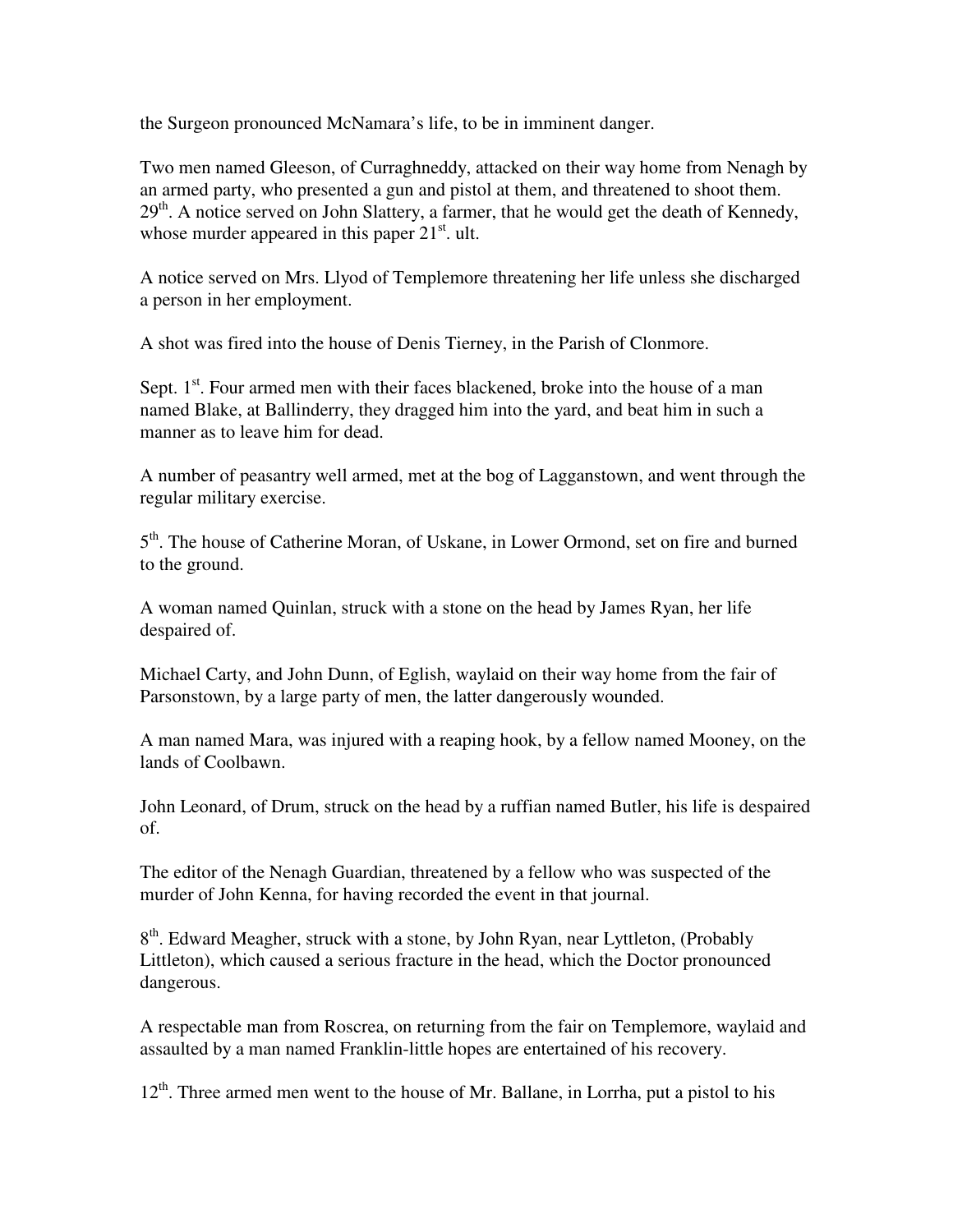the Surgeon pronounced McNamara's life, to be in imminent danger.

Two men named Gleeson, of Curraghneddy, attacked on their way home from Nenagh by an armed party, who presented a gun and pistol at them, and threatened to shoot them. 29th. A notice served on John Slattery, a farmer, that he would get the death of Kennedy, whose murder appeared in this paper 21st. ult.

A notice served on Mrs. Llyod of Templemore threatening her life unless she discharged a person in her employment.

A shot was fired into the house of Denis Tierney, in the Parish of Clonmore.

Sept. 1st. Four armed men with their faces blackened, broke into the house of a man named Blake, at Ballinderry, they dragged him into the yard, and beat him in such a manner as to leave him for dead.

A number of peasantry well armed, met at the bog of Lagganstown, and went through the regular military exercise.

5th. The house of Catherine Moran, of Uskane, in Lower Ormond, set on fire and burned to the ground.

A woman named Quinlan, struck with a stone on the head by James Ryan, her life despaired of.

Michael Carty, and John Dunn, of Eglish, waylaid on their way home from the fair of Parsonstown, by a large party of men, the latter dangerously wounded.

A man named Mara, was injured with a reaping hook, by a fellow named Mooney, on the lands of Coolbawn.

John Leonard, of Drum, struck on the head by a ruffian named Butler, his life is despaired of.

The editor of the Nenagh Guardian, threatened by a fellow who was suspected of the murder of John Kenna, for having recorded the event in that journal.

8th. Edward Meagher, struck with a stone, by John Ryan, near Lyttleton, (Probably Littleton), which caused a serious fracture in the head, which the Doctor pronounced dangerous.

A respectable man from Roscrea, on returning from the fair on Templemore, waylaid and assaulted by a man named Franklin-little hopes are entertained of his recovery.

12th. Three armed men went to the house of Mr. Ballane, in Lorrha, put a pistol to his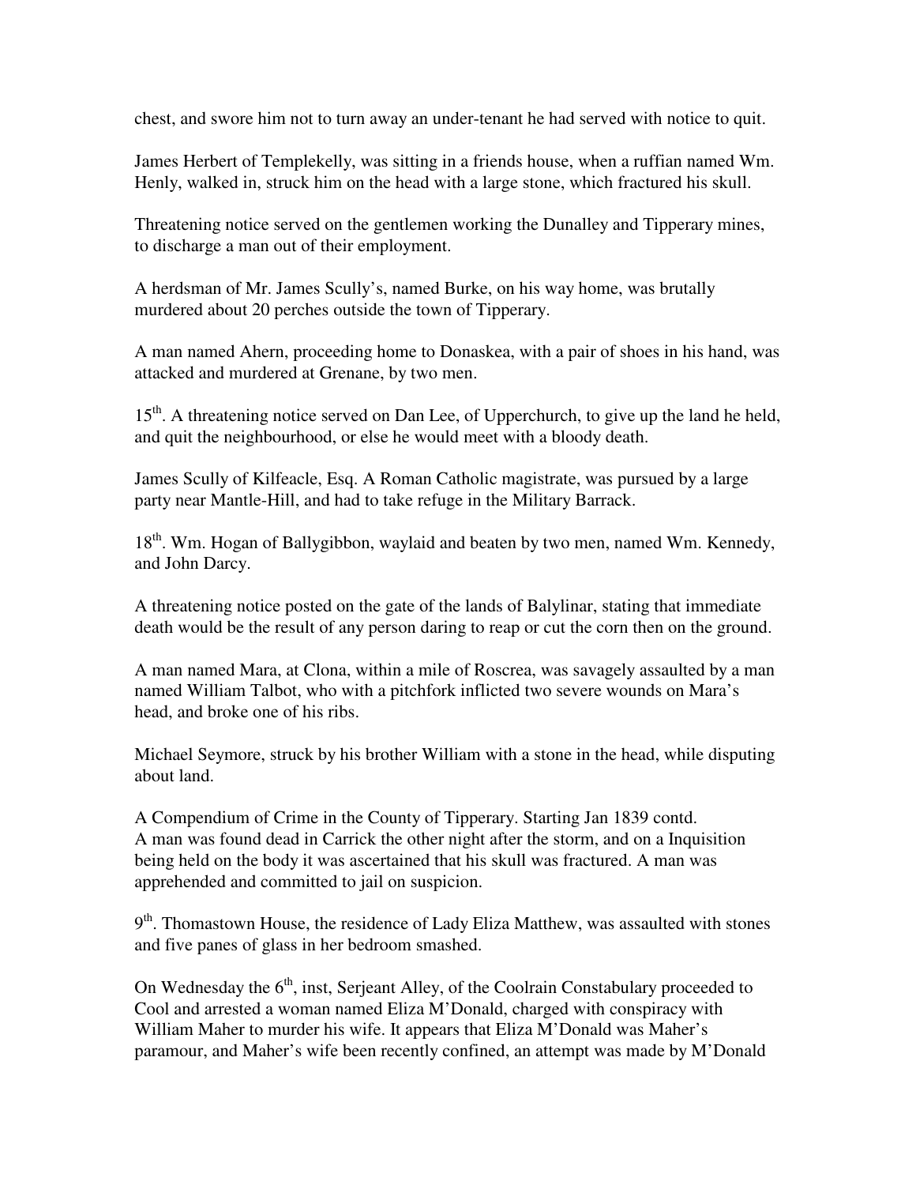chest, and swore him not to turn away an under-tenant he had served with notice to quit.

James Herbert of Templekelly, was sitting in a friends house, when a ruffian named Wm. Henly, walked in, struck him on the head with a large stone, which fractured his skull.

Threatening notice served on the gentlemen working the Dunalley and Tipperary mines, to discharge a man out of their employment.

A herdsman of Mr. James Scully's, named Burke, on his way home, was brutally murdered about 20 perches outside the town of Tipperary.

A man named Ahern, proceeding home to Donaskea, with a pair of shoes in his hand, was attacked and murdered at Grenane, by two men.

15th. A threatening notice served on Dan Lee, of Upperchurch, to give up the land he held, and quit the neighbourhood, or else he would meet with a bloody death.

James Scully of Kilfeacle, Esq. A Roman Catholic magistrate, was pursued by a large party near Mantle-Hill, and had to take refuge in the Military Barrack.

18th. Wm. Hogan of Ballygibbon, waylaid and beaten by two men, named Wm. Kennedy, and John Darcy.

A threatening notice posted on the gate of the lands of Balylinar, stating that immediate death would be the result of any person daring to reap or cut the corn then on the ground.

A man named Mara, at Clona, within a mile of Roscrea, was savagely assaulted by a man named William Talbot, who with a pitchfork inflicted two severe wounds on Mara's head, and broke one of his ribs.

Michael Seymore, struck by his brother William with a stone in the head, while disputing about land.

A Compendium of Crime in the County of Tipperary. Starting Jan 1839 contd.
A man was found dead in Carrick the other night after the storm, and on a Inquisition being held on the body it was ascertained that his skull was fractured. A man was apprehended and committed to jail on suspicion.

9th. Thomastown House, the residence of Lady Eliza Matthew, was assaulted with stones and five panes of glass in her bedroom smashed.

On Wednesday the 6th, inst, Serjeant Alley, of the Coolrain Constabulary proceeded to Cool and arrested a woman named Eliza M'Donald, charged with conspiracy with William Maher to murder his wife. It appears that Eliza M'Donald was Maher's paramour, and Maher's wife been recently confined, an attempt was made by M'Donald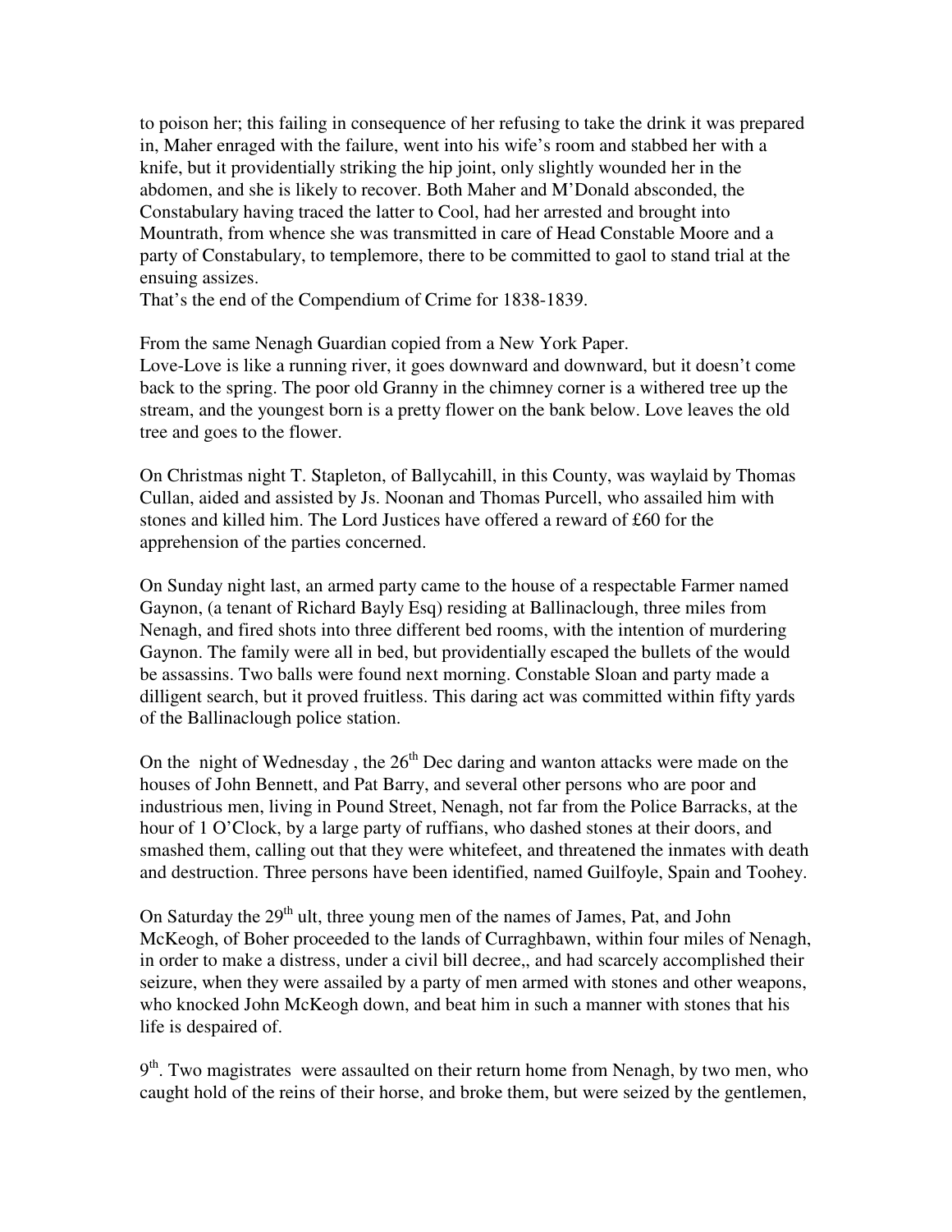to poison her; this failing in consequence of her refusing to take the drink it was prepared in, Maher enraged with the failure, went into his wife's room and stabbed her with a knife, but it providentially striking the hip joint, only slightly wounded her in the abdomen, and she is likely to recover. Both Maher and M'Donald absconded, the Constabulary having traced the latter to Cool, had her arrested and brought into Mountrath, from whence she was transmitted in care of Head Constable Moore and a party of Constabulary, to templemore, there to be committed to gaol to stand trial at the ensuing assizes.
That's the end of the Compendium of Crime for 1838-1839.

From the same Nenagh Guardian copied from a New York Paper.
Love-Love is like a running river, it goes downward and downward, but it doesn't come back to the spring. The poor old Granny in the chimney corner is a withered tree up the stream, and the youngest born is a pretty flower on the bank below. Love leaves the old tree and goes to the flower.

On Christmas night T. Stapleton, of Ballycahill, in this County, was waylaid by Thomas Cullan, aided and assisted by Js. Noonan and Thomas Purcell, who assailed him with stones and killed him. The Lord Justices have offered a reward of £60 for the apprehension of the parties concerned.

On Sunday night last, an armed party came to the house of a respectable Farmer named Gaynon, (a tenant of Richard Bayly Esq) residing at Ballinaclough, three miles from Nenagh, and fired shots into three different bed rooms, with the intention of murdering Gaynon. The family were all in bed, but providentially escaped the bullets of the would be assassins. Two balls were found next morning. Constable Sloan and party made a dilligent search, but it proved fruitless. This daring act was committed within fifty yards of the Ballinaclough police station.

On the night of Wednesday , the 26th Dec daring and wanton attacks were made on the houses of John Bennett, and Pat Barry, and several other persons who are poor and industrious men, living in Pound Street, Nenagh, not far from the Police Barracks, at the hour of 1 O'Clock, by a large party of ruffians, who dashed stones at their doors, and smashed them, calling out that they were whitefeet, and threatened the inmates with death and destruction. Three persons have been identified, named Guilfoyle, Spain and Toohey.

On Saturday the 29th ult, three young men of the names of James, Pat, and John McKeogh, of Boher proceeded to the lands of Curraghbawn, within four miles of Nenagh, in order to make a distress, under a civil bill decree,, and had scarcely accomplished their seizure, when they were assailed by a party of men armed with stones and other weapons, who knocked John McKeogh down, and beat him in such a manner with stones that his life is despaired of.

9th. Two magistrates were assaulted on their return home from Nenagh, by two men, who caught hold of the reins of their horse, and broke them, but were seized by the gentlemen,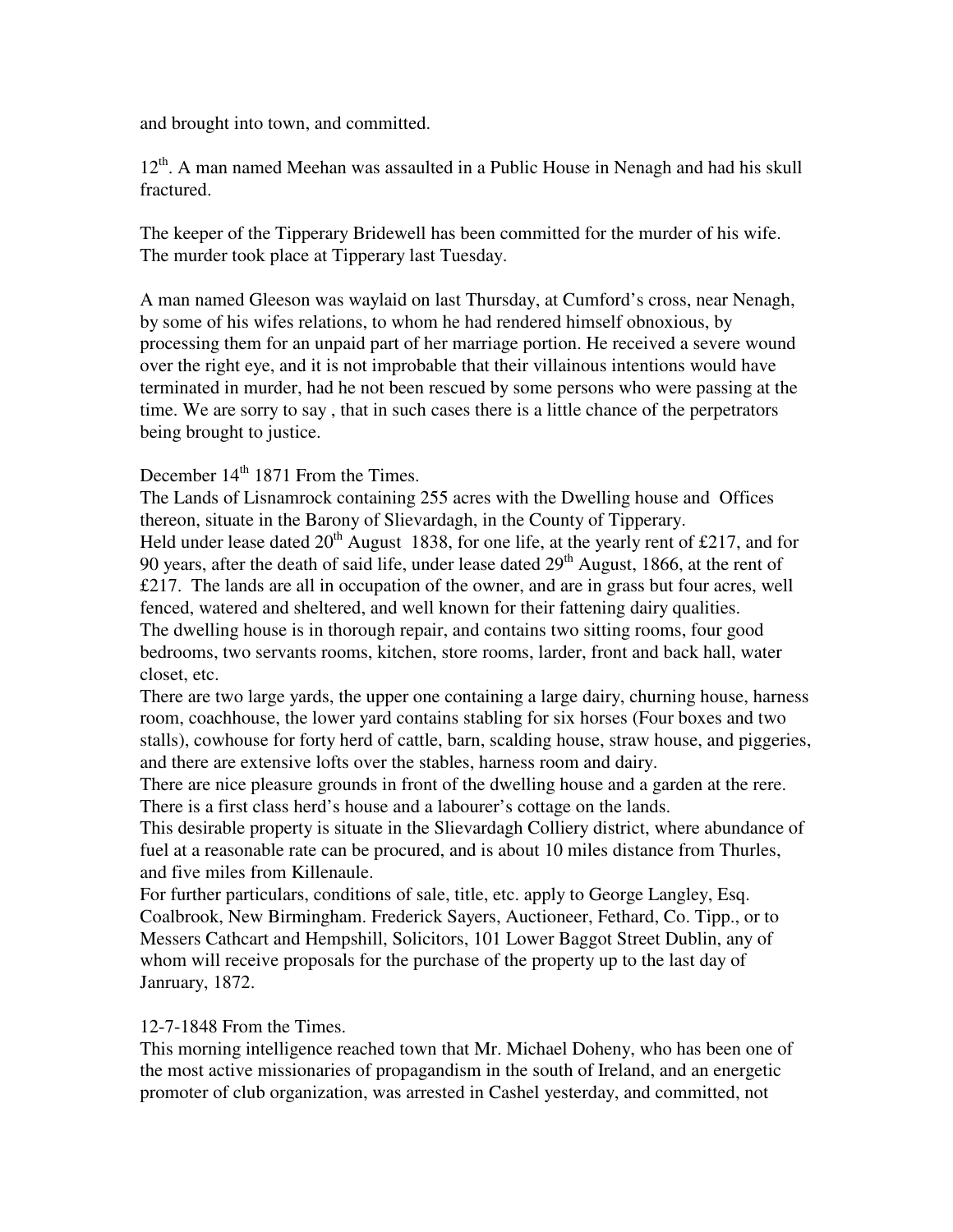and brought into town, and committed.

12th. A man named Meehan was assaulted in a Public House in Nenagh and had his skull fractured.

The keeper of the Tipperary Bridewell has been committed for the murder of his wife. The murder took place at Tipperary last Tuesday.

A man named Gleeson was waylaid on last Thursday, at Cumford's cross, near Nenagh, by some of his wifes relations, to whom he had rendered himself obnoxious, by processing them for an unpaid part of her marriage portion. He received a severe wound over the right eye, and it is not improbable that their villainous intentions would have terminated in murder, had he not been rescued by some persons who were passing at the time. We are sorry to say , that in such cases there is a little chance of the perpetrators being brought to justice.

December 14th 1871 From the Times.

The Lands of Lisnamrock containing 255 acres with the Dwelling house and Offices thereon, situate in the Barony of Slievardagh, in the County of Tipperary.

Held under lease dated 20th August 1838, for one life, at the yearly rent of £217, and for 90 years, after the death of said life, under lease dated 29th August, 1866, at the rent of £217. The lands are all in occupation of the owner, and are in grass but four acres, well fenced, watered and sheltered, and well known for their fattening dairy qualities.

The dwelling house is in thorough repair, and contains two sitting rooms, four good bedrooms, two servants rooms, kitchen, store rooms, larder, front and back hall, water closet, etc.

There are two large yards, the upper one containing a large dairy, churning house, harness room, coachhouse, the lower yard contains stabling for six horses (Four boxes and two stalls), cowhouse for forty herd of cattle, barn, scalding house, straw house, and piggeries, and there are extensive lofts over the stables, harness room and dairy.

There are nice pleasure grounds in front of the dwelling house and a garden at the rere. There is a first class herd's house and a labourer's cottage on the lands.

This desirable property is situate in the Slievardagh Colliery district, where abundance of fuel at a reasonable rate can be procured, and is about 10 miles distance from Thurles, and five miles from Killenaule.

For further particulars, conditions of sale, title, etc. apply to George Langley, Esq. Coalbrook, New Birmingham. Frederick Sayers, Auctioneer, Fethard, Co. Tipp., or to Messers Cathcart and Hempshill, Solicitors, 101 Lower Baggot Street Dublin, any of whom will receive proposals for the purchase of the property up to the last day of Janruary, 1872.

12-7-1848 From the Times.

This morning intelligence reached town that Mr. Michael Doheny, who has been one of the most active missionaries of propagandism in the south of Ireland, and an energetic promoter of club organization, was arrested in Cashel yesterday, and committed, not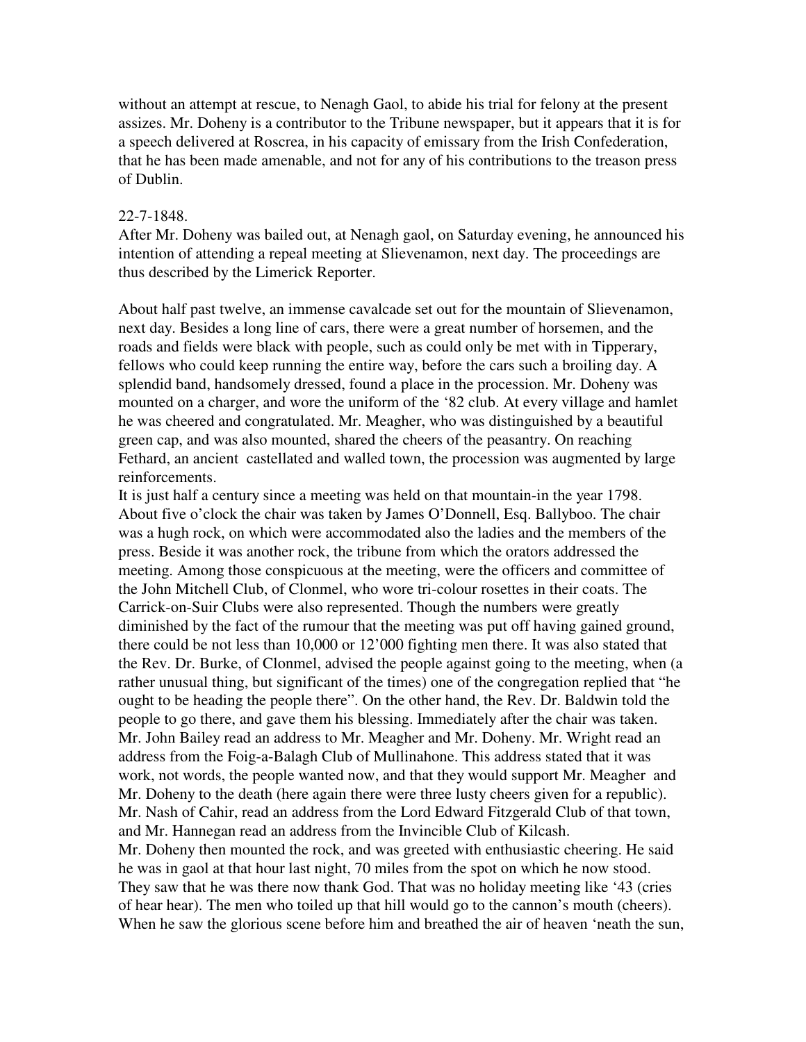without an attempt at rescue, to Nenagh Gaol, to abide his trial for felony at the present assizes. Mr. Doheny is a contributor to the Tribune newspaper, but it appears that it is for a speech delivered at Roscrea, in his capacity of emissary from the Irish Confederation, that he has been made amenable, and not for any of his contributions to the treason press of Dublin.

22-7-1848.

After Mr. Doheny was bailed out, at Nenagh gaol, on Saturday evening, he announced his intention of attending a repeal meeting at Slievenamon, next day. The proceedings are thus described by the Limerick Reporter.

About half past twelve, an immense cavalcade set out for the mountain of Slievenamon, next day. Besides a long line of cars, there were a great number of horsemen, and the roads and fields were black with people, such as could only be met with in Tipperary, fellows who could keep running the entire way, before the cars such a broiling day. A splendid band, handsomely dressed, found a place in the procession. Mr. Doheny was mounted on a charger, and wore the uniform of the '82 club. At every village and hamlet he was cheered and congratulated. Mr. Meagher, who was distinguished by a beautiful green cap, and was also mounted, shared the cheers of the peasantry. On reaching Fethard, an ancient castellated and walled town, the procession was augmented by large reinforcements.

It is just half a century since a meeting was held on that mountain-in the year 1798. About five o'clock the chair was taken by James O'Donnell, Esq. Ballyboo. The chair was a hugh rock, on which were accommodated also the ladies and the members of the press. Beside it was another rock, the tribune from which the orators addressed the meeting. Among those conspicuous at the meeting, were the officers and committee of the John Mitchell Club, of Clonmel, who wore tri-colour rosettes in their coats. The Carrick-on-Suir Clubs were also represented. Though the numbers were greatly diminished by the fact of the rumour that the meeting was put off having gained ground, there could be not less than 10,000 or 12'000 fighting men there. It was also stated that the Rev. Dr. Burke, of Clonmel, advised the people against going to the meeting, when (a rather unusual thing, but significant of the times) one of the congregation replied that "he ought to be heading the people there". On the other hand, the Rev. Dr. Baldwin told the people to go there, and gave them his blessing. Immediately after the chair was taken. Mr. John Bailey read an address to Mr. Meagher and Mr. Doheny. Mr. Wright read an address from the Foig-a-Balagh Club of Mullinahone. This address stated that it was work, not words, the people wanted now, and that they would support Mr. Meagher and Mr. Doheny to the death (here again there were three lusty cheers given for a republic). Mr. Nash of Cahir, read an address from the Lord Edward Fitzgerald Club of that town, and Mr. Hannegan read an address from the Invincible Club of Kilcash.

Mr. Doheny then mounted the rock, and was greeted with enthusiastic cheering. He said he was in gaol at that hour last night, 70 miles from the spot on which he now stood. They saw that he was there now thank God. That was no holiday meeting like '43 (cries of hear hear). The men who toiled up that hill would go to the cannon's mouth (cheers). When he saw the glorious scene before him and breathed the air of heaven 'neath the sun,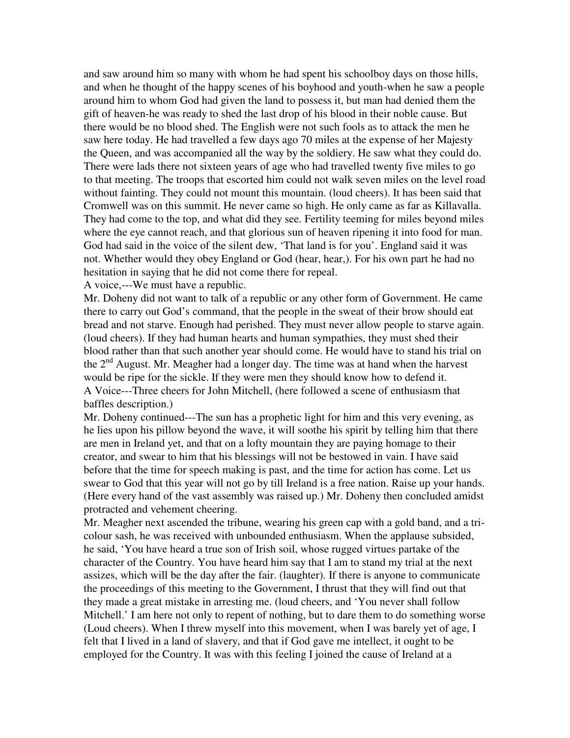and saw around him so many with whom he had spent his schoolboy days on those hills, and when he thought of the happy scenes of his boyhood and youth-when he saw a people around him to whom God had given the land to possess it, but man had denied them the gift of heaven-he was ready to shed the last drop of his blood in their noble cause. But there would be no blood shed. The English were not such fools as to attack the men he saw here today. He had travelled a few days ago 70 miles at the expense of her Majesty the Queen, and was accompanied all the way by the soldiery. He saw what they could do. There were lads there not sixteen years of age who had travelled twenty five miles to go to that meeting. The troops that escorted him could not walk seven miles on the level road without fainting. They could not mount this mountain. (loud cheers). It has been said that Cromwell was on this summit. He never came so high. He only came as far as Killavalla. They had come to the top, and what did they see. Fertility teeming for miles beyond miles where the eye cannot reach, and that glorious sun of heaven ripening it into food for man. God had said in the voice of the silent dew, 'That land is for you'. England said it was not. Whether would they obey England or God (hear, hear,). For his own part he had no hesitation in saying that he did not come there for repeal.

A voice,---We must have a republic.

Mr. Doheny did not want to talk of a republic or any other form of Government. He came there to carry out God's command, that the people in the sweat of their brow should eat bread and not starve. Enough had perished. They must never allow people to starve again. (loud cheers). If they had human hearts and human sympathies, they must shed their blood rather than that such another year should come. He would have to stand his trial on the 2nd August. Mr. Meagher had a longer day. The time was at hand when the harvest would be ripe for the sickle. If they were men they should know how to defend it.

A Voice---Three cheers for John Mitchell, (here followed a scene of enthusiasm that baffles description.)

Mr. Doheny continued---The sun has a prophetic light for him and this very evening, as he lies upon his pillow beyond the wave, it will soothe his spirit by telling him that there are men in Ireland yet, and that on a lofty mountain they are paying homage to their creator, and swear to him that his blessings will not be bestowed in vain. I have said before that the time for speech making is past, and the time for action has come. Let us swear to God that this year will not go by till Ireland is a free nation. Raise up your hands. (Here every hand of the vast assembly was raised up.) Mr. Doheny then concluded amidst protracted and vehement cheering.

Mr. Meagher next ascended the tribune, wearing his green cap with a gold band, and a tri-colour sash, he was received with unbounded enthusiasm. When the applause subsided, he said, 'You have heard a true son of Irish soil, whose rugged virtues partake of the character of the Country. You have heard him say that I am to stand my trial at the next assizes, which will be the day after the fair. (laughter). If there is anyone to communicate the proceedings of this meeting to the Government, I thrust that they will find out that they made a great mistake in arresting me. (loud cheers, and 'You never shall follow Mitchell.' I am here not only to repent of nothing, but to dare them to do something worse (Loud cheers). When I threw myself into this movement, when I was barely yet of age, I felt that I lived in a land of slavery, and that if God gave me intellect, it ought to be employed for the Country. It was with this feeling I joined the cause of Ireland at a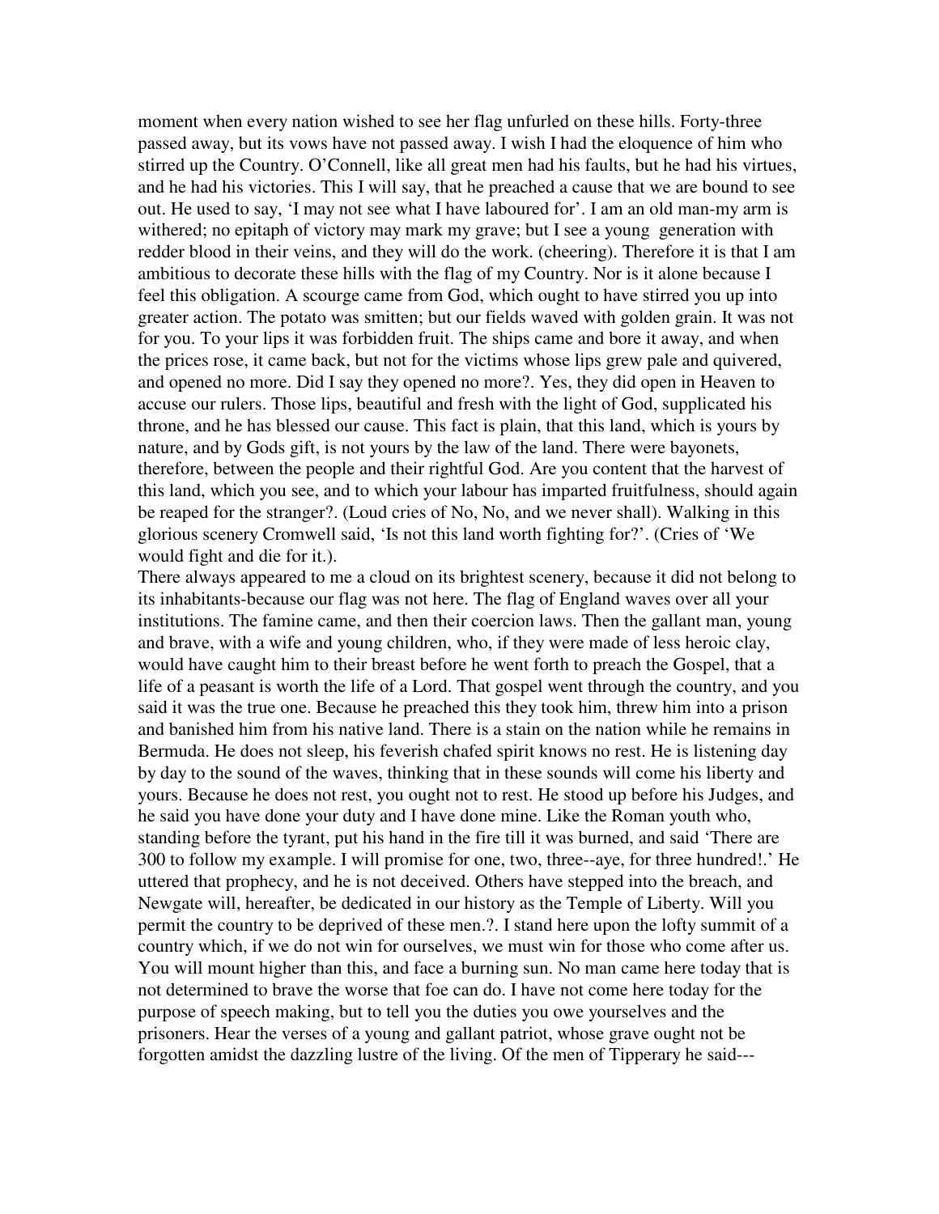moment when every nation wished to see her flag unfurled on these hills. Forty-three passed away, but its vows have not passed away. I wish I had the eloquence of him who stirred up the Country. O'Connell, like all great men had his faults, but he had his virtues, and he had his victories. This I will say, that he preached a cause that we are bound to see out. He used to say, 'I may not see what I have laboured for'. I am an old man-my arm is withered; no epitaph of victory may mark my grave; but I see a young generation with redder blood in their veins, and they will do the work. (cheering). Therefore it is that I am ambitious to decorate these hills with the flag of my Country. Nor is it alone because I feel this obligation. A scourge came from God, which ought to have stirred you up into greater action. The potato was smitten; but our fields waved with golden grain. It was not for you. To your lips it was forbidden fruit. The ships came and bore it away, and when the prices rose, it came back, but not for the victims whose lips grew pale and quivered, and opened no more. Did I say they opened no more?. Yes, they did open in Heaven to accuse our rulers. Those lips, beautiful and fresh with the light of God, supplicated his throne, and he has blessed our cause. This fact is plain, that this land, which is yours by nature, and by Gods gift, is not yours by the law of the land. There were bayonets, therefore, between the people and their rightful God. Are you content that the harvest of this land, which you see, and to which your labour has imparted fruitfulness, should again be reaped for the stranger?. (Loud cries of No, No, and we never shall). Walking in this glorious scenery Cromwell said, 'Is not this land worth fighting for?'. (Cries of 'We would fight and die for it.).

There always appeared to me a cloud on its brightest scenery, because it did not belong to its inhabitants-because our flag was not here. The flag of England waves over all your institutions. The famine came, and then their coercion laws. Then the gallant man, young and brave, with a wife and young children, who, if they were made of less heroic clay, would have caught him to their breast before he went forth to preach the Gospel, that a life of a peasant is worth the life of a Lord. That gospel went through the country, and you said it was the true one. Because he preached this they took him, threw him into a prison and banished him from his native land. There is a stain on the nation while he remains in Bermuda. He does not sleep, his feverish chafed spirit knows no rest. He is listening day by day to the sound of the waves, thinking that in these sounds will come his liberty and yours. Because he does not rest, you ought not to rest. He stood up before his Judges, and he said you have done your duty and I have done mine. Like the Roman youth who, standing before the tyrant, put his hand in the fire till it was burned, and said 'There are 300 to follow my example. I will promise for one, two, three--aye, for three hundred!.' He uttered that prophecy, and he is not deceived. Others have stepped into the breach, and Newgate will, hereafter, be dedicated in our history as the Temple of Liberty. Will you permit the country to be deprived of these men.?. I stand here upon the lofty summit of a country which, if we do not win for ourselves, we must win for those who come after us. You will mount higher than this, and face a burning sun. No man came here today that is not determined to brave the worse that foe can do. I have not come here today for the purpose of speech making, but to tell you the duties you owe yourselves and the prisoners. Hear the verses of a young and gallant patriot, whose grave ought not be forgotten amidst the dazzling lustre of the living. Of the men of Tipperary he said---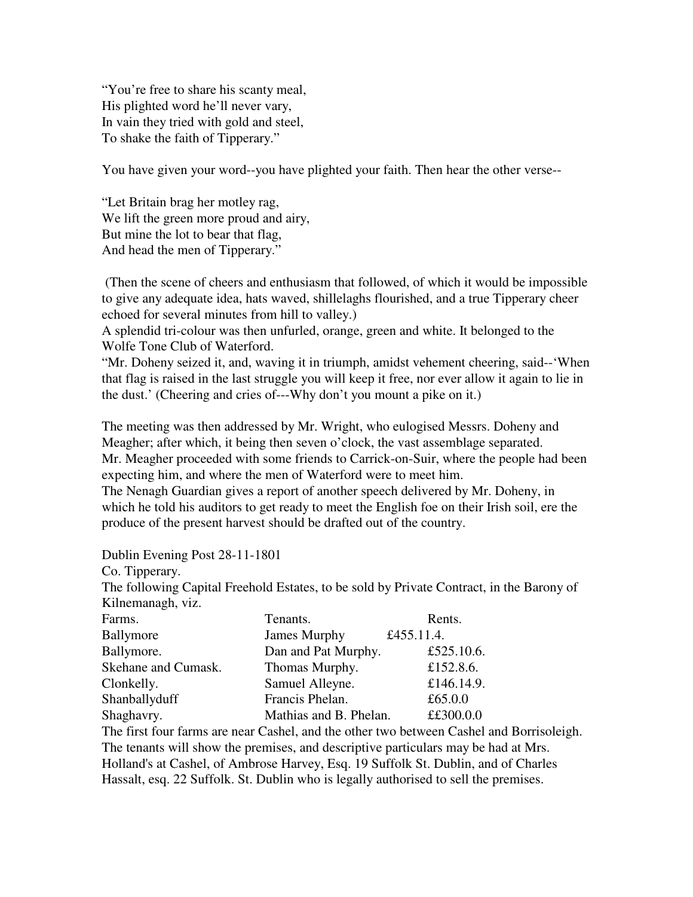"You're free to share his scanty meal,
His plighted word he'll never vary,
In vain they tried with gold and steel,
To shake the faith of Tipperary."

You have given your word--you have plighted your faith. Then hear the other verse--

"Let Britain brag her motley rag,
We lift the green more proud and airy,
But mine the lot to bear that flag,
And head the men of Tipperary."

(Then the scene of cheers and enthusiasm that followed, of which it would be impossible to give any adequate idea, hats waved, shillelaghs flourished, and a true Tipperary cheer echoed for several minutes from hill to valley.)

A splendid tri-colour was then unfurled, orange, green and white. It belonged to the Wolfe Tone Club of Waterford.

"Mr. Doheny seized it, and, waving it in triumph, amidst vehement cheering, said--'When that flag is raised in the last struggle you will keep it free, nor ever allow it again to lie in the dust.' (Cheering and cries of---Why don't you mount a pike on it.)

The meeting was then addressed by Mr. Wright, who eulogised Messrs. Doheny and Meagher; after which, it being then seven o'clock, the vast assemblage separated.

Mr. Meagher proceeded with some friends to Carrick-on-Suir, where the people had been expecting him, and where the men of Waterford were to meet him.

The Nenagh Guardian gives a report of another speech delivered by Mr. Doheny, in which he told his auditors to get ready to meet the English foe on their Irish soil, ere the produce of the present harvest should be drafted out of the country.

Dublin Evening Post 28-11-1801

Co. Tipperary.

The following Capital Freehold Estates, to be sold by Private Contract, in the Barony of Kilnemanagh, viz.

| Farms. | Tenants. | Rents. |
|---|---|---|
| Ballymore | James Murphy | £455.11.4. |
| Ballymore. | Dan and Pat Murphy. | £525.10.6. |
| Skehane and Cumask. | Thomas Murphy. | £152.8.6. |
| Clonkelly. | Samuel Alleyne. | £146.14.9. |
| Shanballyduff | Francis Phelan. | £65.0.0 |
| Shaghavry. | Mathias and B. Phelan. | ££300.0.0 |

The first four farms are near Cashel, and the other two between Cashel and Borrisoleigh. The tenants will show the premises, and descriptive particulars may be had at Mrs. Holland's at Cashel, of Ambrose Harvey, Esq. 19 Suffolk St. Dublin, and of Charles Hassalt, esq. 22 Suffolk. St. Dublin who is legally authorised to sell the premises.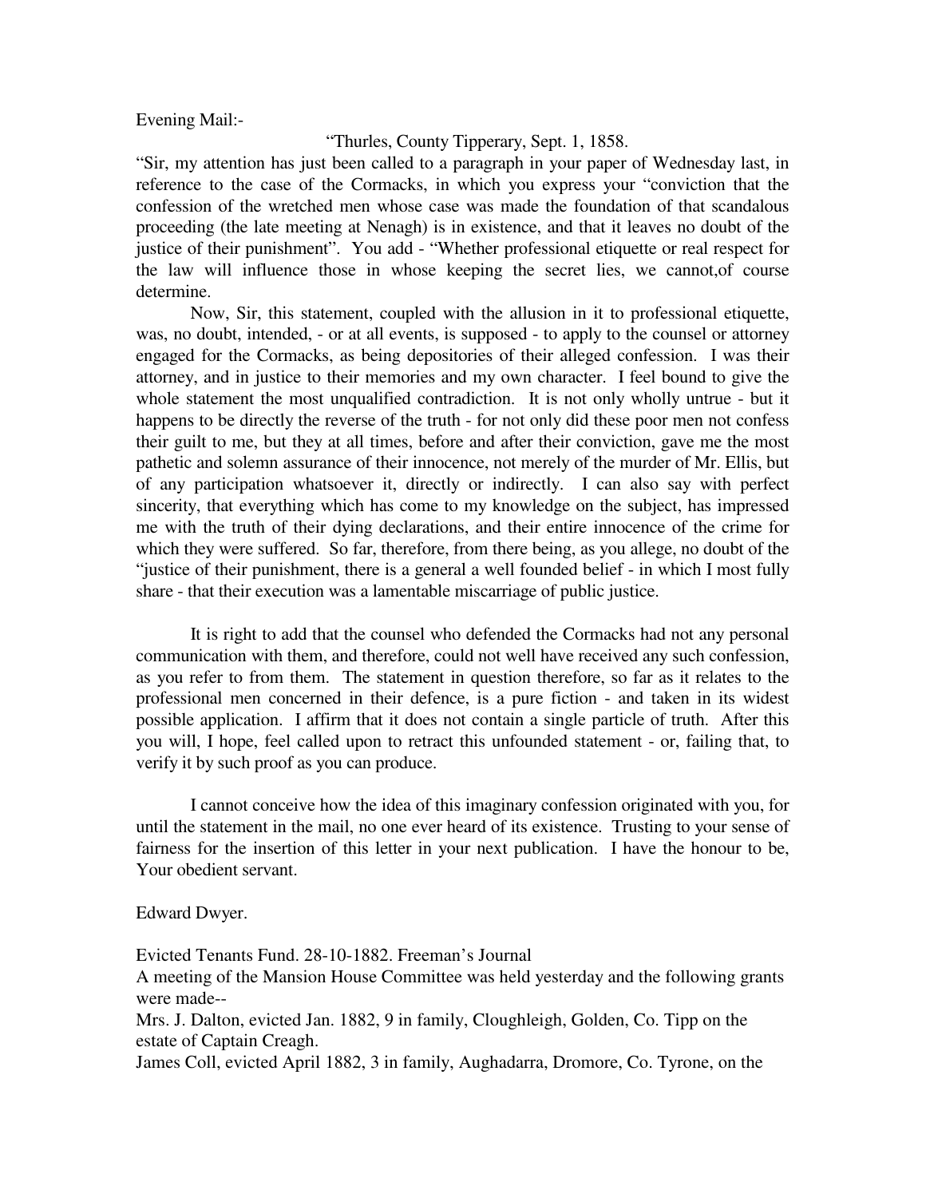Evening Mail:-

"Thurles, County Tipperary, Sept. 1, 1858.

"Sir, my attention has just been called to a paragraph in your paper of Wednesday last, in reference to the case of the Cormacks, in which you express your "conviction that the confession of the wretched men whose case was made the foundation of that scandalous proceeding (the late meeting at Nenagh) is in existence, and that it leaves no doubt of the justice of their punishment". You add - "Whether professional etiquette or real respect for the law will influence those in whose keeping the secret lies, we cannot,of course determine.

Now, Sir, this statement, coupled with the allusion in it to professional etiquette, was, no doubt, intended, - or at all events, is supposed - to apply to the counsel or attorney engaged for the Cormacks, as being depositories of their alleged confession. I was their attorney, and in justice to their memories and my own character. I feel bound to give the whole statement the most unqualified contradiction. It is not only wholly untrue - but it happens to be directly the reverse of the truth - for not only did these poor men not confess their guilt to me, but they at all times, before and after their conviction, gave me the most pathetic and solemn assurance of their innocence, not merely of the murder of Mr. Ellis, but of any participation whatsoever it, directly or indirectly. I can also say with perfect sincerity, that everything which has come to my knowledge on the subject, has impressed me with the truth of their dying declarations, and their entire innocence of the crime for which they were suffered. So far, therefore, from there being, as you allege, no doubt of the "justice of their punishment, there is a general a well founded belief - in which I most fully share - that their execution was a lamentable miscarriage of public justice.

It is right to add that the counsel who defended the Cormacks had not any personal communication with them, and therefore, could not well have received any such confession, as you refer to from them. The statement in question therefore, so far as it relates to the professional men concerned in their defence, is a pure fiction - and taken in its widest possible application. I affirm that it does not contain a single particle of truth. After this you will, I hope, feel called upon to retract this unfounded statement - or, failing that, to verify it by such proof as you can produce.

I cannot conceive how the idea of this imaginary confession originated with you, for until the statement in the mail, no one ever heard of its existence. Trusting to your sense of fairness for the insertion of this letter in your next publication. I have the honour to be, Your obedient servant.

Edward Dwyer.

Evicted Tenants Fund. 28-10-1882. Freeman's Journal

A meeting of the Mansion House Committee was held yesterday and the following grants were made--

Mrs. J. Dalton, evicted Jan. 1882, 9 in family, Cloughleigh, Golden, Co. Tipp on the estate of Captain Creagh.

James Coll, evicted April 1882, 3 in family, Aughadarra, Dromore, Co. Tyrone, on the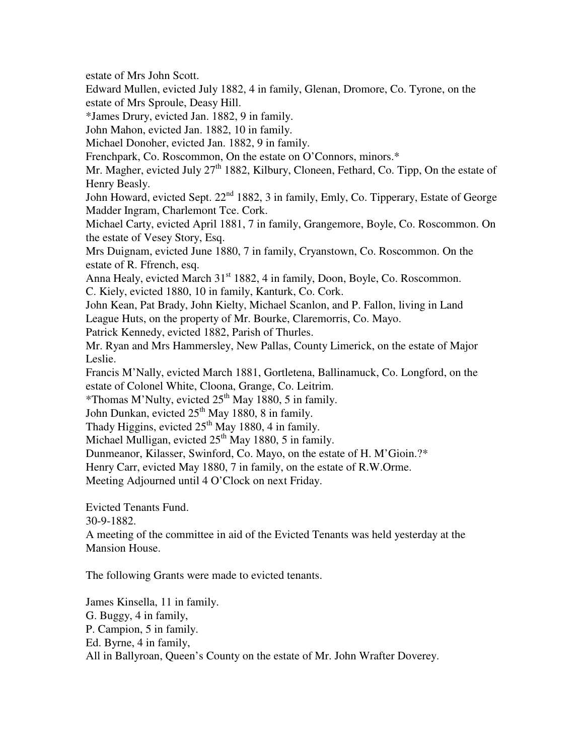estate of Mrs John Scott.

Edward Mullen, evicted July 1882, 4 in family, Glenan, Dromore, Co. Tyrone, on the estate of Mrs Sproule, Deasy Hill.

*James Drury, evicted Jan. 1882, 9 in family.

John Mahon, evicted Jan. 1882, 10 in family.

Michael Donoher, evicted Jan. 1882, 9 in family.

Frenchpark, Co. Roscommon, On the estate on O'Connors, minors.*

Mr. Magher, evicted July 27th 1882, Kilbury, Cloneen, Fethard, Co. Tipp, On the estate of Henry Beasly.

John Howard, evicted Sept. 22nd 1882, 3 in family, Emly, Co. Tipperary, Estate of George Madder Ingram, Charlemont Tce. Cork.

Michael Carty, evicted April 1881, 7 in family, Grangemore, Boyle, Co. Roscommon. On the estate of Vesey Story, Esq.

Mrs Duignam, evicted June 1880, 7 in family, Cryanstown, Co. Roscommon. On the estate of R. Ffrench, esq.

Anna Healy, evicted March 31st 1882, 4 in family, Doon, Boyle, Co. Roscommon.

C. Kiely, evicted 1880, 10 in family, Kanturk, Co. Cork.

John Kean, Pat Brady, John Kielty, Michael Scanlon, and P. Fallon, living in Land League Huts, on the property of Mr. Bourke, Claremorris, Co. Mayo.

Patrick Kennedy, evicted 1882, Parish of Thurles.

Mr. Ryan and Mrs Hammersley, New Pallas, County Limerick, on the estate of Major Leslie.

Francis M'Nally, evicted March 1881, Gortletena, Ballinamuck, Co. Longford, on the estate of Colonel White, Cloona, Grange, Co. Leitrim.

*Thomas M'Nulty, evicted 25th May 1880, 5 in family.

John Dunkan, evicted 25th May 1880, 8 in family.

Thady Higgins, evicted 25th May 1880, 4 in family.

Michael Mulligan, evicted 25th May 1880, 5 in family.

Dunmeanor, Kilasser, Swinford, Co. Mayo, on the estate of H. M'Gioin.?*

Henry Carr, evicted May 1880, 7 in family, on the estate of R.W.Orme.

Meeting Adjourned until 4 O'Clock on next Friday.

Evicted Tenants Fund.

30-9-1882.

A meeting of the committee in aid of the Evicted Tenants was held yesterday at the Mansion House.

The following Grants were made to evicted tenants.

James Kinsella, 11 in family.

G. Buggy, 4 in family,

P. Campion, 5 in family.

Ed. Byrne, 4 in family,

All in Ballyroan, Queen's County on the estate of Mr. John Wrafter Doverey.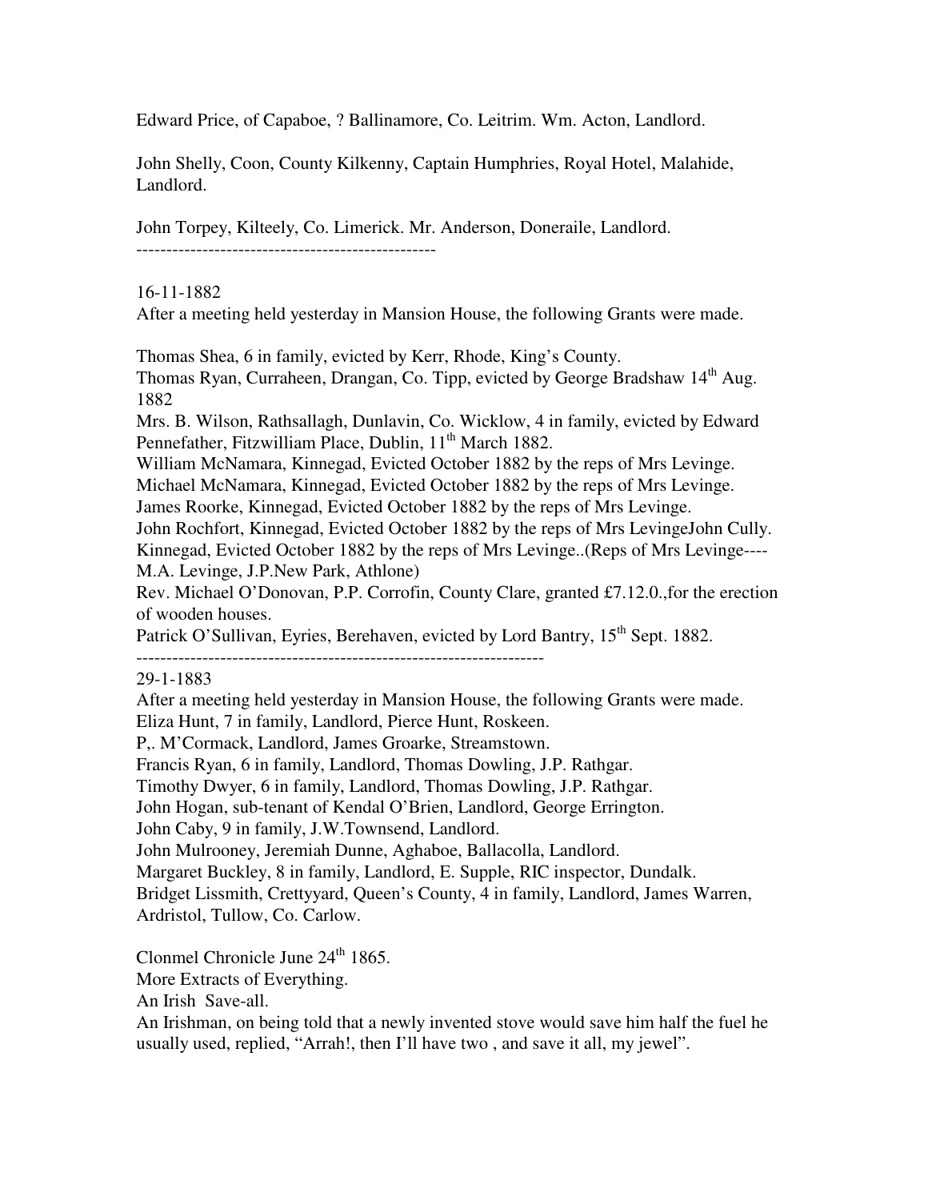Edward Price, of Capaboe, ? Ballinamore, Co. Leitrim. Wm. Acton, Landlord.

John Shelly, Coon, County Kilkenny, Captain Humphries, Royal Hotel, Malahide, Landlord.

John Torpey, Kilteely, Co. Limerick. Mr. Anderson, Doneraile, Landlord.

--------------------------------------------------

16-11-1882

After a meeting held yesterday in Mansion House, the following Grants were made.

Thomas Shea, 6 in family, evicted by Kerr, Rhode, King's County.
Thomas Ryan, Curraheen, Drangan, Co. Tipp, evicted by George Bradshaw 14th Aug. 1882
Mrs. B. Wilson, Rathsallagh, Dunlavin, Co. Wicklow, 4 in family, evicted by Edward Pennefather, Fitzwilliam Place, Dublin, 11th March 1882.
William McNamara, Kinnegad, Evicted October 1882 by the reps of Mrs Levinge.
Michael McNamara, Kinnegad, Evicted October 1882 by the reps of Mrs Levinge.
James Roorke, Kinnegad, Evicted October 1882 by the reps of Mrs Levinge.
John Rochfort, Kinnegad, Evicted October 1882 by the reps of Mrs LevingeJohn Cully. Kinnegad, Evicted October 1882 by the reps of Mrs Levinge..(Reps of Mrs Levinge---- M.A. Levinge, J.P.New Park, Athlone)
Rev. Michael O'Donovan, P.P. Corrofin, County Clare, granted £7.12.0.,for the erection of wooden houses.
Patrick O'Sullivan, Eyries, Berehaven, evicted by Lord Bantry, 15th Sept. 1882.

--------------------------------------------------------------------

29-1-1883

After a meeting held yesterday in Mansion House, the following Grants were made.
Eliza Hunt, 7 in family, Landlord, Pierce Hunt, Roskeen.
P,. M'Cormack, Landlord, James Groarke, Streamstown.
Francis Ryan, 6 in family, Landlord, Thomas Dowling, J.P. Rathgar.
Timothy Dwyer, 6 in family, Landlord, Thomas Dowling, J.P. Rathgar.
John Hogan, sub-tenant of Kendal O'Brien, Landlord, George Errington.
John Caby, 9 in family, J.W.Townsend, Landlord.
John Mulrooney, Jeremiah Dunne, Aghaboe, Ballacolla, Landlord.
Margaret Buckley, 8 in family, Landlord, E. Supple, RIC inspector, Dundalk.
Bridget Lissmith, Crettyyard, Queen's County, 4 in family, Landlord, James Warren, Ardristol, Tullow, Co. Carlow.

Clonmel Chronicle June 24th 1865.
More Extracts of Everything.
An Irish Save-all.
An Irishman, on being told that a newly invented stove would save him half the fuel he usually used, replied, "Arrah!, then I'll have two , and save it all, my jewel".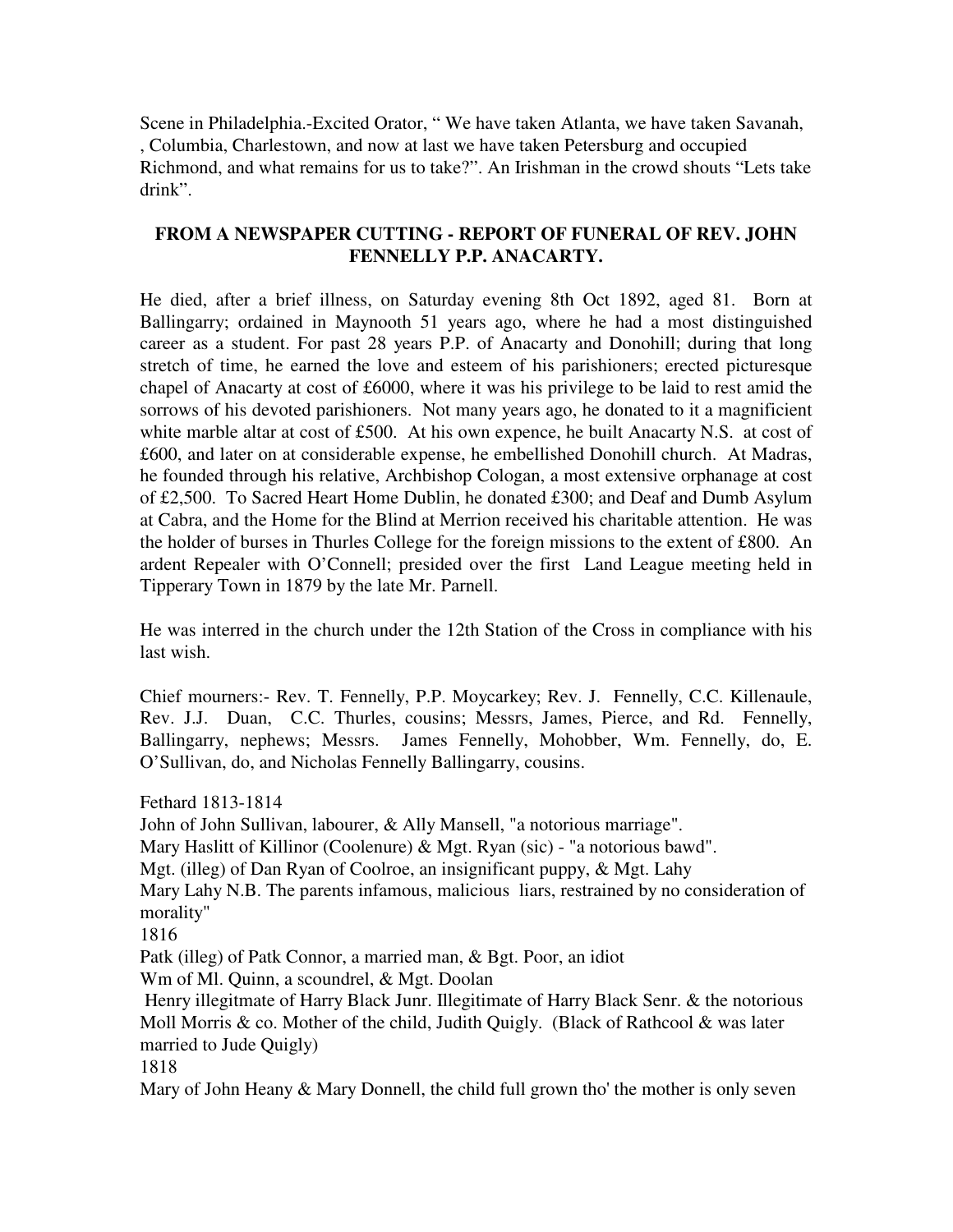Scene in Philadelphia.-Excited Orator, " We have taken Atlanta, we have taken Savanah, , Columbia, Charlestown, and now at last we have taken Petersburg and occupied Richmond, and what remains for us to take?". An Irishman in the crowd shouts "Lets take drink".

**FROM A NEWSPAPER CUTTING - REPORT OF FUNERAL OF REV. JOHN FENNELLY P.P. ANACARTY.**

He died, after a brief illness, on Saturday evening 8th Oct 1892, aged 81. Born at Ballingarry; ordained in Maynooth 51 years ago, where he had a most distinguished career as a student. For past 28 years P.P. of Anacarty and Donohill; during that long stretch of time, he earned the love and esteem of his parishioners; erected picturesque chapel of Anacarty at cost of £6000, where it was his privilege to be laid to rest amid the sorrows of his devoted parishioners. Not many years ago, he donated to it a magnificient white marble altar at cost of £500. At his own expence, he built Anacarty N.S. at cost of £600, and later on at considerable expense, he embellished Donohill church. At Madras, he founded through his relative, Archbishop Cologan, a most extensive orphanage at cost of £2,500. To Sacred Heart Home Dublin, he donated £300; and Deaf and Dumb Asylum at Cabra, and the Home for the Blind at Merrion received his charitable attention. He was the holder of burses in Thurles College for the foreign missions to the extent of £800. An ardent Repealer with O'Connell; presided over the first Land League meeting held in Tipperary Town in 1879 by the late Mr. Parnell.

He was interred in the church under the 12th Station of the Cross in compliance with his last wish.

Chief mourners:- Rev. T. Fennelly, P.P. Moycarkey; Rev. J. Fennelly, C.C. Killenaule, Rev. J.J. Duan, C.C. Thurles, cousins; Messrs, James, Pierce, and Rd. Fennelly, Ballingarry, nephews; Messrs. James Fennelly, Mohobber, Wm. Fennelly, do, E. O'Sullivan, do, and Nicholas Fennelly Ballingarry, cousins.

Fethard 1813-1814
John of John Sullivan, labourer, & Ally Mansell, "a notorious marriage".
Mary Haslitt of Killinor (Coolenure) & Mgt. Ryan (sic) - "a notorious bawd".
Mgt. (illeg) of Dan Ryan of Coolroe, an insignificant puppy, & Mgt. Lahy
Mary Lahy N.B. The parents infamous, malicious liars, restrained by no consideration of morality"
1816
Patk (illeg) of Patk Connor, a married man, & Bgt. Poor, an idiot
Wm of Ml. Quinn, a scoundrel, & Mgt. Doolan
Henry illegitmate of Harry Black Junr. Illegitimate of Harry Black Senr. & the notorious Moll Morris & co. Mother of the child, Judith Quigly. (Black of Rathcool & was later married to Jude Quigly)
1818
Mary of John Heany & Mary Donnell, the child full grown tho' the mother is only seven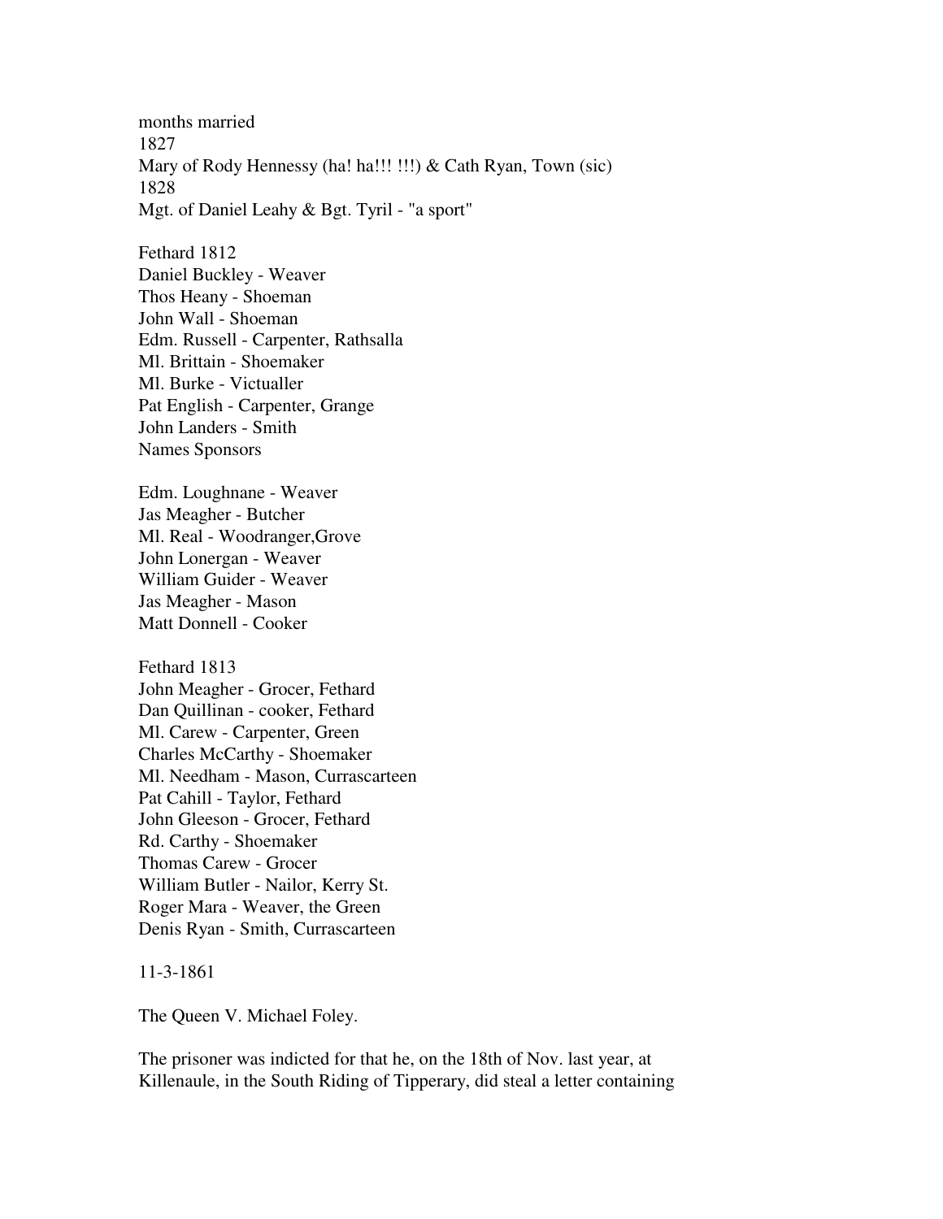months married
1827
Mary of Rody Hennessy (ha! ha!!! !!!) & Cath Ryan, Town (sic)
1828
Mgt. of Daniel Leahy & Bgt. Tyril - "a sport"

Fethard 1812
Daniel Buckley - Weaver
Thos Heany - Shoeman
John Wall - Shoeman
Edm. Russell - Carpenter, Rathsalla
Ml. Brittain - Shoemaker
Ml. Burke - Victualler
Pat English - Carpenter, Grange
John Landers - Smith
Names Sponsors

Edm. Loughnane - Weaver
Jas Meagher - Butcher
Ml. Real - Woodranger,Grove
John Lonergan - Weaver
William Guider - Weaver
Jas Meagher - Mason
Matt Donnell - Cooker

Fethard 1813
John Meagher - Grocer, Fethard
Dan Quillinan - cooker, Fethard
Ml. Carew - Carpenter, Green
Charles McCarthy - Shoemaker
Ml. Needham - Mason, Currascarteen
Pat Cahill - Taylor, Fethard
John Gleeson - Grocer, Fethard
Rd. Carthy - Shoemaker
Thomas Carew - Grocer
William Butler - Nailor, Kerry St.
Roger Mara - Weaver, the Green
Denis Ryan - Smith, Currascarteen

11-3-1861

The Queen V. Michael Foley.

The prisoner was indicted for that he, on the 18th of Nov. last year, at Killenaule, in the South Riding of Tipperary, did steal a letter containing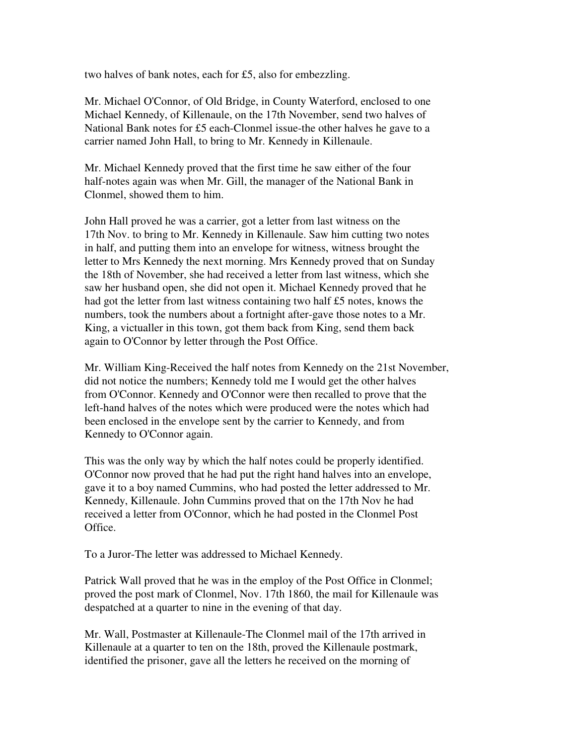two halves of bank notes, each for £5, also for embezzling.

Mr. Michael O'Connor, of Old Bridge, in County Waterford, enclosed to one Michael Kennedy, of Killenaule, on the 17th November, send two halves of National Bank notes for £5 each-Clonmel issue-the other halves he gave to a carrier named John Hall, to bring to Mr. Kennedy in Killenaule.

Mr. Michael Kennedy proved that the first time he saw either of the four half-notes again was when Mr. Gill, the manager of the National Bank in Clonmel, showed them to him.

John Hall proved he was a carrier, got a letter from last witness on the 17th Nov. to bring to Mr. Kennedy in Killenaule. Saw him cutting two notes in half, and putting them into an envelope for witness, witness brought the letter to Mrs Kennedy the next morning. Mrs Kennedy proved that on Sunday the 18th of November, she had received a letter from last witness, which she saw her husband open, she did not open it. Michael Kennedy proved that he had got the letter from last witness containing two half £5 notes, knows the numbers, took the numbers about a fortnight after-gave those notes to a Mr. King, a victualler in this town, got them back from King, send them back again to O'Connor by letter through the Post Office.

Mr. William King-Received the half notes from Kennedy on the 21st November, did not notice the numbers; Kennedy told me I would get the other halves from O'Connor. Kennedy and O'Connor were then recalled to prove that the left-hand halves of the notes which were produced were the notes which had been enclosed in the envelope sent by the carrier to Kennedy, and from Kennedy to O'Connor again.

This was the only way by which the half notes could be properly identified. O'Connor now proved that he had put the right hand halves into an envelope, gave it to a boy named Cummins, who had posted the letter addressed to Mr. Kennedy, Killenaule. John Cummins proved that on the 17th Nov he had received a letter from O'Connor, which he had posted in the Clonmel Post Office.

To a Juror-The letter was addressed to Michael Kennedy.

Patrick Wall proved that he was in the employ of the Post Office in Clonmel; proved the post mark of Clonmel, Nov. 17th 1860, the mail for Killenaule was despatched at a quarter to nine in the evening of that day.

Mr. Wall, Postmaster at Killenaule-The Clonmel mail of the 17th arrived in Killenaule at a quarter to ten on the 18th, proved the Killenaule postmark, identified the prisoner, gave all the letters he received on the morning of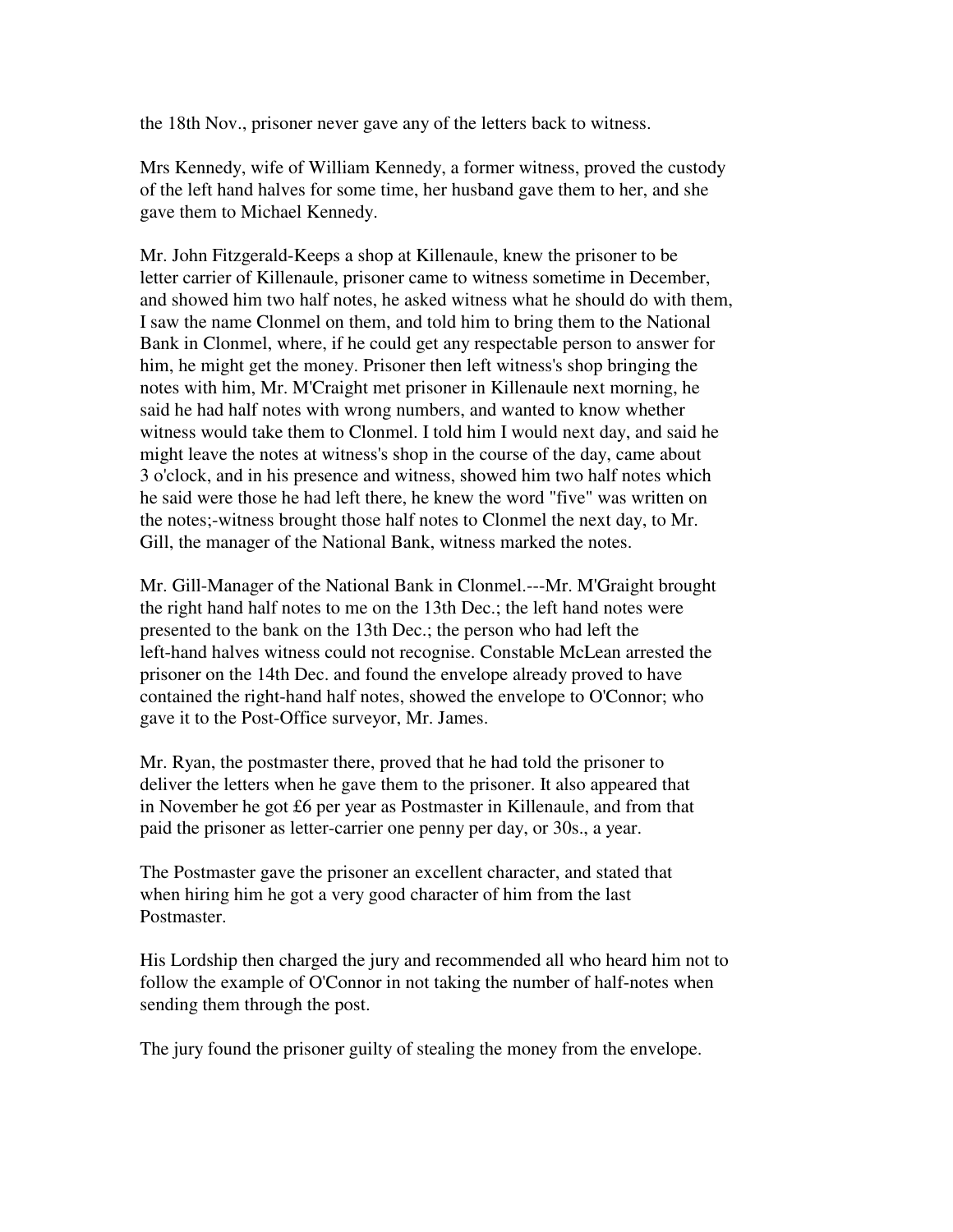the 18th Nov., prisoner never gave any of the letters back to witness.

Mrs Kennedy, wife of William Kennedy, a former witness, proved the custody of the left hand halves for some time, her husband gave them to her, and she gave them to Michael Kennedy.

Mr. John Fitzgerald-Keeps a shop at Killenaule, knew the prisoner to be letter carrier of Killenaule, prisoner came to witness sometime in December, and showed him two half notes, he asked witness what he should do with them, I saw the name Clonmel on them, and told him to bring them to the National Bank in Clonmel, where, if he could get any respectable person to answer for him, he might get the money. Prisoner then left witness's shop bringing the notes with him, Mr. M'Craight met prisoner in Killenaule next morning, he said he had half notes with wrong numbers, and wanted to know whether witness would take them to Clonmel. I told him I would next day, and said he might leave the notes at witness's shop in the course of the day, came about 3 o'clock, and in his presence and witness, showed him two half notes which he said were those he had left there, he knew the word "five" was written on the notes;-witness brought those half notes to Clonmel the next day, to Mr. Gill, the manager of the National Bank, witness marked the notes.

Mr. Gill-Manager of the National Bank in Clonmel.---Mr. M'Graight brought the right hand half notes to me on the 13th Dec.; the left hand notes were presented to the bank on the 13th Dec.; the person who had left the left-hand halves witness could not recognise. Constable McLean arrested the prisoner on the 14th Dec. and found the envelope already proved to have contained the right-hand half notes, showed the envelope to O'Connor; who gave it to the Post-Office surveyor, Mr. James.

Mr. Ryan, the postmaster there, proved that he had told the prisoner to deliver the letters when he gave them to the prisoner. It also appeared that in November he got £6 per year as Postmaster in Killenaule, and from that paid the prisoner as letter-carrier one penny per day, or 30s., a year.

The Postmaster gave the prisoner an excellent character, and stated that when hiring him he got a very good character of him from the last Postmaster.

His Lordship then charged the jury and recommended all who heard him not to follow the example of O'Connor in not taking the number of half-notes when sending them through the post.

The jury found the prisoner guilty of stealing the money from the envelope.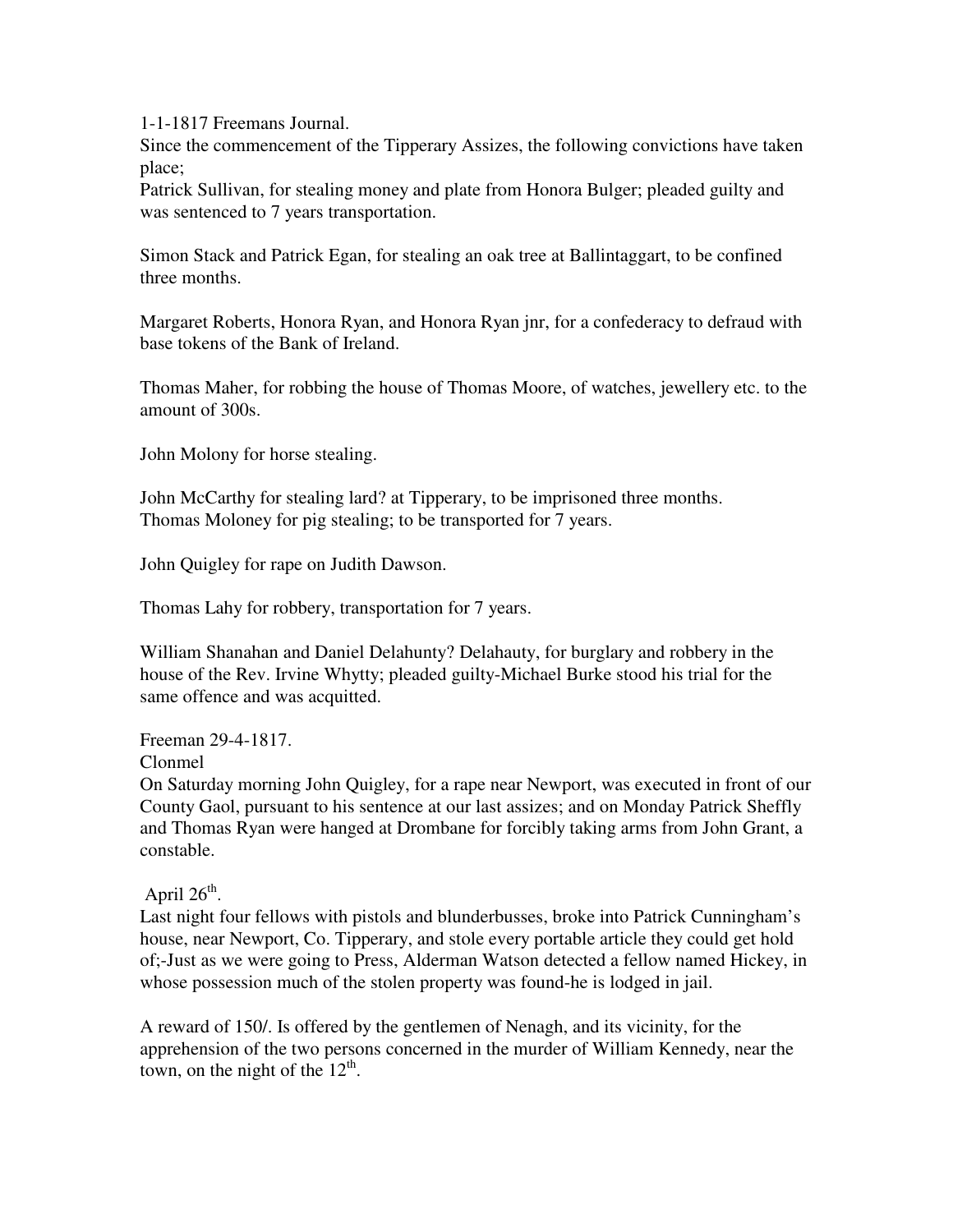1-1-1817 Freemans Journal.

Since the commencement of the Tipperary Assizes, the following convictions have taken place;

Patrick Sullivan, for stealing money and plate from Honora Bulger; pleaded guilty and was sentenced to 7 years transportation.

Simon Stack and Patrick Egan, for stealing an oak tree at Ballintaggart, to be confined three months.

Margaret Roberts, Honora Ryan, and Honora Ryan jnr, for a confederacy to defraud with base tokens of the Bank of Ireland.

Thomas Maher, for robbing the house of Thomas Moore, of watches, jewellery etc. to the amount of 300s.

John Molony for horse stealing.

John McCarthy for stealing lard? at Tipperary, to be imprisoned three months.
Thomas Moloney for pig stealing; to be transported for 7 years.

John Quigley for rape on Judith Dawson.

Thomas Lahy for robbery, transportation for 7 years.

William Shanahan and Daniel Delahunty? Delahauty, for burglary and robbery in the house of the Rev. Irvine Whytty; pleaded guilty-Michael Burke stood his trial for the same offence and was acquitted.

Freeman 29-4-1817.

Clonmel

On Saturday morning John Quigley, for a rape near Newport, was executed in front of our County Gaol, pursuant to his sentence at our last assizes; and on Monday Patrick Sheffly and Thomas Ryan were hanged at Drombane for forcibly taking arms from John Grant, a constable.

April 26th.

Last night four fellows with pistols and blunderbusses, broke into Patrick Cunningham's house, near Newport, Co. Tipperary, and stole every portable article they could get hold of;-Just as we were going to Press, Alderman Watson detected a fellow named Hickey, in whose possession much of the stolen property was found-he is lodged in jail.

A reward of 150/. Is offered by the gentlemen of Nenagh, and its vicinity, for the apprehension of the two persons concerned in the murder of William Kennedy, near the town, on the night of the 12th.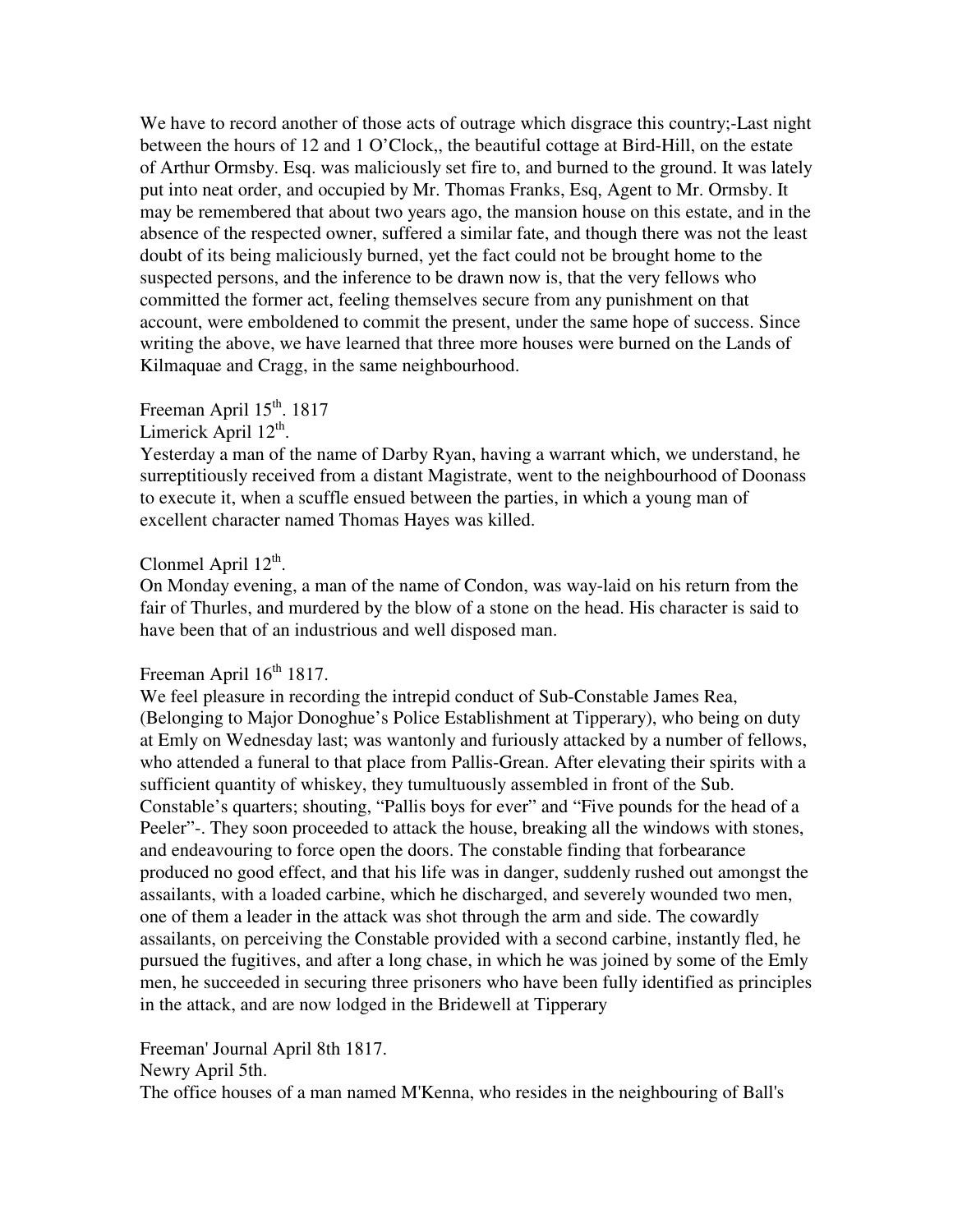We have to record another of those acts of outrage which disgrace this country;-Last night between the hours of 12 and 1 O'Clock,, the beautiful cottage at Bird-Hill, on the estate of Arthur Ormsby. Esq. was maliciously set fire to, and burned to the ground. It was lately put into neat order, and occupied by Mr. Thomas Franks, Esq, Agent to Mr. Ormsby. It may be remembered that about two years ago, the mansion house on this estate, and in the absence of the respected owner, suffered a similar fate, and though there was not the least doubt of its being maliciously burned, yet the fact could not be brought home to the suspected persons, and the inference to be drawn now is, that the very fellows who committed the former act, feeling themselves secure from any punishment on that account, were emboldened to commit the present, under the same hope of success. Since writing the above, we have learned that three more houses were burned on the Lands of Kilmaquae and Cragg, in the same neighbourhood.

Freeman April 15th. 1817

Limerick April 12th.

Yesterday a man of the name of Darby Ryan, having a warrant which, we understand, he surreptitiously received from a distant Magistrate, went to the neighbourhood of Doonass to execute it, when a scuffle ensued between the parties, in which a young man of excellent character named Thomas Hayes was killed.

Clonmel April 12th.

On Monday evening, a man of the name of Condon, was way-laid on his return from the fair of Thurles, and murdered by the blow of a stone on the head. His character is said to have been that of an industrious and well disposed man.

Freeman April 16th 1817.

We feel pleasure in recording the intrepid conduct of Sub-Constable James Rea, (Belonging to Major Donoghue's Police Establishment at Tipperary), who being on duty at Emly on Wednesday last; was wantonly and furiously attacked by a number of fellows, who attended a funeral to that place from Pallis-Grean. After elevating their spirits with a sufficient quantity of whiskey, they tumultuously assembled in front of the Sub. Constable's quarters; shouting, "Pallis boys for ever" and "Five pounds for the head of a Peeler"-. They soon proceeded to attack the house, breaking all the windows with stones, and endeavouring to force open the doors. The constable finding that forbearance produced no good effect, and that his life was in danger, suddenly rushed out amongst the assailants, with a loaded carbine, which he discharged, and severely wounded two men, one of them a leader in the attack was shot through the arm and side. The cowardly assailants, on perceiving the Constable provided with a second carbine, instantly fled, he pursued the fugitives, and after a long chase, in which he was joined by some of the Emly men, he succeeded in securing three prisoners who have been fully identified as principles in the attack, and are now lodged in the Bridewell at Tipperary

Freeman' Journal April 8th 1817.

Newry April 5th.

The office houses of a man named M'Kenna, who resides in the neighbouring of Ball's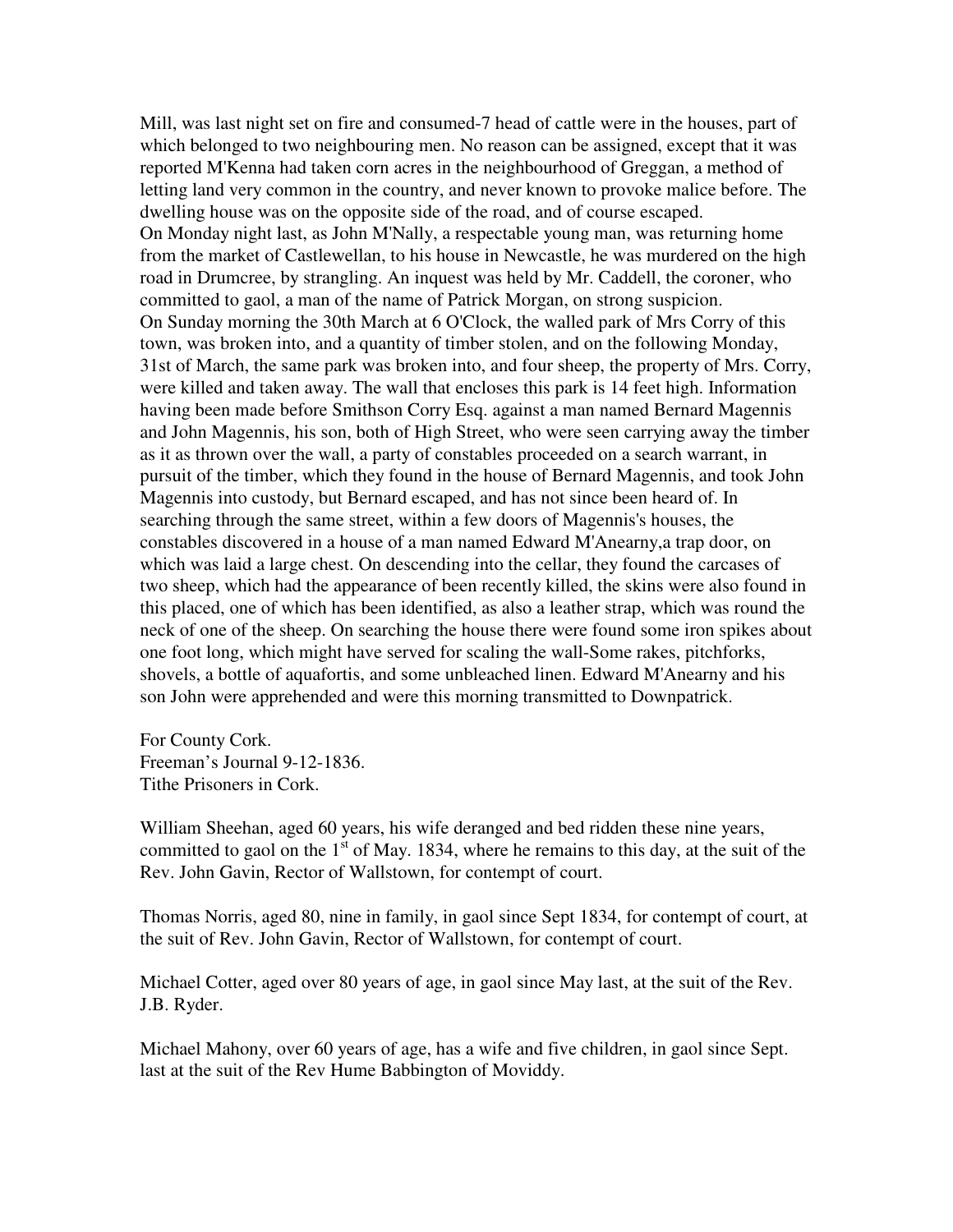Mill, was last night set on fire and consumed-7 head of cattle were in the houses, part of which belonged to two neighbouring men. No reason can be assigned, except that it was reported M'Kenna had taken corn acres in the neighbourhood of Greggan, a method of letting land very common in the country, and never known to provoke malice before. The dwelling house was on the opposite side of the road, and of course escaped.
On Monday night last, as John M'Nally, a respectable young man, was returning home from the market of Castlewellan, to his house in Newcastle, he was murdered on the high road in Drumcree, by strangling. An inquest was held by Mr. Caddell, the coroner, who committed to gaol, a man of the name of Patrick Morgan, on strong suspicion.
On Sunday morning the 30th March at 6 O'Clock, the walled park of Mrs Corry of this town, was broken into, and a quantity of timber stolen, and on the following Monday, 31st of March, the same park was broken into, and four sheep, the property of Mrs. Corry, were killed and taken away. The wall that encloses this park is 14 feet high. Information having been made before Smithson Corry Esq. against a man named Bernard Magennis and John Magennis, his son, both of High Street, who were seen carrying away the timber as it as thrown over the wall, a party of constables proceeded on a search warrant, in pursuit of the timber, which they found in the house of Bernard Magennis, and took John Magennis into custody, but Bernard escaped, and has not since been heard of. In searching through the same street, within a few doors of Magennis's houses, the constables discovered in a house of a man named Edward M'Anearny,a trap door, on which was laid a large chest. On descending into the cellar, they found the carcases of two sheep, which had the appearance of been recently killed, the skins were also found in this placed, one of which has been identified, as also a leather strap, which was round the neck of one of the sheep. On searching the house there were found some iron spikes about one foot long, which might have served for scaling the wall-Some rakes, pitchforks, shovels, a bottle of aquafortis, and some unbleached linen. Edward M'Anearny and his son John were apprehended and were this morning transmitted to Downpatrick.

For County Cork.
Freeman's Journal 9-12-1836.
Tithe Prisoners in Cork.

William Sheehan, aged 60 years, his wife deranged and bed ridden these nine years, committed to gaol on the 1st of May. 1834, where he remains to this day, at the suit of the Rev. John Gavin, Rector of Wallstown, for contempt of court.

Thomas Norris, aged 80, nine in family, in gaol since Sept 1834, for contempt of court, at the suit of Rev. John Gavin, Rector of Wallstown, for contempt of court.

Michael Cotter, aged over 80 years of age, in gaol since May last, at the suit of the Rev. J.B. Ryder.

Michael Mahony, over 60 years of age, has a wife and five children, in gaol since Sept. last at the suit of the Rev Hume Babbington of Moviddy.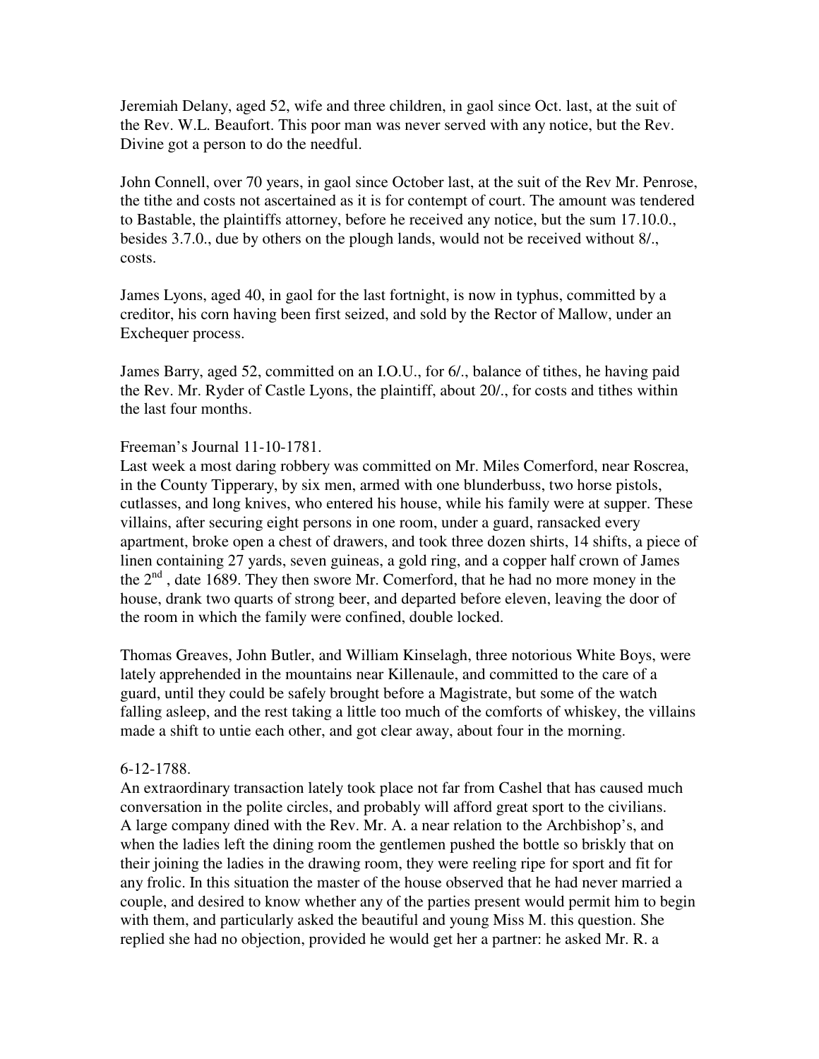Jeremiah Delany, aged 52, wife and three children, in gaol since Oct. last, at the suit of the Rev. W.L. Beaufort. This poor man was never served with any notice, but the Rev. Divine got a person to do the needful.

John Connell, over 70 years, in gaol since October last, at the suit of the Rev Mr. Penrose, the tithe and costs not ascertained as it is for contempt of court. The amount was tendered to Bastable, the plaintiffs attorney, before he received any notice, but the sum 17.10.0., besides 3.7.0., due by others on the plough lands, would not be received without 8/., costs.

James Lyons, aged 40, in gaol for the last fortnight, is now in typhus, committed by a creditor, his corn having been first seized, and sold by the Rector of Mallow, under an Exchequer process.

James Barry, aged 52, committed on an I.O.U., for 6/., balance of tithes, he having paid the Rev. Mr. Ryder of Castle Lyons, the plaintiff, about 20/., for costs and tithes within the last four months.

Freeman's Journal 11-10-1781.
Last week a most daring robbery was committed on Mr. Miles Comerford, near Roscrea, in the County Tipperary, by six men, armed with one blunderbuss, two horse pistols, cutlasses, and long knives, who entered his house, while his family were at supper. These villains, after securing eight persons in one room, under a guard, ransacked every apartment, broke open a chest of drawers, and took three dozen shirts, 14 shifts, a piece of linen containing 27 yards, seven guineas, a gold ring, and a copper half crown of James the 2nd , date 1689. They then swore Mr. Comerford, that he had no more money in the house, drank two quarts of strong beer, and departed before eleven, leaving the door of the room in which the family were confined, double locked.

Thomas Greaves, John Butler, and William Kinselagh, three notorious White Boys, were lately apprehended in the mountains near Killenaule, and committed to the care of a guard, until they could be safely brought before a Magistrate, but some of the watch falling asleep, and the rest taking a little too much of the comforts of whiskey, the villains made a shift to untie each other, and got clear away, about four in the morning.

6-12-1788.
An extraordinary transaction lately took place not far from Cashel that has caused much conversation in the polite circles, and probably will afford great sport to the civilians. A large company dined with the Rev. Mr. A. a near relation to the Archbishop's, and when the ladies left the dining room the gentlemen pushed the bottle so briskly that on their joining the ladies in the drawing room, they were reeling ripe for sport and fit for any frolic. In this situation the master of the house observed that he had never married a couple, and desired to know whether any of the parties present would permit him to begin with them, and particularly asked the beautiful and young Miss M. this question. She replied she had no objection, provided he would get her a partner: he asked Mr. R. a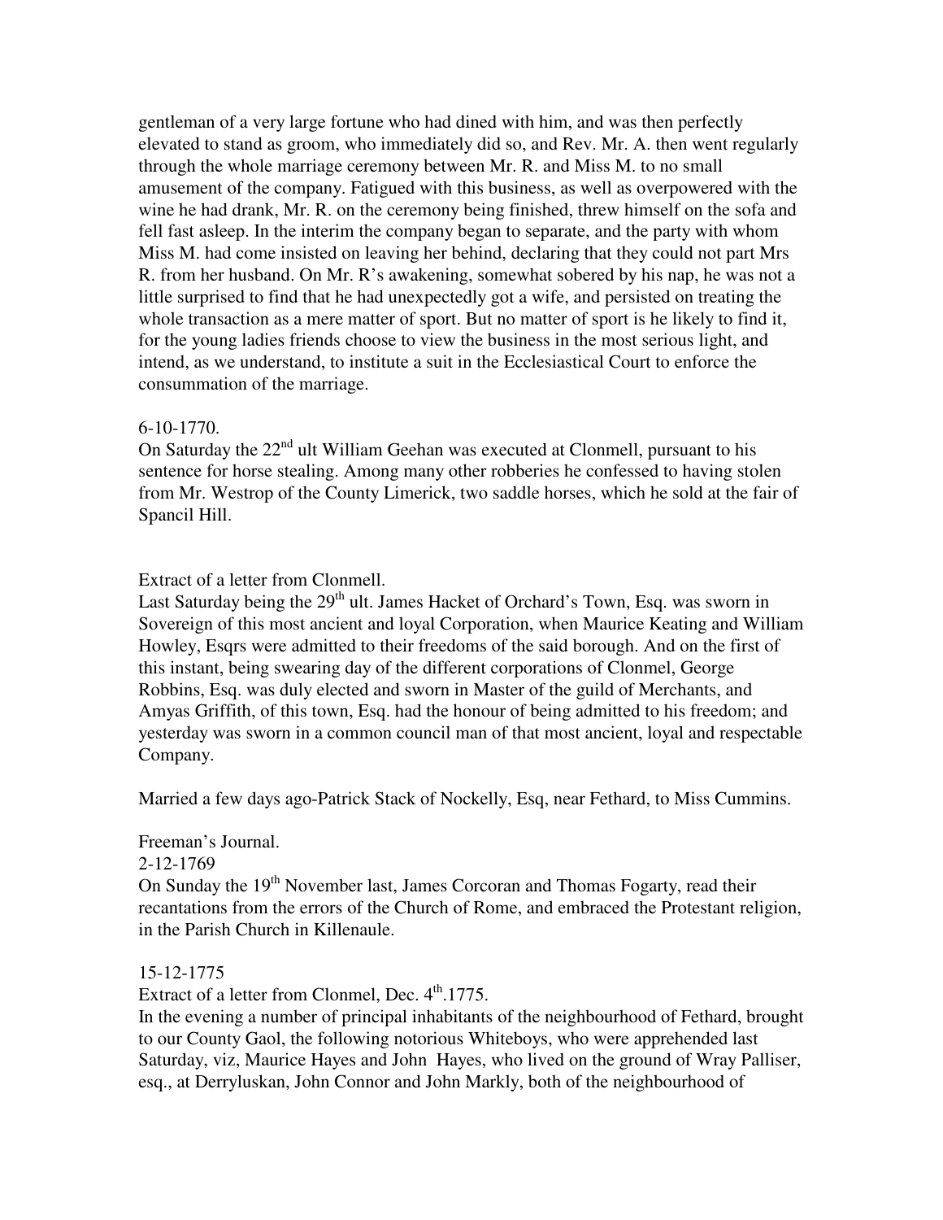gentleman of a very large fortune who had dined with him, and was then perfectly elevated to stand as groom, who immediately did so, and Rev. Mr. A. then went regularly through the whole marriage ceremony between Mr. R. and Miss M. to no small amusement of the company. Fatigued with this business, as well as overpowered with the wine he had drank, Mr. R. on the ceremony being finished, threw himself on the sofa and fell fast asleep. In the interim the company began to separate, and the party with whom Miss M. had come insisted on leaving her behind, declaring that they could not part Mrs R. from her husband. On Mr. R's awakening, somewhat sobered by his nap, he was not a little surprised to find that he had unexpectedly got a wife, and persisted on treating the whole transaction as a mere matter of sport. But no matter of sport is he likely to find it, for the young ladies friends choose to view the business in the most serious light, and intend, as we understand, to institute a suit in the Ecclesiastical Court to enforce the consummation of the marriage.

6-10-1770.
On Saturday the 22nd ult William Geehan was executed at Clonmell, pursuant to his sentence for horse stealing. Among many other robberies he confessed to having stolen from Mr. Westrop of the County Limerick, two saddle horses, which he sold at the fair of Spancil Hill.

Extract of a letter from Clonmell.
Last Saturday being the 29th ult. James Hacket of Orchard's Town, Esq. was sworn in Sovereign of this most ancient and loyal Corporation, when Maurice Keating and William Howley, Esqrs were admitted to their freedoms of the said borough. And on the first of this instant, being swearing day of the different corporations of Clonmel, George Robbins, Esq. was duly elected and sworn in Master of the guild of Merchants, and Amyas Griffith, of this town, Esq. had the honour of being admitted to his freedom; and yesterday was sworn in a common council man of that most ancient, loyal and respectable Company.

Married a few days ago-Patrick Stack of Nockelly, Esq, near Fethard, to Miss Cummins.

Freeman's Journal.
2-12-1769
On Sunday the 19th November last, James Corcoran and Thomas Fogarty, read their recantations from the errors of the Church of Rome, and embraced the Protestant religion, in the Parish Church in Killenaule.

15-12-1775
Extract of a letter from Clonmel, Dec. 4th.1775.
In the evening a number of principal inhabitants of the neighbourhood of Fethard, brought to our County Gaol, the following notorious Whiteboys, who were apprehended last Saturday, viz, Maurice Hayes and John Hayes, who lived on the ground of Wray Palliser, esq., at Derryluskan, John Connor and John Markly, both of the neighbourhood of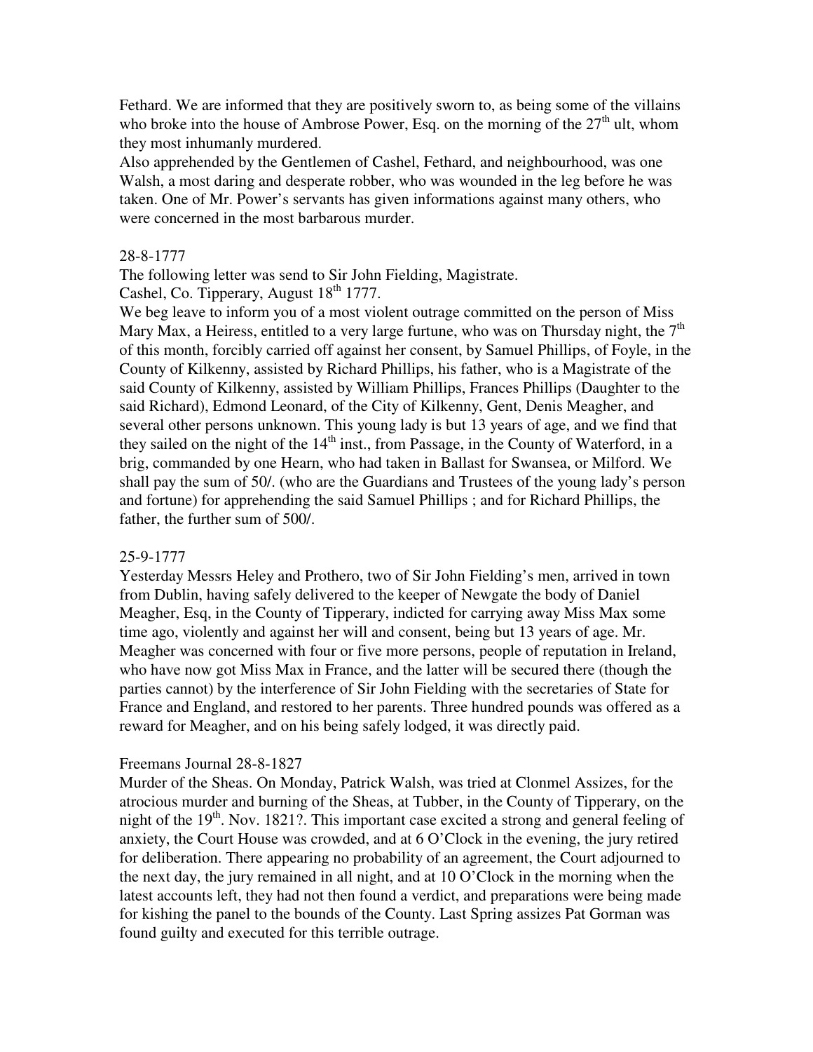Fethard. We are informed that they are positively sworn to, as being some of the villains who broke into the house of Ambrose Power, Esq. on the morning of the 27th ult, whom they most inhumanly murdered.
Also apprehended by the Gentlemen of Cashel, Fethard, and neighbourhood, was one Walsh, a most daring and desperate robber, who was wounded in the leg before he was taken. One of Mr. Power's servants has given informations against many others, who were concerned in the most barbarous murder.

28-8-1777
The following letter was send to Sir John Fielding, Magistrate.
Cashel, Co. Tipperary, August 18th 1777.
We beg leave to inform you of a most violent outrage committed on the person of Miss Mary Max, a Heiress, entitled to a very large furtune, who was on Thursday night, the 7th of this month, forcibly carried off against her consent, by Samuel Phillips, of Foyle, in the County of Kilkenny, assisted by Richard Phillips, his father, who is a Magistrate of the said County of Kilkenny, assisted by William Phillips, Frances Phillips (Daughter to the said Richard), Edmond Leonard, of the City of Kilkenny, Gent, Denis Meagher, and several other persons unknown. This young lady is but 13 years of age, and we find that they sailed on the night of the 14th inst., from Passage, in the County of Waterford, in a brig, commanded by one Hearn, who had taken in Ballast for Swansea, or Milford. We shall pay the sum of 50/. (who are the Guardians and Trustees of the young lady's person and fortune) for apprehending the said Samuel Phillips ; and for Richard Phillips, the father, the further sum of 500/.

25-9-1777
Yesterday Messrs Heley and Prothero, two of Sir John Fielding's men, arrived in town from Dublin, having safely delivered to the keeper of Newgate the body of Daniel Meagher, Esq, in the County of Tipperary, indicted for carrying away Miss Max some time ago, violently and against her will and consent, being but 13 years of age. Mr. Meagher was concerned with four or five more persons, people of reputation in Ireland, who have now got Miss Max in France, and the latter will be secured there (though the parties cannot) by the interference of Sir John Fielding with the secretaries of State for France and England, and restored to her parents. Three hundred pounds was offered as a reward for Meagher, and on his being safely lodged, it was directly paid.

Freemans Journal 28-8-1827
Murder of the Sheas. On Monday, Patrick Walsh, was tried at Clonmel Assizes, for the atrocious murder and burning of the Sheas, at Tubber, in the County of Tipperary, on the night of the 19th. Nov. 1821?. This important case excited a strong and general feeling of anxiety, the Court House was crowded, and at 6 O'Clock in the evening, the jury retired for deliberation. There appearing no probability of an agreement, the Court adjourned to the next day, the jury remained in all night, and at 10 O'Clock in the morning when the latest accounts left, they had not then found a verdict, and preparations were being made for kishing the panel to the bounds of the County. Last Spring assizes Pat Gorman was found guilty and executed for this terrible outrage.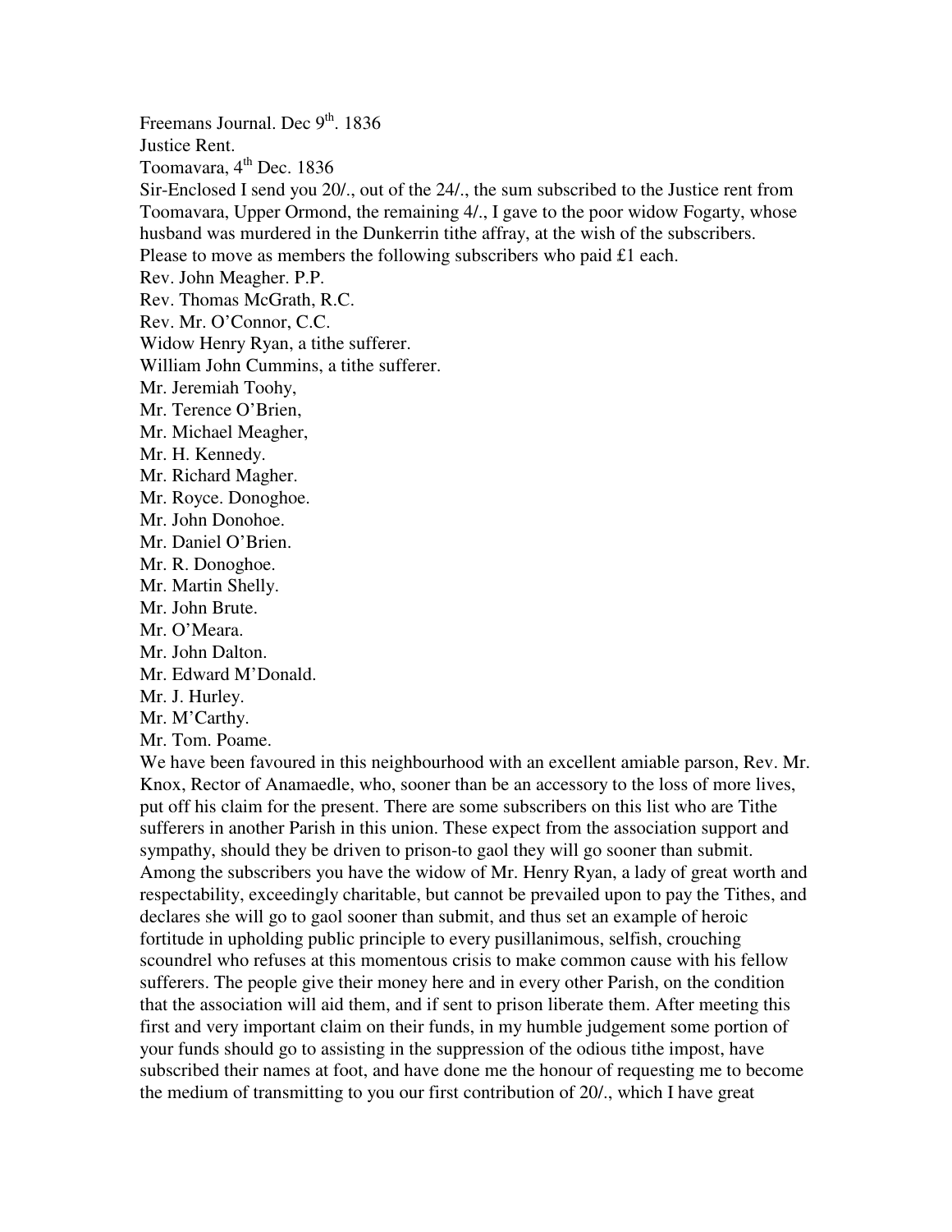Freemans Journal. Dec 9th. 1836

Justice Rent.

Toomavara, 4th Dec. 1836

Sir-Enclosed I send you 20/., out of the 24/., the sum subscribed to the Justice rent from Toomavara, Upper Ormond, the remaining 4/., I gave to the poor widow Fogarty, whose husband was murdered in the Dunkerrin tithe affray, at the wish of the subscribers. Please to move as members the following subscribers who paid £1 each.

Rev. John Meagher. P.P.  
Rev. Thomas McGrath, R.C.  
Rev. Mr. O'Connor, C.C.  
Widow Henry Ryan, a tithe sufferer.  
William John Cummins, a tithe sufferer.  
Mr. Jeremiah Toohy,  
Mr. Terence O'Brien,  
Mr. Michael Meagher,  
Mr. H. Kennedy.  
Mr. Richard Magher.  
Mr. Royce. Donoghoe.  
Mr. John Donohoe.  
Mr. Daniel O'Brien.  
Mr. R. Donoghoe.  
Mr. Martin Shelly.  
Mr. John Brute.  
Mr. O'Meara.  
Mr. John Dalton.  
Mr. Edward M'Donald.  
Mr. J. Hurley.  
Mr. M'Carthy.  
Mr. Tom. Poame.

We have been favoured in this neighbourhood with an excellent amiable parson, Rev. Mr. Knox, Rector of Anamaedle, who, sooner than be an accessory to the loss of more lives, put off his claim for the present. There are some subscribers on this list who are Tithe sufferers in another Parish in this union. These expect from the association support and sympathy, should they be driven to prison-to gaol they will go sooner than submit. Among the subscribers you have the widow of Mr. Henry Ryan, a lady of great worth and respectability, exceedingly charitable, but cannot be prevailed upon to pay the Tithes, and declares she will go to gaol sooner than submit, and thus set an example of heroic fortitude in upholding public principle to every pusillanimous, selfish, crouching scoundrel who refuses at this momentous crisis to make common cause with his fellow sufferers. The people give their money here and in every other Parish, on the condition that the association will aid them, and if sent to prison liberate them. After meeting this first and very important claim on their funds, in my humble judgement some portion of your funds should go to assisting in the suppression of the odious tithe impost, have subscribed their names at foot, and have done me the honour of requesting me to become the medium of transmitting to you our first contribution of 20/., which I have great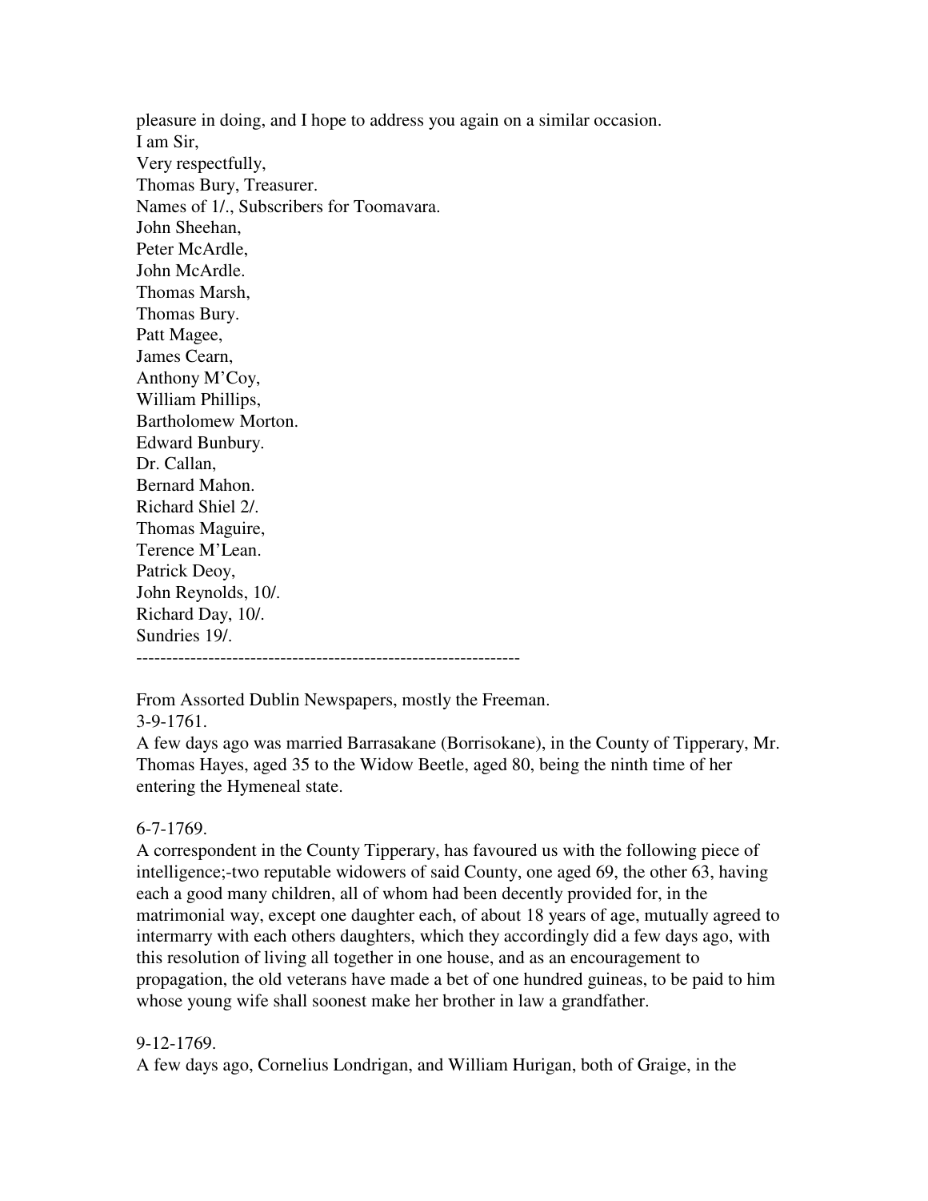pleasure in doing, and I hope to address you again on a similar occasion.
I am Sir,
Very respectfully,
Thomas Bury, Treasurer.
Names of 1/., Subscribers for Toomavara.
John Sheehan,
Peter McArdle,
John McArdle.
Thomas Marsh,
Thomas Bury.
Patt Magee,
James Cearn,
Anthony M'Coy,
William Phillips,
Bartholomew Morton.
Edward Bunbury.
Dr. Callan,
Bernard Mahon.
Richard Shiel 2/.
Thomas Maguire,
Terence M'Lean.
Patrick Deoy,
John Reynolds, 10/.
Richard Day, 10/.
Sundries 19/.

---

From Assorted Dublin Newspapers, mostly the Freeman.
3-9-1761.
A few days ago was married Barrasakane (Borrisokane), in the County of Tipperary, Mr. Thomas Hayes, aged 35 to the Widow Beetle, aged 80, being the ninth time of her entering the Hymeneal state.

6-7-1769.
A correspondent in the County Tipperary, has favoured us with the following piece of intelligence;-two reputable widowers of said County, one aged 69, the other 63, having each a good many children, all of whom had been decently provided for, in the matrimonial way, except one daughter each, of about 18 years of age, mutually agreed to intermarry with each others daughters, which they accordingly did a few days ago, with this resolution of living all together in one house, and as an encouragement to propagation, the old veterans have made a bet of one hundred guineas, to be paid to him whose young wife shall soonest make her brother in law a grandfather.

9-12-1769.
A few days ago, Cornelius Londrigan, and William Hurigan, both of Graige, in the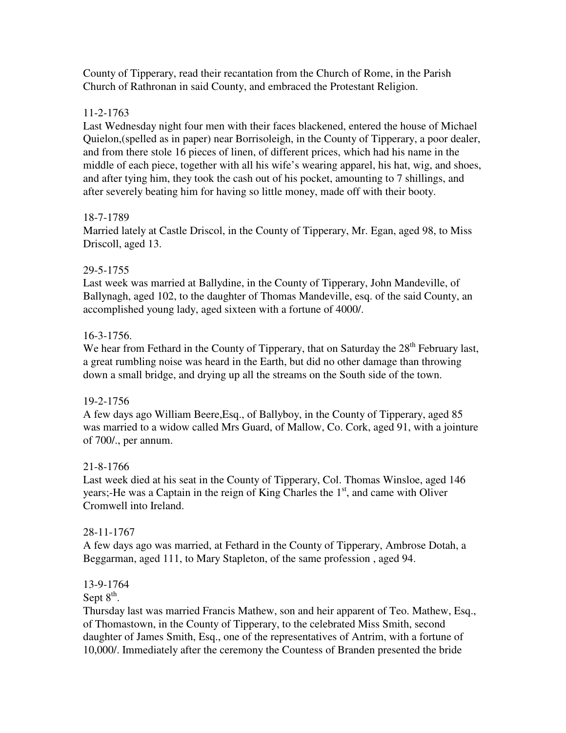County of Tipperary, read their recantation from the Church of Rome, in the Parish Church of Rathronan in said County, and embraced the Protestant Religion.

11-2-1763
Last Wednesday night four men with their faces blackened, entered the house of Michael Quielon,(spelled as in paper) near Borrisoleigh, in the County of Tipperary, a poor dealer, and from there stole 16 pieces of linen, of different prices, which had his name in the middle of each piece, together with all his wife's wearing apparel, his hat, wig, and shoes, and after tying him, they took the cash out of his pocket, amounting to 7 shillings, and after severely beating him for having so little money, made off with their booty.

18-7-1789
Married lately at Castle Driscol, in the County of Tipperary, Mr. Egan, aged 98, to Miss Driscoll, aged 13.

29-5-1755
Last week was married at Ballydine, in the County of Tipperary, John Mandeville, of Ballynagh, aged 102, to the daughter of Thomas Mandeville, esq. of the said County, an accomplished young lady, aged sixteen with a fortune of 4000/.

16-3-1756.
We hear from Fethard in the County of Tipperary, that on Saturday the 28th February last, a great rumbling noise was heard in the Earth, but did no other damage than throwing down a small bridge, and drying up all the streams on the South side of the town.

19-2-1756
A few days ago William Beere,Esq., of Ballyboy, in the County of Tipperary, aged 85 was married to a widow called Mrs Guard, of Mallow, Co. Cork, aged 91, with a jointure of 700/., per annum.

21-8-1766
Last week died at his seat in the County of Tipperary, Col. Thomas Winsloe, aged 146 years;-He was a Captain in the reign of King Charles the 1st, and came with Oliver Cromwell into Ireland.

28-11-1767
A few days ago was married, at Fethard in the County of Tipperary, Ambrose Dotah, a Beggarman, aged 111, to Mary Stapleton, of the same profession , aged 94.

13-9-1764
Sept 8th.
Thursday last was married Francis Mathew, son and heir apparent of Teo. Mathew, Esq., of Thomastown, in the County of Tipperary, to the celebrated Miss Smith, second daughter of James Smith, Esq., one of the representatives of Antrim, with a fortune of 10,000/. Immediately after the ceremony the Countess of Branden presented the bride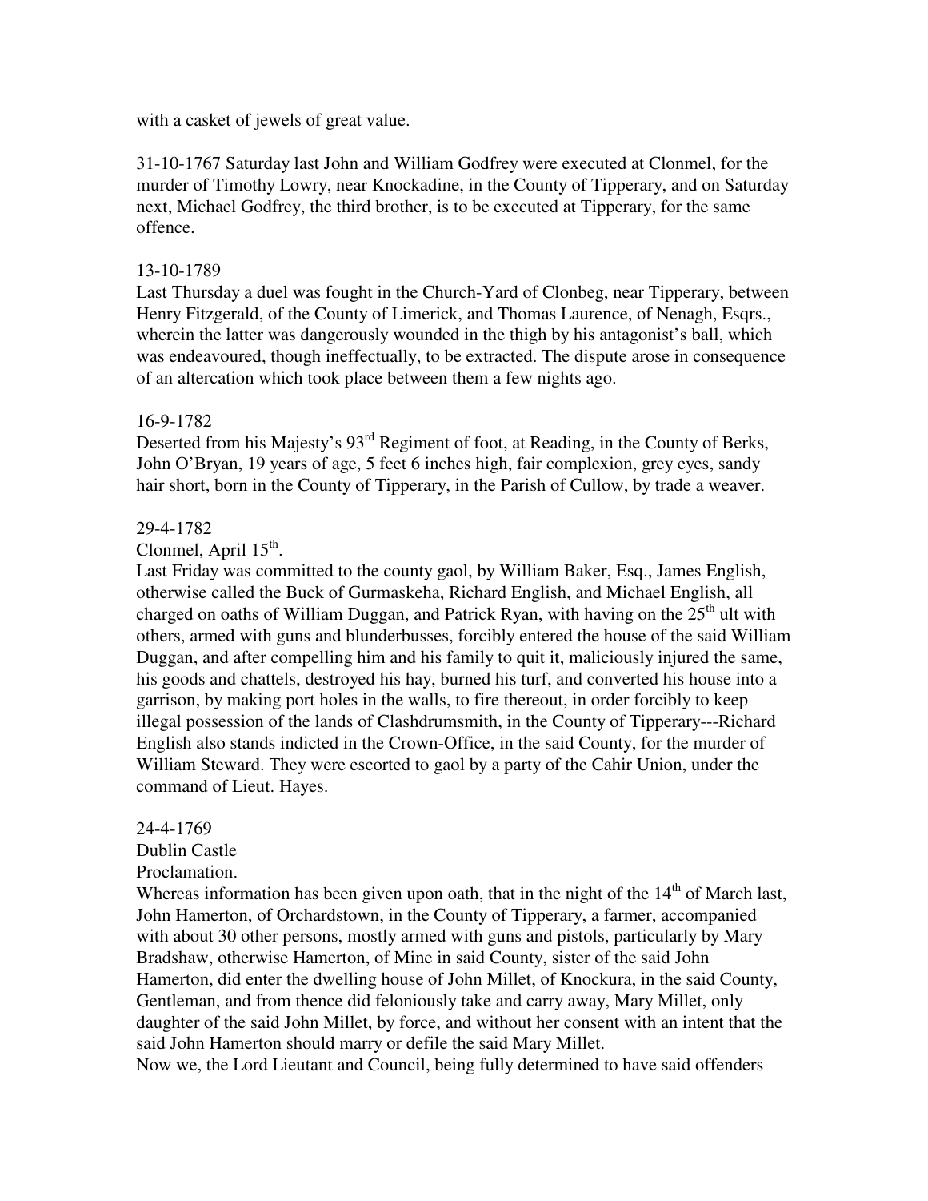with a casket of jewels of great value.

31-10-1767 Saturday last John and William Godfrey were executed at Clonmel, for the murder of Timothy Lowry, near Knockadine, in the County of Tipperary, and on Saturday next, Michael Godfrey, the third brother, is to be executed at Tipperary, for the same offence.

13-10-1789
Last Thursday a duel was fought in the Church-Yard of Clonbeg, near Tipperary, between Henry Fitzgerald, of the County of Limerick, and Thomas Laurence, of Nenagh, Esqrs., wherein the latter was dangerously wounded in the thigh by his antagonist's ball, which was endeavoured, though ineffectually, to be extracted. The dispute arose in consequence of an altercation which took place between them a few nights ago.

16-9-1782
Deserted from his Majesty's 93rd Regiment of foot, at Reading, in the County of Berks, John O'Bryan, 19 years of age, 5 feet 6 inches high, fair complexion, grey eyes, sandy hair short, born in the County of Tipperary, in the Parish of Cullow, by trade a weaver.

29-4-1782
Clonmel, April 15th.
Last Friday was committed to the county gaol, by William Baker, Esq., James English, otherwise called the Buck of Gurmaskeha, Richard English, and Michael English, all charged on oaths of William Duggan, and Patrick Ryan, with having on the 25th ult with others, armed with guns and blunderbusses, forcibly entered the house of the said William Duggan, and after compelling him and his family to quit it, maliciously injured the same, his goods and chattels, destroyed his hay, burned his turf, and converted his house into a garrison, by making port holes in the walls, to fire thereout, in order forcibly to keep illegal possession of the lands of Clashdrumsmith, in the County of Tipperary---Richard English also stands indicted in the Crown-Office, in the said County, for the murder of William Steward. They were escorted to gaol by a party of the Cahir Union, under the command of Lieut. Hayes.

24-4-1769
Dublin Castle
Proclamation.
Whereas information has been given upon oath, that in the night of the 14th of March last, John Hamerton, of Orchardstown, in the County of Tipperary, a farmer, accompanied with about 30 other persons, mostly armed with guns and pistols, particularly by Mary Bradshaw, otherwise Hamerton, of Mine in said County, sister of the said John Hamerton, did enter the dwelling house of John Millet, of Knockura, in the said County, Gentleman, and from thence did feloniously take and carry away, Mary Millet, only daughter of the said John Millet, by force, and without her consent with an intent that the said John Hamerton should marry or defile the said Mary Millet.
Now we, the Lord Lieutant and Council, being fully determined to have said offenders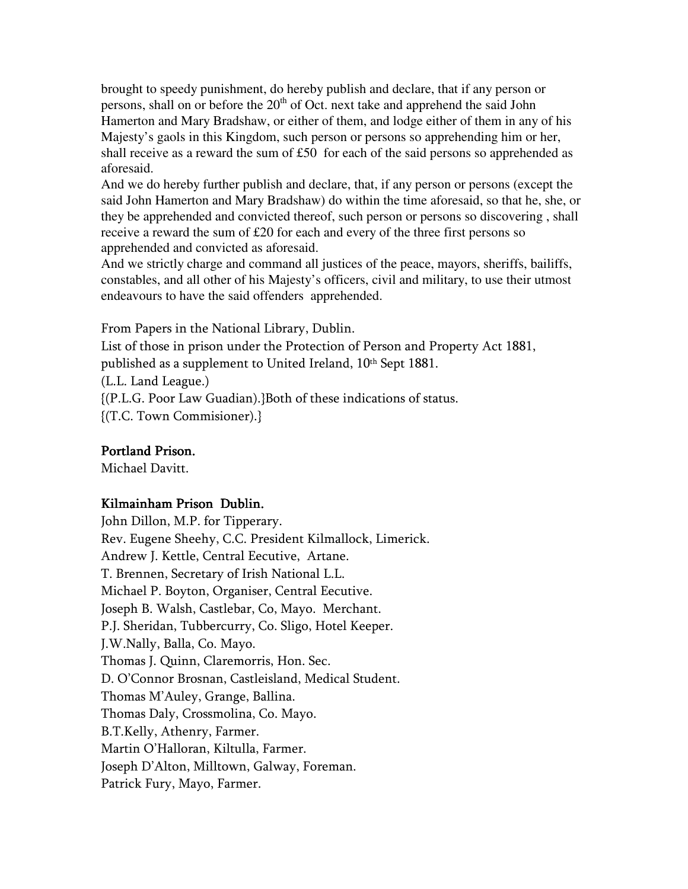brought to speedy punishment, do hereby publish and declare, that if any person or persons, shall on or before the 20th of Oct. next take and apprehend the said John Hamerton and Mary Bradshaw, or either of them, and lodge either of them in any of his Majesty's gaols in this Kingdom, such person or persons so apprehending him or her, shall receive as a reward the sum of £50 for each of the said persons so apprehended as aforesaid.

And we do hereby further publish and declare, that, if any person or persons (except the said John Hamerton and Mary Bradshaw) do within the time aforesaid, so that he, she, or they be apprehended and convicted thereof, such person or persons so discovering , shall receive a reward the sum of £20 for each and every of the three first persons so apprehended and convicted as aforesaid.

And we strictly charge and command all justices of the peace, mayors, sheriffs, bailiffs, constables, and all other of his Majesty's officers, civil and military, to use their utmost endeavours to have the said offenders apprehended.

From Papers in the National Library, Dublin.
List of those in prison under the Protection of Person and Property Act 1881, published as a supplement to United Ireland, 10th Sept 1881.
(L.L. Land League.)
{(P.L.G. Poor Law Guadian).}Both of these indications of status.
{(T.C. Town Commisioner).}

**Portland Prison.**
Michael Davitt.

**Kilmainham Prison Dublin.**
John Dillon, M.P. for Tipperary.
Rev. Eugene Sheehy, C.C. President Kilmallock, Limerick.
Andrew J. Kettle, Central Eecutive, Artane.
T. Brennen, Secretary of Irish National L.L.
Michael P. Boyton, Organiser, Central Eecutive.
Joseph B. Walsh, Castlebar, Co, Mayo. Merchant.
P.J. Sheridan, Tubbercurry, Co. Sligo, Hotel Keeper.
J.W.Nally, Balla, Co. Mayo.
Thomas J. Quinn, Claremorris, Hon. Sec.
D. O'Connor Brosnan, Castleisland, Medical Student.
Thomas M'Auley, Grange, Ballina.
Thomas Daly, Crossmolina, Co. Mayo.
B.T.Kelly, Athenry, Farmer.
Martin O'Halloran, Kiltulla, Farmer.
Joseph D'Alton, Milltown, Galway, Foreman.
Patrick Fury, Mayo, Farmer.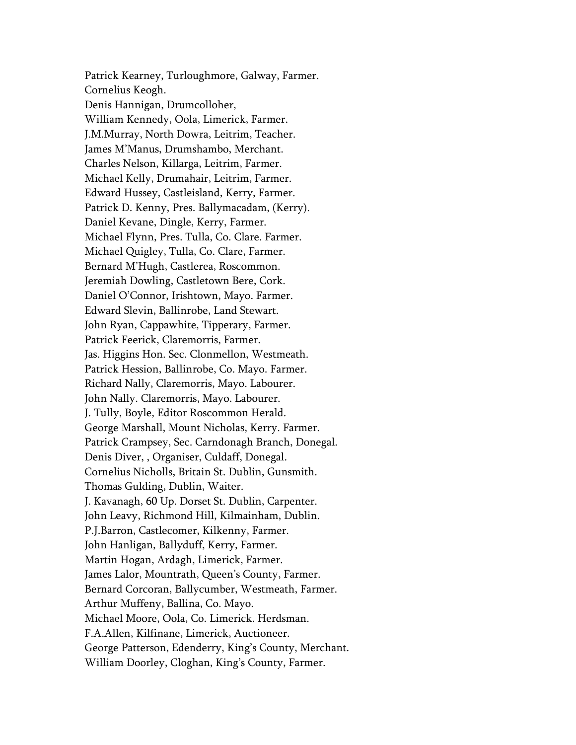Patrick Kearney, Turloughmore, Galway, Farmer.
Cornelius Keogh.
Denis Hannigan, Drumcolloher,
William Kennedy, Oola, Limerick, Farmer.
J.M.Murray, North Dowra, Leitrim, Teacher.
James M'Manus, Drumshambo, Merchant.
Charles Nelson, Killarga, Leitrim, Farmer.
Michael Kelly, Drumahair, Leitrim, Farmer.
Edward Hussey, Castleisland, Kerry, Farmer.
Patrick D. Kenny, Pres. Ballymacadam, (Kerry).
Daniel Kevane, Dingle, Kerry, Farmer.
Michael Flynn, Pres. Tulla, Co. Clare. Farmer.
Michael Quigley, Tulla, Co. Clare, Farmer.
Bernard M'Hugh, Castlerea, Roscommon.
Jeremiah Dowling, Castletown Bere, Cork.
Daniel O'Connor, Irishtown, Mayo. Farmer.
Edward Slevin, Ballinrobe, Land Stewart.
John Ryan, Cappawhite, Tipperary, Farmer.
Patrick Feerick, Claremorris, Farmer.
Jas. Higgins Hon. Sec. Clonmellon, Westmeath.
Patrick Hession, Ballinrobe, Co. Mayo. Farmer.
Richard Nally, Claremorris, Mayo. Labourer.
John Nally. Claremorris, Mayo. Labourer.
J. Tully, Boyle, Editor Roscommon Herald.
George Marshall, Mount Nicholas, Kerry. Farmer.
Patrick Crampsey, Sec. Carndonagh Branch, Donegal.
Denis Diver, , Organiser, Culdaff, Donegal.
Cornelius Nicholls, Britain St. Dublin, Gunsmith.
Thomas Gulding, Dublin, Waiter.
J. Kavanagh, 60 Up. Dorset St. Dublin, Carpenter.
John Leavy, Richmond Hill, Kilmainham, Dublin.
P.J.Barron, Castlecomer, Kilkenny, Farmer.
John Hanligan, Ballyduff, Kerry, Farmer.
Martin Hogan, Ardagh, Limerick, Farmer.
James Lalor, Mountrath, Queen's County, Farmer.
Bernard Corcoran, Ballycumber, Westmeath, Farmer.
Arthur Muffeny, Ballina, Co. Mayo.
Michael Moore, Oola, Co. Limerick. Herdsman.
F.A.Allen, Kilfinane, Limerick, Auctioneer.
George Patterson, Edenderry, King's County, Merchant.
William Doorley, Cloghan, King's County, Farmer.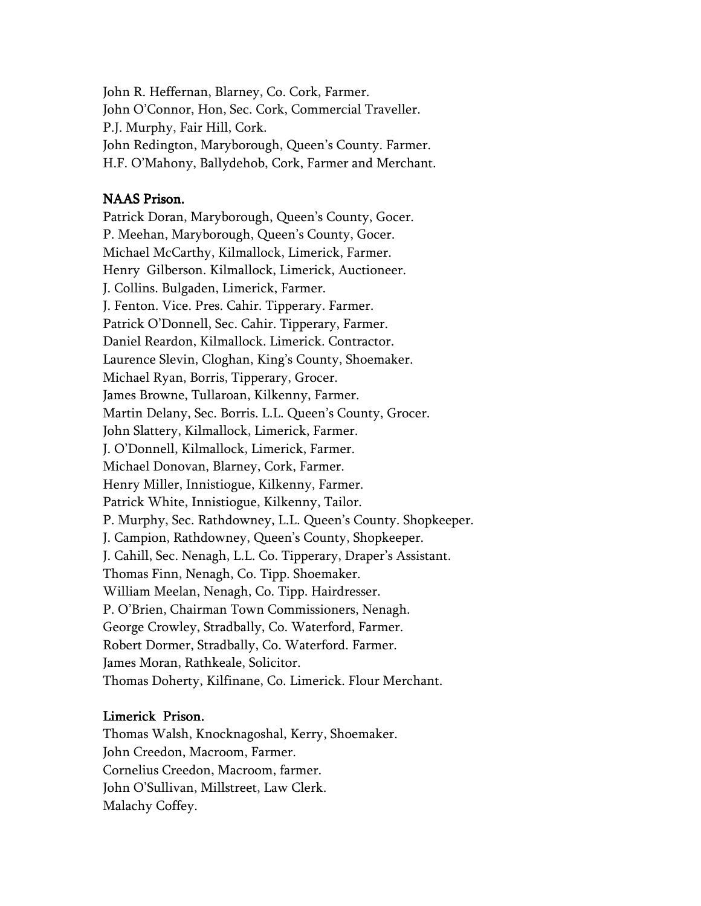John R. Heffernan, Blarney, Co. Cork, Farmer.
John O'Connor, Hon, Sec. Cork, Commercial Traveller.
P.J. Murphy, Fair Hill, Cork.
John Redington, Maryborough, Queen's County. Farmer.
H.F. O'Mahony, Ballydehob, Cork, Farmer and Merchant.

**NAAS Prison.**

Patrick Doran, Maryborough, Queen's County, Gocer.
P. Meehan, Maryborough, Queen's County, Gocer.
Michael McCarthy, Kilmallock, Limerick, Farmer.
Henry Gilberson. Kilmallock, Limerick, Auctioneer.
J. Collins. Bulgaden, Limerick, Farmer.
J. Fenton. Vice. Pres. Cahir. Tipperary. Farmer.
Patrick O'Donnell, Sec. Cahir. Tipperary, Farmer.
Daniel Reardon, Kilmallock. Limerick. Contractor.
Laurence Slevin, Cloghan, King's County, Shoemaker.
Michael Ryan, Borris, Tipperary, Grocer.
James Browne, Tullaroan, Kilkenny, Farmer.
Martin Delany, Sec. Borris. L.L. Queen's County, Grocer.
John Slattery, Kilmallock, Limerick, Farmer.
J. O'Donnell, Kilmallock, Limerick, Farmer.
Michael Donovan, Blarney, Cork, Farmer.
Henry Miller, Innistiogue, Kilkenny, Farmer.
Patrick White, Innistiogue, Kilkenny, Tailor.
P. Murphy, Sec. Rathdowney, L.L. Queen's County. Shopkeeper.
J. Campion, Rathdowney, Queen's County, Shopkeeper.
J. Cahill, Sec. Nenagh, L.L. Co. Tipperary, Draper's Assistant.
Thomas Finn, Nenagh, Co. Tipp. Shoemaker.
William Meelan, Nenagh, Co. Tipp. Hairdresser.
P. O'Brien, Chairman Town Commissioners, Nenagh.
George Crowley, Stradbally, Co. Waterford, Farmer.
Robert Dormer, Stradbally, Co. Waterford. Farmer.
James Moran, Rathkeale, Solicitor.
Thomas Doherty, Kilfinane, Co. Limerick. Flour Merchant.

**Limerick Prison.**

Thomas Walsh, Knocknagoshal, Kerry, Shoemaker.
John Creedon, Macroom, Farmer.
Cornelius Creedon, Macroom, farmer.
John O'Sullivan, Millstreet, Law Clerk.
Malachy Coffey.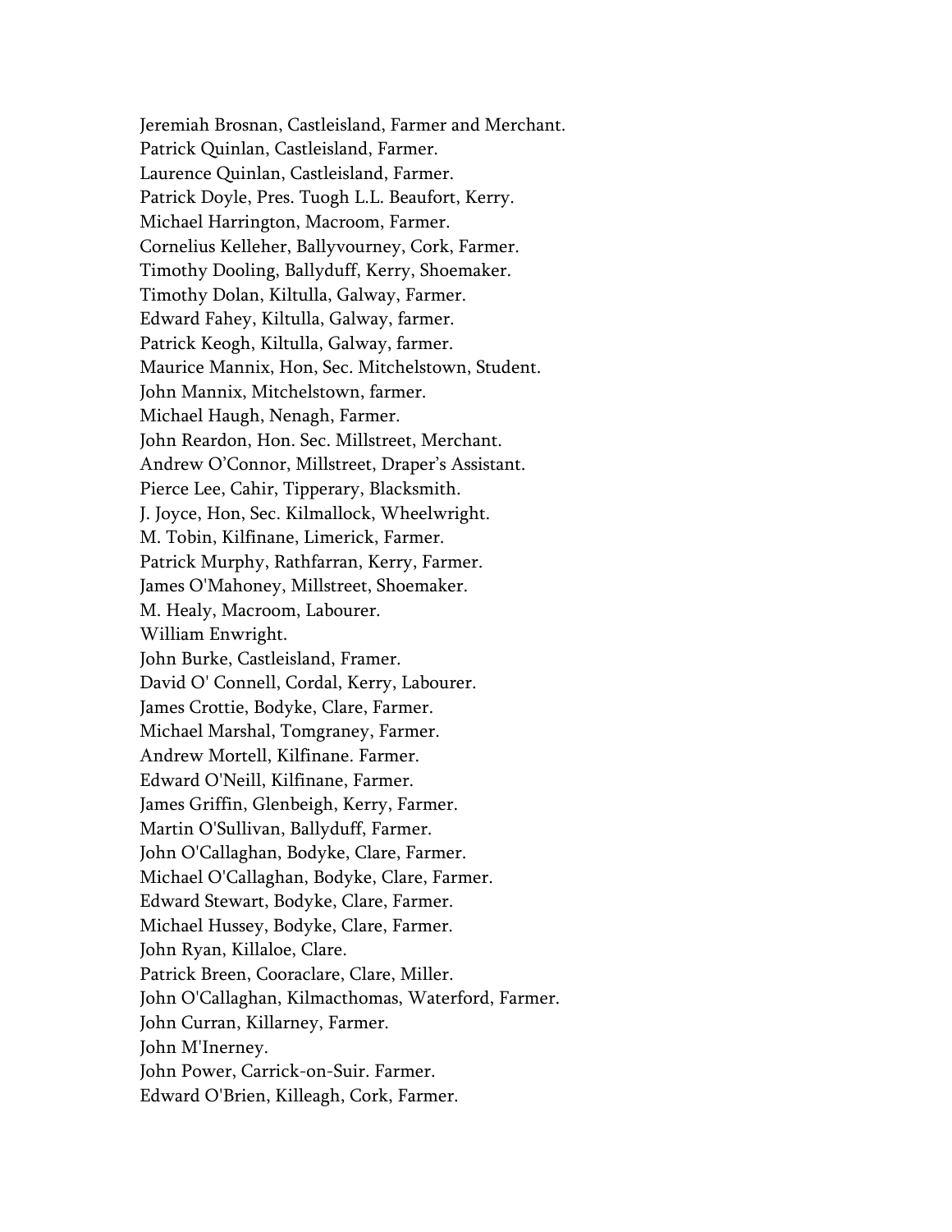Jeremiah Brosnan, Castleisland, Farmer and Merchant.
Patrick Quinlan, Castleisland, Farmer.
Laurence Quinlan, Castleisland, Farmer.
Patrick Doyle, Pres. Tuogh L.L. Beaufort, Kerry.
Michael Harrington, Macroom, Farmer.
Cornelius Kelleher, Ballyvourney, Cork, Farmer.
Timothy Dooling, Ballyduff, Kerry, Shoemaker.
Timothy Dolan, Kiltulla, Galway, Farmer.
Edward Fahey, Kiltulla, Galway, farmer.
Patrick Keogh, Kiltulla, Galway, farmer.
Maurice Mannix, Hon, Sec. Mitchelstown, Student.
John Mannix, Mitchelstown, farmer.
Michael Haugh, Nenagh, Farmer.
John Reardon, Hon. Sec. Millstreet, Merchant.
Andrew O'Connor, Millstreet, Draper's Assistant.
Pierce Lee, Cahir, Tipperary, Blacksmith.
J. Joyce, Hon, Sec. Kilmallock, Wheelwright.
M. Tobin, Kilfinane, Limerick, Farmer.
Patrick Murphy, Rathfarran, Kerry, Farmer.
James O'Mahoney, Millstreet, Shoemaker.
M. Healy, Macroom, Labourer.
William Enwright.
John Burke, Castleisland, Framer.
David O' Connell, Cordal, Kerry, Labourer.
James Crottie, Bodyke, Clare, Farmer.
Michael Marshal, Tomgraney, Farmer.
Andrew Mortell, Kilfinane. Farmer.
Edward O'Neill, Kilfinane, Farmer.
James Griffin, Glenbeigh, Kerry, Farmer.
Martin O'Sullivan, Ballyduff, Farmer.
John O'Callaghan, Bodyke, Clare, Farmer.
Michael O'Callaghan, Bodyke, Clare, Farmer.
Edward Stewart, Bodyke, Clare, Farmer.
Michael Hussey, Bodyke, Clare, Farmer.
John Ryan, Killaloe, Clare.
Patrick Breen, Cooraclare, Clare, Miller.
John O'Callaghan, Kilmacthomas, Waterford, Farmer.
John Curran, Killarney, Farmer.
John M'Inerney.
John Power, Carrick-on-Suir. Farmer.
Edward O'Brien, Killeagh, Cork, Farmer.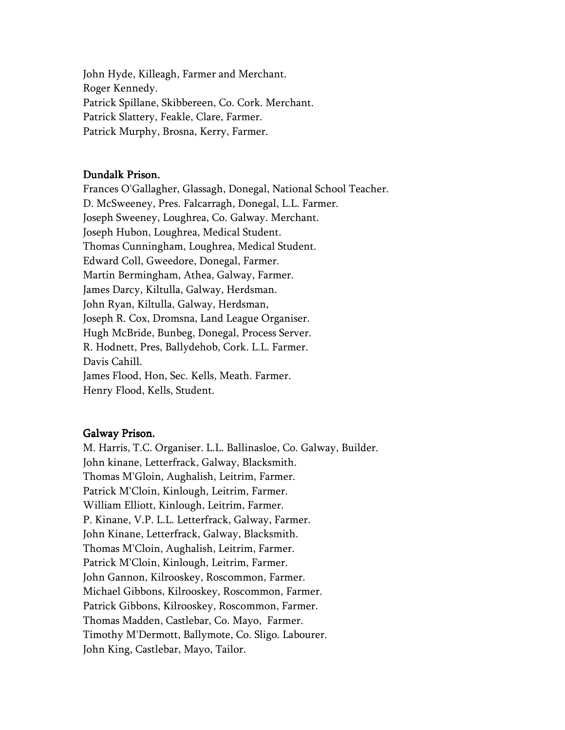John Hyde, Killeagh, Farmer and Merchant.
Roger Kennedy.
Patrick Spillane, Skibbereen, Co. Cork. Merchant.
Patrick Slattery, Feakle, Clare, Farmer.
Patrick Murphy, Brosna, Kerry, Farmer.

### Dundalk Prison.

Frances O'Gallagher, Glassagh, Donegal, National School Teacher.
D. McSweeney, Pres. Falcarragh, Donegal, L.L. Farmer.
Joseph Sweeney, Loughrea, Co. Galway. Merchant.
Joseph Hubon, Loughrea, Medical Student.
Thomas Cunningham, Loughrea, Medical Student.
Edward Coll, Gweedore, Donegal, Farmer.
Martin Bermingham, Athea, Galway, Farmer.
James Darcy, Kiltulla, Galway, Herdsman.
John Ryan, Kiltulla, Galway, Herdsman,
Joseph R. Cox, Dromsna, Land League Organiser.
Hugh McBride, Bunbeg, Donegal, Process Server.
R. Hodnett, Pres, Ballydehob, Cork. L.L. Farmer.
Davis Cahill.
James Flood, Hon, Sec. Kells, Meath. Farmer.
Henry Flood, Kells, Student.

### Galway Prison.

M. Harris, T.C. Organiser. L.L. Ballinasloe, Co. Galway, Builder.
John kinane, Letterfrack, Galway, Blacksmith.
Thomas M'Gloin, Aughalish, Leitrim, Farmer.
Patrick M'Cloin, Kinlough, Leitrim, Farmer.
William Elliott, Kinlough, Leitrim, Farmer.
P. Kinane, V.P. L.L. Letterfrack, Galway, Farmer.
John Kinane, Letterfrack, Galway, Blacksmith.
Thomas M'Cloin, Aughalish, Leitrim, Farmer.
Patrick M'Cloin, Kinlough, Leitrim, Farmer.
John Gannon, Kilrooskey, Roscommon, Farmer.
Michael Gibbons, Kilrooskey, Roscommon, Farmer.
Patrick Gibbons, Kilrooskey, Roscommon, Farmer.
Thomas Madden, Castlebar, Co. Mayo, Farmer.
Timothy M'Dermott, Ballymote, Co. Sligo. Labourer.
John King, Castlebar, Mayo, Tailor.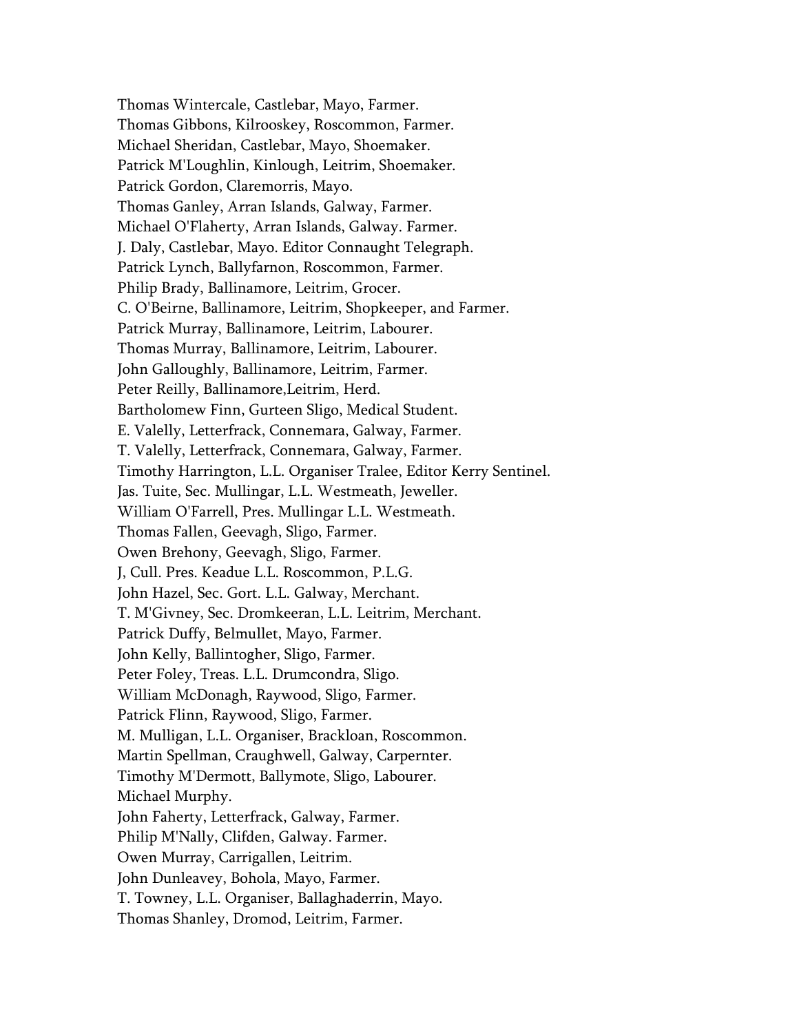Thomas Wintercale, Castlebar, Mayo, Farmer.  
Thomas Gibbons, Kilrooskey, Roscommon, Farmer.  
Michael Sheridan, Castlebar, Mayo, Shoemaker.  
Patrick M'Loughlin, Kinlough, Leitrim, Shoemaker.  
Patrick Gordon, Claremorris, Mayo.  
Thomas Ganley, Arran Islands, Galway, Farmer.  
Michael O'Flaherty, Arran Islands, Galway. Farmer.  
J. Daly, Castlebar, Mayo. Editor Connaught Telegraph.  
Patrick Lynch, Ballyfarnon, Roscommon, Farmer.  
Philip Brady, Ballinamore, Leitrim, Grocer.  
C. O'Beirne, Ballinamore, Leitrim, Shopkeeper, and Farmer.  
Patrick Murray, Ballinamore, Leitrim, Labourer.  
Thomas Murray, Ballinamore, Leitrim, Labourer.  
John Galloughly, Ballinamore, Leitrim, Farmer.  
Peter Reilly, Ballinamore,Leitrim, Herd.  
Bartholomew Finn, Gurteen Sligo, Medical Student.  
E. Valelly, Letterfrack, Connemara, Galway, Farmer.  
T. Valelly, Letterfrack, Connemara, Galway, Farmer.  
Timothy Harrington, L.L. Organiser Tralee, Editor Kerry Sentinel.  
Jas. Tuite, Sec. Mullingar, L.L. Westmeath, Jeweller.  
William O'Farrell, Pres. Mullingar L.L. Westmeath.  
Thomas Fallen, Geevagh, Sligo, Farmer.  
Owen Brehony, Geevagh, Sligo, Farmer.  
J, Cull. Pres. Keadue L.L. Roscommon, P.L.G.  
John Hazel, Sec. Gort. L.L. Galway, Merchant.  
T. M'Givney, Sec. Dromkeeran, L.L. Leitrim, Merchant.  
Patrick Duffy, Belmullet, Mayo, Farmer.  
John Kelly, Ballintogher, Sligo, Farmer.  
Peter Foley, Treas. L.L. Drumcondra, Sligo.  
William McDonagh, Raywood, Sligo, Farmer.  
Patrick Flinn, Raywood, Sligo, Farmer.  
M. Mulligan, L.L. Organiser, Brackloan, Roscommon.  
Martin Spellman, Craughwell, Galway, Carpernter.  
Timothy M'Dermott, Ballymote, Sligo, Labourer.  
Michael Murphy.  
John Faherty, Letterfrack, Galway, Farmer.  
Philip M'Nally, Clifden, Galway. Farmer.  
Owen Murray, Carrigallen, Leitrim.  
John Dunleavey, Bohola, Mayo, Farmer.  
T. Towney, L.L. Organiser, Ballaghaderrin, Mayo.  
Thomas Shanley, Dromod, Leitrim, Farmer.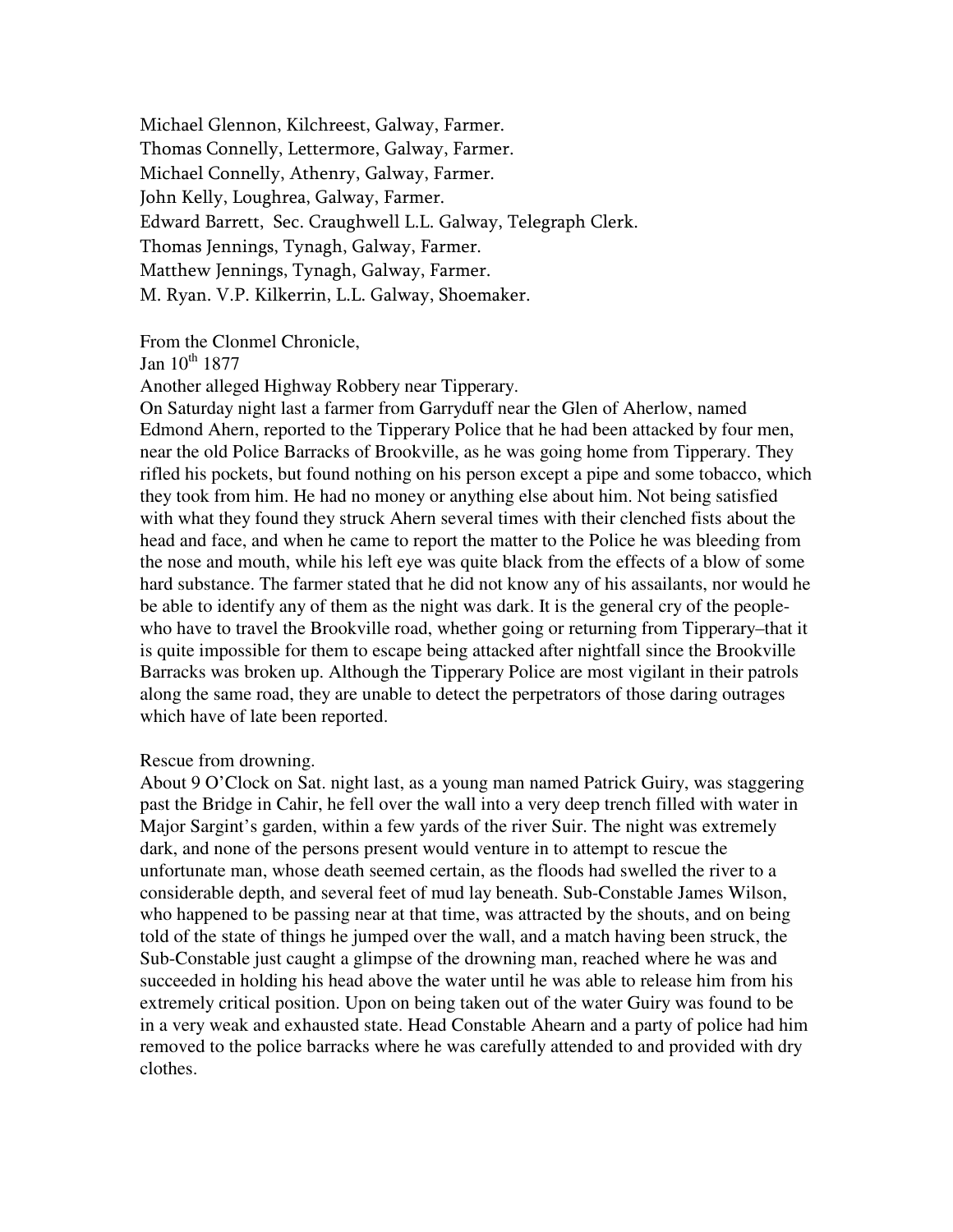Michael Glennon, Kilchreest, Galway, Farmer.
Thomas Connelly, Lettermore, Galway, Farmer.
Michael Connelly, Athenry, Galway, Farmer.
John Kelly, Loughrea, Galway, Farmer.
Edward Barrett, Sec. Craughwell L.L. Galway, Telegraph Clerk.
Thomas Jennings, Tynagh, Galway, Farmer.
Matthew Jennings, Tynagh, Galway, Farmer.
M. Ryan. V.P. Kilkerrin, L.L. Galway, Shoemaker.

From the Clonmel Chronicle,
Jan 10th 1877
Another alleged Highway Robbery near Tipperary.
On Saturday night last a farmer from Garryduff near the Glen of Aherlow, named Edmond Ahern, reported to the Tipperary Police that he had been attacked by four men, near the old Police Barracks of Brookville, as he was going home from Tipperary. They rifled his pockets, but found nothing on his person except a pipe and some tobacco, which they took from him. He had no money or anything else about him. Not being satisfied with what they found they struck Ahern several times with their clenched fists about the head and face, and when he came to report the matter to the Police he was bleeding from the nose and mouth, while his left eye was quite black from the effects of a blow of some hard substance. The farmer stated that he did not know any of his assailants, nor would he be able to identify any of them as the night was dark. It is the general cry of the people-who have to travel the Brookville road, whether going or returning from Tipperary–that it is quite impossible for them to escape being attacked after nightfall since the Brookville Barracks was broken up. Although the Tipperary Police are most vigilant in their patrols along the same road, they are unable to detect the perpetrators of those daring outrages which have of late been reported.

Rescue from drowning.
About 9 O'Clock on Sat. night last, as a young man named Patrick Guiry, was staggering past the Bridge in Cahir, he fell over the wall into a very deep trench filled with water in Major Sargint's garden, within a few yards of the river Suir. The night was extremely dark, and none of the persons present would venture in to attempt to rescue the unfortunate man, whose death seemed certain, as the floods had swelled the river to a considerable depth, and several feet of mud lay beneath. Sub-Constable James Wilson, who happened to be passing near at that time, was attracted by the shouts, and on being told of the state of things he jumped over the wall, and a match having been struck, the Sub-Constable just caught a glimpse of the drowning man, reached where he was and succeeded in holding his head above the water until he was able to release him from his extremely critical position. Upon on being taken out of the water Guiry was found to be in a very weak and exhausted state. Head Constable Ahearn and a party of police had him removed to the police barracks where he was carefully attended to and provided with dry clothes.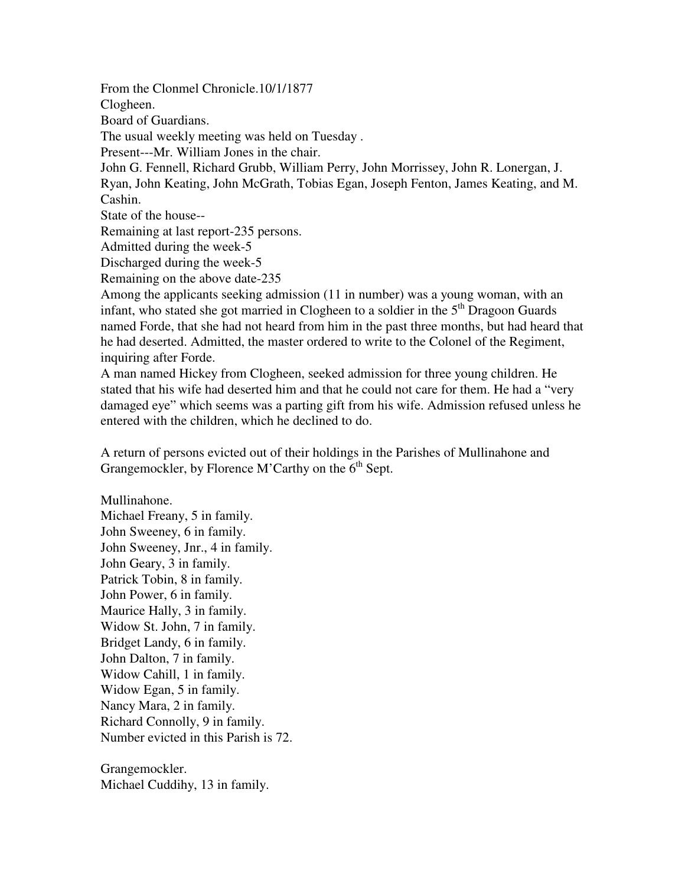From the Clonmel Chronicle.10/1/1877

Clogheen.

Board of Guardians.

The usual weekly meeting was held on Tuesday .

Present---Mr. William Jones in the chair.

John G. Fennell, Richard Grubb, William Perry, John Morrissey, John R. Lonergan, J. Ryan, John Keating, John McGrath, Tobias Egan, Joseph Fenton, James Keating, and M. Cashin.

State of the house--

Remaining at last report-235 persons.

Admitted during the week-5

Discharged during the week-5

Remaining on the above date-235

Among the applicants seeking admission (11 in number) was a young woman, with an infant, who stated she got married in Clogheen to a soldier in the 5th Dragoon Guards named Forde, that she had not heard from him in the past three months, but had heard that he had deserted. Admitted, the master ordered to write to the Colonel of the Regiment, inquiring after Forde.

A man named Hickey from Clogheen, seeked admission for three young children. He stated that his wife had deserted him and that he could not care for them. He had a "very damaged eye" which seems was a parting gift from his wife. Admission refused unless he entered with the children, which he declined to do.

A return of persons evicted out of their holdings in the Parishes of Mullinahone and Grangemockler, by Florence M'Carthy on the 6th Sept.

Mullinahone.

Michael Freany, 5 in family.

John Sweeney, 6 in family.

John Sweeney, Jnr., 4 in family.

John Geary, 3 in family.

Patrick Tobin, 8 in family.

John Power, 6 in family.

Maurice Hally, 3 in family.

Widow St. John, 7 in family.

Bridget Landy, 6 in family.

John Dalton, 7 in family.

Widow Cahill, 1 in family.

Widow Egan, 5 in family.

Nancy Mara, 2 in family.

Richard Connolly, 9 in family.

Number evicted in this Parish is 72.

Grangemockler.

Michael Cuddihy, 13 in family.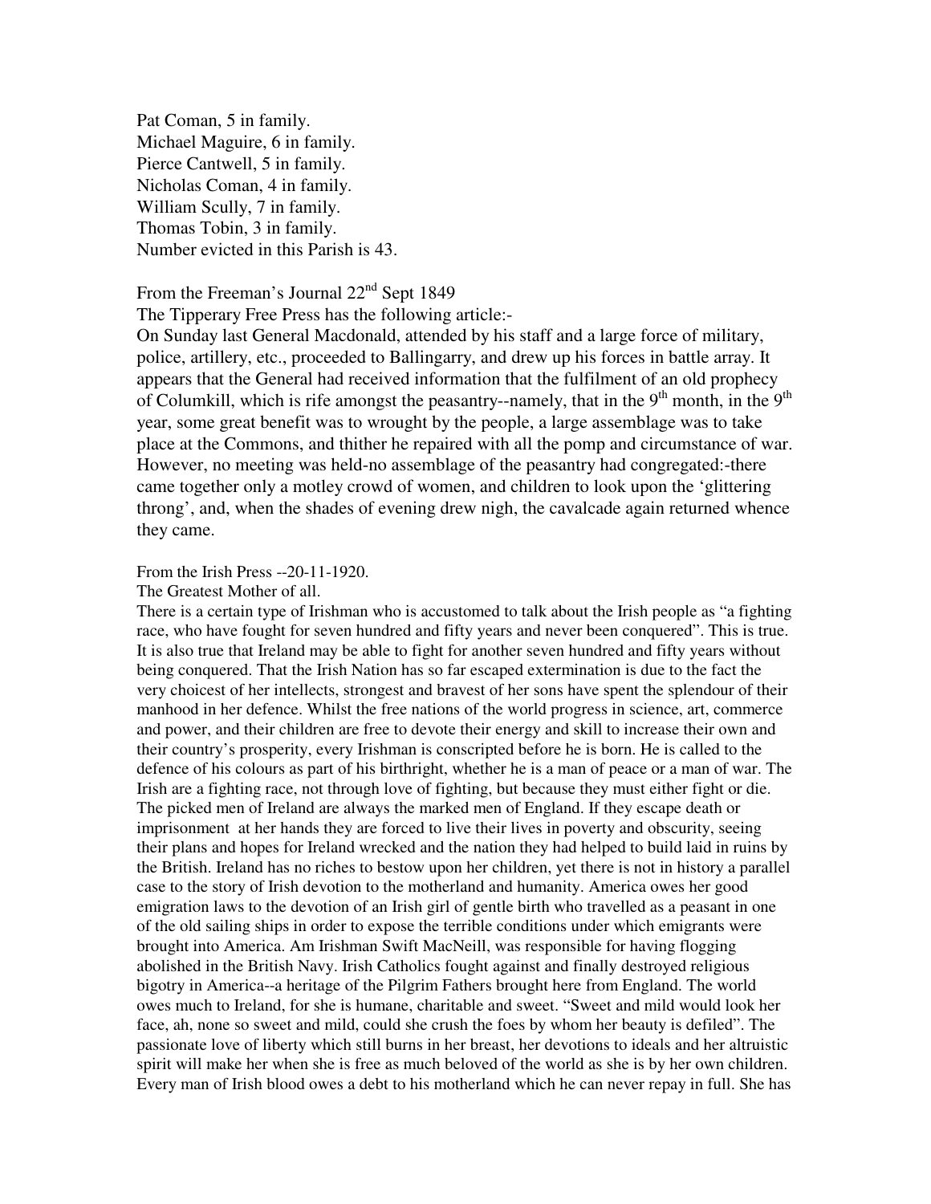Pat Coman, 5 in family.
Michael Maguire, 6 in family.
Pierce Cantwell, 5 in family.
Nicholas Coman, 4 in family.
William Scully, 7 in family.
Thomas Tobin, 3 in family.
Number evicted in this Parish is 43.

From the Freeman's Journal 22nd Sept 1849
The Tipperary Free Press has the following article:-
On Sunday last General Macdonald, attended by his staff and a large force of military, police, artillery, etc., proceeded to Ballingarry, and drew up his forces in battle array. It appears that the General had received information that the fulfilment of an old prophecy of Columkill, which is rife amongst the peasantry--namely, that in the 9th month, in the 9th year, some great benefit was to wrought by the people, a large assemblage was to take place at the Commons, and thither he repaired with all the pomp and circumstance of war. However, no meeting was held-no assemblage of the peasantry had congregated:-there came together only a motley crowd of women, and children to look upon the 'glittering throng', and, when the shades of evening drew nigh, the cavalcade again returned whence they came.

From the Irish Press --20-11-1920.
The Greatest Mother of all.
There is a certain type of Irishman who is accustomed to talk about the Irish people as "a fighting race, who have fought for seven hundred and fifty years and never been conquered". This is true. It is also true that Ireland may be able to fight for another seven hundred and fifty years without being conquered. That the Irish Nation has so far escaped extermination is due to the fact the very choicest of her intellects, strongest and bravest of her sons have spent the splendour of their manhood in her defence. Whilst the free nations of the world progress in science, art, commerce and power, and their children are free to devote their energy and skill to increase their own and their country's prosperity, every Irishman is conscripted before he is born. He is called to the defence of his colours as part of his birthright, whether he is a man of peace or a man of war. The Irish are a fighting race, not through love of fighting, but because they must either fight or die. The picked men of Ireland are always the marked men of England. If they escape death or imprisonment at her hands they are forced to live their lives in poverty and obscurity, seeing their plans and hopes for Ireland wrecked and the nation they had helped to build laid in ruins by the British. Ireland has no riches to bestow upon her children, yet there is not in history a parallel case to the story of Irish devotion to the motherland and humanity. America owes her good emigration laws to the devotion of an Irish girl of gentle birth who travelled as a peasant in one of the old sailing ships in order to expose the terrible conditions under which emigrants were brought into America. Am Irishman Swift MacNeill, was responsible for having flogging abolished in the British Navy. Irish Catholics fought against and finally destroyed religious bigotry in America--a heritage of the Pilgrim Fathers brought here from England. The world owes much to Ireland, for she is humane, charitable and sweet. "Sweet and mild would look her face, ah, none so sweet and mild, could she crush the foes by whom her beauty is defiled". The passionate love of liberty which still burns in her breast, her devotions to ideals and her altruistic spirit will make her when she is free as much beloved of the world as she is by her own children. Every man of Irish blood owes a debt to his motherland which he can never repay in full. She has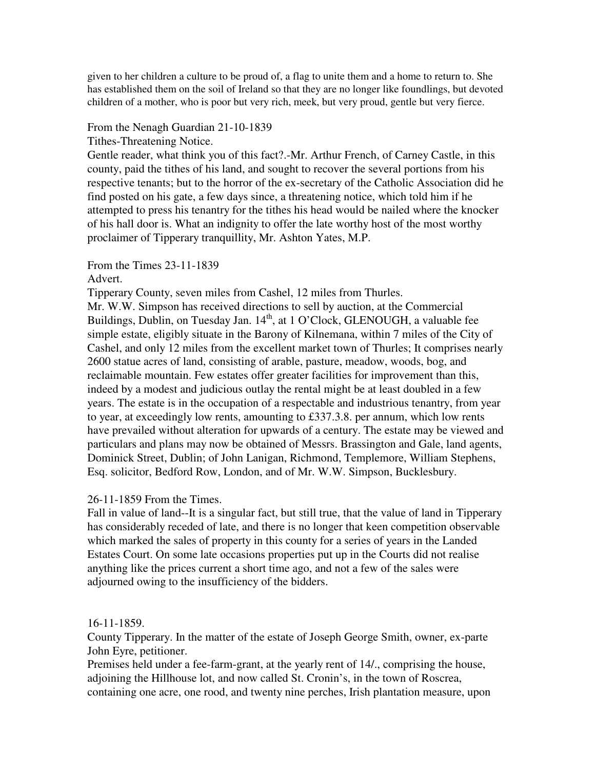given to her children a culture to be proud of, a flag to unite them and a home to return to. She has established them on the soil of Ireland so that they are no longer like foundlings, but devoted children of a mother, who is poor but very rich, meek, but very proud, gentle but very fierce.

From the Nenagh Guardian 21-10-1839

Tithes-Threatening Notice.

Gentle reader, what think you of this fact?.-Mr. Arthur French, of Carney Castle, in this county, paid the tithes of his land, and sought to recover the several portions from his respective tenants; but to the horror of the ex-secretary of the Catholic Association did he find posted on his gate, a few days since, a threatening notice, which told him if he attempted to press his tenantry for the tithes his head would be nailed where the knocker of his hall door is. What an indignity to offer the late worthy host of the most worthy proclaimer of Tipperary tranquillity, Mr. Ashton Yates, M.P.

From the Times 23-11-1839

Advert.

Tipperary County, seven miles from Cashel, 12 miles from Thurles.

Mr. W.W. Simpson has received directions to sell by auction, at the Commercial Buildings, Dublin, on Tuesday Jan. 14th, at 1 O'Clock, GLENOUGH, a valuable fee simple estate, eligibly situate in the Barony of Kilnemana, within 7 miles of the City of Cashel, and only 12 miles from the excellent market town of Thurles; It comprises nearly 2600 statue acres of land, consisting of arable, pasture, meadow, woods, bog, and reclaimable mountain. Few estates offer greater facilities for improvement than this, indeed by a modest and judicious outlay the rental might be at least doubled in a few years. The estate is in the occupation of a respectable and industrious tenantry, from year to year, at exceedingly low rents, amounting to £337.3.8. per annum, which low rents have prevailed without alteration for upwards of a century. The estate may be viewed and particulars and plans may now be obtained of Messrs. Brassington and Gale, land agents, Dominick Street, Dublin; of John Lanigan, Richmond, Templemore, William Stephens, Esq. solicitor, Bedford Row, London, and of Mr. W.W. Simpson, Bucklesbury.

26-11-1859 From the Times.

Fall in value of land--It is a singular fact, but still true, that the value of land in Tipperary has considerably receded of late, and there is no longer that keen competition observable which marked the sales of property in this county for a series of years in the Landed Estates Court. On some late occasions properties put up in the Courts did not realise anything like the prices current a short time ago, and not a few of the sales were adjourned owing to the insufficiency of the bidders.

16-11-1859.

County Tipperary. In the matter of the estate of Joseph George Smith, owner, ex-parte John Eyre, petitioner.

Premises held under a fee-farm-grant, at the yearly rent of 14/., comprising the house, adjoining the Hillhouse lot, and now called St. Cronin's, in the town of Roscrea, containing one acre, one rood, and twenty nine perches, Irish plantation measure, upon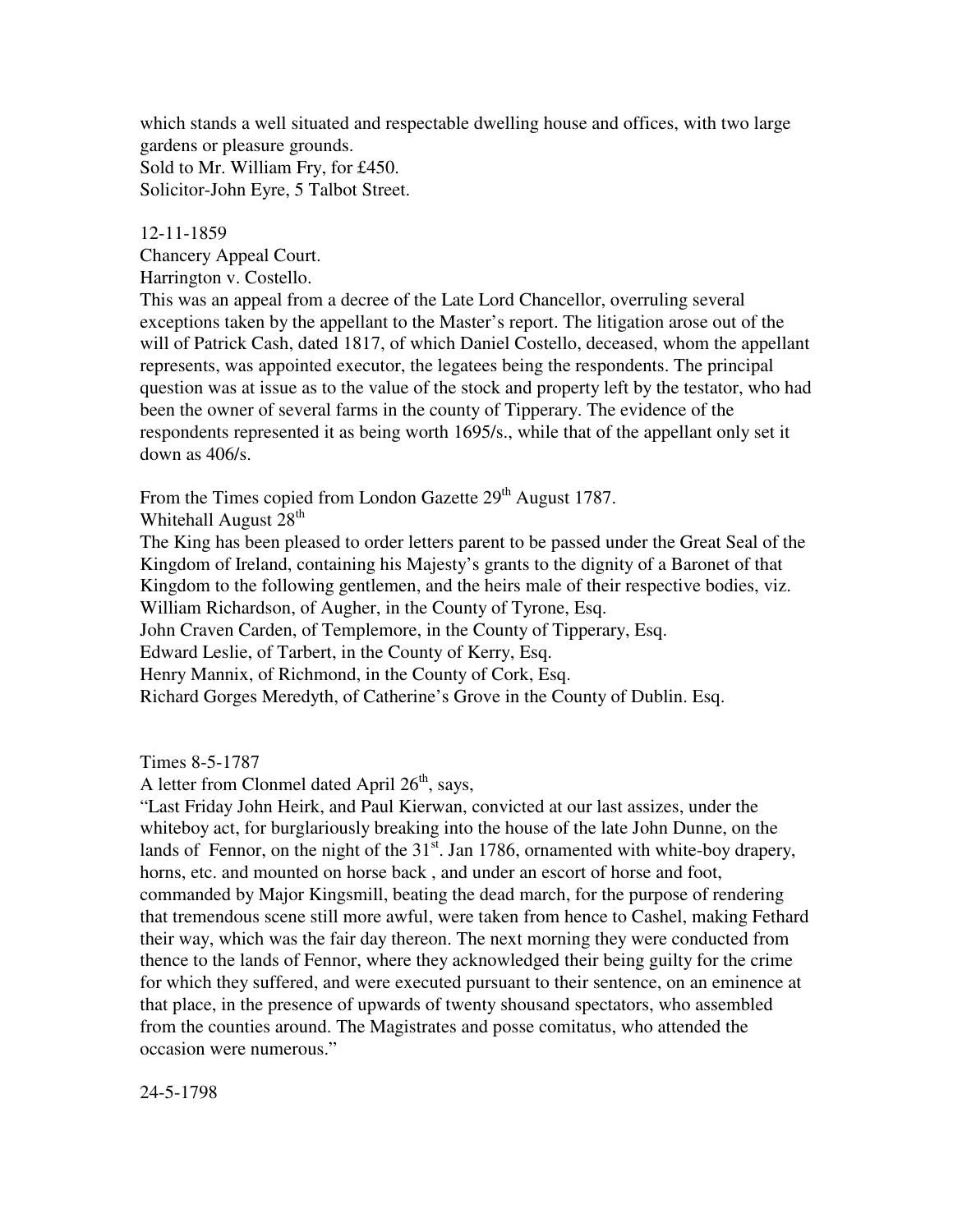which stands a well situated and respectable dwelling house and offices, with two large gardens or pleasure grounds.
Sold to Mr. William Fry, for £450.
Solicitor-John Eyre, 5 Talbot Street.

12-11-1859
Chancery Appeal Court.
Harrington v. Costello.
This was an appeal from a decree of the Late Lord Chancellor, overruling several exceptions taken by the appellant to the Master's report. The litigation arose out of the will of Patrick Cash, dated 1817, of which Daniel Costello, deceased, whom the appellant represents, was appointed executor, the legatees being the respondents. The principal question was at issue as to the value of the stock and property left by the testator, who had been the owner of several farms in the county of Tipperary. The evidence of the respondents represented it as being worth 1695/s., while that of the appellant only set it down as 406/s.

From the Times copied from London Gazette 29th August 1787.
Whitehall August 28th
The King has been pleased to order letters parent to be passed under the Great Seal of the Kingdom of Ireland, containing his Majesty's grants to the dignity of a Baronet of that Kingdom to the following gentlemen, and the heirs male of their respective bodies, viz.
William Richardson, of Augher, in the County of Tyrone, Esq.
John Craven Carden, of Templemore, in the County of Tipperary, Esq.
Edward Leslie, of Tarbert, in the County of Kerry, Esq.
Henry Mannix, of Richmond, in the County of Cork, Esq.
Richard Gorges Meredyth, of Catherine's Grove in the County of Dublin. Esq.

Times 8-5-1787
A letter from Clonmel dated April 26th, says,
"Last Friday John Heirk, and Paul Kierwan, convicted at our last assizes, under the whiteboy act, for burglariously breaking into the house of the late John Dunne, on the lands of Fennor, on the night of the 31st. Jan 1786, ornamented with white-boy drapery, horns, etc. and mounted on horse back , and under an escort of horse and foot, commanded by Major Kingsmill, beating the dead march, for the purpose of rendering that tremendous scene still more awful, were taken from hence to Cashel, making Fethard their way, which was the fair day thereon. The next morning they were conducted from thence to the lands of Fennor, where they acknowledged their being guilty for the crime for which they suffered, and were executed pursuant to their sentence, on an eminence at that place, in the presence of upwards of twenty shousand spectators, who assembled from the counties around. The Magistrates and posse comitatus, who attended the occasion were numerous."

24-5-1798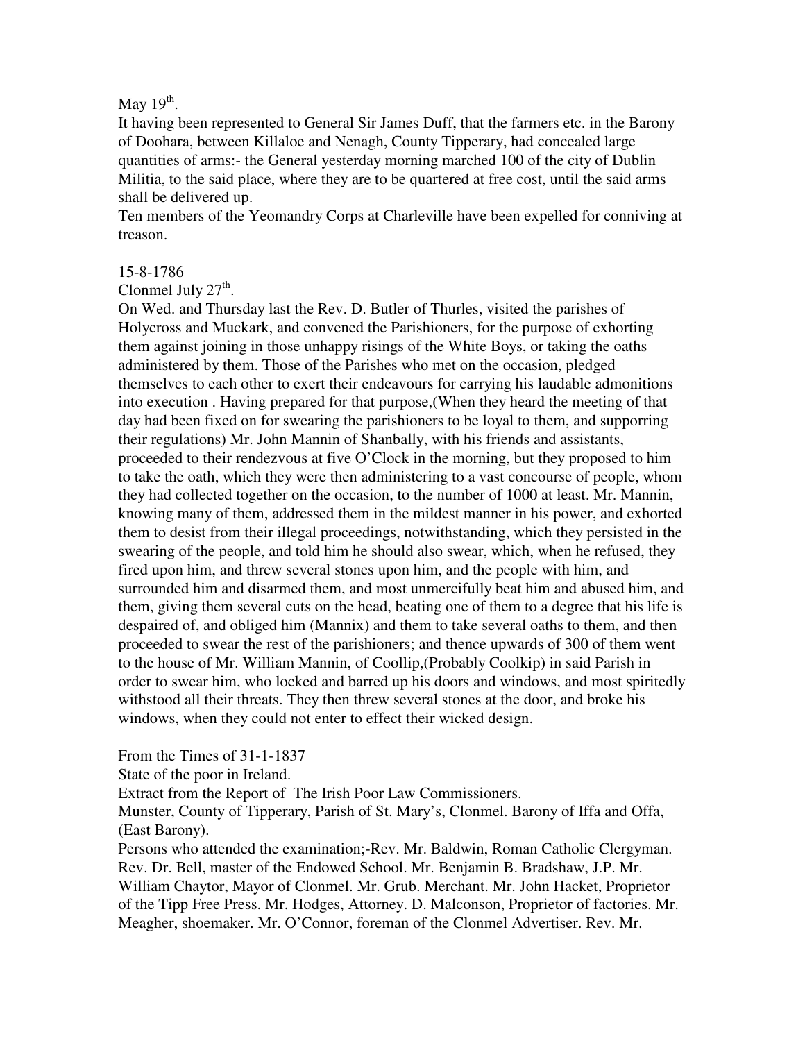May 19th.

It having been represented to General Sir James Duff, that the farmers etc. in the Barony of Doohara, between Killaloe and Nenagh, County Tipperary, had concealed large quantities of arms:- the General yesterday morning marched 100 of the city of Dublin Militia, to the said place, where they are to be quartered at free cost, until the said arms shall be delivered up.

Ten members of the Yeomandry Corps at Charleville have been expelled for conniving at treason.

15-8-1786

Clonmel July 27th.

On Wed. and Thursday last the Rev. D. Butler of Thurles, visited the parishes of Holycross and Muckark, and convened the Parishioners, for the purpose of exhorting them against joining in those unhappy risings of the White Boys, or taking the oaths administered by them. Those of the Parishes who met on the occasion, pledged themselves to each other to exert their endeavours for carrying his laudable admonitions into execution . Having prepared for that purpose,(When they heard the meeting of that day had been fixed on for swearing the parishioners to be loyal to them, and supporring their regulations) Mr. John Mannin of Shanbally, with his friends and assistants, proceeded to their rendezvous at five O'Clock in the morning, but they proposed to him to take the oath, which they were then administering to a vast concourse of people, whom they had collected together on the occasion, to the number of 1000 at least. Mr. Mannin, knowing many of them, addressed them in the mildest manner in his power, and exhorted them to desist from their illegal proceedings, notwithstanding, which they persisted in the swearing of the people, and told him he should also swear, which, when he refused, they fired upon him, and threw several stones upon him, and the people with him, and surrounded him and disarmed them, and most unmercifully beat him and abused him, and them, giving them several cuts on the head, beating one of them to a degree that his life is despaired of, and obliged him (Mannix) and them to take several oaths to them, and then proceeded to swear the rest of the parishioners; and thence upwards of 300 of them went to the house of Mr. William Mannin, of Coollip,(Probably Coolkip) in said Parish in order to swear him, who locked and barred up his doors and windows, and most spiritedly withstood all their threats. They then threw several stones at the door, and broke his windows, when they could not enter to effect their wicked design.

From the Times of 31-1-1837

State of the poor in Ireland.

Extract from the Report of The Irish Poor Law Commissioners.

Munster, County of Tipperary, Parish of St. Mary's, Clonmel. Barony of Iffa and Offa, (East Barony).

Persons who attended the examination;-Rev. Mr. Baldwin, Roman Catholic Clergyman. Rev. Dr. Bell, master of the Endowed School. Mr. Benjamin B. Bradshaw, J.P. Mr. William Chaytor, Mayor of Clonmel. Mr. Grub. Merchant. Mr. John Hacket, Proprietor of the Tipp Free Press. Mr. Hodges, Attorney. D. Malconson, Proprietor of factories. Mr. Meagher, shoemaker. Mr. O'Connor, foreman of the Clonmel Advertiser. Rev. Mr.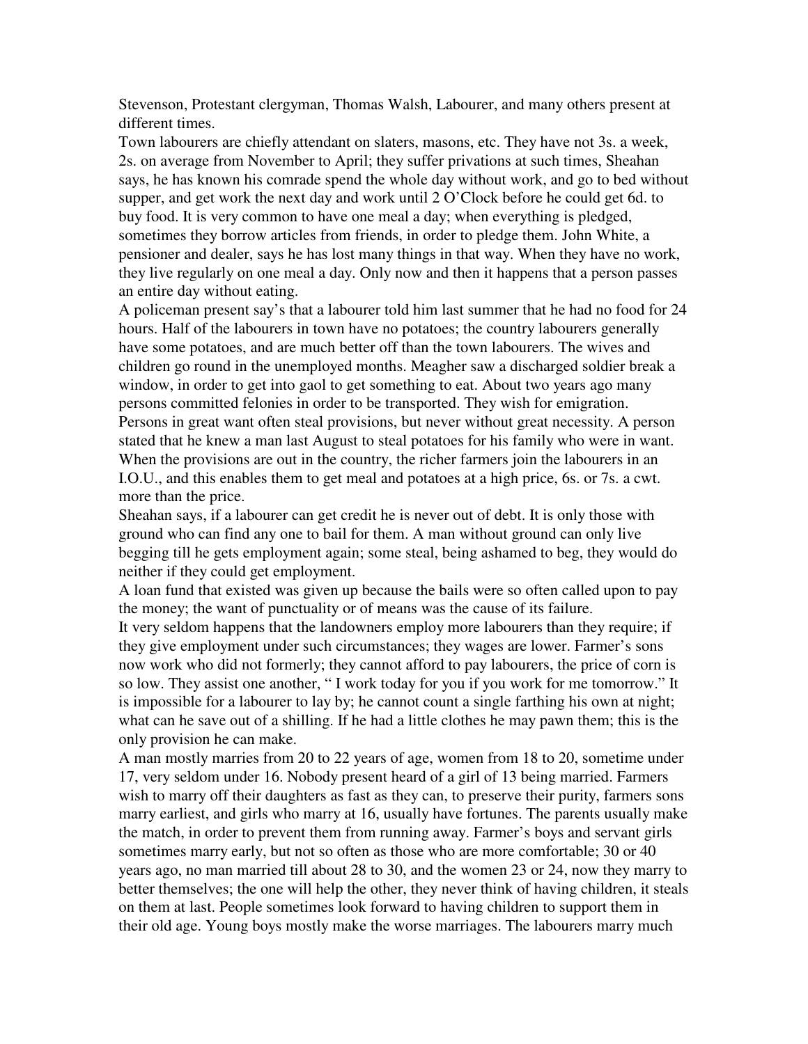Stevenson, Protestant clergyman, Thomas Walsh, Labourer, and many others present at different times.

Town labourers are chiefly attendant on slaters, masons, etc. They have not 3s. a week, 2s. on average from November to April; they suffer privations at such times, Sheahan says, he has known his comrade spend the whole day without work, and go to bed without supper, and get work the next day and work until 2 O'Clock before he could get 6d. to buy food. It is very common to have one meal a day; when everything is pledged, sometimes they borrow articles from friends, in order to pledge them. John White, a pensioner and dealer, says he has lost many things in that way. When they have no work, they live regularly on one meal a day. Only now and then it happens that a person passes an entire day without eating.

A policeman present say's that a labourer told him last summer that he had no food for 24 hours. Half of the labourers in town have no potatoes; the country labourers generally have some potatoes, and are much better off than the town labourers. The wives and children go round in the unemployed months. Meagher saw a discharged soldier break a window, in order to get into gaol to get something to eat. About two years ago many persons committed felonies in order to be transported. They wish for emigration. Persons in great want often steal provisions, but never without great necessity. A person stated that he knew a man last August to steal potatoes for his family who were in want. When the provisions are out in the country, the richer farmers join the labourers in an I.O.U., and this enables them to get meal and potatoes at a high price, 6s. or 7s. a cwt. more than the price.

Sheahan says, if a labourer can get credit he is never out of debt. It is only those with ground who can find any one to bail for them. A man without ground can only live begging till he gets employment again; some steal, being ashamed to beg, they would do neither if they could get employment.

A loan fund that existed was given up because the bails were so often called upon to pay the money; the want of punctuality or of means was the cause of its failure.

It very seldom happens that the landowners employ more labourers than they require; if they give employment under such circumstances; they wages are lower. Farmer's sons now work who did not formerly; they cannot afford to pay labourers, the price of corn is so low. They assist one another, " I work today for you if you work for me tomorrow." It is impossible for a labourer to lay by; he cannot count a single farthing his own at night; what can he save out of a shilling. If he had a little clothes he may pawn them; this is the only provision he can make.

A man mostly marries from 20 to 22 years of age, women from 18 to 20, sometime under 17, very seldom under 16. Nobody present heard of a girl of 13 being married. Farmers wish to marry off their daughters as fast as they can, to preserve their purity, farmers sons marry earliest, and girls who marry at 16, usually have fortunes. The parents usually make the match, in order to prevent them from running away. Farmer's boys and servant girls sometimes marry early, but not so often as those who are more comfortable; 30 or 40 years ago, no man married till about 28 to 30, and the women 23 or 24, now they marry to better themselves; the one will help the other, they never think of having children, it steals on them at last. People sometimes look forward to having children to support them in their old age. Young boys mostly make the worse marriages. The labourers marry much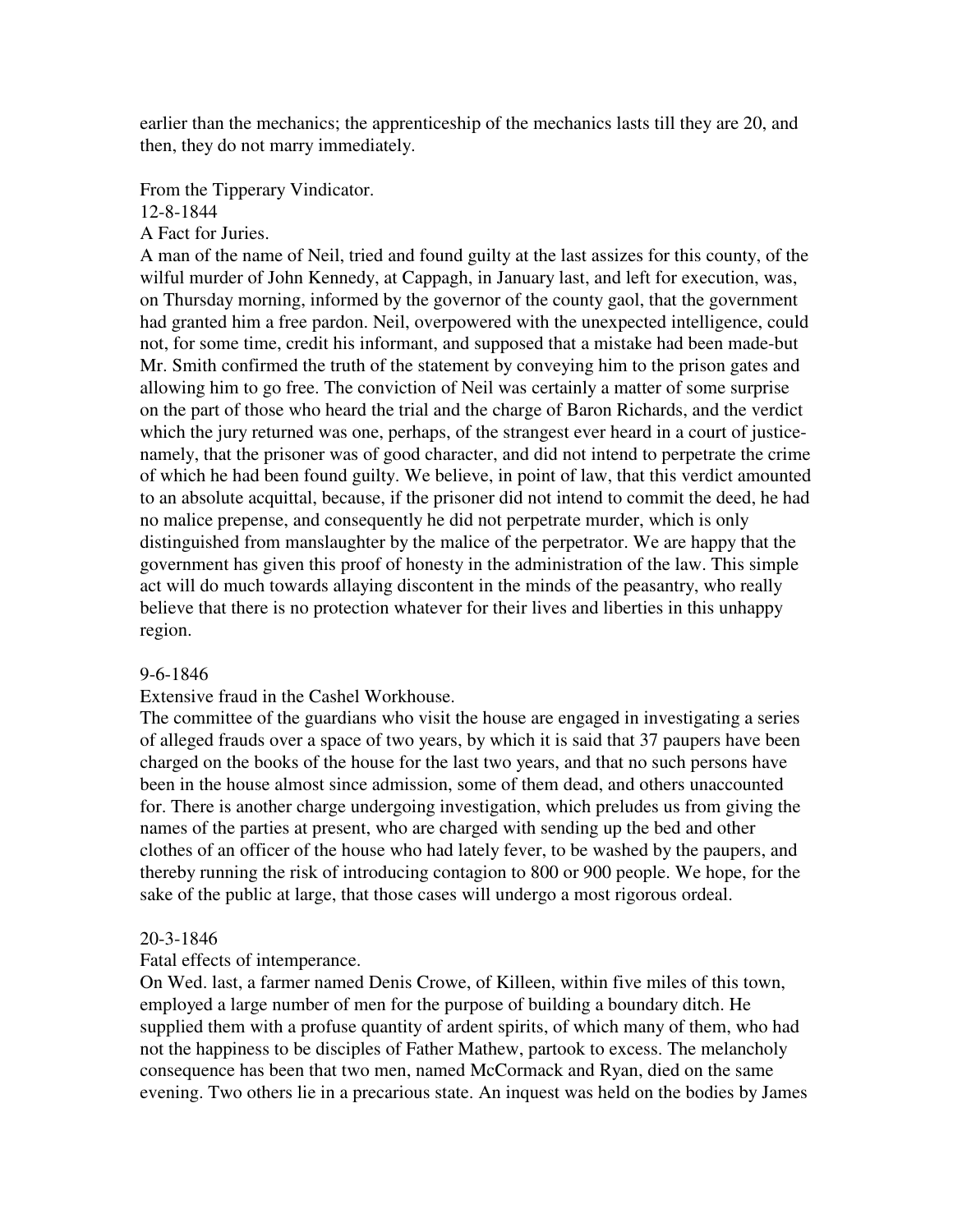earlier than the mechanics; the apprenticeship of the mechanics lasts till they are 20, and then, they do not marry immediately.

From the Tipperary Vindicator.
12-8-1844
A Fact for Juries.
A man of the name of Neil, tried and found guilty at the last assizes for this county, of the wilful murder of John Kennedy, at Cappagh, in January last, and left for execution, was, on Thursday morning, informed by the governor of the county gaol, that the government had granted him a free pardon. Neil, overpowered with the unexpected intelligence, could not, for some time, credit his informant, and supposed that a mistake had been made-but Mr. Smith confirmed the truth of the statement by conveying him to the prison gates and allowing him to go free. The conviction of Neil was certainly a matter of some surprise on the part of those who heard the trial and the charge of Baron Richards, and the verdict which the jury returned was one, perhaps, of the strangest ever heard in a court of justice-namely, that the prisoner was of good character, and did not intend to perpetrate the crime of which he had been found guilty. We believe, in point of law, that this verdict amounted to an absolute acquittal, because, if the prisoner did not intend to commit the deed, he had no malice prepense, and consequently he did not perpetrate murder, which is only distinguished from manslaughter by the malice of the perpetrator. We are happy that the government has given this proof of honesty in the administration of the law. This simple act will do much towards allaying discontent in the minds of the peasantry, who really believe that there is no protection whatever for their lives and liberties in this unhappy region.

9-6-1846
Extensive fraud in the Cashel Workhouse.
The committee of the guardians who visit the house are engaged in investigating a series of alleged frauds over a space of two years, by which it is said that 37 paupers have been charged on the books of the house for the last two years, and that no such persons have been in the house almost since admission, some of them dead, and others unaccounted for. There is another charge undergoing investigation, which preludes us from giving the names of the parties at present, who are charged with sending up the bed and other clothes of an officer of the house who had lately fever, to be washed by the paupers, and thereby running the risk of introducing contagion to 800 or 900 people. We hope, for the sake of the public at large, that those cases will undergo a most rigorous ordeal.

20-3-1846
Fatal effects of intemperance.
On Wed. last, a farmer named Denis Crowe, of Killeen, within five miles of this town, employed a large number of men for the purpose of building a boundary ditch. He supplied them with a profuse quantity of ardent spirits, of which many of them, who had not the happiness to be disciples of Father Mathew, partook to excess. The melancholy consequence has been that two men, named McCormack and Ryan, died on the same evening. Two others lie in a precarious state. An inquest was held on the bodies by James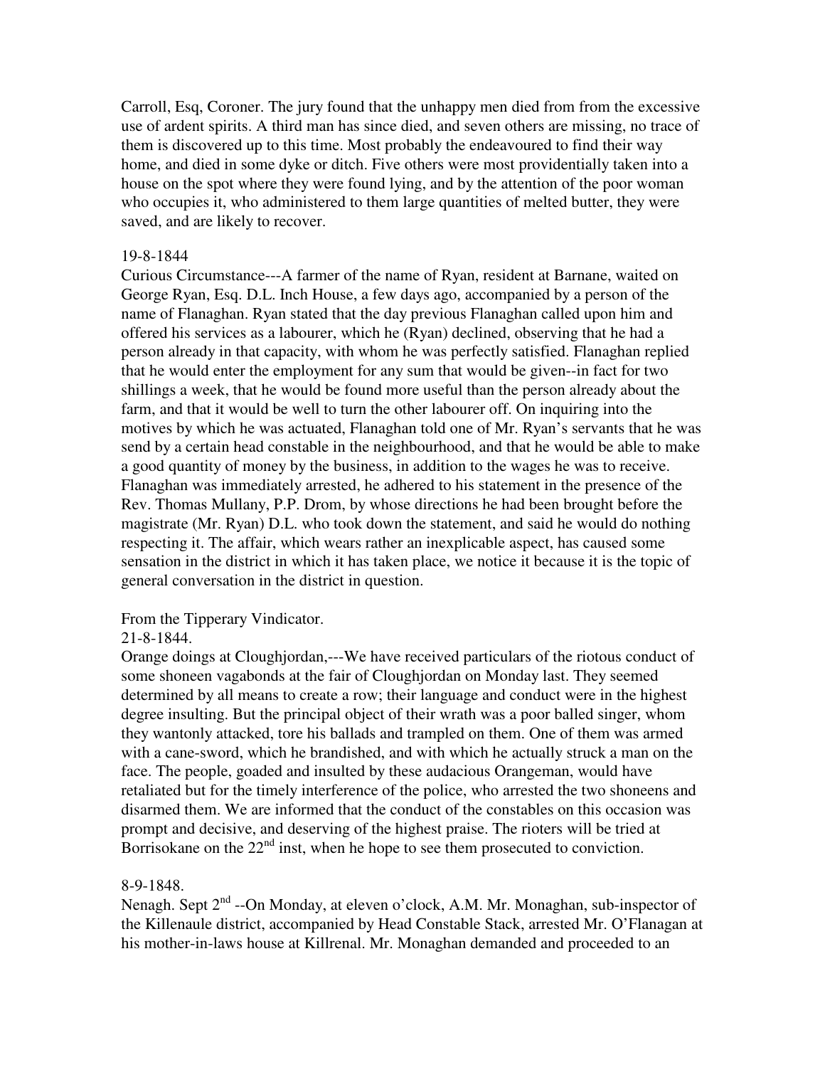Carroll, Esq, Coroner. The jury found that the unhappy men died from from the excessive use of ardent spirits. A third man has since died, and seven others are missing, no trace of them is discovered up to this time. Most probably the endeavoured to find their way home, and died in some dyke or ditch. Five others were most providentially taken into a house on the spot where they were found lying, and by the attention of the poor woman who occupies it, who administered to them large quantities of melted butter, they were saved, and are likely to recover.

19-8-1844

Curious Circumstance---A farmer of the name of Ryan, resident at Barnane, waited on George Ryan, Esq. D.L. Inch House, a few days ago, accompanied by a person of the name of Flanaghan. Ryan stated that the day previous Flanaghan called upon him and offered his services as a labourer, which he (Ryan) declined, observing that he had a person already in that capacity, with whom he was perfectly satisfied. Flanaghan replied that he would enter the employment for any sum that would be given--in fact for two shillings a week, that he would be found more useful than the person already about the farm, and that it would be well to turn the other labourer off. On inquiring into the motives by which he was actuated, Flanaghan told one of Mr. Ryan's servants that he was send by a certain head constable in the neighbourhood, and that he would be able to make a good quantity of money by the business, in addition to the wages he was to receive. Flanaghan was immediately arrested, he adhered to his statement in the presence of the Rev. Thomas Mullany, P.P. Drom, by whose directions he had been brought before the magistrate (Mr. Ryan) D.L. who took down the statement, and said he would do nothing respecting it. The affair, which wears rather an inexplicable aspect, has caused some sensation in the district in which it has taken place, we notice it because it is the topic of general conversation in the district in question.

From the Tipperary Vindicator.

21-8-1844.

Orange doings at Cloughjordan,---We have received particulars of the riotous conduct of some shoneen vagabonds at the fair of Cloughjordan on Monday last. They seemed determined by all means to create a row; their language and conduct were in the highest degree insulting. But the principal object of their wrath was a poor balled singer, whom they wantonly attacked, tore his ballads and trampled on them. One of them was armed with a cane-sword, which he brandished, and with which he actually struck a man on the face. The people, goaded and insulted by these audacious Orangeman, would have retaliated but for the timely interference of the police, who arrested the two shoneens and disarmed them. We are informed that the conduct of the constables on this occasion was prompt and decisive, and deserving of the highest praise. The rioters will be tried at Borrisokane on the 22nd inst, when he hope to see them prosecuted to conviction.

8-9-1848.

Nenagh. Sept 2nd --On Monday, at eleven o'clock, A.M. Mr. Monaghan, sub-inspector of the Killenaule district, accompanied by Head Constable Stack, arrested Mr. O'Flanagan at his mother-in-laws house at Killrenal. Mr. Monaghan demanded and proceeded to an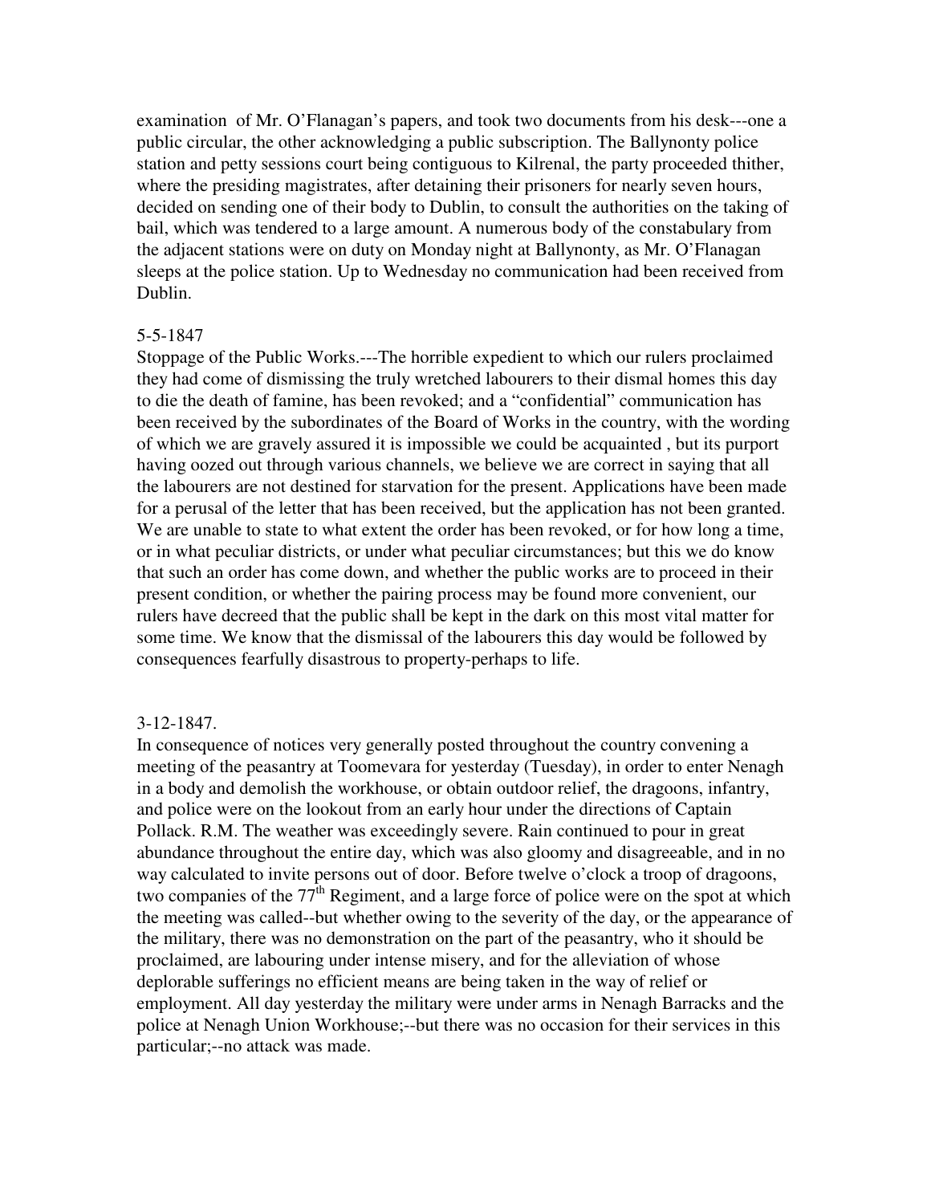examination of Mr. O'Flanagan's papers, and took two documents from his desk---one a public circular, the other acknowledging a public subscription. The Ballynonty police station and petty sessions court being contiguous to Kilrenal, the party proceeded thither, where the presiding magistrates, after detaining their prisoners for nearly seven hours, decided on sending one of their body to Dublin, to consult the authorities on the taking of bail, which was tendered to a large amount. A numerous body of the constabulary from the adjacent stations were on duty on Monday night at Ballynonty, as Mr. O'Flanagan sleeps at the police station. Up to Wednesday no communication had been received from Dublin.

5-5-1847

Stoppage of the Public Works.---The horrible expedient to which our rulers proclaimed they had come of dismissing the truly wretched labourers to their dismal homes this day to die the death of famine, has been revoked; and a "confidential" communication has been received by the subordinates of the Board of Works in the country, with the wording of which we are gravely assured it is impossible we could be acquainted , but its purport having oozed out through various channels, we believe we are correct in saying that all the labourers are not destined for starvation for the present. Applications have been made for a perusal of the letter that has been received, but the application has not been granted. We are unable to state to what extent the order has been revoked, or for how long a time, or in what peculiar districts, or under what peculiar circumstances; but this we do know that such an order has come down, and whether the public works are to proceed in their present condition, or whether the pairing process may be found more convenient, our rulers have decreed that the public shall be kept in the dark on this most vital matter for some time. We know that the dismissal of the labourers this day would be followed by consequences fearfully disastrous to property-perhaps to life.

3-12-1847.

In consequence of notices very generally posted throughout the country convening a meeting of the peasantry at Toomevara for yesterday (Tuesday), in order to enter Nenagh in a body and demolish the workhouse, or obtain outdoor relief, the dragoons, infantry, and police were on the lookout from an early hour under the directions of Captain Pollack. R.M. The weather was exceedingly severe. Rain continued to pour in great abundance throughout the entire day, which was also gloomy and disagreeable, and in no way calculated to invite persons out of door. Before twelve o'clock a troop of dragoons, two companies of the 77th Regiment, and a large force of police were on the spot at which the meeting was called--but whether owing to the severity of the day, or the appearance of the military, there was no demonstration on the part of the peasantry, who it should be proclaimed, are labouring under intense misery, and for the alleviation of whose deplorable sufferings no efficient means are being taken in the way of relief or employment. All day yesterday the military were under arms in Nenagh Barracks and the police at Nenagh Union Workhouse;--but there was no occasion for their services in this particular;--no attack was made.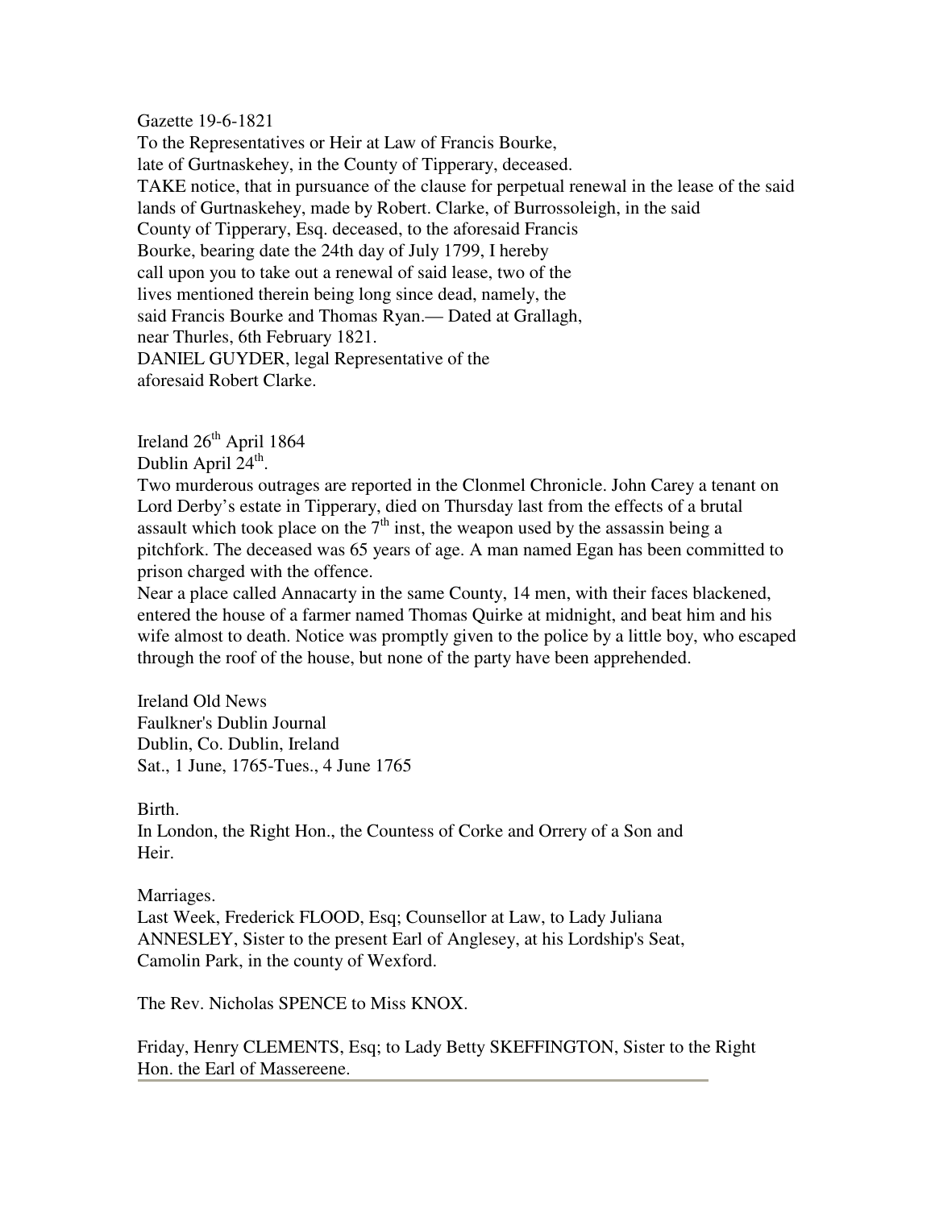Gazette 19-6-1821
To the Representatives or Heir at Law of Francis Bourke,
late of Gurtnaskehey, in the County of Tipperary, deceased.
TAKE notice, that in pursuance of the clause for perpetual renewal in the lease of the said lands of Gurtnaskehey, made by Robert. Clarke, of Burrossoleigh, in the said County of Tipperary, Esq. deceased, to the aforesaid Francis Bourke, bearing date the 24th day of July 1799, I hereby call upon you to take out a renewal of said lease, two of the lives mentioned therein being long since dead, namely, the said Francis Bourke and Thomas Ryan.— Dated at Grallagh, near Thurles, 6th February 1821.
DANIEL GUYDER, legal Representative of the aforesaid Robert Clarke.

Ireland 26th April 1864
Dublin April 24th.
Two murderous outrages are reported in the Clonmel Chronicle. John Carey a tenant on Lord Derby's estate in Tipperary, died on Thursday last from the effects of a brutal assault which took place on the 7th inst, the weapon used by the assassin being a pitchfork. The deceased was 65 years of age. A man named Egan has been committed to prison charged with the offence.
Near a place called Annacarty in the same County, 14 men, with their faces blackened, entered the house of a farmer named Thomas Quirke at midnight, and beat him and his wife almost to death. Notice was promptly given to the police by a little boy, who escaped through the roof of the house, but none of the party have been apprehended.

Ireland Old News
Faulkner's Dublin Journal
Dublin, Co. Dublin, Ireland
Sat., 1 June, 1765-Tues., 4 June 1765

Birth.
In London, the Right Hon., the Countess of Corke and Orrery of a Son and Heir.

Marriages.
Last Week, Frederick FLOOD, Esq; Counsellor at Law, to Lady Juliana ANNESLEY, Sister to the present Earl of Anglesey, at his Lordship's Seat, Camolin Park, in the county of Wexford.

The Rev. Nicholas SPENCE to Miss KNOX.

Friday, Henry CLEMENTS, Esq; to Lady Betty SKEFFINGTON, Sister to the Right Hon. the Earl of Massereene.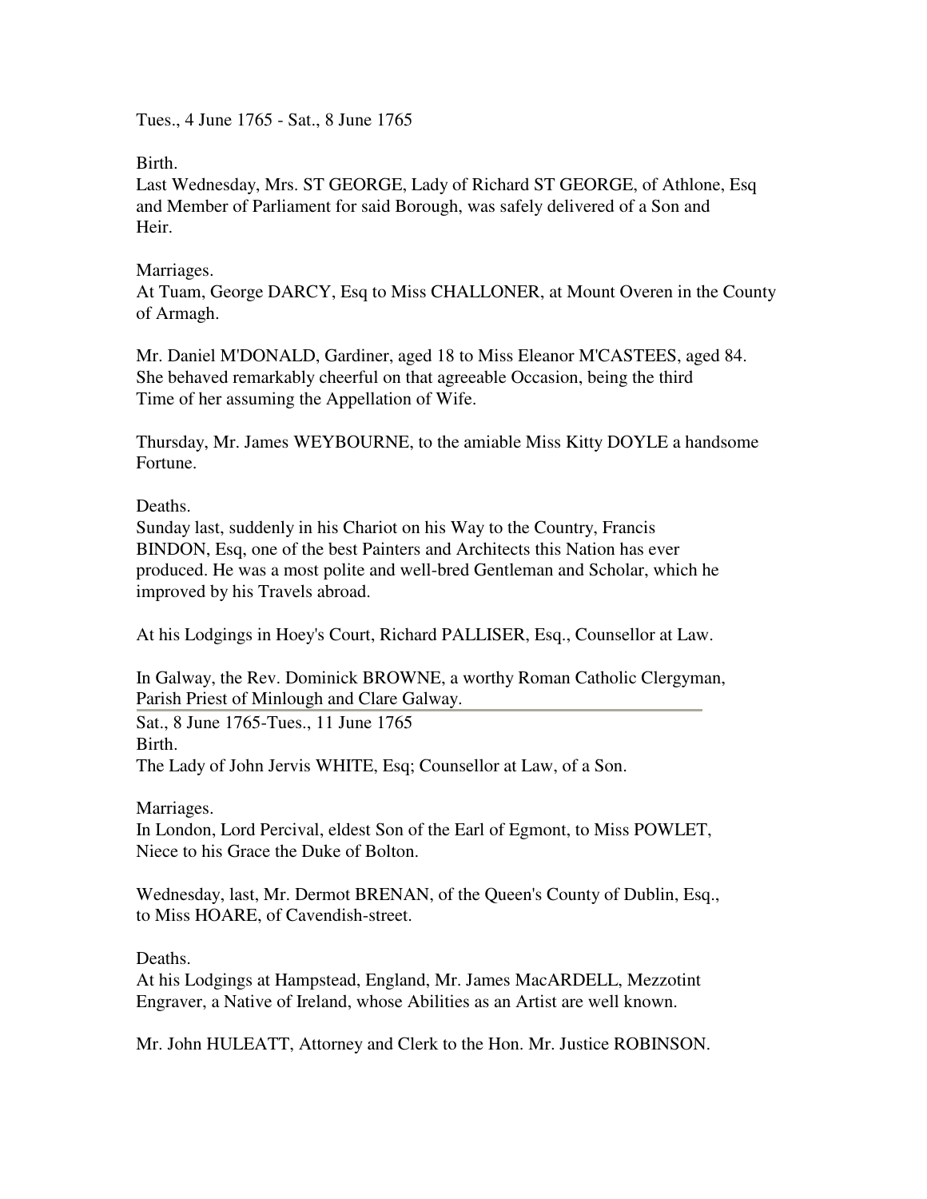Tues., 4 June 1765 - Sat., 8 June 1765

Birth.
Last Wednesday, Mrs. ST GEORGE, Lady of Richard ST GEORGE, of Athlone, Esq and Member of Parliament for said Borough, was safely delivered of a Son and Heir.

Marriages.
At Tuam, George DARCY, Esq to Miss CHALLONER, at Mount Overen in the County of Armagh.

Mr. Daniel M'DONALD, Gardiner, aged 18 to Miss Eleanor M'CASTEES, aged 84. She behaved remarkably cheerful on that agreeable Occasion, being the third Time of her assuming the Appellation of Wife.

Thursday, Mr. James WEYBOURNE, to the amiable Miss Kitty DOYLE a handsome Fortune.

Deaths.
Sunday last, suddenly in his Chariot on his Way to the Country, Francis BINDON, Esq, one of the best Painters and Architects this Nation has ever produced. He was a most polite and well-bred Gentleman and Scholar, which he improved by his Travels abroad.

At his Lodgings in Hoey's Court, Richard PALLISER, Esq., Counsellor at Law.

In Galway, the Rev. Dominick BROWNE, a worthy Roman Catholic Clergyman, Parish Priest of Minlough and Clare Galway.

---

Sat., 8 June 1765-Tues., 11 June 1765

Birth.
The Lady of John Jervis WHITE, Esq; Counsellor at Law, of a Son.

Marriages.
In London, Lord Percival, eldest Son of the Earl of Egmont, to Miss POWLET, Niece to his Grace the Duke of Bolton.

Wednesday, last, Mr. Dermot BRENAN, of the Queen's County of Dublin, Esq., to Miss HOARE, of Cavendish-street.

Deaths.
At his Lodgings at Hampstead, England, Mr. James MacARDELL, Mezzotint Engraver, a Native of Ireland, whose Abilities as an Artist are well known.

Mr. John HULEATT, Attorney and Clerk to the Hon. Mr. Justice ROBINSON.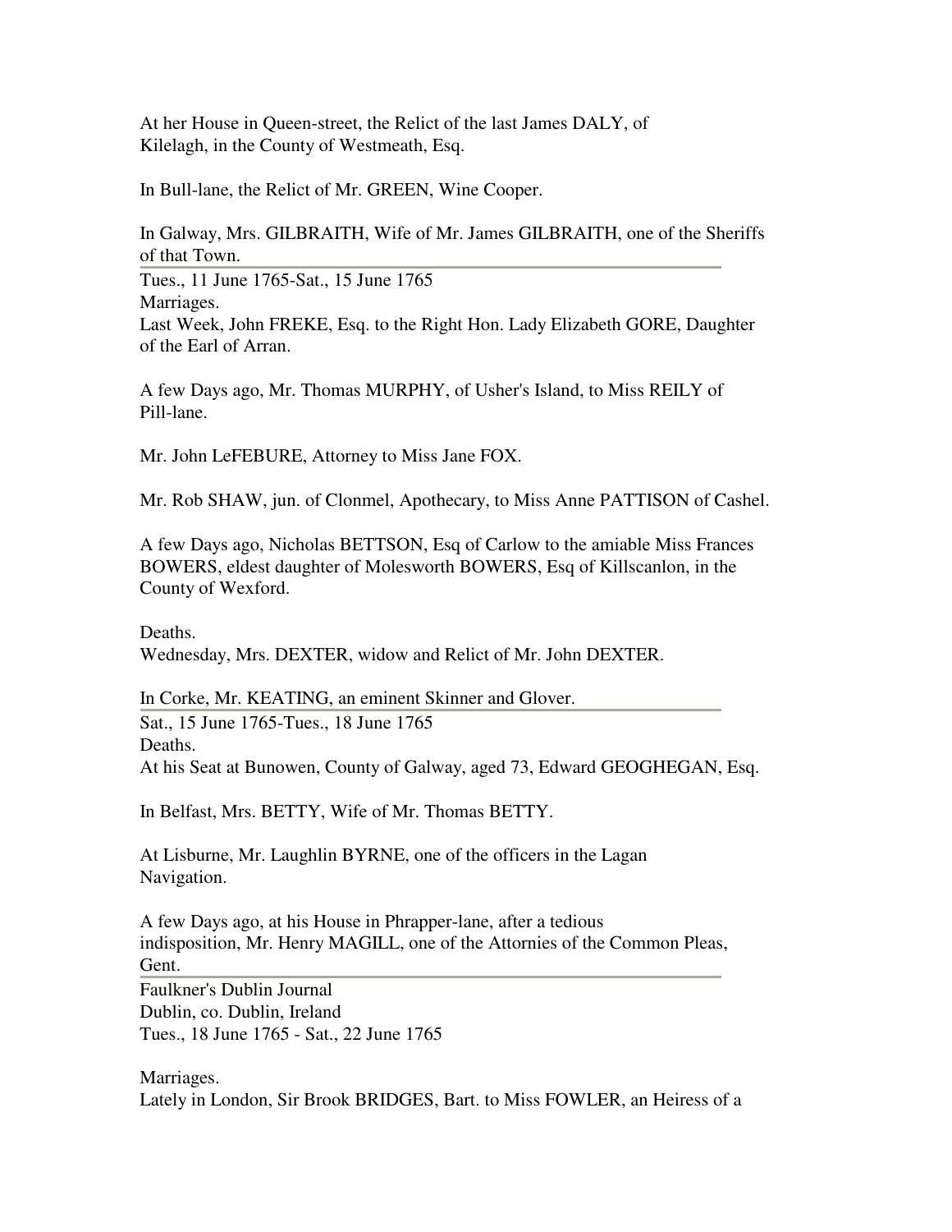At her House in Queen-street, the Relict of the last James DALY, of Kilelagh, in the County of Westmeath, Esq.

In Bull-lane, the Relict of Mr. GREEN, Wine Cooper.

In Galway, Mrs. GILBRAITH, Wife of Mr. James GILBRAITH, one of the Sheriffs of that Town.

---

Tues., 11 June 1765-Sat., 15 June 1765

Marriages.

Last Week, John FREKE, Esq. to the Right Hon. Lady Elizabeth GORE, Daughter of the Earl of Arran.

A few Days ago, Mr. Thomas MURPHY, of Usher's Island, to Miss REILY of Pill-lane.

Mr. John LeFEBURE, Attorney to Miss Jane FOX.

Mr. Rob SHAW, jun. of Clonmel, Apothecary, to Miss Anne PATTISON of Cashel.

A few Days ago, Nicholas BETTSON, Esq of Carlow to the amiable Miss Frances BOWERS, eldest daughter of Molesworth BOWERS, Esq of Killscanlon, in the County of Wexford.

Deaths.

Wednesday, Mrs. DEXTER, widow and Relict of Mr. John DEXTER.

In Corke, Mr. KEATING, an eminent Skinner and Glover.

---

Sat., 15 June 1765-Tues., 18 June 1765

Deaths.

At his Seat at Bunowen, County of Galway, aged 73, Edward GEOGHEGAN, Esq.

In Belfast, Mrs. BETTY, Wife of Mr. Thomas BETTY.

At Lisburne, Mr. Laughlin BYRNE, one of the officers in the Lagan Navigation.

A few Days ago, at his House in Phrapper-lane, after a tedious indisposition, Mr. Henry MAGILL, one of the Attornies of the Common Pleas, Gent.

---

Faulkner's Dublin Journal
Dublin, co. Dublin, Ireland
Tues., 18 June 1765 - Sat., 22 June 1765

Marriages.

Lately in London, Sir Brook BRIDGES, Bart. to Miss FOWLER, an Heiress of a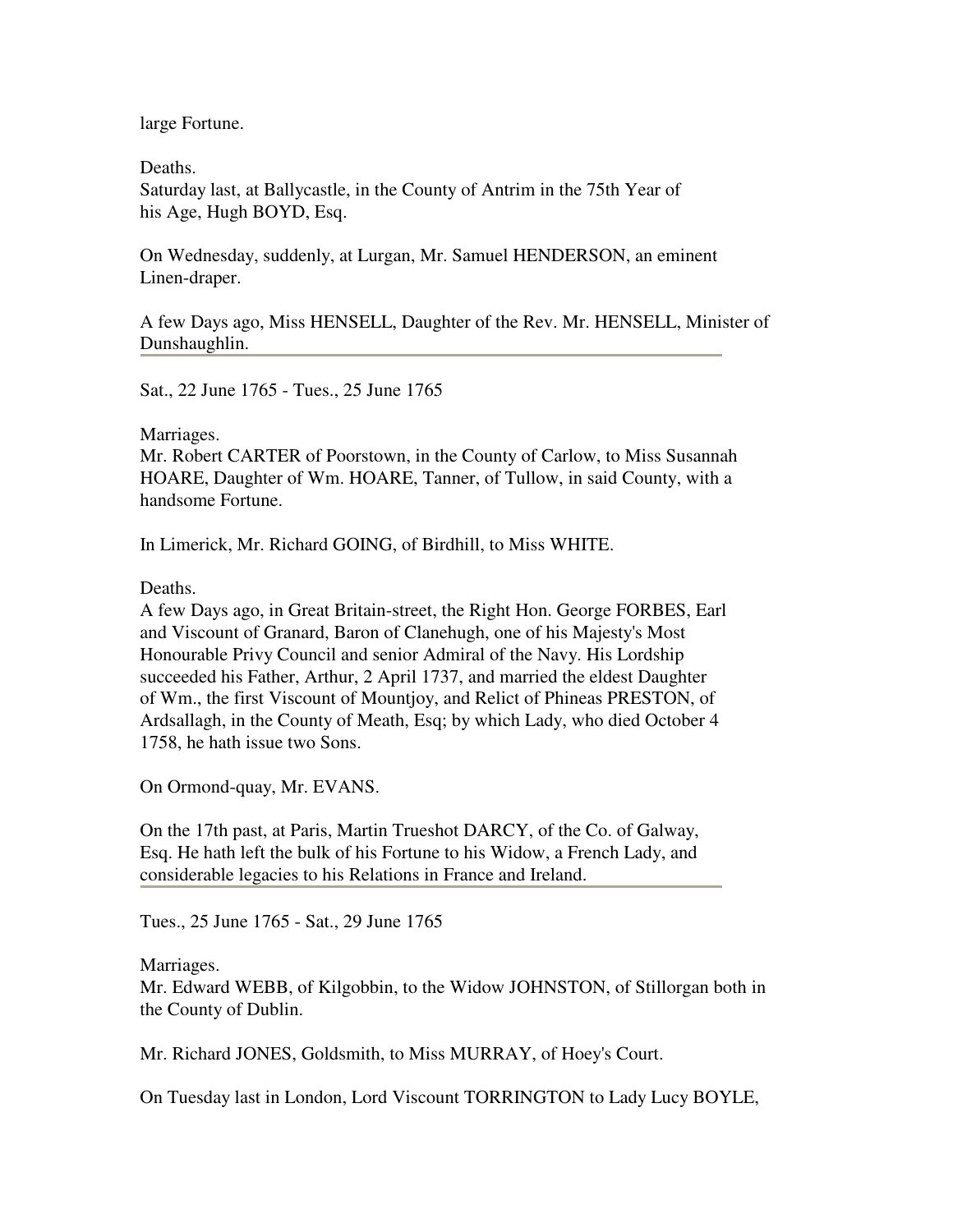large Fortune.

Deaths.
Saturday last, at Ballycastle, in the County of Antrim in the 75th Year of his Age, Hugh BOYD, Esq.

On Wednesday, suddenly, at Lurgan, Mr. Samuel HENDERSON, an eminent Linen-draper.

A few Days ago, Miss HENSELL, Daughter of the Rev. Mr. HENSELL, Minister of Dunshaughlin.

---

Sat., 22 June 1765 - Tues., 25 June 1765

Marriages.
Mr. Robert CARTER of Poorstown, in the County of Carlow, to Miss Susannah HOARE, Daughter of Wm. HOARE, Tanner, of Tullow, in said County, with a handsome Fortune.

In Limerick, Mr. Richard GOING, of Birdhill, to Miss WHITE.

Deaths.
A few Days ago, in Great Britain-street, the Right Hon. George FORBES, Earl and Viscount of Granard, Baron of Clanehugh, one of his Majesty's Most Honourable Privy Council and senior Admiral of the Navy. His Lordship succeeded his Father, Arthur, 2 April 1737, and married the eldest Daughter of Wm., the first Viscount of Mountjoy, and Relict of Phineas PRESTON, of Ardsallagh, in the County of Meath, Esq; by which Lady, who died October 4 1758, he hath issue two Sons.

On Ormond-quay, Mr. EVANS.

On the 17th past, at Paris, Martin Trueshot DARCY, of the Co. of Galway, Esq. He hath left the bulk of his Fortune to his Widow, a French Lady, and considerable legacies to his Relations in France and Ireland.

---

Tues., 25 June 1765 - Sat., 29 June 1765

Marriages.
Mr. Edward WEBB, of Kilgobbin, to the Widow JOHNSTON, of Stillorgan both in the County of Dublin.

Mr. Richard JONES, Goldsmith, to Miss MURRAY, of Hoey's Court.

On Tuesday last in London, Lord Viscount TORRINGTON to Lady Lucy BOYLE,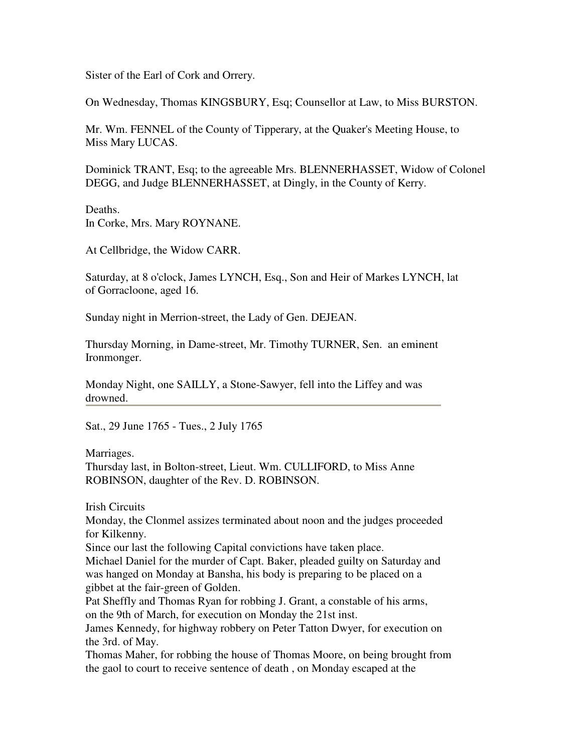Sister of the Earl of Cork and Orrery.

On Wednesday, Thomas KINGSBURY, Esq; Counsellor at Law, to Miss BURSTON.

Mr. Wm. FENNEL of the County of Tipperary, at the Quaker's Meeting House, to Miss Mary LUCAS.

Dominick TRANT, Esq; to the agreeable Mrs. BLENNERHASSET, Widow of Colonel DEGG, and Judge BLENNERHASSET, at Dingly, in the County of Kerry.

Deaths.
In Corke, Mrs. Mary ROYNANE.

At Cellbridge, the Widow CARR.

Saturday, at 8 o'clock, James LYNCH, Esq., Son and Heir of Markes LYNCH, lat of Gorracloone, aged 16.

Sunday night in Merrion-street, the Lady of Gen. DEJEAN.

Thursday Morning, in Dame-street, Mr. Timothy TURNER, Sen. an eminent Ironmonger.

Monday Night, one SAILLY, a Stone-Sawyer, fell into the Liffey and was drowned.

---

Sat., 29 June 1765 - Tues., 2 July 1765

Marriages.
Thursday last, in Bolton-street, Lieut. Wm. CULLIFORD, to Miss Anne ROBINSON, daughter of the Rev. D. ROBINSON.

Irish Circuits
Monday, the Clonmel assizes terminated about noon and the judges proceeded for Kilkenny.
Since our last the following Capital convictions have taken place.
Michael Daniel for the murder of Capt. Baker, pleaded guilty on Saturday and was hanged on Monday at Bansha, his body is preparing to be placed on a gibbet at the fair-green of Golden.
Pat Sheffly and Thomas Ryan for robbing J. Grant, a constable of his arms, on the 9th of March, for execution on Monday the 21st inst.
James Kennedy, for highway robbery on Peter Tatton Dwyer, for execution on the 3rd. of May.
Thomas Maher, for robbing the house of Thomas Moore, on being brought from the gaol to court to receive sentence of death , on Monday escaped at the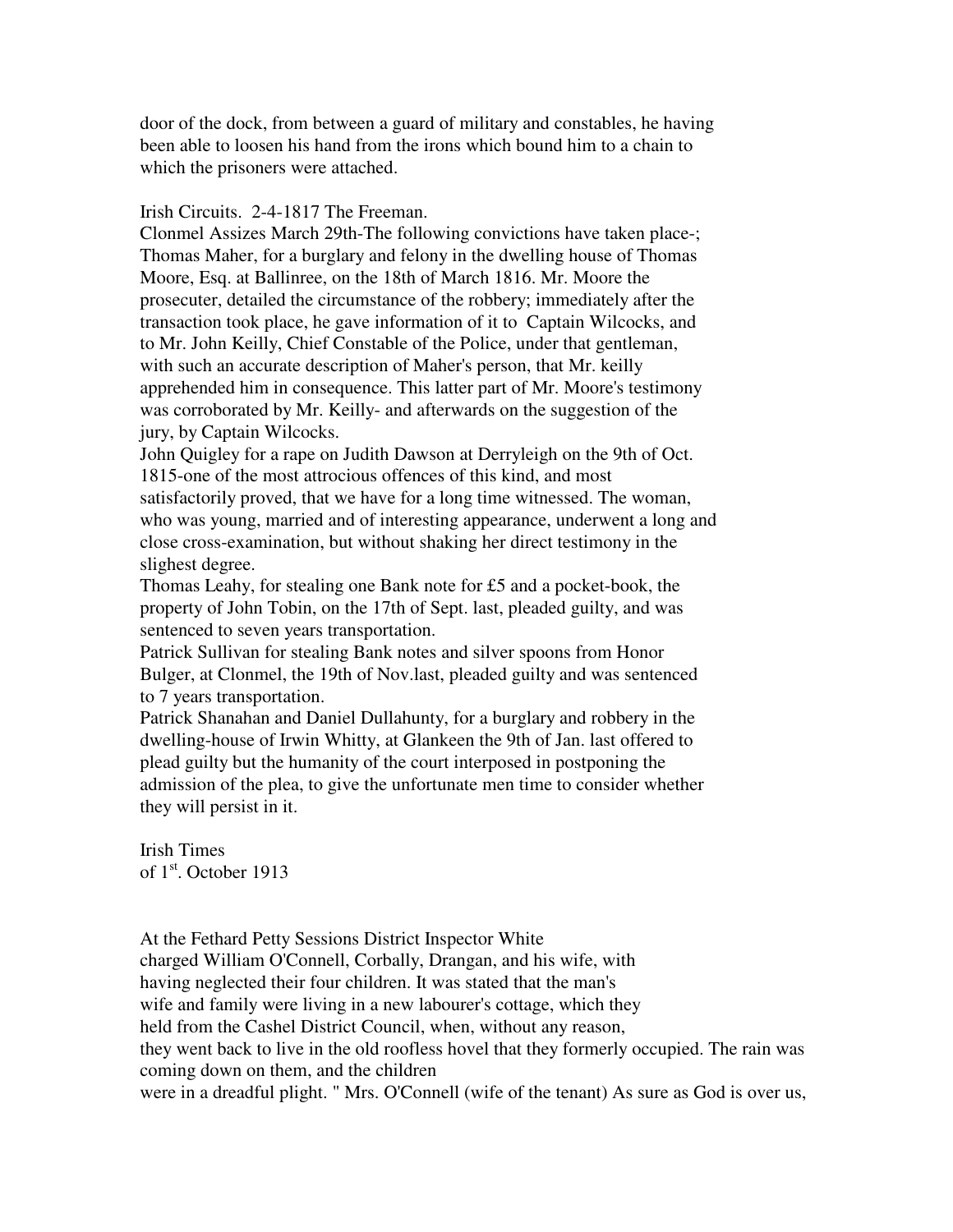door of the dock, from between a guard of military and constables, he having been able to loosen his hand from the irons which bound him to a chain to which the prisoners were attached.

Irish Circuits. 2-4-1817 The Freeman.

Clonmel Assizes March 29th-The following convictions have taken place-; Thomas Maher, for a burglary and felony in the dwelling house of Thomas Moore, Esq. at Ballinree, on the 18th of March 1816. Mr. Moore the prosecuter, detailed the circumstance of the robbery; immediately after the transaction took place, he gave information of it to Captain Wilcocks, and to Mr. John Keilly, Chief Constable of the Police, under that gentleman, with such an accurate description of Maher's person, that Mr. keilly apprehended him in consequence. This latter part of Mr. Moore's testimony was corroborated by Mr. Keilly- and afterwards on the suggestion of the jury, by Captain Wilcocks.

John Quigley for a rape on Judith Dawson at Derryleigh on the 9th of Oct. 1815-one of the most attrocious offences of this kind, and most satisfactorily proved, that we have for a long time witnessed. The woman, who was young, married and of interesting appearance, underwent a long and close cross-examination, but without shaking her direct testimony in the slighest degree.

Thomas Leahy, for stealing one Bank note for £5 and a pocket-book, the property of John Tobin, on the 17th of Sept. last, pleaded guilty, and was sentenced to seven years transportation.

Patrick Sullivan for stealing Bank notes and silver spoons from Honor Bulger, at Clonmel, the 19th of Nov.last, pleaded guilty and was sentenced to 7 years transportation.

Patrick Shanahan and Daniel Dullahunty, for a burglary and robbery in the dwelling-house of Irwin Whitty, at Glankeen the 9th of Jan. last offered to plead guilty but the humanity of the court interposed in postponing the admission of the plea, to give the unfortunate men time to consider whether they will persist in it.

Irish Times
of 1st. October 1913

At the Fethard Petty Sessions District Inspector White charged William O'Connell, Corbally, Drangan, and his wife, with having neglected their four children. It was stated that the man's wife and family were living in a new labourer's cottage, which they held from the Cashel District Council, when, without any reason, they went back to live in the old roofless hovel that they formerly occupied. The rain was coming down on them, and the children were in a dreadful plight. " Mrs. O'Connell (wife of the tenant) As sure as God is over us,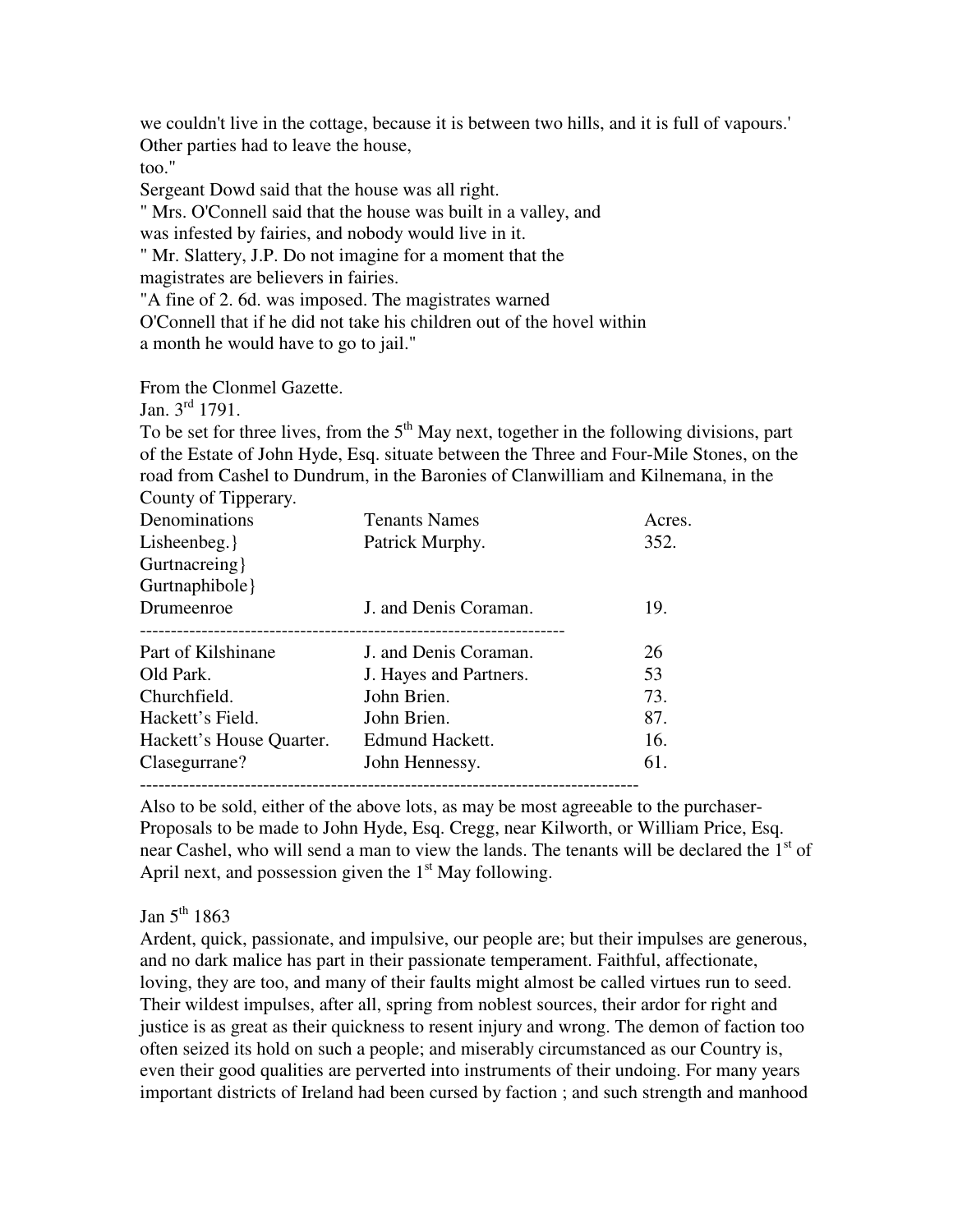we couldn't live in the cottage, because it is between two hills, and it is full of vapours.' Other parties had to leave the house,
too."

Sergeant Dowd said that the house was all right.

" Mrs. O'Connell said that the house was built in a valley, and was infested by fairies, and nobody would live in it.

" Mr. Slattery, J.P. Do not imagine for a moment that the magistrates are believers in fairies.

"A fine of 2. 6d. was imposed. The magistrates warned O'Connell that if he did not take his children out of the hovel within a month he would have to go to jail."

From the Clonmel Gazette.
Jan. 3rd 1791.
To be set for three lives, from the 5th May next, together in the following divisions, part of the Estate of John Hyde, Esq. situate between the Three and Four-Mile Stones, on the road from Cashel to Dundrum, in the Baronies of Clanwilliam and Kilnemana, in the County of Tipperary.

| Denominations | Tenants Names | Acres. |
|---|---|---|
| Lisheenbeg.} | Patrick Murphy. | 352. |
| Gurtnacreing} | | |
| Gurtnaphibole} | | |
| Drumeenroe | J. and Denis Coraman. | 19. |
| Part of Kilshinane | J. and Denis Coraman. | 26 |
| Old Park. | J. Hayes and Partners. | 53 |
| Churchfield. | John Brien. | 73. |
| Hackett's Field. | John Brien. | 87. |
| Hackett's House Quarter. | Edmund Hackett. | 16. |
| Clasegurrane? | John Hennessy. | 61. |

Also to be sold, either of the above lots, as may be most agreeable to the purchaser- Proposals to be made to John Hyde, Esq. Cregg, near Kilworth, or William Price, Esq. near Cashel, who will send a man to view the lands. The tenants will be declared the 1st of April next, and possession given the 1st May following.

Jan 5th 1863
Ardent, quick, passionate, and impulsive, our people are; but their impulses are generous, and no dark malice has part in their passionate temperament. Faithful, affectionate, loving, they are too, and many of their faults might almost be called virtues run to seed. Their wildest impulses, after all, spring from noblest sources, their ardor for right and justice is as great as their quickness to resent injury and wrong. The demon of faction too often seized its hold on such a people; and miserably circumstanced as our Country is, even their good qualities are perverted into instruments of their undoing. For many years important districts of Ireland had been cursed by faction ; and such strength and manhood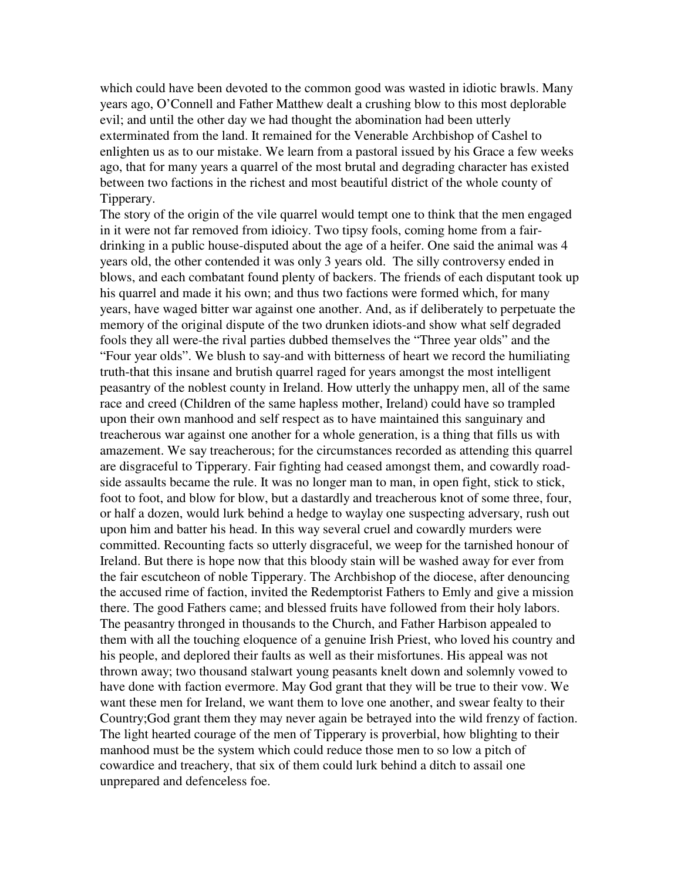which could have been devoted to the common good was wasted in idiotic brawls. Many years ago, O'Connell and Father Matthew dealt a crushing blow to this most deplorable evil; and until the other day we had thought the abomination had been utterly exterminated from the land. It remained for the Venerable Archbishop of Cashel to enlighten us as to our mistake. We learn from a pastoral issued by his Grace a few weeks ago, that for many years a quarrel of the most brutal and degrading character has existed between two factions in the richest and most beautiful district of the whole county of Tipperary.

The story of the origin of the vile quarrel would tempt one to think that the men engaged in it were not far removed from idioicy. Two tipsy fools, coming home from a fair-drinking in a public house-disputed about the age of a heifer. One said the animal was 4 years old, the other contended it was only 3 years old. The silly controversy ended in blows, and each combatant found plenty of backers. The friends of each disputant took up his quarrel and made it his own; and thus two factions were formed which, for many years, have waged bitter war against one another. And, as if deliberately to perpetuate the memory of the original dispute of the two drunken idiots-and show what self degraded fools they all were-the rival parties dubbed themselves the "Three year olds" and the "Four year olds". We blush to say-and with bitterness of heart we record the humiliating truth-that this insane and brutish quarrel raged for years amongst the most intelligent peasantry of the noblest county in Ireland. How utterly the unhappy men, all of the same race and creed (Children of the same hapless mother, Ireland) could have so trampled upon their own manhood and self respect as to have maintained this sanguinary and treacherous war against one another for a whole generation, is a thing that fills us with amazement. We say treacherous; for the circumstances recorded as attending this quarrel are disgraceful to Tipperary. Fair fighting had ceased amongst them, and cowardly road-side assaults became the rule. It was no longer man to man, in open fight, stick to stick, foot to foot, and blow for blow, but a dastardly and treacherous knot of some three, four, or half a dozen, would lurk behind a hedge to waylay one suspecting adversary, rush out upon him and batter his head. In this way several cruel and cowardly murders were committed. Recounting facts so utterly disgraceful, we weep for the tarnished honour of Ireland. But there is hope now that this bloody stain will be washed away for ever from the fair escutcheon of noble Tipperary. The Archbishop of the diocese, after denouncing the accused rime of faction, invited the Redemptorist Fathers to Emly and give a mission there. The good Fathers came; and blessed fruits have followed from their holy labors. The peasantry thronged in thousands to the Church, and Father Harbison appealed to them with all the touching eloquence of a genuine Irish Priest, who loved his country and his people, and deplored their faults as well as their misfortunes. His appeal was not thrown away; two thousand stalwart young peasants knelt down and solemnly vowed to have done with faction evermore. May God grant that they will be true to their vow. We want these men for Ireland, we want them to love one another, and swear fealty to their Country;God grant them they may never again be betrayed into the wild frenzy of faction. The light hearted courage of the men of Tipperary is proverbial, how blighting to their manhood must be the system which could reduce those men to so low a pitch of cowardice and treachery, that six of them could lurk behind a ditch to assail one unprepared and defenceless foe.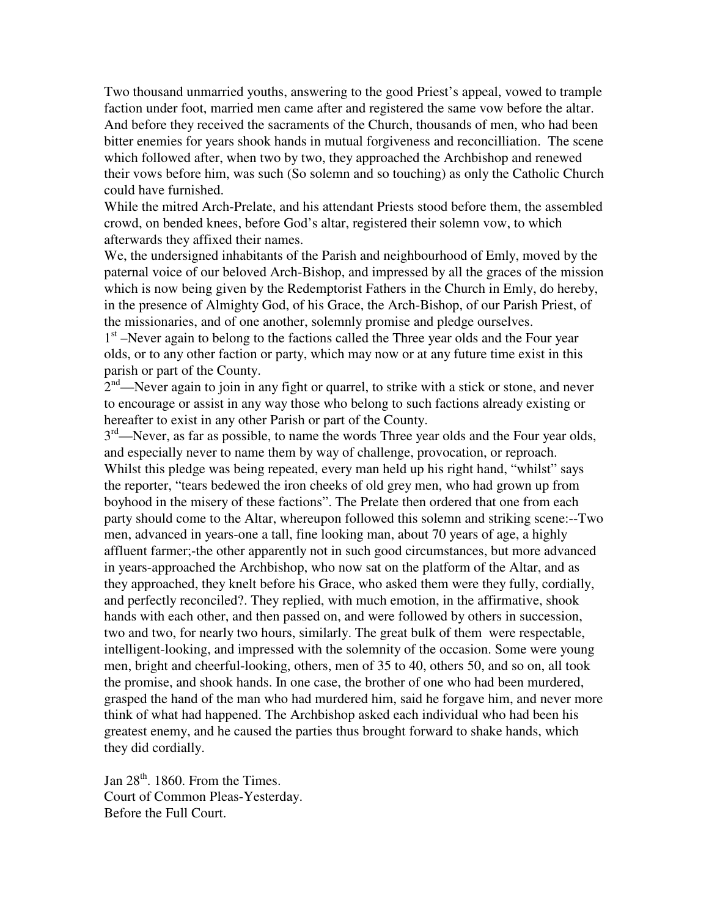Two thousand unmarried youths, answering to the good Priest's appeal, vowed to trample faction under foot, married men came after and registered the same vow before the altar. And before they received the sacraments of the Church, thousands of men, who had been bitter enemies for years shook hands in mutual forgiveness and reconcilliation. The scene which followed after, when two by two, they approached the Archbishop and renewed their vows before him, was such (So solemn and so touching) as only the Catholic Church could have furnished.

While the mitred Arch-Prelate, and his attendant Priests stood before them, the assembled crowd, on bended knees, before God's altar, registered their solemn vow, to which afterwards they affixed their names.

We, the undersigned inhabitants of the Parish and neighbourhood of Emly, moved by the paternal voice of our beloved Arch-Bishop, and impressed by all the graces of the mission which is now being given by the Redemptorist Fathers in the Church in Emly, do hereby, in the presence of Almighty God, of his Grace, the Arch-Bishop, of our Parish Priest, of the missionaries, and of one another, solemnly promise and pledge ourselves.

1st –Never again to belong to the factions called the Three year olds and the Four year olds, or to any other faction or party, which may now or at any future time exist in this parish or part of the County.

2nd—Never again to join in any fight or quarrel, to strike with a stick or stone, and never to encourage or assist in any way those who belong to such factions already existing or hereafter to exist in any other Parish or part of the County.

3rd—Never, as far as possible, to name the words Three year olds and the Four year olds, and especially never to name them by way of challenge, provocation, or reproach.

Whilst this pledge was being repeated, every man held up his right hand, "whilst" says the reporter, "tears bedewed the iron cheeks of old grey men, who had grown up from boyhood in the misery of these factions". The Prelate then ordered that one from each party should come to the Altar, whereupon followed this solemn and striking scene:--Two men, advanced in years-one a tall, fine looking man, about 70 years of age, a highly affluent farmer;-the other apparently not in such good circumstances, but more advanced in years-approached the Archbishop, who now sat on the platform of the Altar, and as they approached, they knelt before his Grace, who asked them were they fully, cordially, and perfectly reconciled?. They replied, with much emotion, in the affirmative, shook hands with each other, and then passed on, and were followed by others in succession, two and two, for nearly two hours, similarly. The great bulk of them were respectable, intelligent-looking, and impressed with the solemnity of the occasion. Some were young men, bright and cheerful-looking, others, men of 35 to 40, others 50, and so on, all took the promise, and shook hands. In one case, the brother of one who had been murdered, grasped the hand of the man who had murdered him, said he forgave him, and never more think of what had happened. The Archbishop asked each individual who had been his greatest enemy, and he caused the parties thus brought forward to shake hands, which they did cordially.

Jan 28th. 1860. From the Times.
Court of Common Pleas-Yesterday.
Before the Full Court.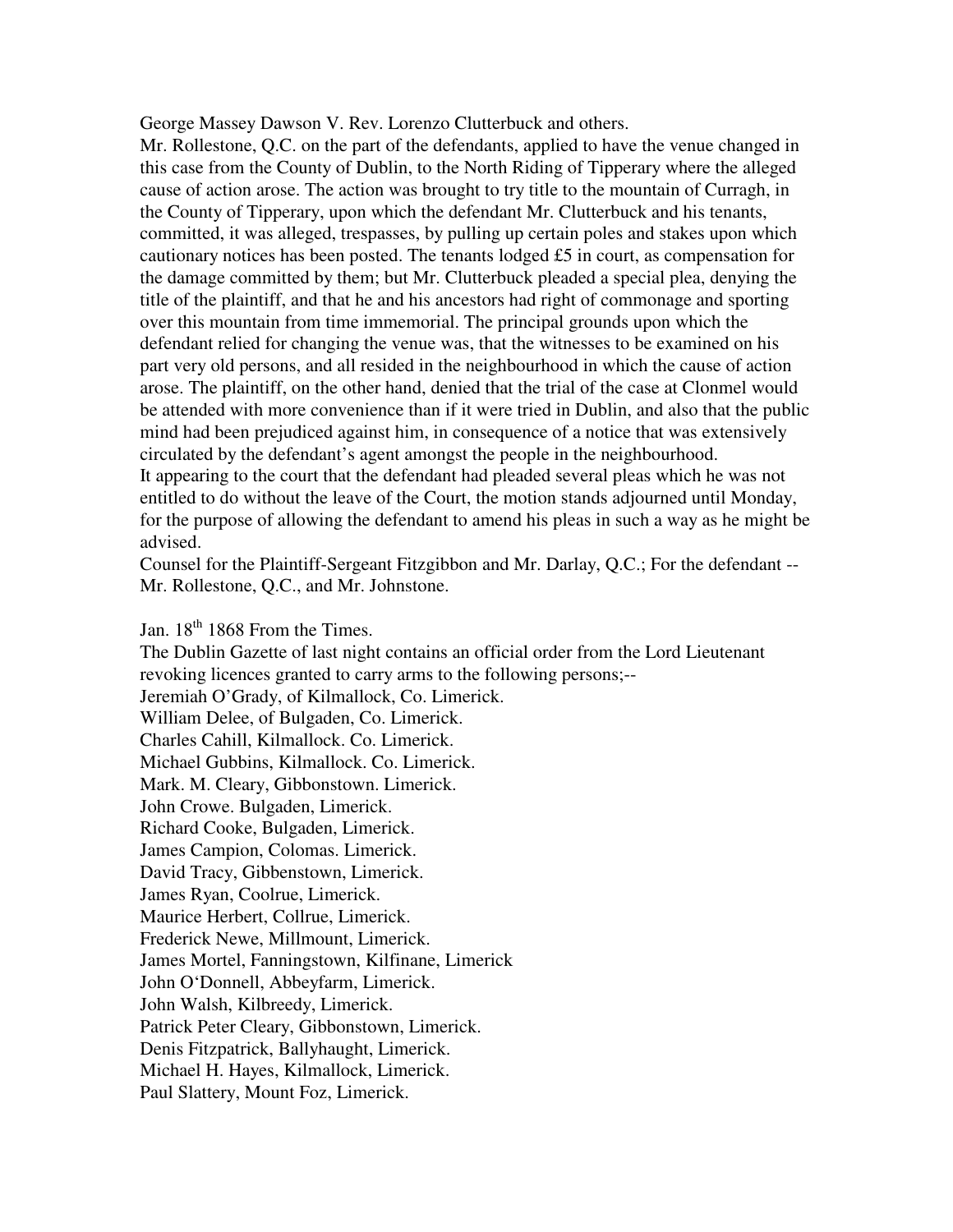George Massey Dawson V. Rev. Lorenzo Clutterbuck and others.

Mr. Rollestone, Q.C. on the part of the defendants, applied to have the venue changed in this case from the County of Dublin, to the North Riding of Tipperary where the alleged cause of action arose. The action was brought to try title to the mountain of Curragh, in the County of Tipperary, upon which the defendant Mr. Clutterbuck and his tenants, committed, it was alleged, trespasses, by pulling up certain poles and stakes upon which cautionary notices has been posted. The tenants lodged £5 in court, as compensation for the damage committed by them; but Mr. Clutterbuck pleaded a special plea, denying the title of the plaintiff, and that he and his ancestors had right of commonage and sporting over this mountain from time immemorial. The principal grounds upon which the defendant relied for changing the venue was, that the witnesses to be examined on his part very old persons, and all resided in the neighbourhood in which the cause of action arose. The plaintiff, on the other hand, denied that the trial of the case at Clonmel would be attended with more convenience than if it were tried in Dublin, and also that the public mind had been prejudiced against him, in consequence of a notice that was extensively circulated by the defendant's agent amongst the people in the neighbourhood.

It appearing to the court that the defendant had pleaded several pleas which he was not entitled to do without the leave of the Court, the motion stands adjourned until Monday, for the purpose of allowing the defendant to amend his pleas in such a way as he might be advised.

Counsel for the Plaintiff-Sergeant Fitzgibbon and Mr. Darlay, Q.C.; For the defendant -- Mr. Rollestone, Q.C., and Mr. Johnstone.

Jan. 18th 1868 From the Times.

The Dublin Gazette of last night contains an official order from the Lord Lieutenant revoking licences granted to carry arms to the following persons;--

Jeremiah O'Grady, of Kilmallock, Co. Limerick.
William Delee, of Bulgaden, Co. Limerick.
Charles Cahill, Kilmallock. Co. Limerick.
Michael Gubbins, Kilmallock. Co. Limerick.
Mark. M. Cleary, Gibbonstown. Limerick.
John Crowe. Bulgaden, Limerick.
Richard Cooke, Bulgaden, Limerick.
James Campion, Colomas. Limerick.
David Tracy, Gibbenstown, Limerick.
James Ryan, Coolrue, Limerick.
Maurice Herbert, Collrue, Limerick.
Frederick Newe, Millmount, Limerick.
James Mortel, Fanningstown, Kilfinane, Limerick
John O'Donnell, Abbeyfarm, Limerick.
John Walsh, Kilbreedy, Limerick.
Patrick Peter Cleary, Gibbonstown, Limerick.
Denis Fitzpatrick, Ballyhaught, Limerick.
Michael H. Hayes, Kilmallock, Limerick.
Paul Slattery, Mount Foz, Limerick.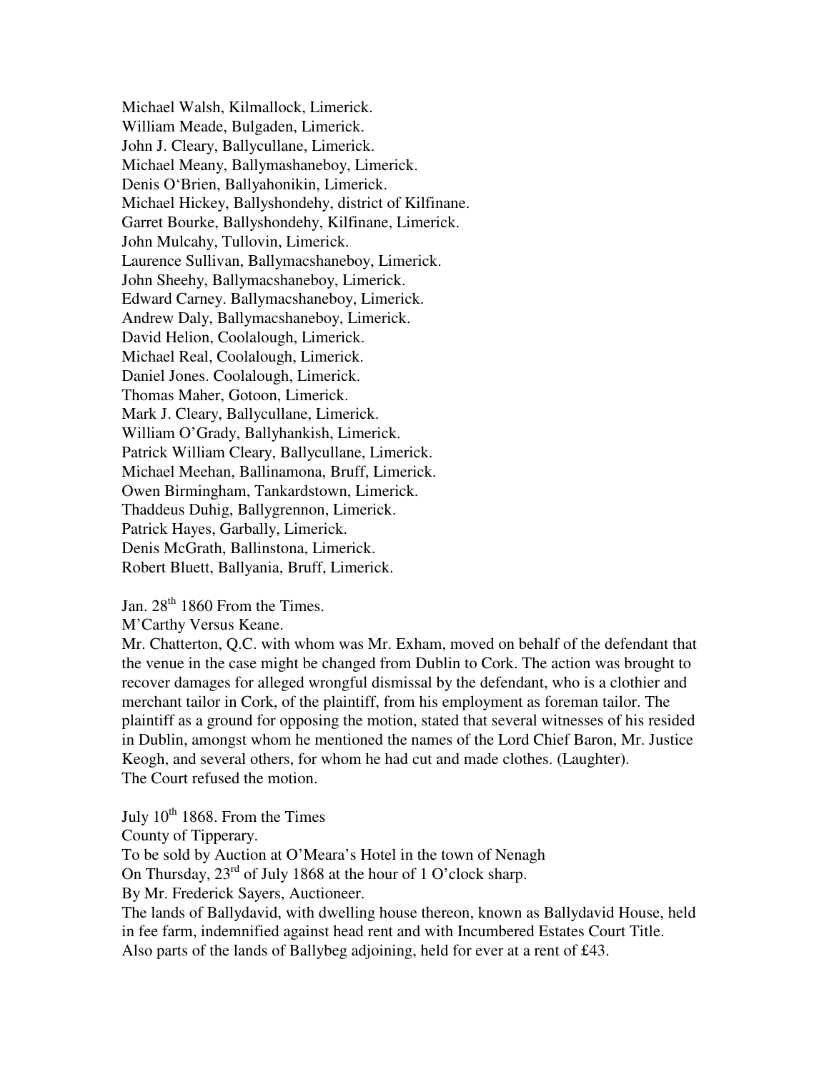Michael Walsh, Kilmallock, Limerick.
William Meade, Bulgaden, Limerick.
John J. Cleary, Ballycullane, Limerick.
Michael Meany, Ballymashaneboy, Limerick.
Denis O'Brien, Ballyahonikin, Limerick.
Michael Hickey, Ballyshondehy, district of Kilfinane.
Garret Bourke, Ballyshondehy, Kilfinane, Limerick.
John Mulcahy, Tullovin, Limerick.
Laurence Sullivan, Ballymacshaneboy, Limerick.
John Sheehy, Ballymacshaneboy, Limerick.
Edward Carney. Ballymacshaneboy, Limerick.
Andrew Daly, Ballymacshaneboy, Limerick.
David Helion, Coolalough, Limerick.
Michael Real, Coolalough, Limerick.
Daniel Jones. Coolalough, Limerick.
Thomas Maher, Gotoon, Limerick.
Mark J. Cleary, Ballycullane, Limerick.
William O'Grady, Ballyhankish, Limerick.
Patrick William Cleary, Ballycullane, Limerick.
Michael Meehan, Ballinamona, Bruff, Limerick.
Owen Birmingham, Tankardstown, Limerick.
Thaddeus Duhig, Ballygrennon, Limerick.
Patrick Hayes, Garbally, Limerick.
Denis McGrath, Ballinstona, Limerick.
Robert Bluett, Ballyania, Bruff, Limerick.

Jan. 28th 1860 From the Times.
M'Carthy Versus Keane.
Mr. Chatterton, Q.C. with whom was Mr. Exham, moved on behalf of the defendant that the venue in the case might be changed from Dublin to Cork. The action was brought to recover damages for alleged wrongful dismissal by the defendant, who is a clothier and merchant tailor in Cork, of the plaintiff, from his employment as foreman tailor. The plaintiff as a ground for opposing the motion, stated that several witnesses of his resided in Dublin, amongst whom he mentioned the names of the Lord Chief Baron, Mr. Justice Keogh, and several others, for whom he had cut and made clothes. (Laughter).
The Court refused the motion.

July 10th 1868. From the Times
County of Tipperary.
To be sold by Auction at O'Meara's Hotel in the town of Nenagh
On Thursday, 23rd of July 1868 at the hour of 1 O'clock sharp.
By Mr. Frederick Sayers, Auctioneer.
The lands of Ballydavid, with dwelling house thereon, known as Ballydavid House, held in fee farm, indemnified against head rent and with Incumbered Estates Court Title.
Also parts of the lands of Ballybeg adjoining, held for ever at a rent of £43.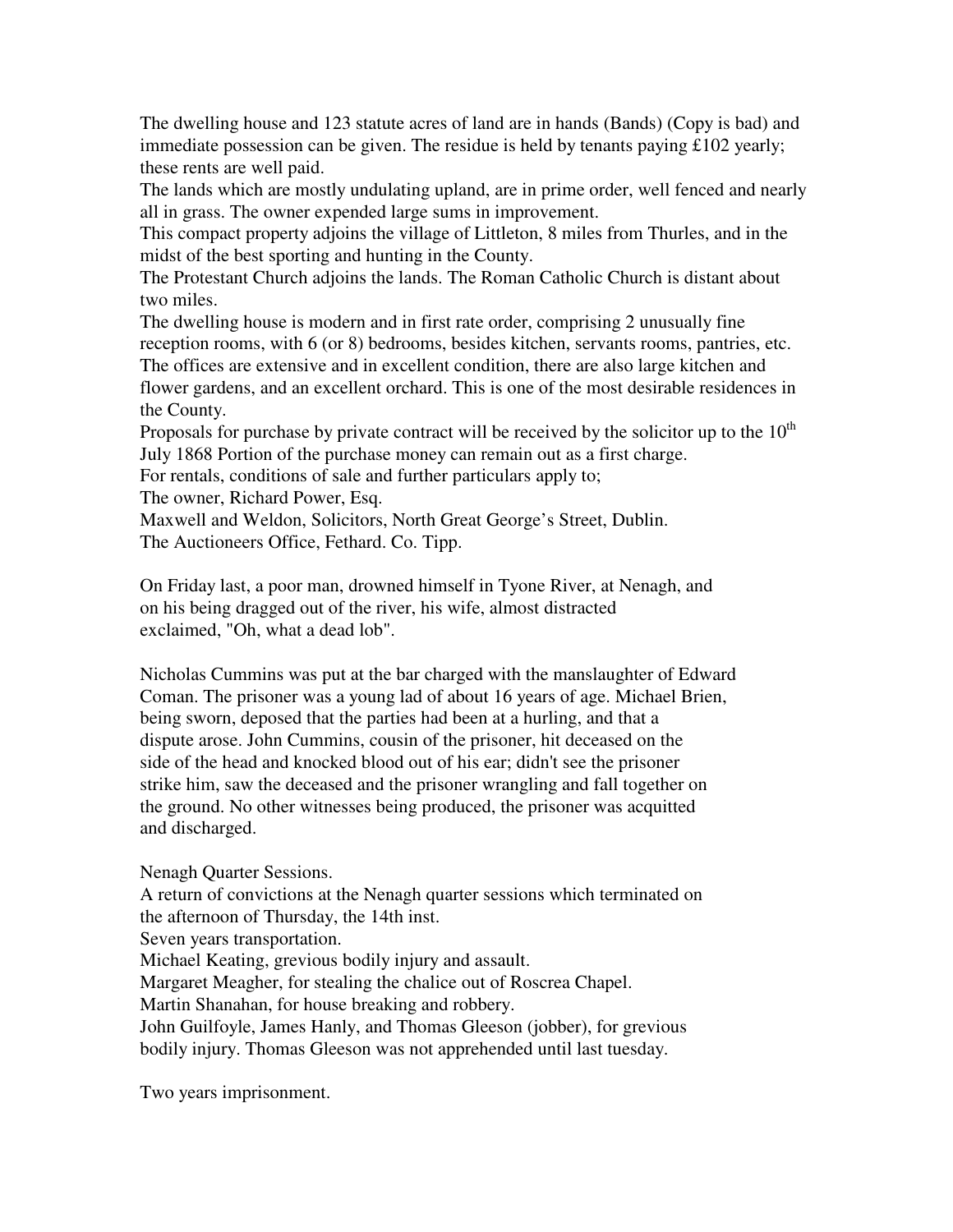The dwelling house and 123 statute acres of land are in hands (Bands) (Copy is bad) and immediate possession can be given. The residue is held by tenants paying £102 yearly; these rents are well paid.

The lands which are mostly undulating upland, are in prime order, well fenced and nearly all in grass. The owner expended large sums in improvement.

This compact property adjoins the village of Littleton, 8 miles from Thurles, and in the midst of the best sporting and hunting in the County.

The Protestant Church adjoins the lands. The Roman Catholic Church is distant about two miles.

The dwelling house is modern and in first rate order, comprising 2 unusually fine reception rooms, with 6 (or 8) bedrooms, besides kitchen, servants rooms, pantries, etc. The offices are extensive and in excellent condition, there are also large kitchen and flower gardens, and an excellent orchard. This is one of the most desirable residences in the County.

Proposals for purchase by private contract will be received by the solicitor up to the 10th July 1868 Portion of the purchase money can remain out as a first charge.

For rentals, conditions of sale and further particulars apply to;

The owner, Richard Power, Esq.

Maxwell and Weldon, Solicitors, North Great George's Street, Dublin.

The Auctioneers Office, Fethard. Co. Tipp.

On Friday last, a poor man, drowned himself in Tyone River, at Nenagh, and on his being dragged out of the river, his wife, almost distracted exclaimed, "Oh, what a dead lob".

Nicholas Cummins was put at the bar charged with the manslaughter of Edward Coman. The prisoner was a young lad of about 16 years of age. Michael Brien, being sworn, deposed that the parties had been at a hurling, and that a dispute arose. John Cummins, cousin of the prisoner, hit deceased on the side of the head and knocked blood out of his ear; didn't see the prisoner strike him, saw the deceased and the prisoner wrangling and fall together on the ground. No other witnesses being produced, the prisoner was acquitted and discharged.

Nenagh Quarter Sessions.

A return of convictions at the Nenagh quarter sessions which terminated on the afternoon of Thursday, the 14th inst.

Seven years transportation.

Michael Keating, grevious bodily injury and assault.

Margaret Meagher, for stealing the chalice out of Roscrea Chapel.

Martin Shanahan, for house breaking and robbery.

John Guilfoyle, James Hanly, and Thomas Gleeson (jobber), for grevious bodily injury. Thomas Gleeson was not apprehended until last tuesday.

Two years imprisonment.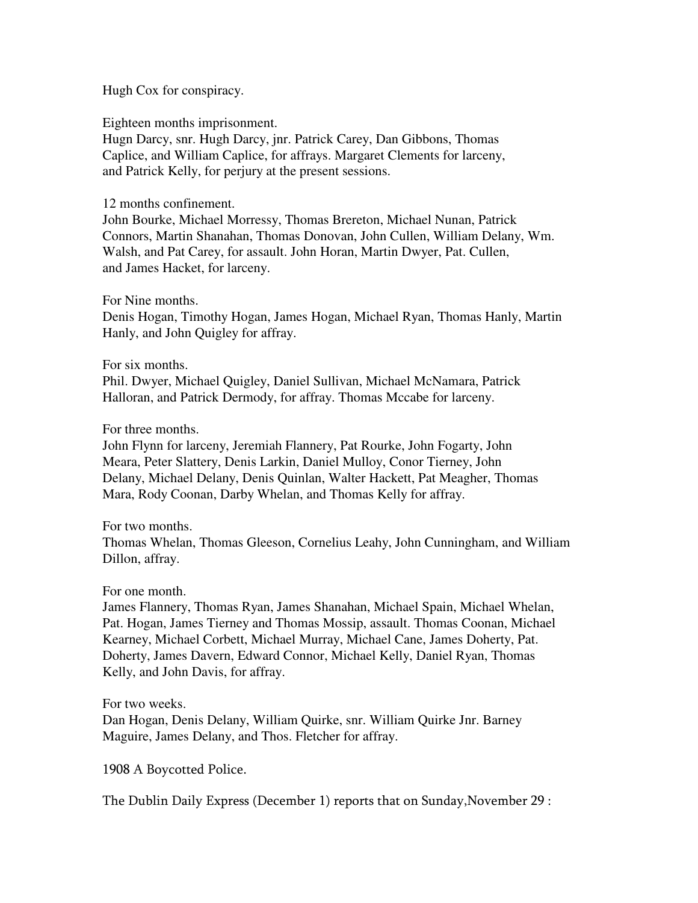Hugh Cox for conspiracy.

Eighteen months imprisonment.
Hugn Darcy, snr. Hugh Darcy, jnr. Patrick Carey, Dan Gibbons, Thomas Caplice, and William Caplice, for affrays. Margaret Clements for larceny, and Patrick Kelly, for perjury at the present sessions.

12 months confinement.
John Bourke, Michael Morressy, Thomas Brereton, Michael Nunan, Patrick Connors, Martin Shanahan, Thomas Donovan, John Cullen, William Delany, Wm. Walsh, and Pat Carey, for assault. John Horan, Martin Dwyer, Pat. Cullen, and James Hacket, for larceny.

For Nine months.
Denis Hogan, Timothy Hogan, James Hogan, Michael Ryan, Thomas Hanly, Martin Hanly, and John Quigley for affray.

For six months.
Phil. Dwyer, Michael Quigley, Daniel Sullivan, Michael McNamara, Patrick Halloran, and Patrick Dermody, for affray. Thomas Mccabe for larceny.

For three months.
John Flynn for larceny, Jeremiah Flannery, Pat Rourke, John Fogarty, John Meara, Peter Slattery, Denis Larkin, Daniel Mulloy, Conor Tierney, John Delany, Michael Delany, Denis Quinlan, Walter Hackett, Pat Meagher, Thomas Mara, Rody Coonan, Darby Whelan, and Thomas Kelly for affray.

For two months.
Thomas Whelan, Thomas Gleeson, Cornelius Leahy, John Cunningham, and William Dillon, affray.

For one month.
James Flannery, Thomas Ryan, James Shanahan, Michael Spain, Michael Whelan, Pat. Hogan, James Tierney and Thomas Mossip, assault. Thomas Coonan, Michael Kearney, Michael Corbett, Michael Murray, Michael Cane, James Doherty, Pat. Doherty, James Davern, Edward Connor, Michael Kelly, Daniel Ryan, Thomas Kelly, and John Davis, for affray.

For two weeks.
Dan Hogan, Denis Delany, William Quirke, snr. William Quirke Jnr. Barney Maguire, James Delany, and Thos. Fletcher for affray.

1908 A Boycotted Police.

The Dublin Daily Express (December 1) reports that on Sunday,November 29 :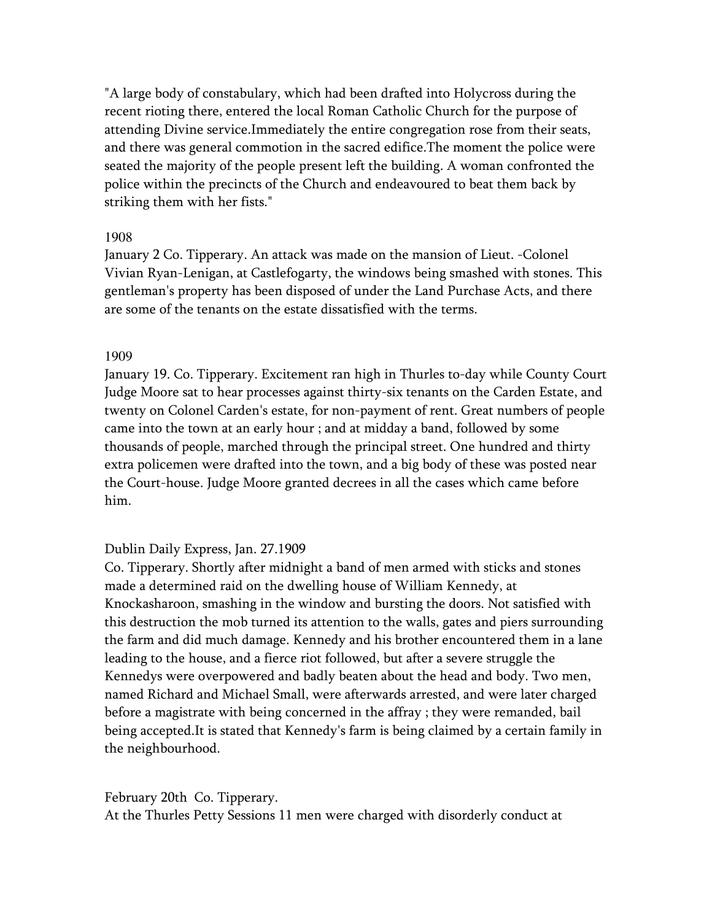"A large body of constabulary, which had been drafted into Holycross during the recent rioting there, entered the local Roman Catholic Church for the purpose of attending Divine service.Immediately the entire congregation rose from their seats, and there was general commotion in the sacred edifice.The moment the police were seated the majority of the people present left the building. A woman confronted the police within the precincts of the Church and endeavoured to beat them back by striking them with her fists."

1908

January 2 Co. Tipperary. An attack was made on the mansion of Lieut. -Colonel Vivian Ryan-Lenigan, at Castlefogarty, the windows being smashed with stones. This gentleman's property has been disposed of under the Land Purchase Acts, and there are some of the tenants on the estate dissatisfied with the terms.

1909

January 19. Co. Tipperary. Excitement ran high in Thurles to-day while County Court Judge Moore sat to hear processes against thirty-six tenants on the Carden Estate, and twenty on Colonel Carden's estate, for non-payment of rent. Great numbers of people came into the town at an early hour ; and at midday a band, followed by some thousands of people, marched through the principal street. One hundred and thirty extra policemen were drafted into the town, and a big body of these was posted near the Court-house. Judge Moore granted decrees in all the cases which came before him.

Dublin Daily Express, Jan. 27.1909

Co. Tipperary. Shortly after midnight a band of men armed with sticks and stones made a determined raid on the dwelling house of William Kennedy, at Knockasharoon, smashing in the window and bursting the doors. Not satisfied with this destruction the mob turned its attention to the walls, gates and piers surrounding the farm and did much damage. Kennedy and his brother encountered them in a lane leading to the house, and a fierce riot followed, but after a severe struggle the Kennedys were overpowered and badly beaten about the head and body. Two men, named Richard and Michael Small, were afterwards arrested, and were later charged before a magistrate with being concerned in the affray ; they were remanded, bail being accepted.It is stated that Kennedy's farm is being claimed by a certain family in the neighbourhood.

February 20th Co. Tipperary.

At the Thurles Petty Sessions 11 men were charged with disorderly conduct at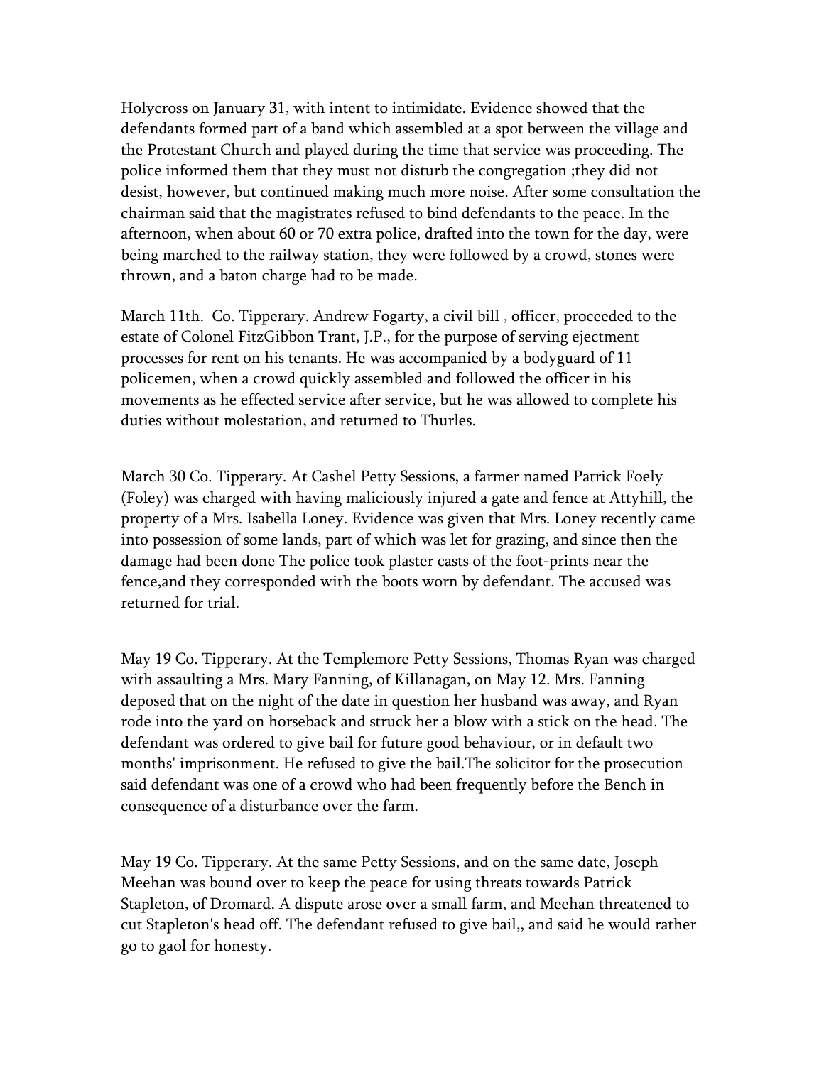Holycross on January 31, with intent to intimidate. Evidence showed that the defendants formed part of a band which assembled at a spot between the village and the Protestant Church and played during the time that service was proceeding. The police informed them that they must not disturb the congregation ;they did not desist, however, but continued making much more noise. After some consultation the chairman said that the magistrates refused to bind defendants to the peace. In the afternoon, when about 60 or 70 extra police, drafted into the town for the day, were being marched to the railway station, they were followed by a crowd, stones were thrown, and a baton charge had to be made.

March 11th.  Co. Tipperary. Andrew Fogarty, a civil bill , officer, proceeded to the estate of Colonel FitzGibbon Trant, J.P., for the purpose of serving ejectment processes for rent on his tenants. He was accompanied by a bodyguard of 11 policemen, when a crowd quickly assembled and followed the officer in his movements as he effected service after service, but he was allowed to complete his duties without molestation, and returned to Thurles.

March 30 Co. Tipperary. At Cashel Petty Sessions, a farmer named Patrick Foely (Foley) was charged with having maliciously injured a gate and fence at Attyhill, the property of a Mrs. Isabella Loney. Evidence was given that Mrs. Loney recently came into possession of some lands, part of which was let for grazing, and since then the damage had been done The police took plaster casts of the foot-prints near the fence,and they corresponded with the boots worn by defendant. The accused was returned for trial.

May 19 Co. Tipperary. At the Templemore Petty Sessions, Thomas Ryan was charged with assaulting a Mrs. Mary Fanning, of Killanagan, on May 12. Mrs. Fanning deposed that on the night of the date in question her husband was away, and Ryan rode into the yard on horseback and struck her a blow with a stick on the head. The defendant was ordered to give bail for future good behaviour, or in default two months' imprisonment. He refused to give the bail.The solicitor for the prosecution said defendant was one of a crowd who had been frequently before the Bench in consequence of a disturbance over the farm.

May 19 Co. Tipperary. At the same Petty Sessions, and on the same date, Joseph Meehan was bound over to keep the peace for using threats towards Patrick Stapleton, of Dromard. A dispute arose over a small farm, and Meehan threatened to cut Stapleton's head off. The defendant refused to give bail,, and said he would rather go to gaol for honesty.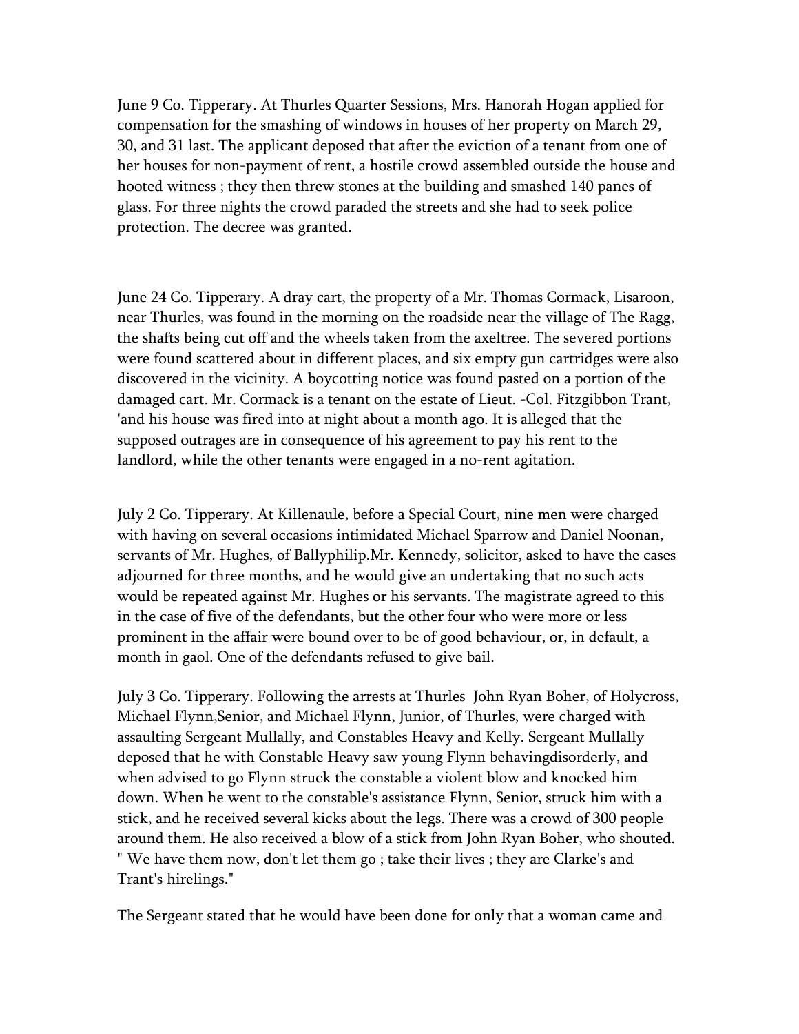June 9 Co. Tipperary. At Thurles Quarter Sessions, Mrs. Hanorah Hogan applied for compensation for the smashing of windows in houses of her property on March 29, 30, and 31 last. The applicant deposed that after the eviction of a tenant from one of her houses for non-payment of rent, a hostile crowd assembled outside the house and hooted witness ; they then threw stones at the building and smashed 140 panes of glass. For three nights the crowd paraded the streets and she had to seek police protection. The decree was granted.

June 24 Co. Tipperary. A dray cart, the property of a Mr. Thomas Cormack, Lisaroon, near Thurles, was found in the morning on the roadside near the village of The Ragg, the shafts being cut off and the wheels taken from the axeltree. The severed portions were found scattered about in different places, and six empty gun cartridges were also discovered in the vicinity. A boycotting notice was found pasted on a portion of the damaged cart. Mr. Cormack is a tenant on the estate of Lieut. -Col. Fitzgibbon Trant, 'and his house was fired into at night about a month ago. It is alleged that the supposed outrages are in consequence of his agreement to pay his rent to the landlord, while the other tenants were engaged in a no-rent agitation.

July 2 Co. Tipperary. At Killenaule, before a Special Court, nine men were charged with having on several occasions intimidated Michael Sparrow and Daniel Noonan, servants of Mr. Hughes, of Ballyphilip.Mr. Kennedy, solicitor, asked to have the cases adjourned for three months, and he would give an undertaking that no such acts would be repeated against Mr. Hughes or his servants. The magistrate agreed to this in the case of five of the defendants, but the other four who were more or less prominent in the affair were bound over to be of good behaviour, or, in default, a month in gaol. One of the defendants refused to give bail.

July 3 Co. Tipperary. Following the arrests at Thurles John Ryan Boher, of Holycross, Michael Flynn,Senior, and Michael Flynn, Junior, of Thurles, were charged with assaulting Sergeant Mullally, and Constables Heavy and Kelly. Sergeant Mullally deposed that he with Constable Heavy saw young Flynn behavingdisorderly, and when advised to go Flynn struck the constable a violent blow and knocked him down. When he went to the constable's assistance Flynn, Senior, struck him with a stick, and he received several kicks about the legs. There was a crowd of 300 people around them. He also received a blow of a stick from John Ryan Boher, who shouted. " We have them now, don't let them go ; take their lives ; they are Clarke's and Trant's hirelings."

The Sergeant stated that he would have been done for only that a woman came and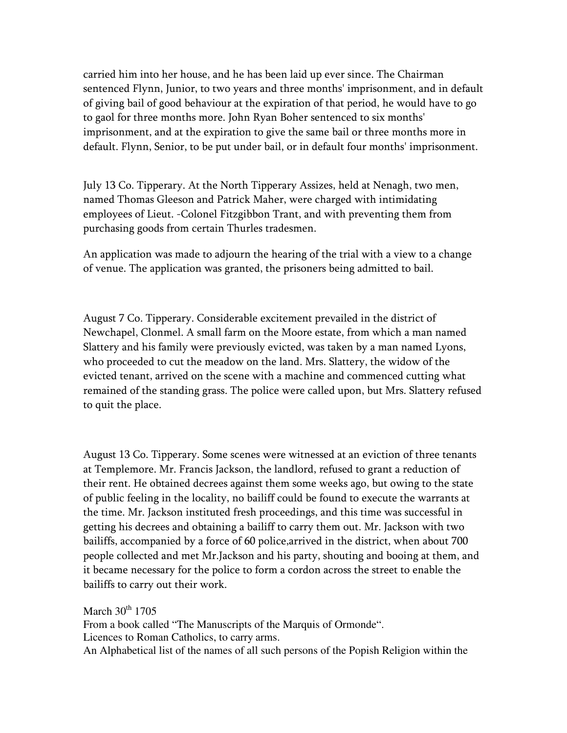carried him into her house, and he has been laid up ever since. The Chairman sentenced Flynn, Junior, to two years and three months' imprisonment, and in default of giving bail of good behaviour at the expiration of that period, he would have to go to gaol for three months more. John Ryan Boher sentenced to six months' imprisonment, and at the expiration to give the same bail or three months more in default. Flynn, Senior, to be put under bail, or in default four months' imprisonment.

July 13 Co. Tipperary. At the North Tipperary Assizes, held at Nenagh, two men, named Thomas Gleeson and Patrick Maher, were charged with intimidating employees of Lieut. -Colonel Fitzgibbon Trant, and with preventing them from purchasing goods from certain Thurles tradesmen.

An application was made to adjourn the hearing of the trial with a view to a change of venue. The application was granted, the prisoners being admitted to bail.

August 7 Co. Tipperary. Considerable excitement prevailed in the district of Newchapel, Clonmel. A small farm on the Moore estate, from which a man named Slattery and his family were previously evicted, was taken by a man named Lyons, who proceeded to cut the meadow on the land. Mrs. Slattery, the widow of the evicted tenant, arrived on the scene with a machine and commenced cutting what remained of the standing grass. The police were called upon, but Mrs. Slattery refused to quit the place.

August 13 Co. Tipperary. Some scenes were witnessed at an eviction of three tenants at Templemore. Mr. Francis Jackson, the landlord, refused to grant a reduction of their rent. He obtained decrees against them some weeks ago, but owing to the state of public feeling in the locality, no bailiff could be found to execute the warrants at the time. Mr. Jackson instituted fresh proceedings, and this time was successful in getting his decrees and obtaining a bailiff to carry them out. Mr. Jackson with two bailiffs, accompanied by a force of 60 police,arrived in the district, when about 700 people collected and met Mr.Jackson and his party, shouting and booing at them, and it became necessary for the police to form a cordon across the street to enable the bailiffs to carry out their work.

March 30th 1705
From a book called "The Manuscripts of the Marquis of Ormonde".
Licences to Roman Catholics, to carry arms.
An Alphabetical list of the names of all such persons of the Popish Religion within the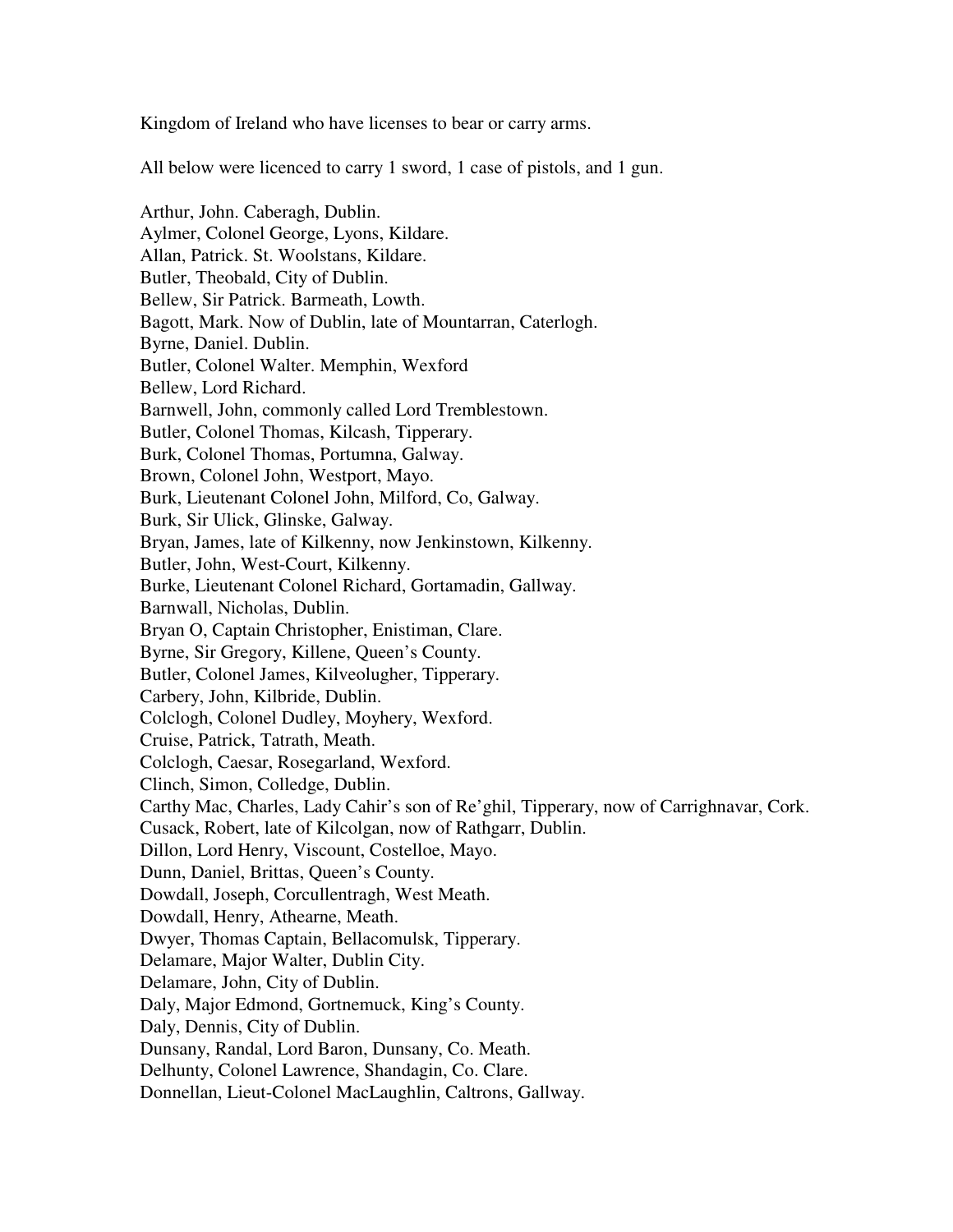Kingdom of Ireland who have licenses to bear or carry arms.

All below were licenced to carry 1 sword, 1 case of pistols, and 1 gun.

Arthur, John. Caberagh, Dublin.
Aylmer, Colonel George, Lyons, Kildare.
Allan, Patrick. St. Woolstans, Kildare.
Butler, Theobald, City of Dublin.
Bellew, Sir Patrick. Barmeath, Lowth.
Bagott, Mark. Now of Dublin, late of Mountarran, Caterlogh.
Byrne, Daniel. Dublin.
Butler, Colonel Walter. Memphin, Wexford
Bellew, Lord Richard.
Barnwell, John, commonly called Lord Tremblestown.
Butler, Colonel Thomas, Kilcash, Tipperary.
Burk, Colonel Thomas, Portumna, Galway.
Brown, Colonel John, Westport, Mayo.
Burk, Lieutenant Colonel John, Milford, Co, Galway.
Burk, Sir Ulick, Glinske, Galway.
Bryan, James, late of Kilkenny, now Jenkinstown, Kilkenny.
Butler, John, West-Court, Kilkenny.
Burke, Lieutenant Colonel Richard, Gortamadin, Gallway.
Barnwall, Nicholas, Dublin.
Bryan O, Captain Christopher, Enistiman, Clare.
Byrne, Sir Gregory, Killene, Queen's County.
Butler, Colonel James, Kilveolugher, Tipperary.
Carbery, John, Kilbride, Dublin.
Colclogh, Colonel Dudley, Moyhery, Wexford.
Cruise, Patrick, Tatrath, Meath.
Colclogh, Caesar, Rosegarland, Wexford.
Clinch, Simon, Colledge, Dublin.
Carthy Mac, Charles, Lady Cahir's son of Re'ghil, Tipperary, now of Carrighnavar, Cork.
Cusack, Robert, late of Kilcolgan, now of Rathgarr, Dublin.
Dillon, Lord Henry, Viscount, Costelloe, Mayo.
Dunn, Daniel, Brittas, Queen's County.
Dowdall, Joseph, Corcullentragh, West Meath.
Dowdall, Henry, Athearne, Meath.
Dwyer, Thomas Captain, Bellacomulsk, Tipperary.
Delamare, Major Walter, Dublin City.
Delamare, John, City of Dublin.
Daly, Major Edmond, Gortnemuck, King's County.
Daly, Dennis, City of Dublin.
Dunsany, Randal, Lord Baron, Dunsany, Co. Meath.
Delhunty, Colonel Lawrence, Shandagin, Co. Clare.
Donnellan, Lieut-Colonel MacLaughlin, Caltrons, Gallway.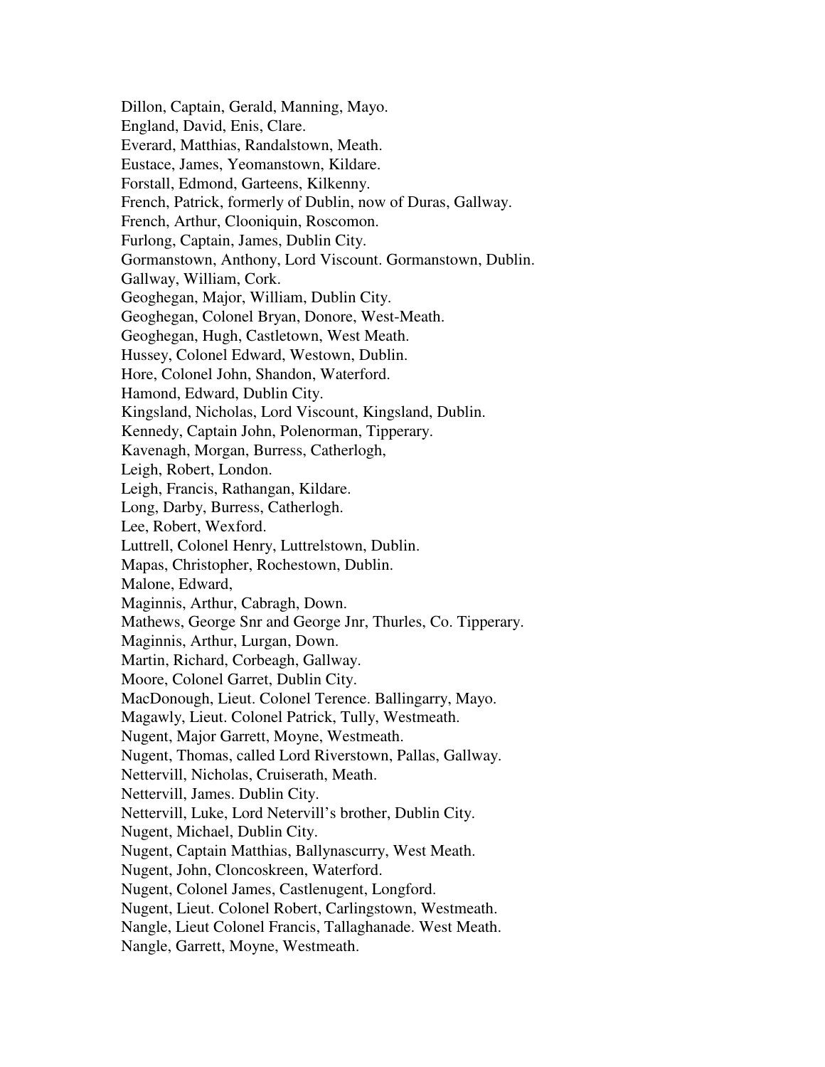Dillon, Captain, Gerald, Manning, Mayo.
England, David, Enis, Clare.
Everard, Matthias, Randalstown, Meath.
Eustace, James, Yeomanstown, Kildare.
Forstall, Edmond, Garteens, Kilkenny.
French, Patrick, formerly of Dublin, now of Duras, Gallway.
French, Arthur, Clooniquin, Roscomon.
Furlong, Captain, James, Dublin City.
Gormanstown, Anthony, Lord Viscount. Gormanstown, Dublin.
Gallway, William, Cork.
Geoghegan, Major, William, Dublin City.
Geoghegan, Colonel Bryan, Donore, West-Meath.
Geoghegan, Hugh, Castletown, West Meath.
Hussey, Colonel Edward, Westown, Dublin.
Hore, Colonel John, Shandon, Waterford.
Hamond, Edward, Dublin City.
Kingsland, Nicholas, Lord Viscount, Kingsland, Dublin.
Kennedy, Captain John, Polenorman, Tipperary.
Kavenagh, Morgan, Burress, Catherlogh,
Leigh, Robert, London.
Leigh, Francis, Rathangan, Kildare.
Long, Darby, Burress, Catherlogh.
Lee, Robert, Wexford.
Luttrell, Colonel Henry, Luttrelstown, Dublin.
Mapas, Christopher, Rochestown, Dublin.
Malone, Edward,
Maginnis, Arthur, Cabragh, Down.
Mathews, George Snr and George Jnr, Thurles, Co. Tipperary.
Maginnis, Arthur, Lurgan, Down.
Martin, Richard, Corbeagh, Gallway.
Moore, Colonel Garret, Dublin City.
MacDonough, Lieut. Colonel Terence. Ballingarry, Mayo.
Magawly, Lieut. Colonel Patrick, Tully, Westmeath.
Nugent, Major Garrett, Moyne, Westmeath.
Nugent, Thomas, called Lord Riverstown, Pallas, Gallway.
Nettervill, Nicholas, Cruiserath, Meath.
Nettervill, James. Dublin City.
Nettervill, Luke, Lord Netervill's brother, Dublin City.
Nugent, Michael, Dublin City.
Nugent, Captain Matthias, Ballynascurry, West Meath.
Nugent, John, Cloncoskreen, Waterford.
Nugent, Colonel James, Castlenugent, Longford.
Nugent, Lieut. Colonel Robert, Carlingstown, Westmeath.
Nangle, Lieut Colonel Francis, Tallaghanade. West Meath.
Nangle, Garrett, Moyne, Westmeath.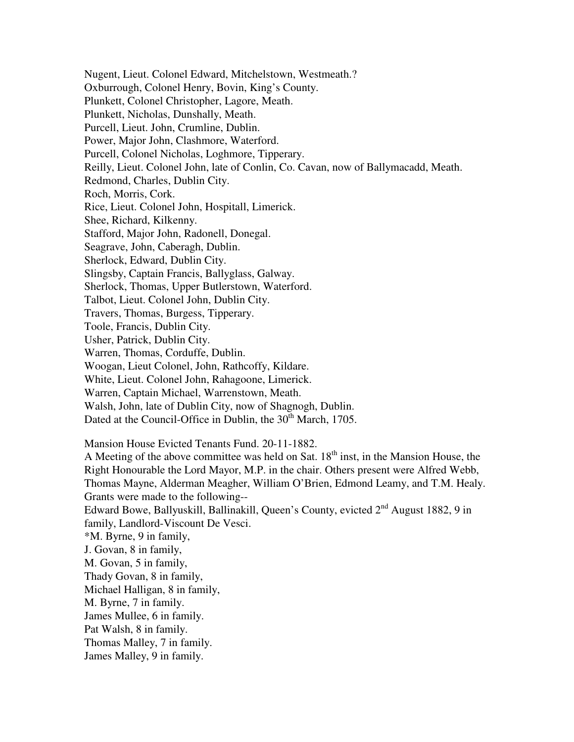Nugent, Lieut. Colonel Edward, Mitchelstown, Westmeath.?
Oxburrough, Colonel Henry, Bovin, King's County.
Plunkett, Colonel Christopher, Lagore, Meath.
Plunkett, Nicholas, Dunshally, Meath.
Purcell, Lieut. John, Crumline, Dublin.
Power, Major John, Clashmore, Waterford.
Purcell, Colonel Nicholas, Loghmore, Tipperary.
Reilly, Lieut. Colonel John, late of Conlin, Co. Cavan, now of Ballymacadd, Meath.
Redmond, Charles, Dublin City.
Roch, Morris, Cork.
Rice, Lieut. Colonel John, Hospitall, Limerick.
Shee, Richard, Kilkenny.
Stafford, Major John, Radonell, Donegal.
Seagrave, John, Caberagh, Dublin.
Sherlock, Edward, Dublin City.
Slingsby, Captain Francis, Ballyglass, Galway.
Sherlock, Thomas, Upper Butlerstown, Waterford.
Talbot, Lieut. Colonel John, Dublin City.
Travers, Thomas, Burgess, Tipperary.
Toole, Francis, Dublin City.
Usher, Patrick, Dublin City.
Warren, Thomas, Corduffe, Dublin.
Woogan, Lieut Colonel, John, Rathcoffy, Kildare.
White, Lieut. Colonel John, Rahagoone, Limerick.
Warren, Captain Michael, Warrenstown, Meath.
Walsh, John, late of Dublin City, now of Shagnogh, Dublin.
Dated at the Council-Office in Dublin, the 30th March, 1705.

Mansion House Evicted Tenants Fund. 20-11-1882.
A Meeting of the above committee was held on Sat. 18th inst, in the Mansion House, the Right Honourable the Lord Mayor, M.P. in the chair. Others present were Alfred Webb, Thomas Mayne, Alderman Meagher, William O'Brien, Edmond Leamy, and T.M. Healy. Grants were made to the following--
Edward Bowe, Ballyuskill, Ballinakill, Queen's County, evicted 2nd August 1882, 9 in family, Landlord-Viscount De Vesci.
*M. Byrne, 9 in family,
J. Govan, 8 in family,
M. Govan, 5 in family,
Thady Govan, 8 in family,
Michael Halligan, 8 in family,
M. Byrne, 7 in family.
James Mullee, 6 in family.
Pat Walsh, 8 in family.
Thomas Malley, 7 in family.
James Malley, 9 in family.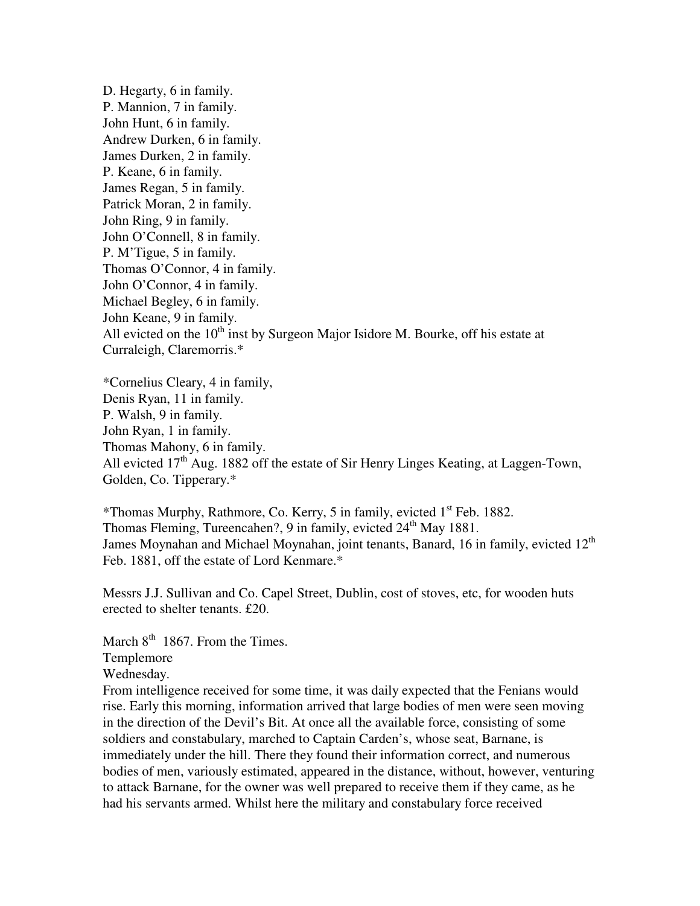D. Hegarty, 6 in family.
P. Mannion, 7 in family.
John Hunt, 6 in family.
Andrew Durken, 6 in family.
James Durken, 2 in family.
P. Keane, 6 in family.
James Regan, 5 in family.
Patrick Moran, 2 in family.
John Ring, 9 in family.
John O'Connell, 8 in family.
P. M'Tigue, 5 in family.
Thomas O'Connor, 4 in family.
John O'Connor, 4 in family.
Michael Begley, 6 in family.
John Keane, 9 in family.
All evicted on the 10th inst by Surgeon Major Isidore M. Bourke, off his estate at Curraleigh, Claremorris.*

*Cornelius Cleary, 4 in family,
Denis Ryan, 11 in family.
P. Walsh, 9 in family.
John Ryan, 1 in family.
Thomas Mahony, 6 in family.
All evicted 17th Aug. 1882 off the estate of Sir Henry Linges Keating, at Laggen-Town, Golden, Co. Tipperary.*

*Thomas Murphy, Rathmore, Co. Kerry, 5 in family, evicted 1st Feb. 1882.
Thomas Fleming, Tureencahen?, 9 in family, evicted 24th May 1881.
James Moynahan and Michael Moynahan, joint tenants, Banard, 16 in family, evicted 12th Feb. 1881, off the estate of Lord Kenmare.*

Messrs J.J. Sullivan and Co. Capel Street, Dublin, cost of stoves, etc, for wooden huts erected to shelter tenants. £20.

March 8th 1867. From the Times.
Templemore
Wednesday.
From intelligence received for some time, it was daily expected that the Fenians would rise. Early this morning, information arrived that large bodies of men were seen moving in the direction of the Devil's Bit. At once all the available force, consisting of some soldiers and constabulary, marched to Captain Carden's, whose seat, Barnane, is immediately under the hill. There they found their information correct, and numerous bodies of men, variously estimated, appeared in the distance, without, however, venturing to attack Barnane, for the owner was well prepared to receive them if they came, as he had his servants armed. Whilst here the military and constabulary force received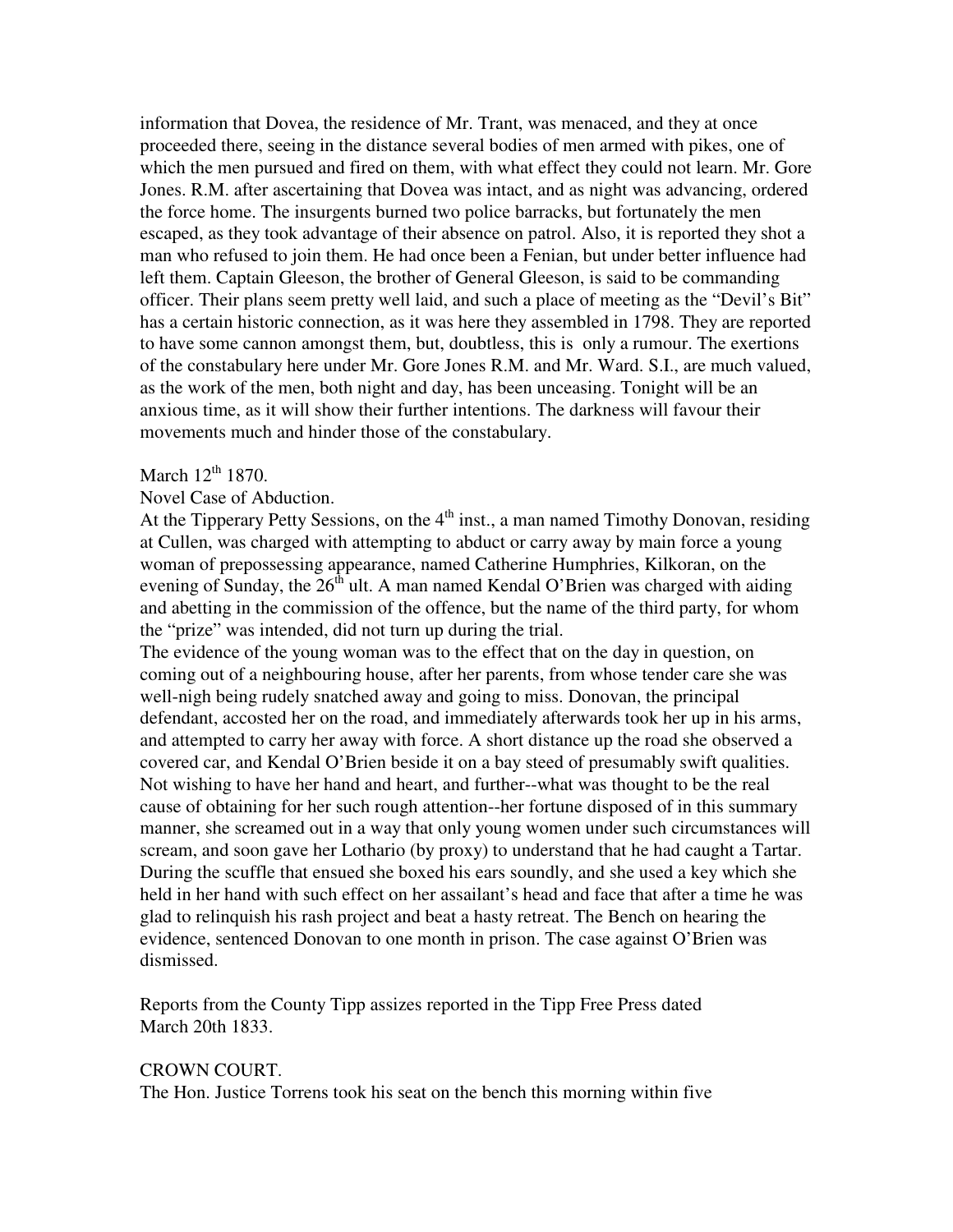information that Dovea, the residence of Mr. Trant, was menaced, and they at once proceeded there, seeing in the distance several bodies of men armed with pikes, one of which the men pursued and fired on them, with what effect they could not learn. Mr. Gore Jones. R.M. after ascertaining that Dovea was intact, and as night was advancing, ordered the force home. The insurgents burned two police barracks, but fortunately the men escaped, as they took advantage of their absence on patrol. Also, it is reported they shot a man who refused to join them. He had once been a Fenian, but under better influence had left them. Captain Gleeson, the brother of General Gleeson, is said to be commanding officer. Their plans seem pretty well laid, and such a place of meeting as the "Devil's Bit" has a certain historic connection, as it was here they assembled in 1798. They are reported to have some cannon amongst them, but, doubtless, this is only a rumour. The exertions of the constabulary here under Mr. Gore Jones R.M. and Mr. Ward. S.I., are much valued, as the work of the men, both night and day, has been unceasing. Tonight will be an anxious time, as it will show their further intentions. The darkness will favour their movements much and hinder those of the constabulary.

March 12th 1870.

Novel Case of Abduction.

At the Tipperary Petty Sessions, on the 4th inst., a man named Timothy Donovan, residing at Cullen, was charged with attempting to abduct or carry away by main force a young woman of prepossessing appearance, named Catherine Humphries, Kilkoran, on the evening of Sunday, the 26th ult. A man named Kendal O'Brien was charged with aiding and abetting in the commission of the offence, but the name of the third party, for whom the "prize" was intended, did not turn up during the trial.

The evidence of the young woman was to the effect that on the day in question, on coming out of a neighbouring house, after her parents, from whose tender care she was well-nigh being rudely snatched away and going to miss. Donovan, the principal defendant, accosted her on the road, and immediately afterwards took her up in his arms, and attempted to carry her away with force. A short distance up the road she observed a covered car, and Kendal O'Brien beside it on a bay steed of presumably swift qualities. Not wishing to have her hand and heart, and further--what was thought to be the real cause of obtaining for her such rough attention--her fortune disposed of in this summary manner, she screamed out in a way that only young women under such circumstances will scream, and soon gave her Lothario (by proxy) to understand that he had caught a Tartar. During the scuffle that ensued she boxed his ears soundly, and she used a key which she held in her hand with such effect on her assailant's head and face that after a time he was glad to relinquish his rash project and beat a hasty retreat. The Bench on hearing the evidence, sentenced Donovan to one month in prison. The case against O'Brien was dismissed.

Reports from the County Tipp assizes reported in the Tipp Free Press dated March 20th 1833.

CROWN COURT.

The Hon. Justice Torrens took his seat on the bench this morning within five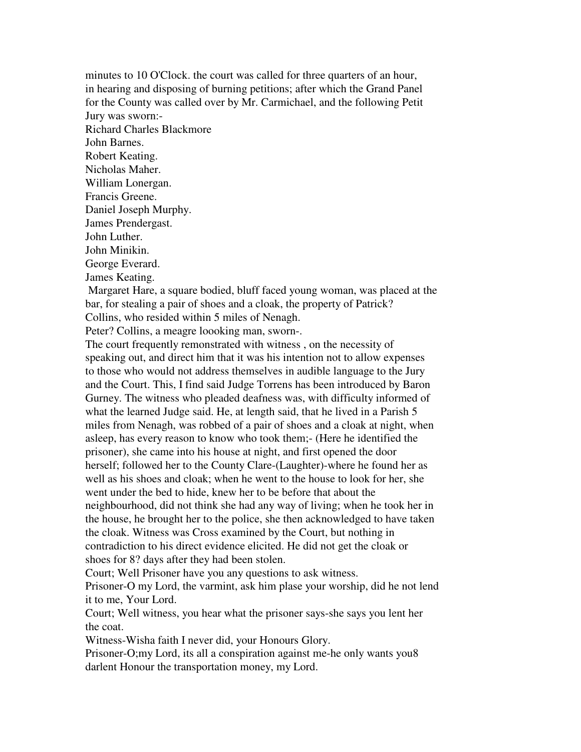minutes to 10 O'Clock. the court was called for three quarters of an hour, in hearing and disposing of burning petitions; after which the Grand Panel for the County was called over by Mr. Carmichael, and the following Petit Jury was sworn:-

Richard Charles Blackmore
John Barnes.
Robert Keating.
Nicholas Maher.
William Lonergan.
Francis Greene.
Daniel Joseph Murphy.
James Prendergast.
John Luther.
John Minikin.
George Everard.
James Keating.

Margaret Hare, a square bodied, bluff faced young woman, was placed at the bar, for stealing a pair of shoes and a cloak, the property of Patrick? Collins, who resided within 5 miles of Nenagh.

Peter? Collins, a meagre loooking man, sworn-.

The court frequently remonstrated with witness , on the necessity of speaking out, and direct him that it was his intention not to allow expenses to those who would not address themselves in audible language to the Jury and the Court. This, I find said Judge Torrens has been introduced by Baron Gurney. The witness who pleaded deafness was, with difficulty informed of what the learned Judge said. He, at length said, that he lived in a Parish 5 miles from Nenagh, was robbed of a pair of shoes and a cloak at night, when asleep, has every reason to know who took them;- (Here he identified the prisoner), she came into his house at night, and first opened the door herself; followed her to the County Clare-(Laughter)-where he found her as well as his shoes and cloak; when he went to the house to look for her, she went under the bed to hide, knew her to be before that about the neighbourhood, did not think she had any way of living; when he took her in the house, he brought her to the police, she then acknowledged to have taken the cloak. Witness was Cross examined by the Court, but nothing in contradiction to his direct evidence elicited. He did not get the cloak or shoes for 8? days after they had been stolen.

Court; Well Prisoner have you any questions to ask witness.

Prisoner-O my Lord, the varmint, ask him plase your worship, did he not lend it to me, Your Lord.

Court; Well witness, you hear what the prisoner says-she says you lent her the coat.

Witness-Wisha faith I never did, your Honours Glory.

Prisoner-O;my Lord, its all a conspiration against me-he only wants you8 darlent Honour the transportation money, my Lord.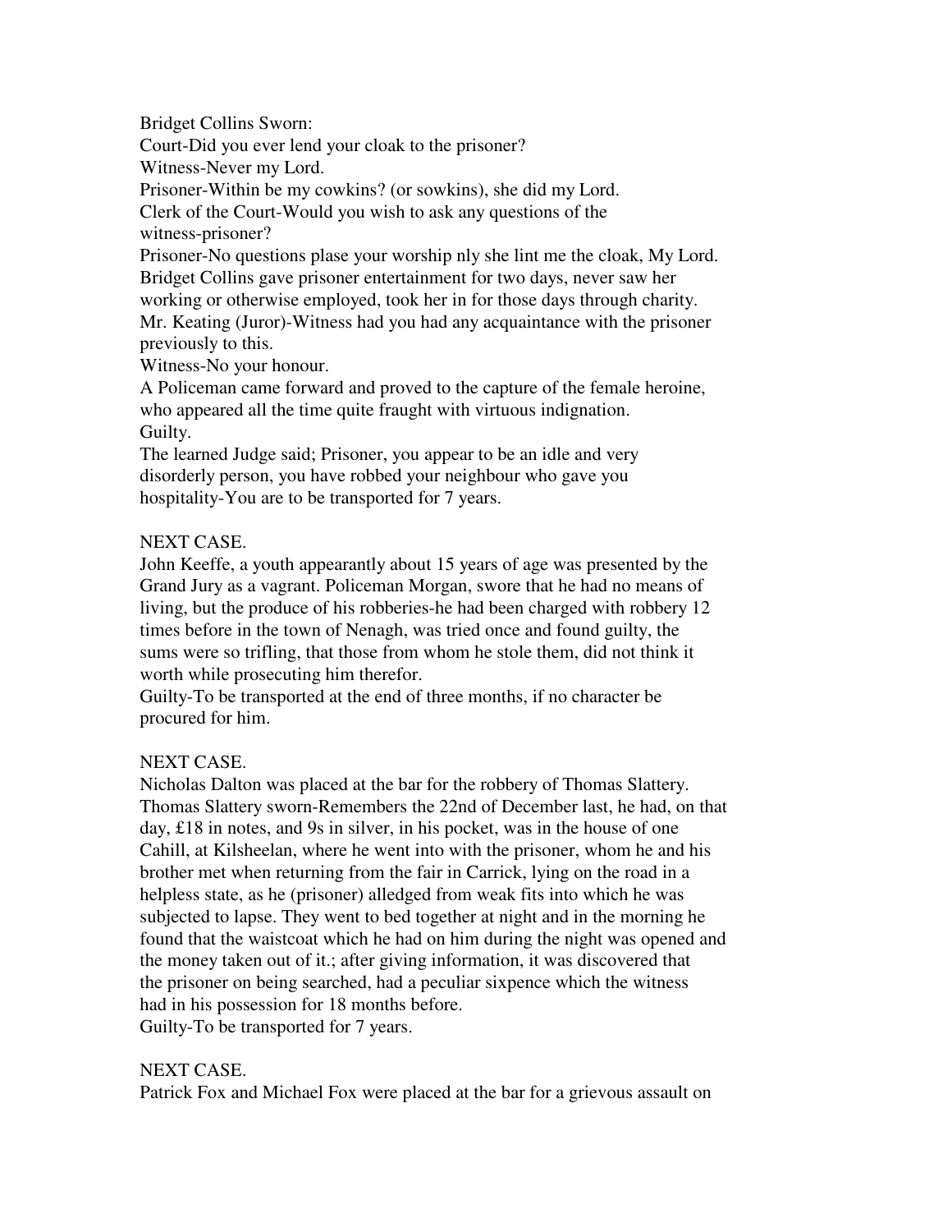Bridget Collins Sworn:

Court-Did you ever lend your cloak to the prisoner?

Witness-Never my Lord.

Prisoner-Within be my cowkins? (or sowkins), she did my Lord.

Clerk of the Court-Would you wish to ask any questions of the witness-prisoner?

Prisoner-No questions plase your worship nly she lint me the cloak, My Lord.

Bridget Collins gave prisoner entertainment for two days, never saw her working or otherwise employed, took her in for those days through charity.

Mr. Keating (Juror)-Witness had you had any acquaintance with the prisoner previously to this.

Witness-No your honour.

A Policeman came forward and proved to the capture of the female heroine, who appeared all the time quite fraught with virtuous indignation.

Guilty.

The learned Judge said; Prisoner, you appear to be an idle and very disorderly person, you have robbed your neighbour who gave you hospitality-You are to be transported for 7 years.

NEXT CASE.

John Keeffe, a youth appearantly about 15 years of age was presented by the Grand Jury as a vagrant. Policeman Morgan, swore that he had no means of living, but the produce of his robberies-he had been charged with robbery 12 times before in the town of Nenagh, was tried once and found guilty, the sums were so trifling, that those from whom he stole them, did not think it worth while prosecuting him therefor.

Guilty-To be transported at the end of three months, if no character be procured for him.

NEXT CASE.

Nicholas Dalton was placed at the bar for the robbery of Thomas Slattery. Thomas Slattery sworn-Remembers the 22nd of December last, he had, on that day, £18 in notes, and 9s in silver, in his pocket, was in the house of one Cahill, at Kilsheelan, where he went into with the prisoner, whom he and his brother met when returning from the fair in Carrick, lying on the road in a helpless state, as he (prisoner) alledged from weak fits into which he was subjected to lapse. They went to bed together at night and in the morning he found that the waistcoat which he had on him during the night was opened and the money taken out of it.; after giving information, it was discovered that the prisoner on being searched, had a peculiar sixpence which the witness had in his possession for 18 months before.

Guilty-To be transported for 7 years.

NEXT CASE.

Patrick Fox and Michael Fox were placed at the bar for a grievous assault on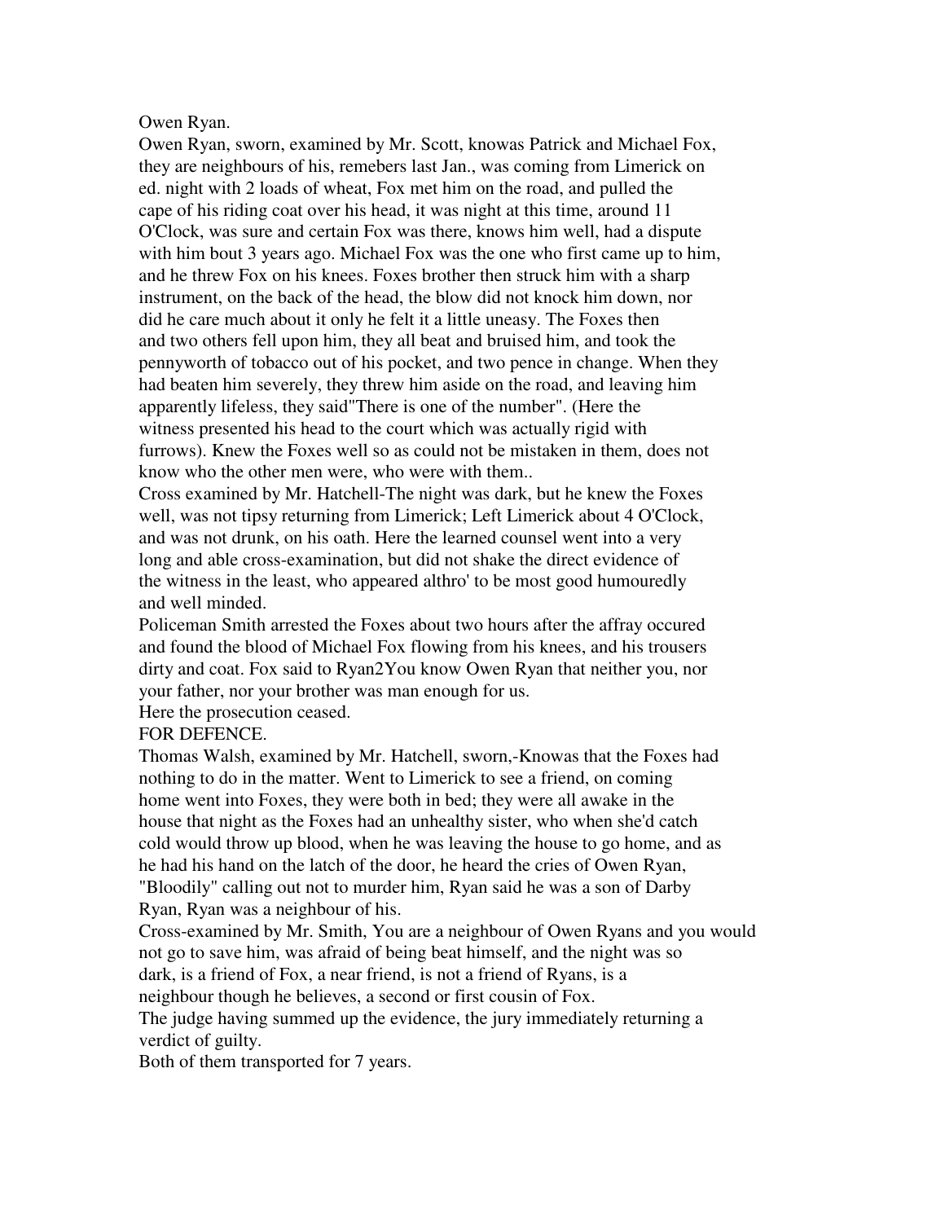Owen Ryan.

Owen Ryan, sworn, examined by Mr. Scott, knowas Patrick and Michael Fox, they are neighbours of his, remebers last Jan., was coming from Limerick on ed. night with 2 loads of wheat, Fox met him on the road, and pulled the cape of his riding coat over his head, it was night at this time, around 11 O'Clock, was sure and certain Fox was there, knows him well, had a dispute with him bout 3 years ago. Michael Fox was the one who first came up to him, and he threw Fox on his knees. Foxes brother then struck him with a sharp instrument, on the back of the head, the blow did not knock him down, nor did he care much about it only he felt it a little uneasy. The Foxes then and two others fell upon him, they all beat and bruised him, and took the pennyworth of tobacco out of his pocket, and two pence in change. When they had beaten him severely, they threw him aside on the road, and leaving him apparently lifeless, they said"There is one of the number". (Here the witness presented his head to the court which was actually rigid with furrows). Knew the Foxes well so as could not be mistaken in them, does not know who the other men were, who were with them..

Cross examined by Mr. Hatchell-The night was dark, but he knew the Foxes well, was not tipsy returning from Limerick; Left Limerick about 4 O'Clock, and was not drunk, on his oath. Here the learned counsel went into a very long and able cross-examination, but did not shake the direct evidence of the witness in the least, who appeared althro' to be most good humouredly and well minded.

Policeman Smith arrested the Foxes about two hours after the affray occured and found the blood of Michael Fox flowing from his knees, and his trousers dirty and coat. Fox said to Ryan2You know Owen Ryan that neither you, nor your father, nor your brother was man enough for us.

Here the prosecution ceased.

FOR DEFENCE.

Thomas Walsh, examined by Mr. Hatchell, sworn,-Knowas that the Foxes had nothing to do in the matter. Went to Limerick to see a friend, on coming home went into Foxes, they were both in bed; they were all awake in the house that night as the Foxes had an unhealthy sister, who when she'd catch cold would throw up blood, when he was leaving the house to go home, and as he had his hand on the latch of the door, he heard the cries of Owen Ryan, "Bloodily" calling out not to murder him, Ryan said he was a son of Darby Ryan, Ryan was a neighbour of his.

Cross-examined by Mr. Smith, You are a neighbour of Owen Ryans and you would not go to save him, was afraid of being beat himself, and the night was so dark, is a friend of Fox, a near friend, is not a friend of Ryans, is a neighbour though he believes, a second or first cousin of Fox.

The judge having summed up the evidence, the jury immediately returning a verdict of guilty.

Both of them transported for 7 years.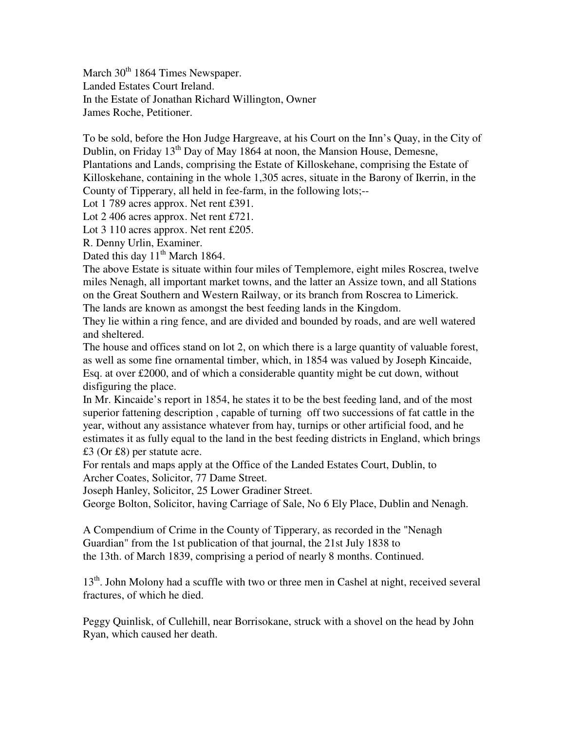March 30th 1864 Times Newspaper.
Landed Estates Court Ireland.
In the Estate of Jonathan Richard Willington, Owner
James Roche, Petitioner.

To be sold, before the Hon Judge Hargreave, at his Court on the Inn's Quay, in the City of Dublin, on Friday 13th Day of May 1864 at noon, the Mansion House, Demesne, Plantations and Lands, comprising the Estate of Killoskehane, comprising the Estate of Killoskehane, containing in the whole 1,305 acres, situate in the Barony of Ikerrin, in the County of Tipperary, all held in fee-farm, in the following lots;--
Lot 1 789 acres approx. Net rent £391.
Lot 2 406 acres approx. Net rent £721.
Lot 3 110 acres approx. Net rent £205.
R. Denny Urlin, Examiner.
Dated this day 11th March 1864.
The above Estate is situate within four miles of Templemore, eight miles Roscrea, twelve miles Nenagh, all important market towns, and the latter an Assize town, and all Stations on the Great Southern and Western Railway, or its branch from Roscrea to Limerick.
The lands are known as amongst the best feeding lands in the Kingdom.
They lie within a ring fence, and are divided and bounded by roads, and are well watered and sheltered.
The house and offices stand on lot 2, on which there is a large quantity of valuable forest, as well as some fine ornamental timber, which, in 1854 was valued by Joseph Kincaide, Esq. at over £2000, and of which a considerable quantity might be cut down, without disfiguring the place.
In Mr. Kincaide's report in 1854, he states it to be the best feeding land, and of the most superior fattening description , capable of turning off two successions of fat cattle in the year, without any assistance whatever from hay, turnips or other artificial food, and he estimates it as fully equal to the land in the best feeding districts in England, which brings £3 (Or £8) per statute acre.
For rentals and maps apply at the Office of the Landed Estates Court, Dublin, to
Archer Coates, Solicitor, 77 Dame Street.
Joseph Hanley, Solicitor, 25 Lower Gradiner Street.
George Bolton, Solicitor, having Carriage of Sale, No 6 Ely Place, Dublin and Nenagh.

A Compendium of Crime in the County of Tipperary, as recorded in the "Nenagh Guardian" from the 1st publication of that journal, the 21st July 1838 to the 13th. of March 1839, comprising a period of nearly 8 months. Continued.

13th. John Molony had a scuffle with two or three men in Cashel at night, received several fractures, of which he died.

Peggy Quinlisk, of Cullehill, near Borrisokane, struck with a shovel on the head by John Ryan, which caused her death.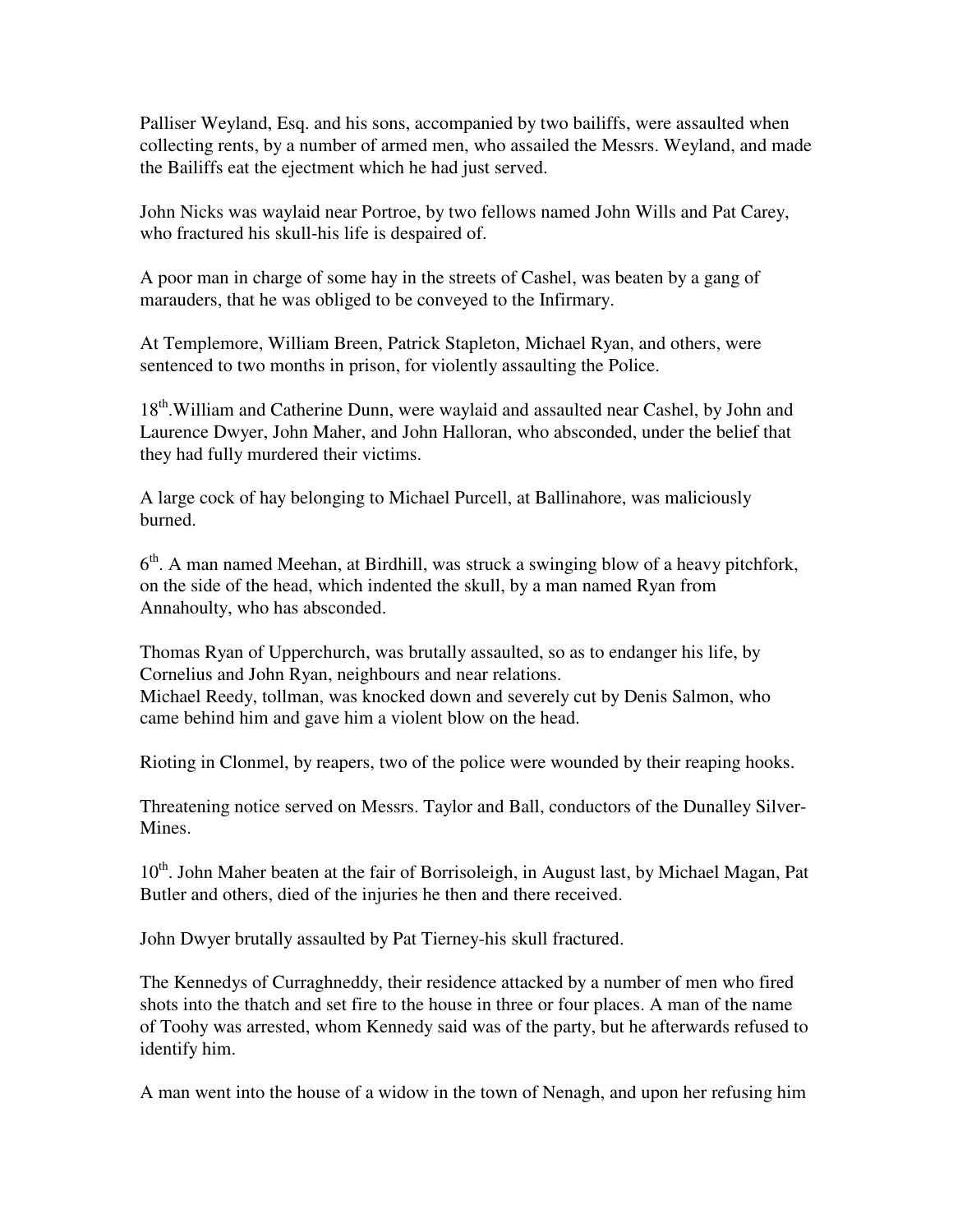Palliser Weyland, Esq. and his sons, accompanied by two bailiffs, were assaulted when collecting rents, by a number of armed men, who assailed the Messrs. Weyland, and made the Bailiffs eat the ejectment which he had just served.

John Nicks was waylaid near Portroe, by two fellows named John Wills and Pat Carey, who fractured his skull-his life is despaired of.

A poor man in charge of some hay in the streets of Cashel, was beaten by a gang of marauders, that he was obliged to be conveyed to the Infirmary.

At Templemore, William Breen, Patrick Stapleton, Michael Ryan, and others, were sentenced to two months in prison, for violently assaulting the Police.

18th.William and Catherine Dunn, were waylaid and assaulted near Cashel, by John and Laurence Dwyer, John Maher, and John Halloran, who absconded, under the belief that they had fully murdered their victims.

A large cock of hay belonging to Michael Purcell, at Ballinahore, was maliciously burned.

6th. A man named Meehan, at Birdhill, was struck a swinging blow of a heavy pitchfork, on the side of the head, which indented the skull, by a man named Ryan from Annahoulty, who has absconded.

Thomas Ryan of Upperchurch, was brutally assaulted, so as to endanger his life, by Cornelius and John Ryan, neighbours and near relations.
Michael Reedy, tollman, was knocked down and severely cut by Denis Salmon, who came behind him and gave him a violent blow on the head.

Rioting in Clonmel, by reapers, two of the police were wounded by their reaping hooks.

Threatening notice served on Messrs. Taylor and Ball, conductors of the Dunalley Silver-Mines.

10th. John Maher beaten at the fair of Borrisoleigh, in August last, by Michael Magan, Pat Butler and others, died of the injuries he then and there received.

John Dwyer brutally assaulted by Pat Tierney-his skull fractured.

The Kennedys of Curraghneddy, their residence attacked by a number of men who fired shots into the thatch and set fire to the house in three or four places. A man of the name of Toohy was arrested, whom Kennedy said was of the party, but he afterwards refused to identify him.

A man went into the house of a widow in the town of Nenagh, and upon her refusing him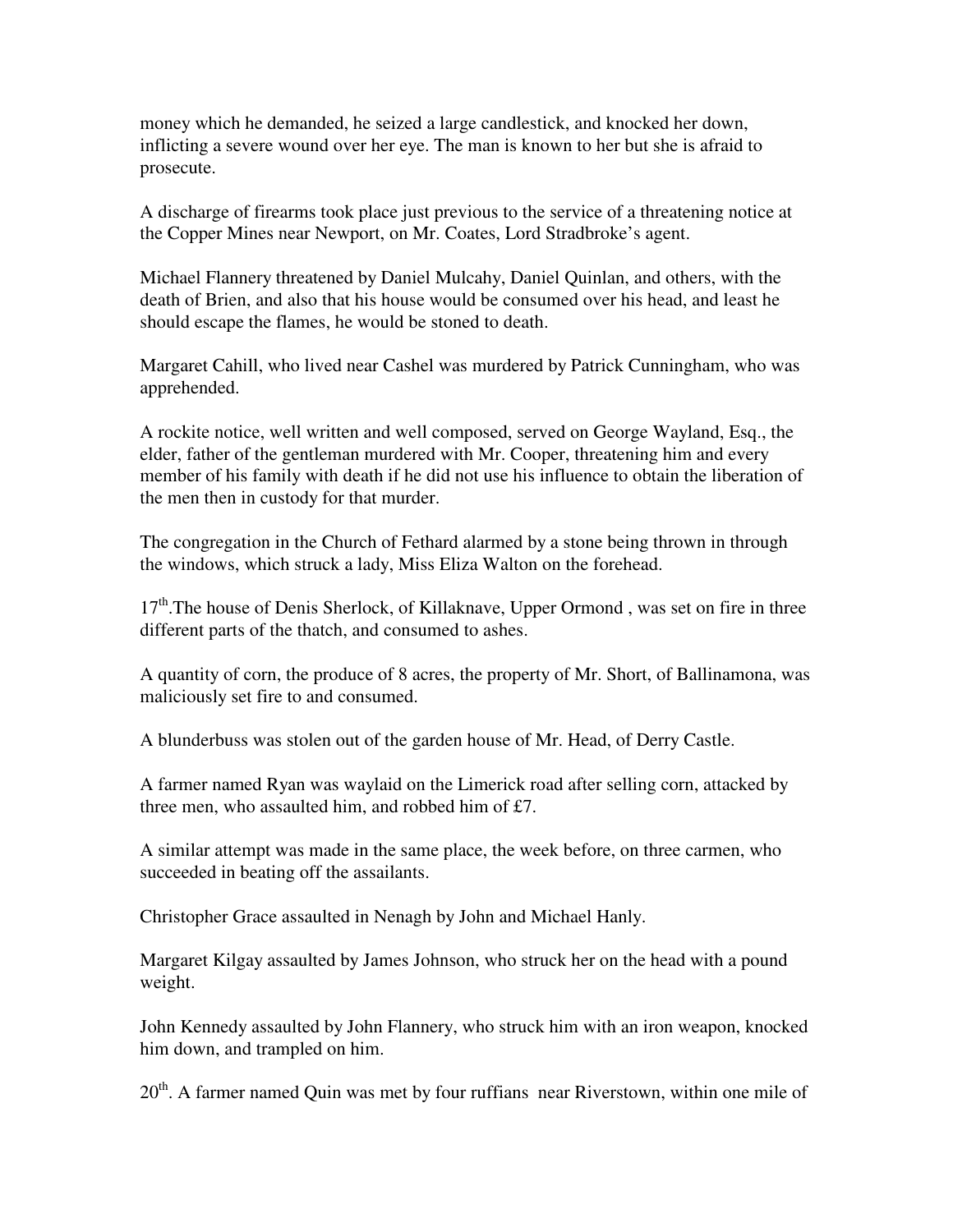money which he demanded, he seized a large candlestick, and knocked her down, inflicting a severe wound over her eye. The man is known to her but she is afraid to prosecute.

A discharge of firearms took place just previous to the service of a threatening notice at the Copper Mines near Newport, on Mr. Coates, Lord Stradbroke's agent.

Michael Flannery threatened by Daniel Mulcahy, Daniel Quinlan, and others, with the death of Brien, and also that his house would be consumed over his head, and least he should escape the flames, he would be stoned to death.

Margaret Cahill, who lived near Cashel was murdered by Patrick Cunningham, who was apprehended.

A rockite notice, well written and well composed, served on George Wayland, Esq., the elder, father of the gentleman murdered with Mr. Cooper, threatening him and every member of his family with death if he did not use his influence to obtain the liberation of the men then in custody for that murder.

The congregation in the Church of Fethard alarmed by a stone being thrown in through the windows, which struck a lady, Miss Eliza Walton on the forehead.

17th. The house of Denis Sherlock, of Killaknave, Upper Ormond , was set on fire in three different parts of the thatch, and consumed to ashes.

A quantity of corn, the produce of 8 acres, the property of Mr. Short, of Ballinamona, was maliciously set fire to and consumed.

A blunderbuss was stolen out of the garden house of Mr. Head, of Derry Castle.

A farmer named Ryan was waylaid on the Limerick road after selling corn, attacked by three men, who assaulted him, and robbed him of £7.

A similar attempt was made in the same place, the week before, on three carmen, who succeeded in beating off the assailants.

Christopher Grace assaulted in Nenagh by John and Michael Hanly.

Margaret Kilgay assaulted by James Johnson, who struck her on the head with a pound weight.

John Kennedy assaulted by John Flannery, who struck him with an iron weapon, knocked him down, and trampled on him.

20th. A farmer named Quin was met by four ruffians near Riverstown, within one mile of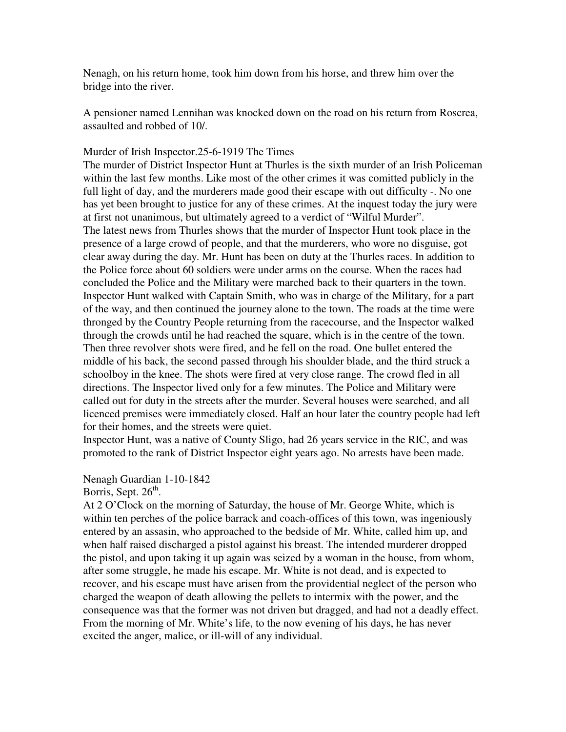Nenagh, on his return home, took him down from his horse, and threw him over the bridge into the river.

A pensioner named Lennihan was knocked down on the road on his return from Roscrea, assaulted and robbed of 10/.

Murder of Irish Inspector.25-6-1919 The Times

The murder of District Inspector Hunt at Thurles is the sixth murder of an Irish Policeman within the last few months. Like most of the other crimes it was comitted publicly in the full light of day, and the murderers made good their escape with out difficulty -. No one has yet been brought to justice for any of these crimes. At the inquest today the jury were at first not unanimous, but ultimately agreed to a verdict of "Wilful Murder".

The latest news from Thurles shows that the murder of Inspector Hunt took place in the presence of a large crowd of people, and that the murderers, who wore no disguise, got clear away during the day. Mr. Hunt has been on duty at the Thurles races. In addition to the Police force about 60 soldiers were under arms on the course. When the races had concluded the Police and the Military were marched back to their quarters in the town. Inspector Hunt walked with Captain Smith, who was in charge of the Military, for a part of the way, and then continued the journey alone to the town. The roads at the time were thronged by the Country People returning from the racecourse, and the Inspector walked through the crowds until he had reached the square, which is in the centre of the town. Then three revolver shots were fired, and he fell on the road. One bullet entered the middle of his back, the second passed through his shoulder blade, and the third struck a schoolboy in the knee. The shots were fired at very close range. The crowd fled in all directions. The Inspector lived only for a few minutes. The Police and Military were called out for duty in the streets after the murder. Several houses were searched, and all licenced premises were immediately closed. Half an hour later the country people had left for their homes, and the streets were quiet.

Inspector Hunt, was a native of County Sligo, had 26 years service in the RIC, and was promoted to the rank of District Inspector eight years ago. No arrests have been made.

Nenagh Guardian 1-10-1842

Borris, Sept. 26th.

At 2 O'Clock on the morning of Saturday, the house of Mr. George White, which is within ten perches of the police barrack and coach-offices of this town, was ingeniously entered by an assasin, who approached to the bedside of Mr. White, called him up, and when half raised discharged a pistol against his breast. The intended murderer dropped the pistol, and upon taking it up again was seized by a woman in the house, from whom, after some struggle, he made his escape. Mr. White is not dead, and is expected to recover, and his escape must have arisen from the providential neglect of the person who charged the weapon of death allowing the pellets to intermix with the power, and the consequence was that the former was not driven but dragged, and had not a deadly effect. From the morning of Mr. White's life, to the now evening of his days, he has never excited the anger, malice, or ill-will of any individual.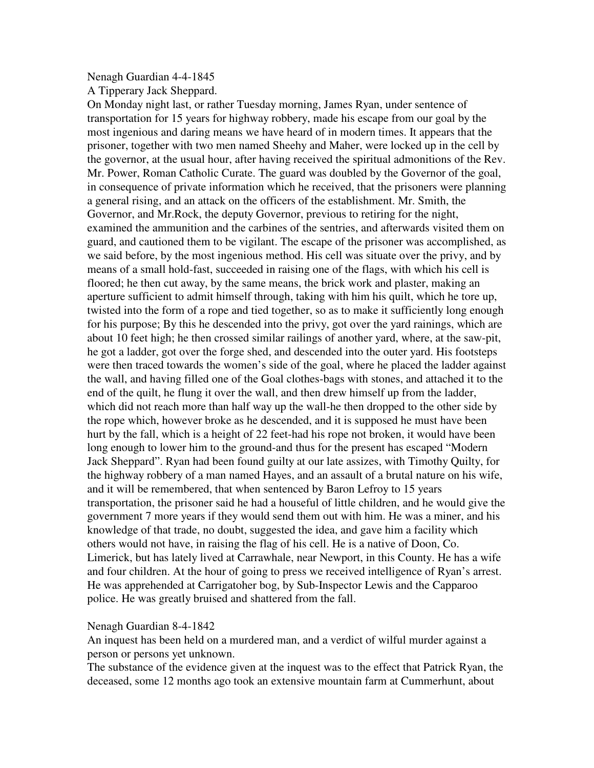Nenagh Guardian 4-4-1845

A Tipperary Jack Sheppard.

On Monday night last, or rather Tuesday morning, James Ryan, under sentence of transportation for 15 years for highway robbery, made his escape from our goal by the most ingenious and daring means we have heard of in modern times. It appears that the prisoner, together with two men named Sheehy and Maher, were locked up in the cell by the governor, at the usual hour, after having received the spiritual admonitions of the Rev. Mr. Power, Roman Catholic Curate. The guard was doubled by the Governor of the goal, in consequence of private information which he received, that the prisoners were planning a general rising, and an attack on the officers of the establishment. Mr. Smith, the Governor, and Mr.Rock, the deputy Governor, previous to retiring for the night, examined the ammunition and the carbines of the sentries, and afterwards visited them on guard, and cautioned them to be vigilant. The escape of the prisoner was accomplished, as we said before, by the most ingenious method. His cell was situate over the privy, and by means of a small hold-fast, succeeded in raising one of the flags, with which his cell is floored; he then cut away, by the same means, the brick work and plaster, making an aperture sufficient to admit himself through, taking with him his quilt, which he tore up, twisted into the form of a rope and tied together, so as to make it sufficiently long enough for his purpose; By this he descended into the privy, got over the yard rainings, which are about 10 feet high; he then crossed similar railings of another yard, where, at the saw-pit, he got a ladder, got over the forge shed, and descended into the outer yard. His footsteps were then traced towards the women's side of the goal, where he placed the ladder against the wall, and having filled one of the Goal clothes-bags with stones, and attached it to the end of the quilt, he flung it over the wall, and then drew himself up from the ladder, which did not reach more than half way up the wall-he then dropped to the other side by the rope which, however broke as he descended, and it is supposed he must have been hurt by the fall, which is a height of 22 feet-had his rope not broken, it would have been long enough to lower him to the ground-and thus for the present has escaped "Modern Jack Sheppard". Ryan had been found guilty at our late assizes, with Timothy Quilty, for the highway robbery of a man named Hayes, and an assault of a brutal nature on his wife, and it will be remembered, that when sentenced by Baron Lefroy to 15 years transportation, the prisoner said he had a houseful of little children, and he would give the government 7 more years if they would send them out with him. He was a miner, and his knowledge of that trade, no doubt, suggested the idea, and gave him a facility which others would not have, in raising the flag of his cell. He is a native of Doon, Co. Limerick, but has lately lived at Carrawhale, near Newport, in this County. He has a wife and four children. At the hour of going to press we received intelligence of Ryan's arrest. He was apprehended at Carrigatoher bog, by Sub-Inspector Lewis and the Capparoo police. He was greatly bruised and shattered from the fall.

Nenagh Guardian 8-4-1842

An inquest has been held on a murdered man, and a verdict of wilful murder against a person or persons yet unknown.

The substance of the evidence given at the inquest was to the effect that Patrick Ryan, the deceased, some 12 months ago took an extensive mountain farm at Cummerhunt, about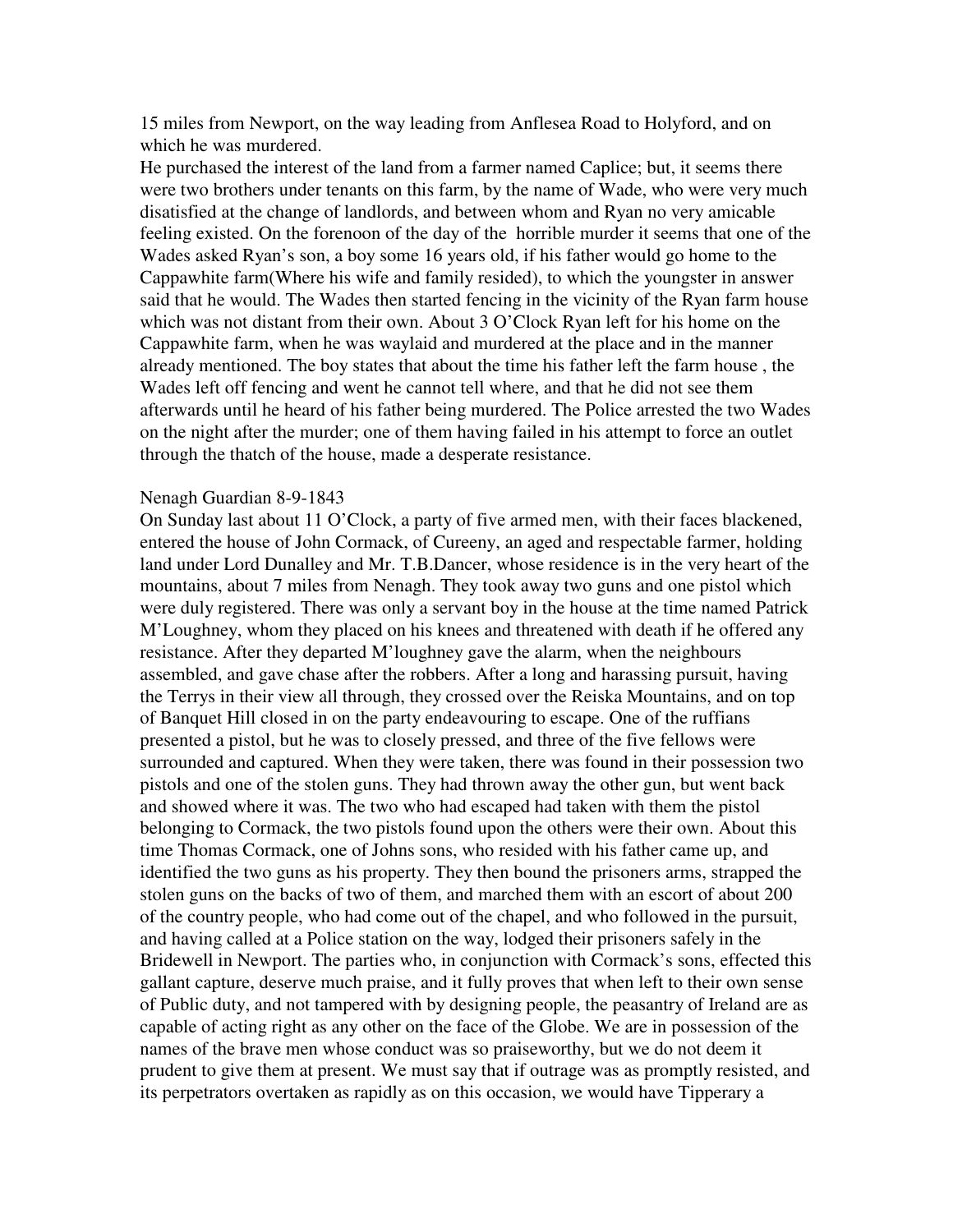15 miles from Newport, on the way leading from Anflesea Road to Holyford, and on which he was murdered.

He purchased the interest of the land from a farmer named Caplice; but, it seems there were two brothers under tenants on this farm, by the name of Wade, who were very much disatisfied at the change of landlords, and between whom and Ryan no very amicable feeling existed. On the forenoon of the day of the horrible murder it seems that one of the Wades asked Ryan's son, a boy some 16 years old, if his father would go home to the Cappawhite farm(Where his wife and family resided), to which the youngster in answer said that he would. The Wades then started fencing in the vicinity of the Ryan farm house which was not distant from their own. About 3 O'Clock Ryan left for his home on the Cappawhite farm, when he was waylaid and murdered at the place and in the manner already mentioned. The boy states that about the time his father left the farm house , the Wades left off fencing and went he cannot tell where, and that he did not see them afterwards until he heard of his father being murdered. The Police arrested the two Wades on the night after the murder; one of them having failed in his attempt to force an outlet through the thatch of the house, made a desperate resistance.

Nenagh Guardian 8-9-1843

On Sunday last about 11 O'Clock, a party of five armed men, with their faces blackened, entered the house of John Cormack, of Cureeny, an aged and respectable farmer, holding land under Lord Dunalley and Mr. T.B.Dancer, whose residence is in the very heart of the mountains, about 7 miles from Nenagh. They took away two guns and one pistol which were duly registered. There was only a servant boy in the house at the time named Patrick M'Loughney, whom they placed on his knees and threatened with death if he offered any resistance. After they departed M'loughney gave the alarm, when the neighbours assembled, and gave chase after the robbers. After a long and harassing pursuit, having the Terrys in their view all through, they crossed over the Reiska Mountains, and on top of Banquet Hill closed in on the party endeavouring to escape. One of the ruffians presented a pistol, but he was to closely pressed, and three of the five fellows were surrounded and captured. When they were taken, there was found in their possession two pistols and one of the stolen guns. They had thrown away the other gun, but went back and showed where it was. The two who had escaped had taken with them the pistol belonging to Cormack, the two pistols found upon the others were their own. About this time Thomas Cormack, one of Johns sons, who resided with his father came up, and identified the two guns as his property. They then bound the prisoners arms, strapped the stolen guns on the backs of two of them, and marched them with an escort of about 200 of the country people, who had come out of the chapel, and who followed in the pursuit, and having called at a Police station on the way, lodged their prisoners safely in the Bridewell in Newport. The parties who, in conjunction with Cormack's sons, effected this gallant capture, deserve much praise, and it fully proves that when left to their own sense of Public duty, and not tampered with by designing people, the peasantry of Ireland are as capable of acting right as any other on the face of the Globe. We are in possession of the names of the brave men whose conduct was so praiseworthy, but we do not deem it prudent to give them at present. We must say that if outrage was as promptly resisted, and its perpetrators overtaken as rapidly as on this occasion, we would have Tipperary a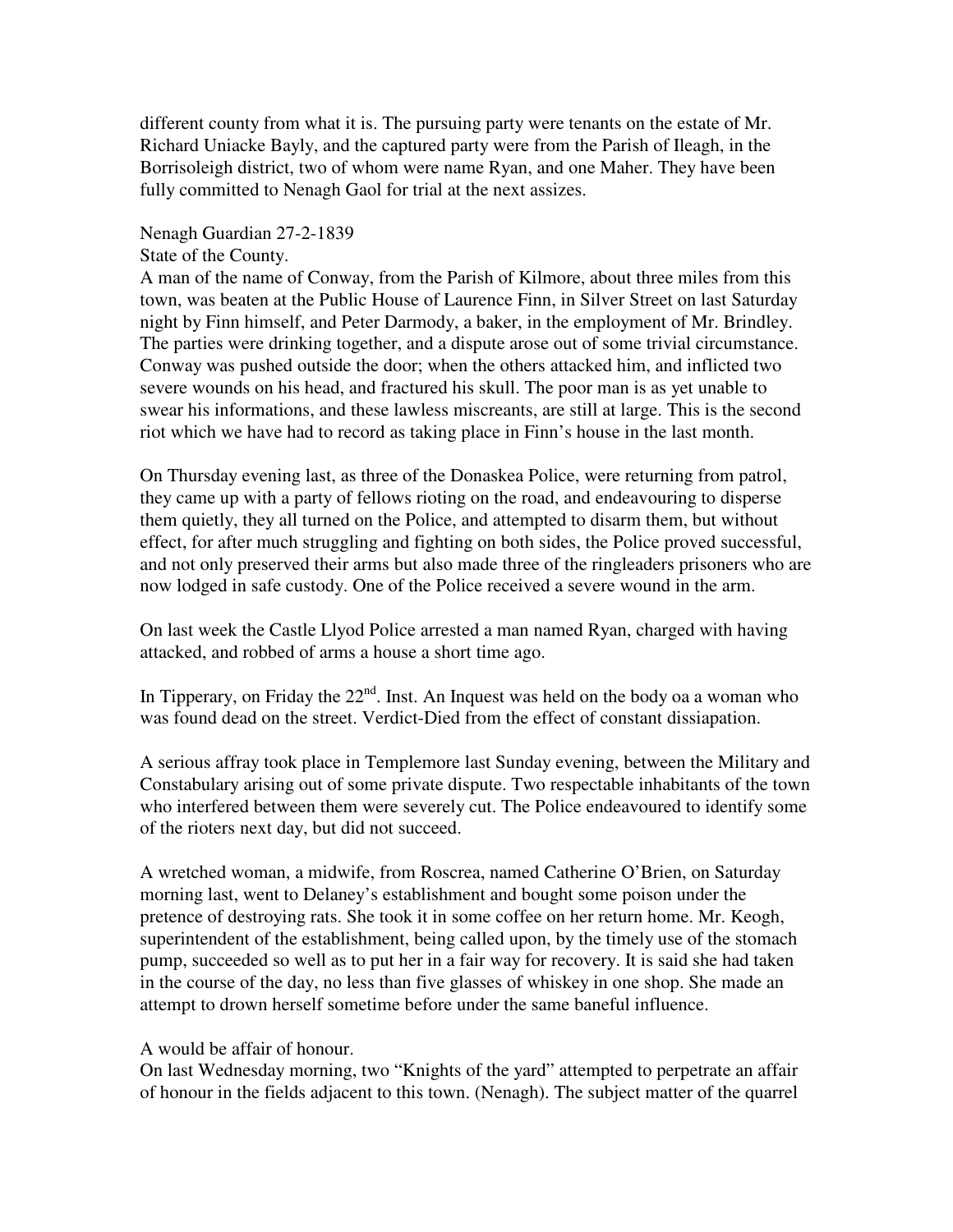different county from what it is. The pursuing party were tenants on the estate of Mr. Richard Uniacke Bayly, and the captured party were from the Parish of Ileagh, in the Borrisoleigh district, two of whom were name Ryan, and one Maher. They have been fully committed to Nenagh Gaol for trial at the next assizes.

Nenagh Guardian 27-2-1839

State of the County.

A man of the name of Conway, from the Parish of Kilmore, about three miles from this town, was beaten at the Public House of Laurence Finn, in Silver Street on last Saturday night by Finn himself, and Peter Darmody, a baker, in the employment of Mr. Brindley. The parties were drinking together, and a dispute arose out of some trivial circumstance. Conway was pushed outside the door; when the others attacked him, and inflicted two severe wounds on his head, and fractured his skull. The poor man is as yet unable to swear his informations, and these lawless miscreants, are still at large. This is the second riot which we have had to record as taking place in Finn's house in the last month.

On Thursday evening last, as three of the Donaskea Police, were returning from patrol, they came up with a party of fellows rioting on the road, and endeavouring to disperse them quietly, they all turned on the Police, and attempted to disarm them, but without effect, for after much struggling and fighting on both sides, the Police proved successful, and not only preserved their arms but also made three of the ringleaders prisoners who are now lodged in safe custody. One of the Police received a severe wound in the arm.

On last week the Castle Llyod Police arrested a man named Ryan, charged with having attacked, and robbed of arms a house a short time ago.

In Tipperary, on Friday the 22nd. Inst. An Inquest was held on the body oa a woman who was found dead on the street. Verdict-Died from the effect of constant dissiapation.

A serious affray took place in Templemore last Sunday evening, between the Military and Constabulary arising out of some private dispute. Two respectable inhabitants of the town who interfered between them were severely cut. The Police endeavoured to identify some of the rioters next day, but did not succeed.

A wretched woman, a midwife, from Roscrea, named Catherine O'Brien, on Saturday morning last, went to Delaney's establishment and bought some poison under the pretence of destroying rats. She took it in some coffee on her return home. Mr. Keogh, superintendent of the establishment, being called upon, by the timely use of the stomach pump, succeeded so well as to put her in a fair way for recovery. It is said she had taken in the course of the day, no less than five glasses of whiskey in one shop. She made an attempt to drown herself sometime before under the same baneful influence.

A would be affair of honour.

On last Wednesday morning, two "Knights of the yard" attempted to perpetrate an affair of honour in the fields adjacent to this town. (Nenagh). The subject matter of the quarrel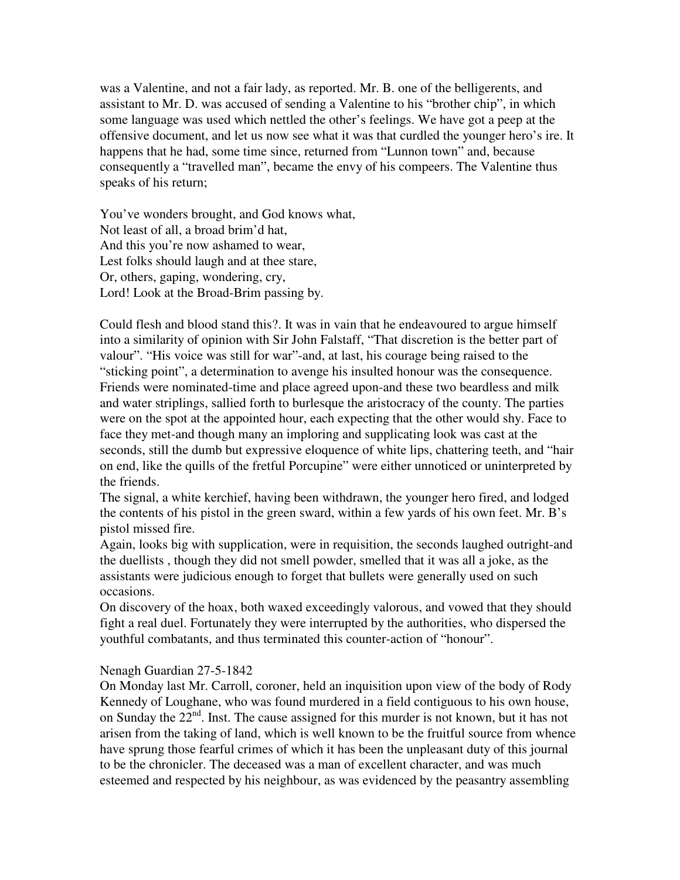was a Valentine, and not a fair lady, as reported. Mr. B. one of the belligerents, and assistant to Mr. D. was accused of sending a Valentine to his "brother chip", in which some language was used which nettled the other's feelings. We have got a peep at the offensive document, and let us now see what it was that curdled the younger hero's ire. It happens that he had, some time since, returned from "Lunnon town" and, because consequently a "travelled man", became the envy of his compeers. The Valentine thus speaks of his return;

You've wonders brought, and God knows what,
Not least of all, a broad brim'd hat,
And this you're now ashamed to wear,
Lest folks should laugh and at thee stare,
Or, others, gaping, wondering, cry,
Lord! Look at the Broad-Brim passing by.

Could flesh and blood stand this?. It was in vain that he endeavoured to argue himself into a similarity of opinion with Sir John Falstaff, "That discretion is the better part of valour". "His voice was still for war"-and, at last, his courage being raised to the "sticking point", a determination to avenge his insulted honour was the consequence. Friends were nominated-time and place agreed upon-and these two beardless and milk and water striplings, sallied forth to burlesque the aristocracy of the county. The parties were on the spot at the appointed hour, each expecting that the other would shy. Face to face they met-and though many an imploring and supplicating look was cast at the seconds, still the dumb but expressive eloquence of white lips, chattering teeth, and "hair on end, like the quills of the fretful Porcupine" were either unnoticed or uninterpreted by the friends.

The signal, a white kerchief, having been withdrawn, the younger hero fired, and lodged the contents of his pistol in the green sward, within a few yards of his own feet. Mr. B's pistol missed fire.

Again, looks big with supplication, were in requisition, the seconds laughed outright-and the duellists , though they did not smell powder, smelled that it was all a joke, as the assistants were judicious enough to forget that bullets were generally used on such occasions.

On discovery of the hoax, both waxed exceedingly valorous, and vowed that they should fight a real duel. Fortunately they were interrupted by the authorities, who dispersed the youthful combatants, and thus terminated this counter-action of "honour".

Nenagh Guardian 27-5-1842

On Monday last Mr. Carroll, coroner, held an inquisition upon view of the body of Rody Kennedy of Loughane, who was found murdered in a field contiguous to his own house, on Sunday the 22nd. Inst. The cause assigned for this murder is not known, but it has not arisen from the taking of land, which is well known to be the fruitful source from whence have sprung those fearful crimes of which it has been the unpleasant duty of this journal to be the chronicler. The deceased was a man of excellent character, and was much esteemed and respected by his neighbour, as was evidenced by the peasantry assembling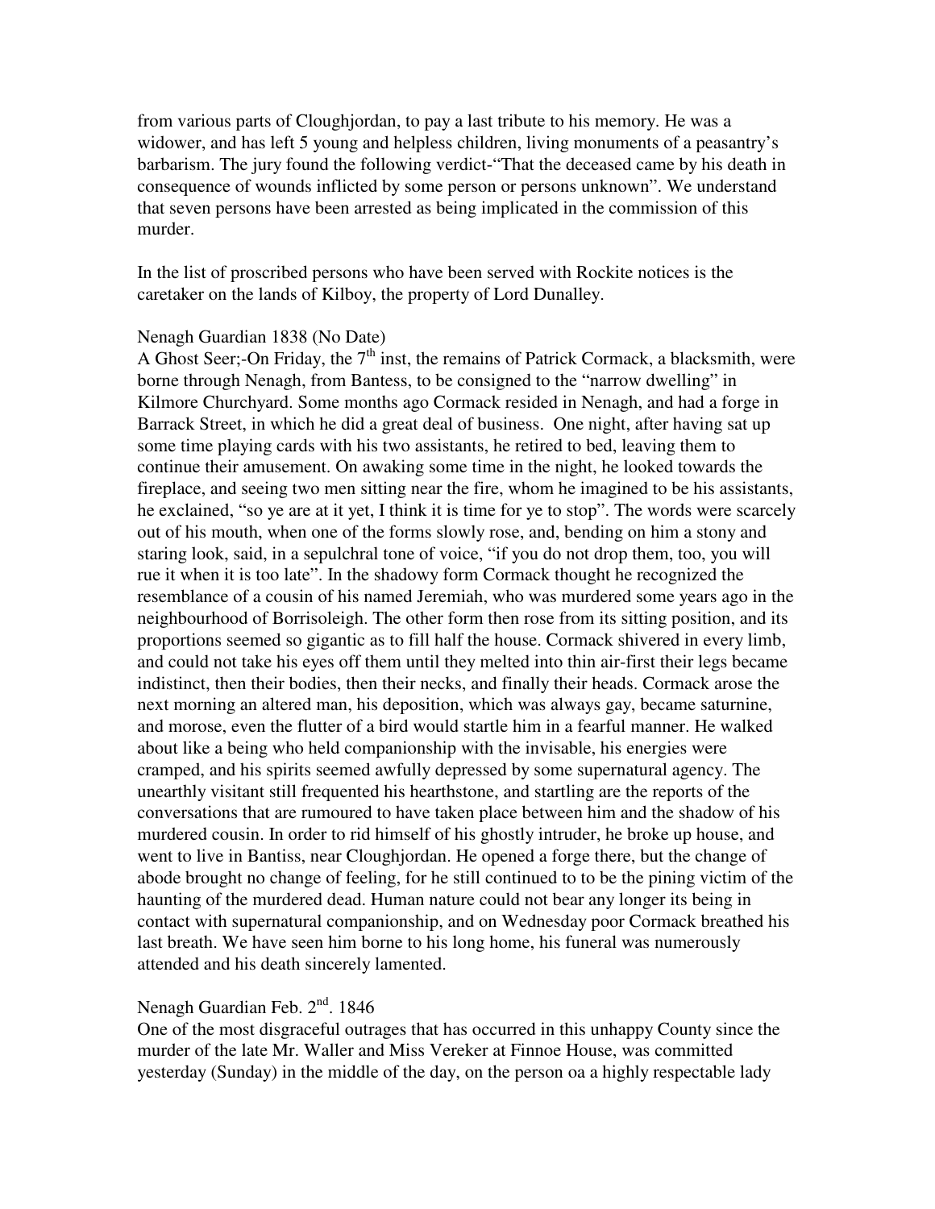from various parts of Cloughjordan, to pay a last tribute to his memory. He was a widower, and has left 5 young and helpless children, living monuments of a peasantry's barbarism. The jury found the following verdict-"That the deceased came by his death in consequence of wounds inflicted by some person or persons unknown". We understand that seven persons have been arrested as being implicated in the commission of this murder.

In the list of proscribed persons who have been served with Rockite notices is the caretaker on the lands of Kilboy, the property of Lord Dunalley.

Nenagh Guardian 1838 (No Date)
A Ghost Seer;-On Friday, the 7th inst, the remains of Patrick Cormack, a blacksmith, were borne through Nenagh, from Bantess, to be consigned to the "narrow dwelling" in Kilmore Churchyard. Some months ago Cormack resided in Nenagh, and had a forge in Barrack Street, in which he did a great deal of business. One night, after having sat up some time playing cards with his two assistants, he retired to bed, leaving them to continue their amusement. On awaking some time in the night, he looked towards the fireplace, and seeing two men sitting near the fire, whom he imagined to be his assistants, he exclained, "so ye are at it yet, I think it is time for ye to stop". The words were scarcely out of his mouth, when one of the forms slowly rose, and, bending on him a stony and staring look, said, in a sepulchral tone of voice, "if you do not drop them, too, you will rue it when it is too late". In the shadowy form Cormack thought he recognized the resemblance of a cousin of his named Jeremiah, who was murdered some years ago in the neighbourhood of Borrisoleigh. The other form then rose from its sitting position, and its proportions seemed so gigantic as to fill half the house. Cormack shivered in every limb, and could not take his eyes off them until they melted into thin air-first their legs became indistinct, then their bodies, then their necks, and finally their heads. Cormack arose the next morning an altered man, his deposition, which was always gay, became saturnine, and morose, even the flutter of a bird would startle him in a fearful manner. He walked about like a being who held companionship with the invisable, his energies were cramped, and his spirits seemed awfully depressed by some supernatural agency. The unearthly visitant still frequented his hearthstone, and startling are the reports of the conversations that are rumoured to have taken place between him and the shadow of his murdered cousin. In order to rid himself of his ghostly intruder, he broke up house, and went to live in Bantiss, near Cloughjordan. He opened a forge there, but the change of abode brought no change of feeling, for he still continued to to be the pining victim of the haunting of the murdered dead. Human nature could not bear any longer its being in contact with supernatural companionship, and on Wednesday poor Cormack breathed his last breath. We have seen him borne to his long home, his funeral was numerously attended and his death sincerely lamented.

Nenagh Guardian Feb. 2nd. 1846
One of the most disgraceful outrages that has occurred in this unhappy County since the murder of the late Mr. Waller and Miss Vereker at Finnoe House, was committed yesterday (Sunday) in the middle of the day, on the person oa a highly respectable lady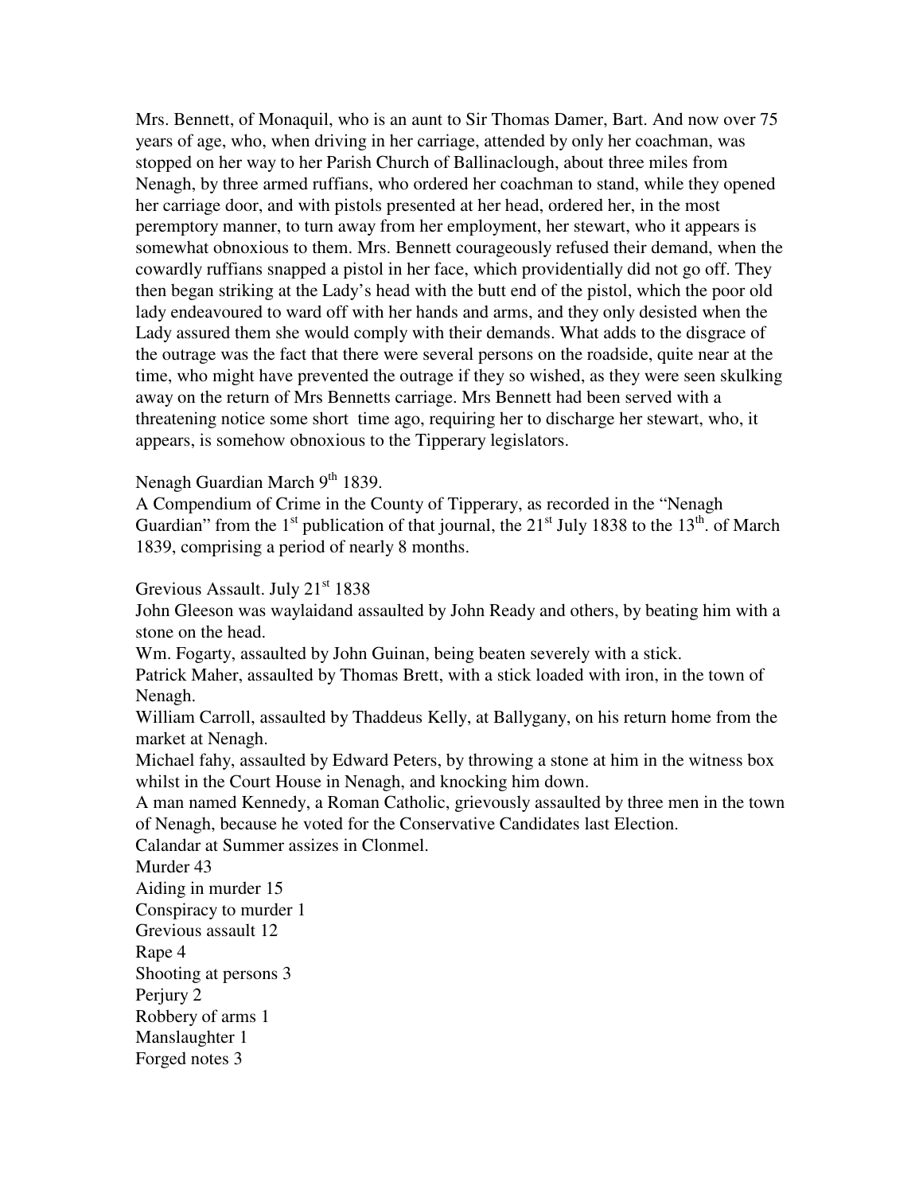Mrs. Bennett, of Monaquil, who is an aunt to Sir Thomas Damer, Bart. And now over 75 years of age, who, when driving in her carriage, attended by only her coachman, was stopped on her way to her Parish Church of Ballinaclough, about three miles from Nenagh, by three armed ruffians, who ordered her coachman to stand, while they opened her carriage door, and with pistols presented at her head, ordered her, in the most peremptory manner, to turn away from her employment, her stewart, who it appears is somewhat obnoxious to them. Mrs. Bennett courageously refused their demand, when the cowardly ruffians snapped a pistol in her face, which providentially did not go off. They then began striking at the Lady's head with the butt end of the pistol, which the poor old lady endeavoured to ward off with her hands and arms, and they only desisted when the Lady assured them she would comply with their demands. What adds to the disgrace of the outrage was the fact that there were several persons on the roadside, quite near at the time, who might have prevented the outrage if they so wished, as they were seen skulking away on the return of Mrs Bennetts carriage. Mrs Bennett had been served with a threatening notice some short time ago, requiring her to discharge her stewart, who, it appears, is somehow obnoxious to the Tipperary legislators.

Nenagh Guardian March 9th 1839.

A Compendium of Crime in the County of Tipperary, as recorded in the "Nenagh Guardian" from the 1st publication of that journal, the 21st July 1838 to the 13th. of March 1839, comprising a period of nearly 8 months.

Grevious Assault. July 21st 1838

John Gleeson was waylaidand assaulted by John Ready and others, by beating him with a stone on the head.

Wm. Fogarty, assaulted by John Guinan, being beaten severely with a stick.

Patrick Maher, assaulted by Thomas Brett, with a stick loaded with iron, in the town of Nenagh.

William Carroll, assaulted by Thaddeus Kelly, at Ballygany, on his return home from the market at Nenagh.

Michael fahy, assaulted by Edward Peters, by throwing a stone at him in the witness box whilst in the Court House in Nenagh, and knocking him down.

A man named Kennedy, a Roman Catholic, grievously assaulted by three men in the town of Nenagh, because he voted for the Conservative Candidates last Election.

Calandar at Summer assizes in Clonmel.

Murder 43
Aiding in murder 15
Conspiracy to murder 1
Grevious assault 12
Rape 4
Shooting at persons 3
Perjury 2
Robbery of arms 1
Manslaughter 1
Forged notes 3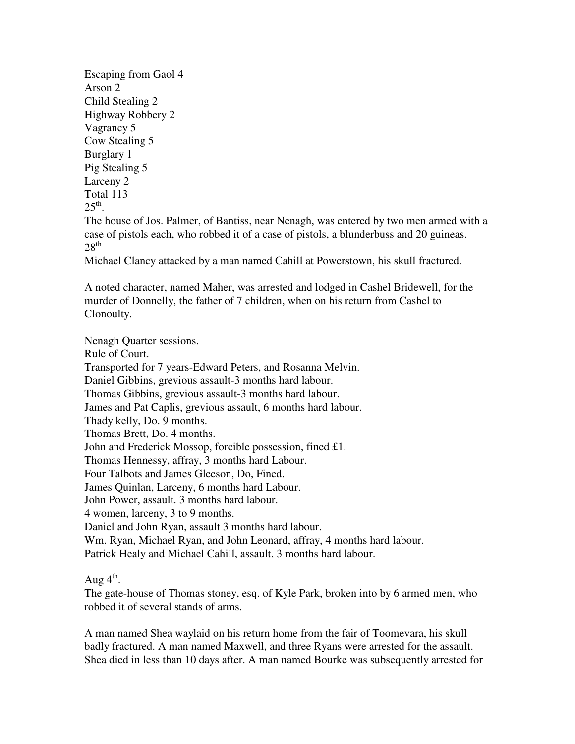Escaping from Gaol 4
Arson 2
Child Stealing 2
Highway Robbery 2
Vagrancy 5
Cow Stealing 5
Burglary 1
Pig Stealing 5
Larceny 2
Total 113

25th.

The house of Jos. Palmer, of Bantiss, near Nenagh, was entered by two men armed with a case of pistols each, who robbed it of a case of pistols, a blunderbuss and 20 guineas.

28th

Michael Clancy attacked by a man named Cahill at Powerstown, his skull fractured.

A noted character, named Maher, was arrested and lodged in Cashel Bridewell, for the murder of Donnelly, the father of 7 children, when on his return from Cashel to Clonoulty.

Nenagh Quarter sessions.
Rule of Court.
Transported for 7 years-Edward Peters, and Rosanna Melvin.
Daniel Gibbins, grevious assault-3 months hard labour.
Thomas Gibbins, grevious assault-3 months hard labour.
James and Pat Caplis, grevious assault, 6 months hard labour.
Thady kelly, Do. 9 months.
Thomas Brett, Do. 4 months.
John and Frederick Mossop, forcible possession, fined £1.
Thomas Hennessy, affray, 3 months hard Labour.
Four Talbots and James Gleeson, Do, Fined.
James Quinlan, Larceny, 6 months hard Labour.
John Power, assault. 3 months hard labour.
4 women, larceny, 3 to 9 months.
Daniel and John Ryan, assault 3 months hard labour.
Wm. Ryan, Michael Ryan, and John Leonard, affray, 4 months hard labour.
Patrick Healy and Michael Cahill, assault, 3 months hard labour.

Aug 4th.

The gate-house of Thomas stoney, esq. of Kyle Park, broken into by 6 armed men, who robbed it of several stands of arms.

A man named Shea waylaid on his return home from the fair of Toomevara, his skull badly fractured. A man named Maxwell, and three Ryans were arrested for the assault. Shea died in less than 10 days after. A man named Bourke was subsequently arrested for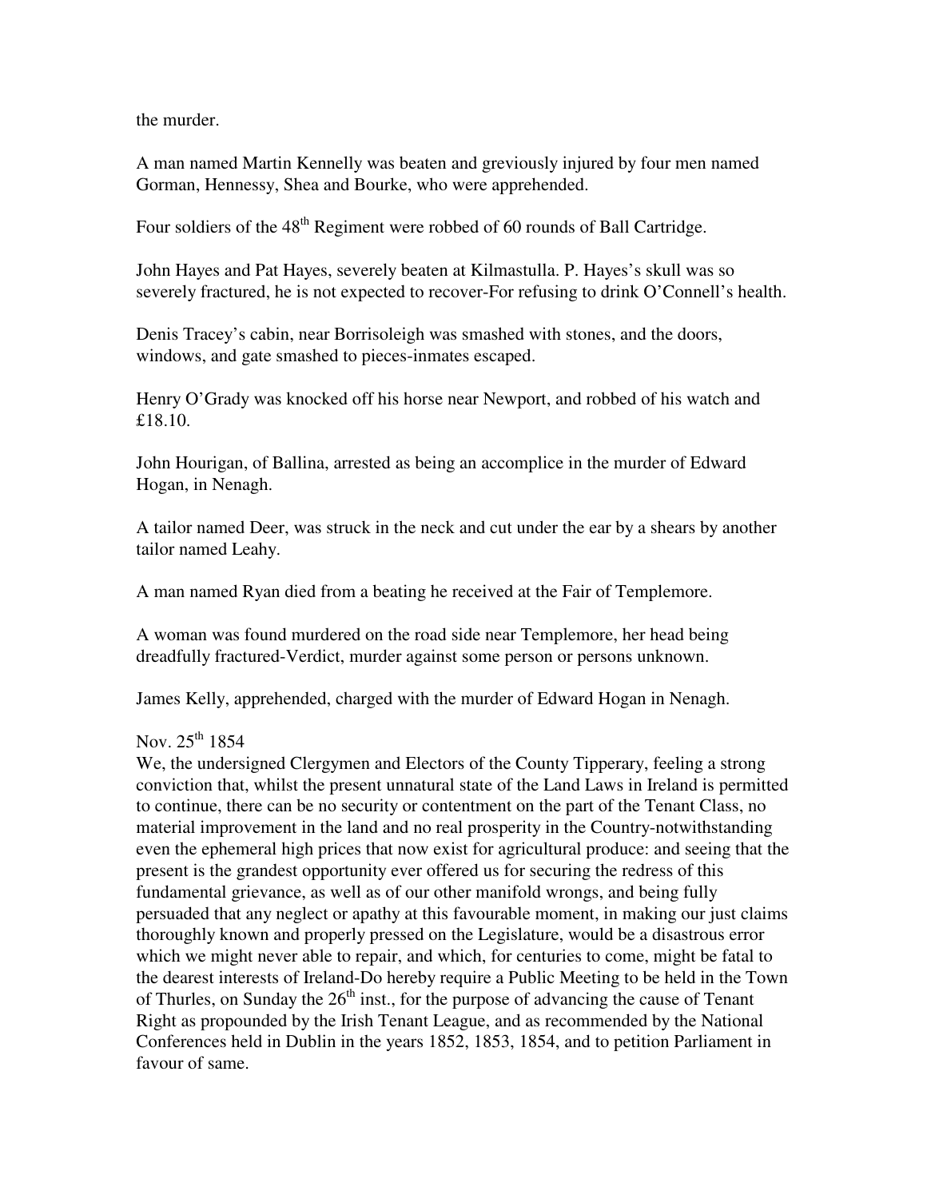the murder.

A man named Martin Kennelly was beaten and greviously injured by four men named Gorman, Hennessy, Shea and Bourke, who were apprehended.

Four soldiers of the 48th Regiment were robbed of 60 rounds of Ball Cartridge.

John Hayes and Pat Hayes, severely beaten at Kilmastulla. P. Hayes's skull was so severely fractured, he is not expected to recover-For refusing to drink O'Connell's health.

Denis Tracey's cabin, near Borrisoleigh was smashed with stones, and the doors, windows, and gate smashed to pieces-inmates escaped.

Henry O'Grady was knocked off his horse near Newport, and robbed of his watch and £18.10.

John Hourigan, of Ballina, arrested as being an accomplice in the murder of Edward Hogan, in Nenagh.

A tailor named Deer, was struck in the neck and cut under the ear by a shears by another tailor named Leahy.

A man named Ryan died from a beating he received at the Fair of Templemore.

A woman was found murdered on the road side near Templemore, her head being dreadfully fractured-Verdict, murder against some person or persons unknown.

James Kelly, apprehended, charged with the murder of Edward Hogan in Nenagh.

Nov. 25th 1854
We, the undersigned Clergymen and Electors of the County Tipperary, feeling a strong conviction that, whilst the present unnatural state of the Land Laws in Ireland is permitted to continue, there can be no security or contentment on the part of the Tenant Class, no material improvement in the land and no real prosperity in the Country-notwithstanding even the ephemeral high prices that now exist for agricultural produce: and seeing that the present is the grandest opportunity ever offered us for securing the redress of this fundamental grievance, as well as of our other manifold wrongs, and being fully persuaded that any neglect or apathy at this favourable moment, in making our just claims thoroughly known and properly pressed on the Legislature, would be a disastrous error which we might never able to repair, and which, for centuries to come, might be fatal to the dearest interests of Ireland-Do hereby require a Public Meeting to be held in the Town of Thurles, on Sunday the 26th inst., for the purpose of advancing the cause of Tenant Right as propounded by the Irish Tenant League, and as recommended by the National Conferences held in Dublin in the years 1852, 1853, 1854, and to petition Parliament in favour of same.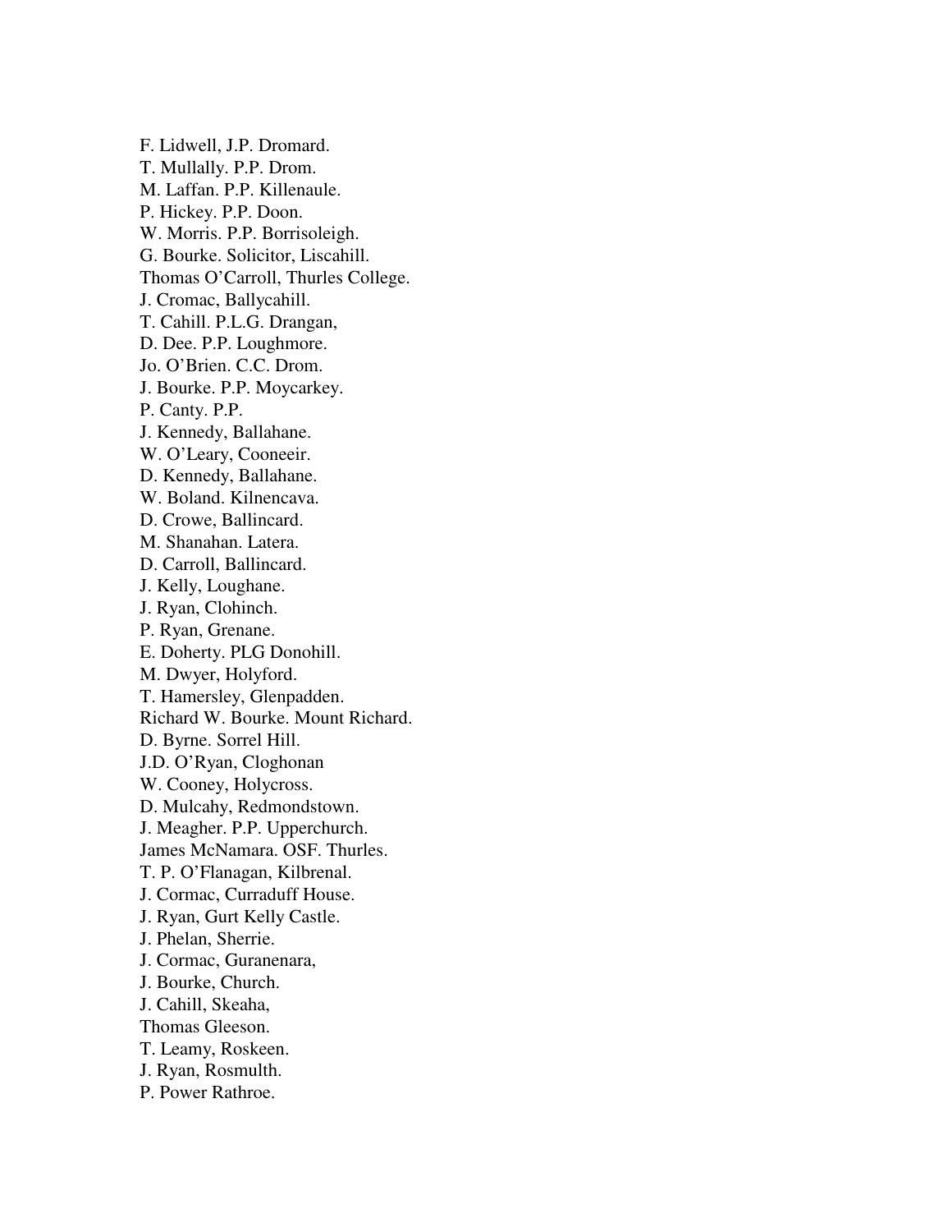F. Lidwell, J.P. Dromard.
T. Mullally. P.P. Drom.
M. Laffan. P.P. Killenaule.
P. Hickey. P.P. Doon.
W. Morris. P.P. Borrisoleigh.
G. Bourke. Solicitor, Liscahill.
Thomas O'Carroll, Thurles College.
J. Cromac, Ballycahill.
T. Cahill. P.L.G. Drangan,
D. Dee. P.P. Loughmore.
Jo. O'Brien. C.C. Drom.
J. Bourke. P.P. Moycarkey.
P. Canty. P.P.
J. Kennedy, Ballahane.
W. O'Leary, Cooneeir.
D. Kennedy, Ballahane.
W. Boland. Kilnencava.
D. Crowe, Ballincard.
M. Shanahan. Latera.
D. Carroll, Ballincard.
J. Kelly, Loughane.
J. Ryan, Clohinch.
P. Ryan, Grenane.
E. Doherty. PLG Donohill.
M. Dwyer, Holyford.
T. Hamersley, Glenpadden.
Richard W. Bourke. Mount Richard.
D. Byrne. Sorrel Hill.
J.D. O'Ryan, Cloghonan
W. Cooney, Holycross.
D. Mulcahy, Redmondstown.
J. Meagher. P.P. Upperchurch.
James McNamara. OSF. Thurles.
T. P. O'Flanagan, Kilbrenal.
J. Cormac, Curraduff House.
J. Ryan, Gurt Kelly Castle.
J. Phelan, Sherrie.
J. Cormac, Guranenara,
J. Bourke, Church.
J. Cahill, Skeaha,
Thomas Gleeson.
T. Leamy, Roskeen.
J. Ryan, Rosmulth.
P. Power Rathroe.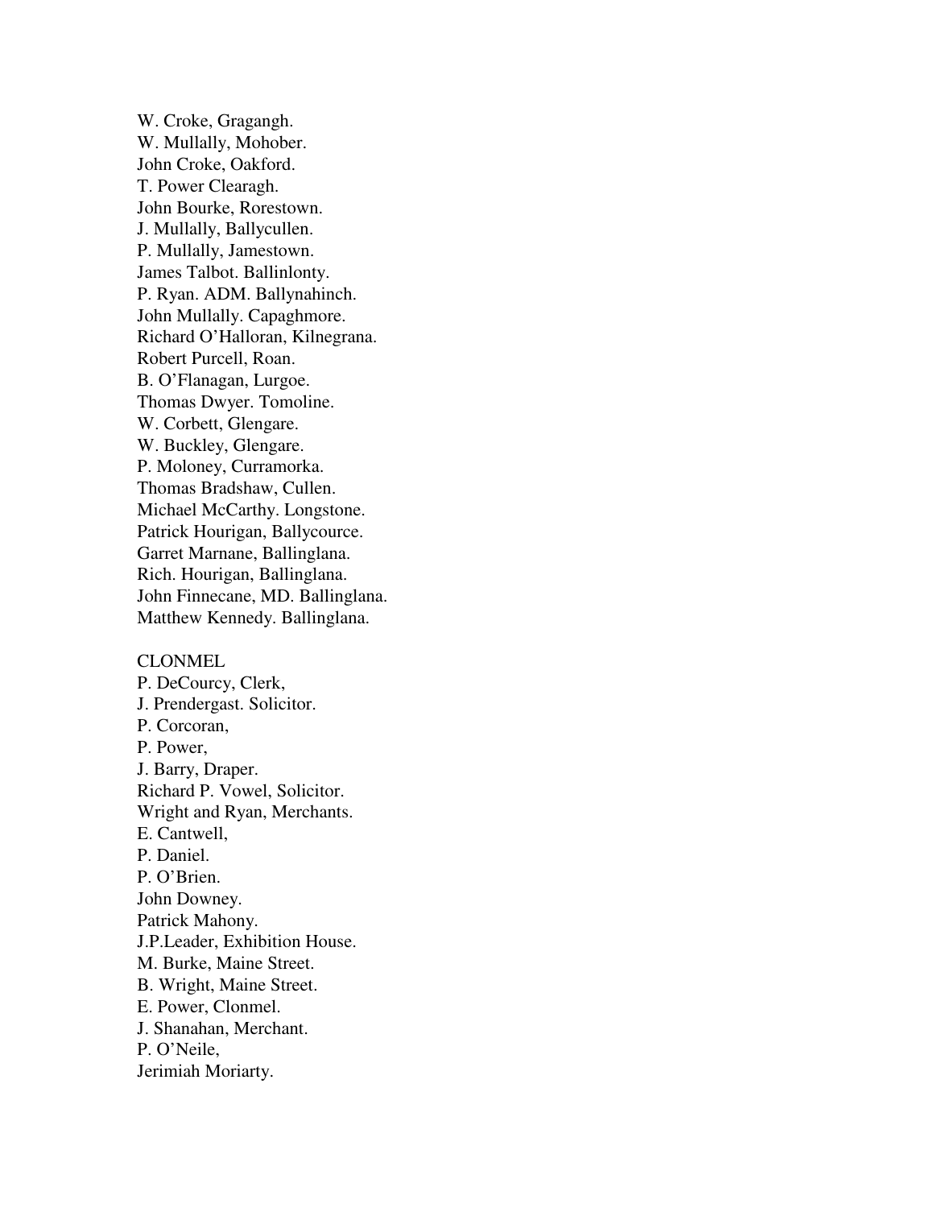W. Croke, Gragangh.
W. Mullally, Mohober.
John Croke, Oakford.
T. Power Clearagh.
John Bourke, Rorestown.
J. Mullally, Ballycullen.
P. Mullally, Jamestown.
James Talbot. Ballinlonty.
P. Ryan. ADM. Ballynahinch.
John Mullally. Capaghmore.
Richard O'Halloran, Kilnegrana.
Robert Purcell, Roan.
B. O'Flanagan, Lurgoe.
Thomas Dwyer. Tomoline.
W. Corbett, Glengare.
W. Buckley, Glengare.
P. Moloney, Curramorka.
Thomas Bradshaw, Cullen.
Michael McCarthy. Longstone.
Patrick Hourigan, Ballycource.
Garret Marnane, Ballinglana.
Rich. Hourigan, Ballinglana.
John Finnecane, MD. Ballinglana.
Matthew Kennedy. Ballinglana.

CLONMEL
P. DeCourcy, Clerk,
J. Prendergast. Solicitor.
P. Corcoran,
P. Power,
J. Barry, Draper.
Richard P. Vowel, Solicitor.
Wright and Ryan, Merchants.
E. Cantwell,
P. Daniel.
P. O'Brien.
John Downey.
Patrick Mahony.
J.P.Leader, Exhibition House.
M. Burke, Maine Street.
B. Wright, Maine Street.
E. Power, Clonmel.
J. Shanahan, Merchant.
P. O'Neile,
Jerimiah Moriarty.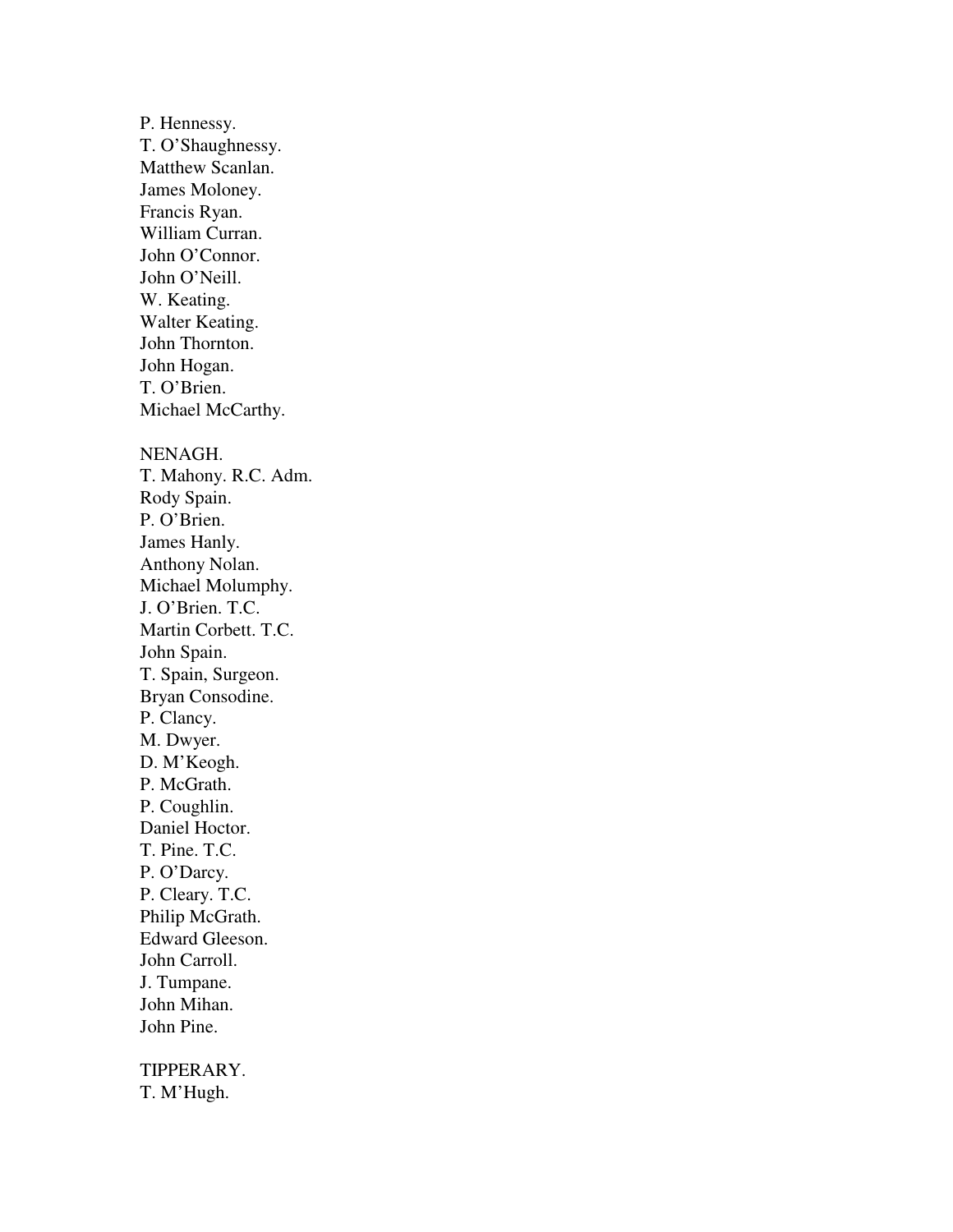P. Hennessy.  
T. O'Shaughnessy.  
Matthew Scanlan.  
James Moloney.  
Francis Ryan.  
William Curran.  
John O'Connor.  
John O'Neill.  
W. Keating.  
Walter Keating.  
John Thornton.  
John Hogan.  
T. O'Brien.  
Michael McCarthy.

NENAGH.  
T. Mahony. R.C. Adm.  
Rody Spain.  
P. O'Brien.  
James Hanly.  
Anthony Nolan.  
Michael Molumphy.  
J. O'Brien. T.C.  
Martin Corbett. T.C.  
John Spain.  
T. Spain, Surgeon.  
Bryan Consodine.  
P. Clancy.  
M. Dwyer.  
D. M'Keogh.  
P. McGrath.  
P. Coughlin.  
Daniel Hoctor.  
T. Pine. T.C.  
P. O'Darcy.  
P. Cleary. T.C.  
Philip McGrath.  
Edward Gleeson.  
John Carroll.  
J. Tumpane.  
John Mihan.  
John Pine.

TIPPERARY.  
T. M'Hugh.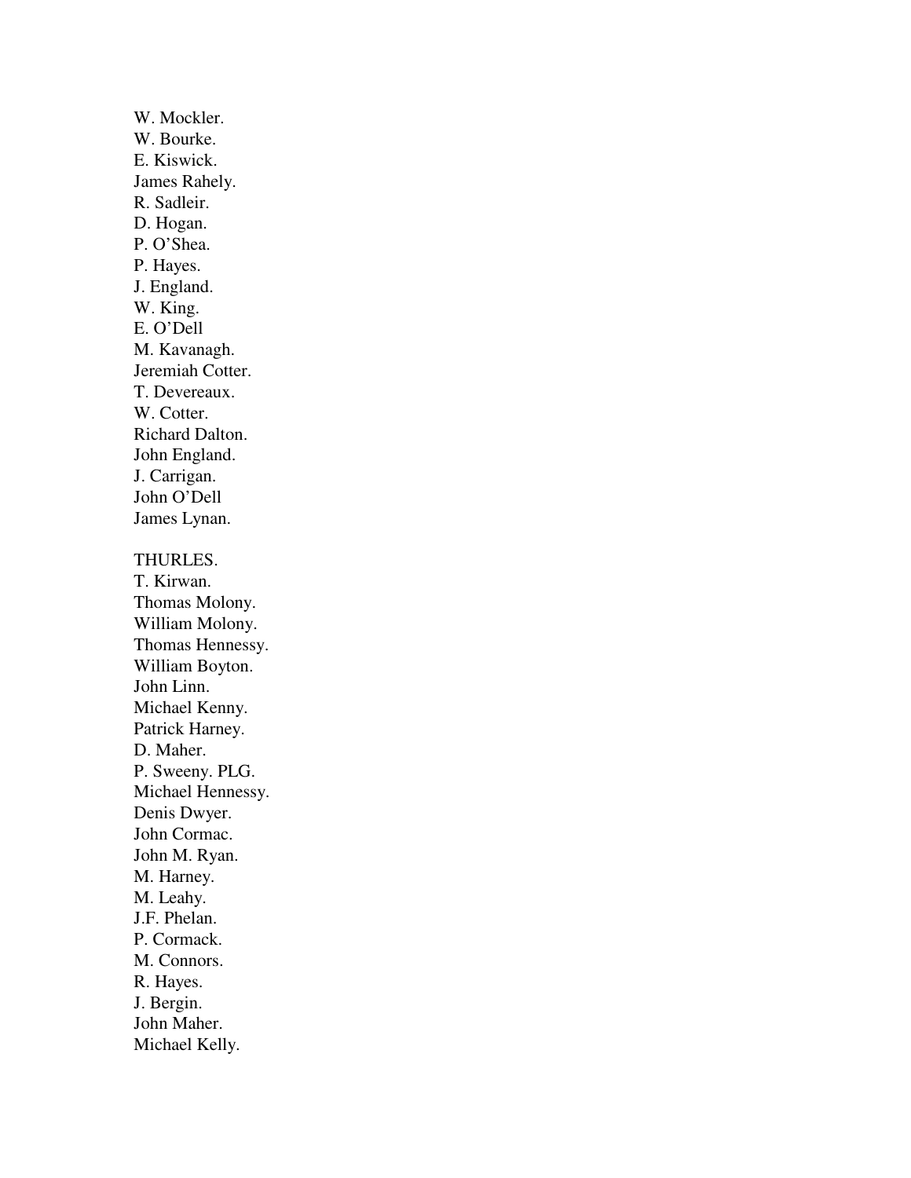W. Mockler.
W. Bourke.
E. Kiswick.
James Rahely.
R. Sadleir.
D. Hogan.
P. O'Shea.
P. Hayes.
J. England.
W. King.
E. O'Dell
M. Kavanagh.
Jeremiah Cotter.
T. Devereaux.
W. Cotter.
Richard Dalton.
John England.
J. Carrigan.
John O'Dell
James Lynan.

THURLES.
T. Kirwan.
Thomas Molony.
William Molony.
Thomas Hennessy.
William Boyton.
John Linn.
Michael Kenny.
Patrick Harney.
D. Maher.
P. Sweeny. PLG.
Michael Hennessy.
Denis Dwyer.
John Cormac.
John M. Ryan.
M. Harney.
M. Leahy.
J.F. Phelan.
P. Cormack.
M. Connors.
R. Hayes.
J. Bergin.
John Maher.
Michael Kelly.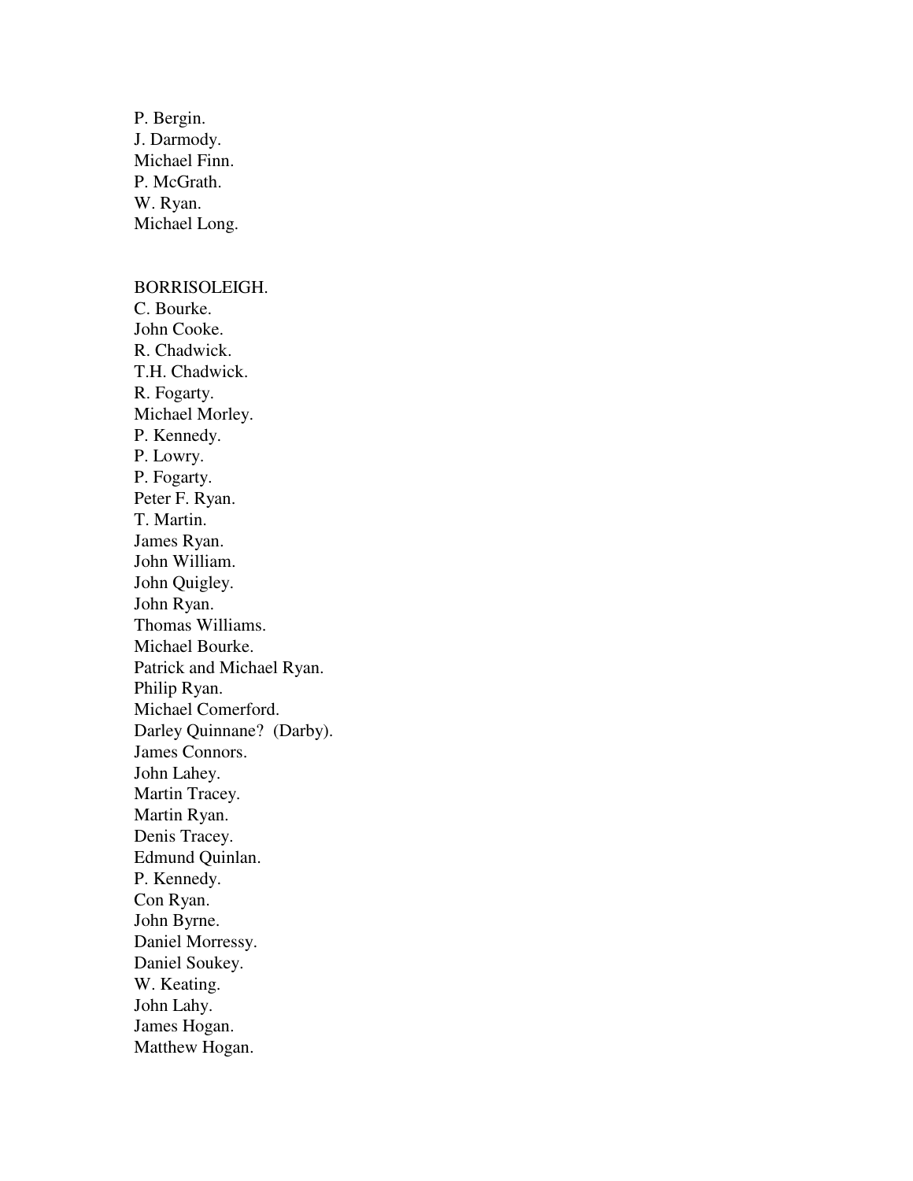P. Bergin.  
J. Darmody.  
Michael Finn.  
P. McGrath.  
W. Ryan.  
Michael Long.

BORRISOLEIGH.  
C. Bourke.  
John Cooke.  
R. Chadwick.  
T.H. Chadwick.  
R. Fogarty.  
Michael Morley.  
P. Kennedy.  
P. Lowry.  
P. Fogarty.  
Peter F. Ryan.  
T. Martin.  
James Ryan.  
John William.  
John Quigley.  
John Ryan.  
Thomas Williams.  
Michael Bourke.  
Patrick and Michael Ryan.  
Philip Ryan.  
Michael Comerford.  
Darley Quinnane? (Darby).  
James Connors.  
John Lahey.  
Martin Tracey.  
Martin Ryan.  
Denis Tracey.  
Edmund Quinlan.  
P. Kennedy.  
Con Ryan.  
John Byrne.  
Daniel Morressy.  
Daniel Soukey.  
W. Keating.  
John Lahy.  
James Hogan.  
Matthew Hogan.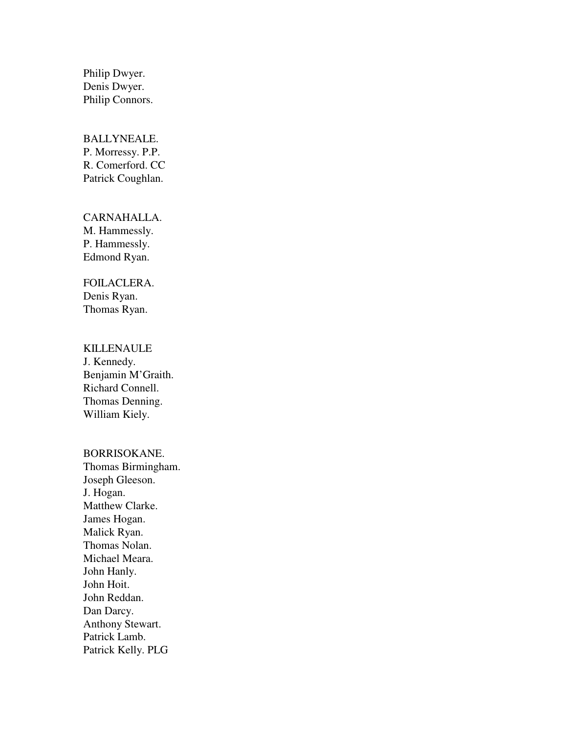Philip Dwyer.
Denis Dwyer.
Philip Connors.

BALLYNEALE.
P. Morressy. P.P.
R. Comerford. CC
Patrick Coughlan.

CARNAHALLA.
M. Hammessly.
P. Hammessly.
Edmond Ryan.

FOILACLERA.
Denis Ryan.
Thomas Ryan.

KILLENAULE
J. Kennedy.
Benjamin M'Graith.
Richard Connell.
Thomas Denning.
William Kiely.

BORRISOKANE.
Thomas Birmingham.
Joseph Gleeson.
J. Hogan.
Matthew Clarke.
James Hogan.
Malick Ryan.
Thomas Nolan.
Michael Meara.
John Hanly.
John Hoit.
John Reddan.
Dan Darcy.
Anthony Stewart.
Patrick Lamb.
Patrick Kelly. PLG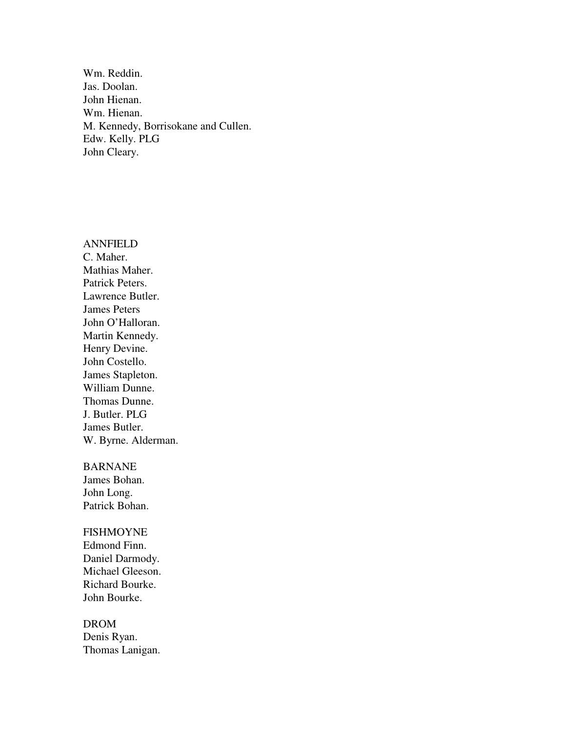Wm. Reddin.
Jas. Doolan.
John Hienan.
Wm. Hienan.
M. Kennedy, Borrisokane and Cullen.
Edw. Kelly. PLG
John Cleary.

ANNFIELD
C. Maher.
Mathias Maher.
Patrick Peters.
Lawrence Butler.
James Peters
John O'Halloran.
Martin Kennedy.
Henry Devine.
John Costello.
James Stapleton.
William Dunne.
Thomas Dunne.
J. Butler. PLG
James Butler.
W. Byrne. Alderman.

BARNANE
James Bohan.
John Long.
Patrick Bohan.

FISHMOYNE
Edmond Finn.
Daniel Darmody.
Michael Gleeson.
Richard Bourke.
John Bourke.

DROM
Denis Ryan.
Thomas Lanigan.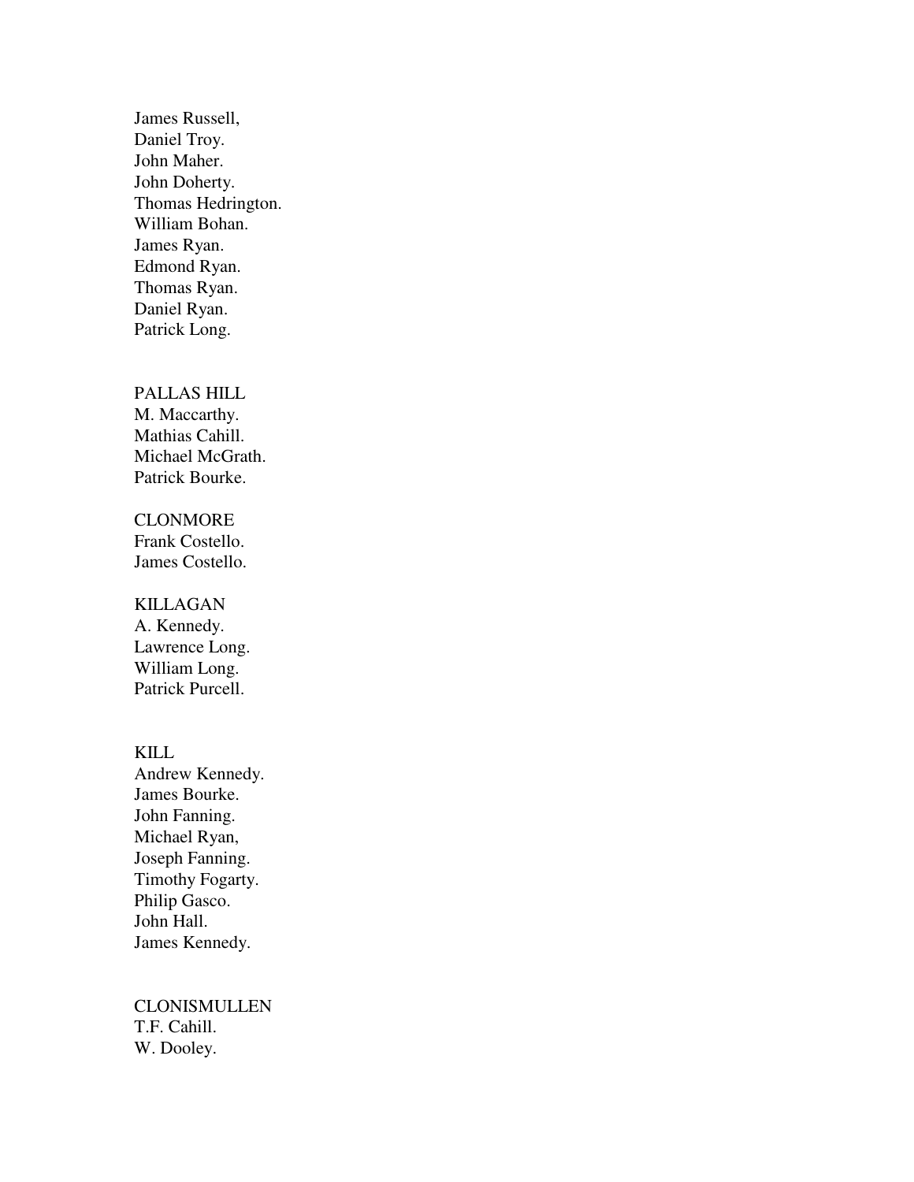James Russell,
Daniel Troy.
John Maher.
John Doherty.
Thomas Hedrington.
William Bohan.
James Ryan.
Edmond Ryan.
Thomas Ryan.
Daniel Ryan.
Patrick Long.

PALLAS HILL
M. Maccarthy.
Mathias Cahill.
Michael McGrath.
Patrick Bourke.

CLONMORE
Frank Costello.
James Costello.

KILLAGAN
A. Kennedy.
Lawrence Long.
William Long.
Patrick Purcell.

KILL
Andrew Kennedy.
James Bourke.
John Fanning.
Michael Ryan,
Joseph Fanning.
Timothy Fogarty.
Philip Gasco.
John Hall.
James Kennedy.

CLONISMULLEN
T.F. Cahill.
W. Dooley.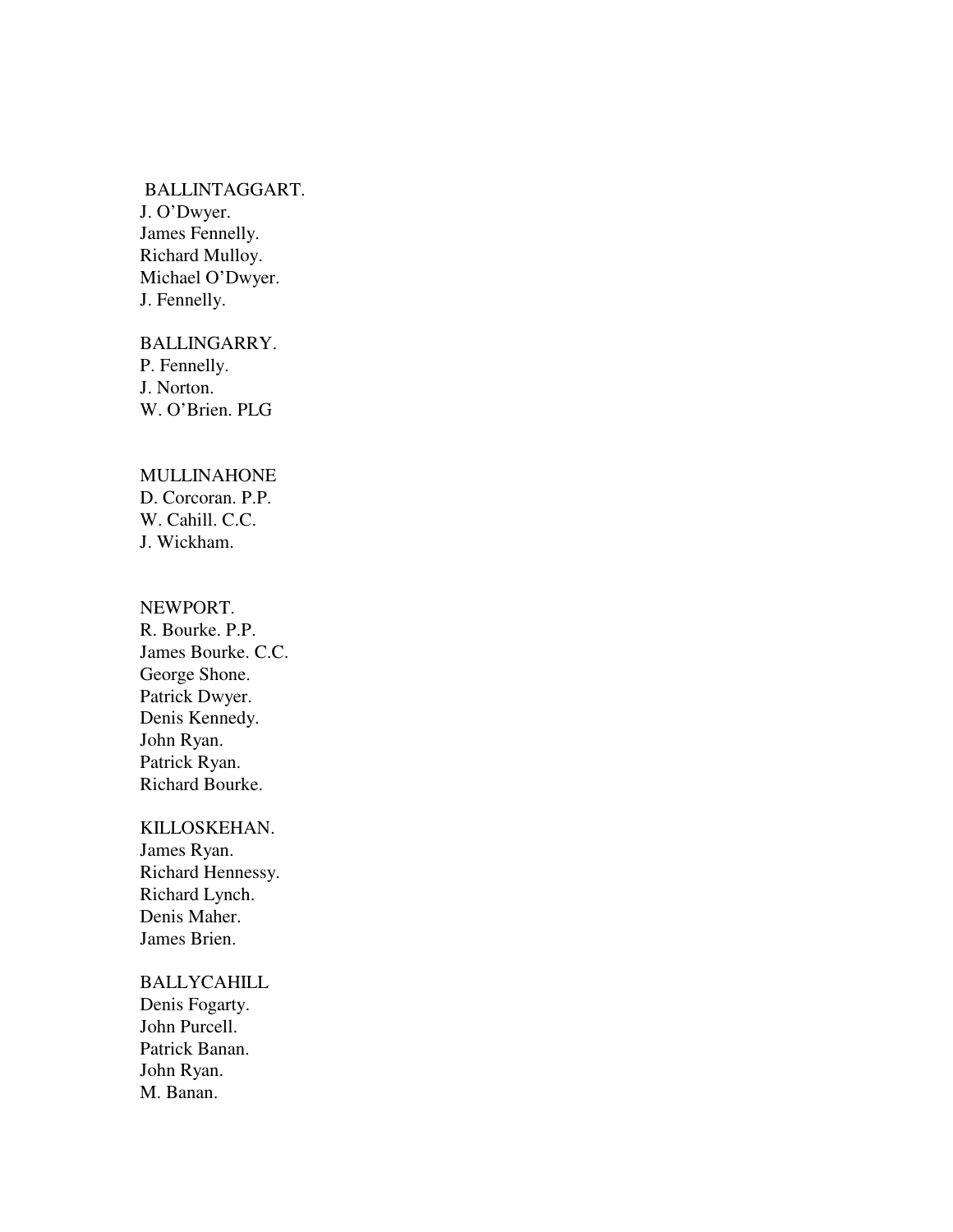BALLINTAGGART.
J. O'Dwyer.
James Fennelly.
Richard Mulloy.
Michael O'Dwyer.
J. Fennelly.

BALLINGARRY.
P. Fennelly.
J. Norton.
W. O'Brien. PLG

MULLINAHONE
D. Corcoran. P.P.
W. Cahill. C.C.
J. Wickham.

NEWPORT.
R. Bourke. P.P.
James Bourke. C.C.
George Shone.
Patrick Dwyer.
Denis Kennedy.
John Ryan.
Patrick Ryan.
Richard Bourke.

KILLOSKEHAN.
James Ryan.
Richard Hennessy.
Richard Lynch.
Denis Maher.
James Brien.

BALLYCAHILL
Denis Fogarty.
John Purcell.
Patrick Banan.
John Ryan.
M. Banan.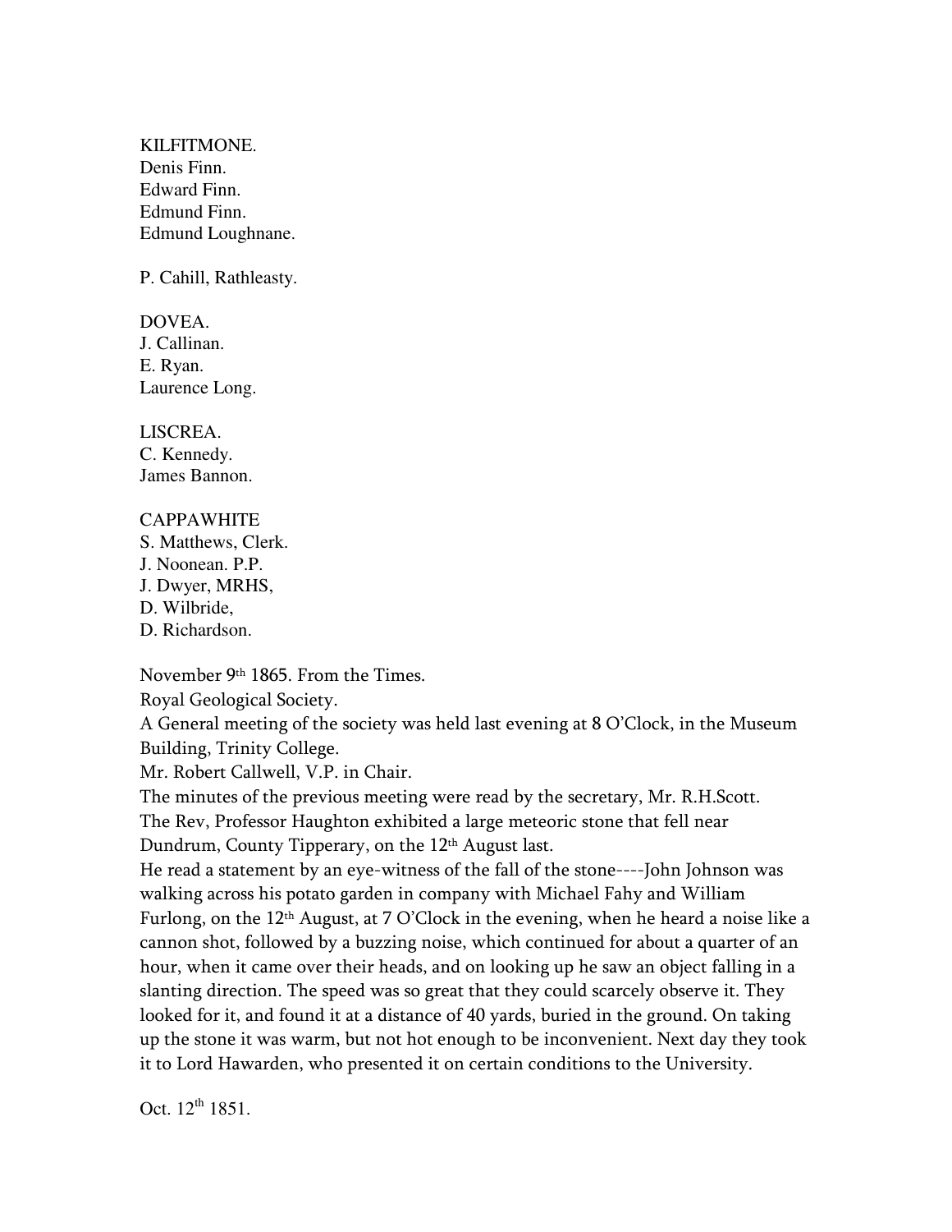KILFITMONE.
Denis Finn.
Edward Finn.
Edmund Finn.
Edmund Loughnane.

P. Cahill, Rathleasty.

DOVEA.
J. Callinan.
E. Ryan.
Laurence Long.

LISCREA.
C. Kennedy.
James Bannon.

CAPPAWHITE
S. Matthews, Clerk.
J. Noonean. P.P.
J. Dwyer, MRHS,
D. Wilbride,
D. Richardson.

November 9th 1865. From the Times.
Royal Geological Society.
A General meeting of the society was held last evening at 8 O'Clock, in the Museum Building, Trinity College.
Mr. Robert Callwell, V.P. in Chair.
The minutes of the previous meeting were read by the secretary, Mr. R.H.Scott.
The Rev, Professor Haughton exhibited a large meteoric stone that fell near Dundrum, County Tipperary, on the 12th August last.
He read a statement by an eye-witness of the fall of the stone----John Johnson was walking across his potato garden in company with Michael Fahy and William Furlong, on the 12th August, at 7 O'Clock in the evening, when he heard a noise like a cannon shot, followed by a buzzing noise, which continued for about a quarter of an hour, when it came over their heads, and on looking up he saw an object falling in a slanting direction. The speed was so great that they could scarcely observe it. They looked for it, and found it at a distance of 40 yards, buried in the ground. On taking up the stone it was warm, but not hot enough to be inconvenient. Next day they took it to Lord Hawarden, who presented it on certain conditions to the University.

Oct. 12th 1851.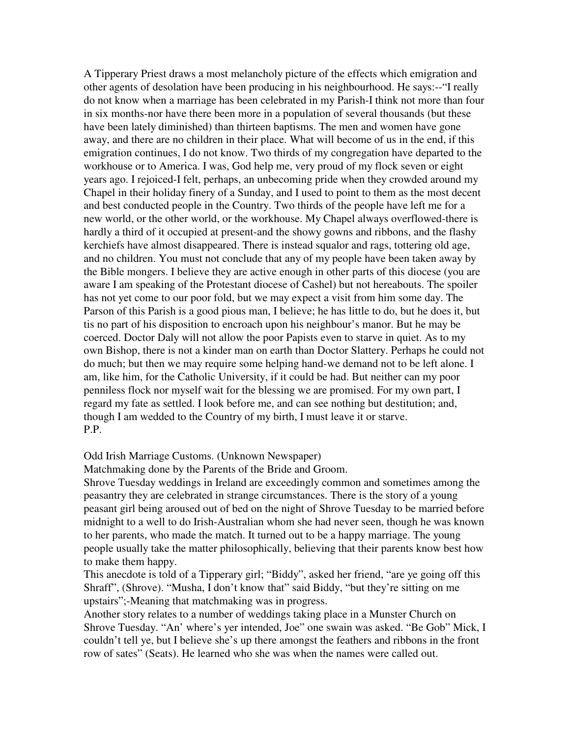A Tipperary Priest draws a most melancholy picture of the effects which emigration and other agents of desolation have been producing in his neighbourhood. He says:--"I really do not know when a marriage has been celebrated in my Parish-I think not more than four in six months-nor have there been more in a population of several thousands (but these have been lately diminished) than thirteen baptisms. The men and women have gone away, and there are no children in their place. What will become of us in the end, if this emigration continues, I do not know. Two thirds of my congregation have departed to the workhouse or to America. I was, God help me, very proud of my flock seven or eight years ago. I rejoiced-I felt, perhaps, an unbecoming pride when they crowded around my Chapel in their holiday finery of a Sunday, and I used to point to them as the most decent and best conducted people in the Country. Two thirds of the people have left me for a new world, or the other world, or the workhouse. My Chapel always overflowed-there is hardly a third of it occupied at present-and the showy gowns and ribbons, and the flashy kerchiefs have almost disappeared. There is instead squalor and rags, tottering old age, and no children. You must not conclude that any of my people have been taken away by the Bible mongers. I believe they are active enough in other parts of this diocese (you are aware I am speaking of the Protestant diocese of Cashel) but not hereabouts. The spoiler has not yet come to our poor fold, but we may expect a visit from him some day. The Parson of this Parish is a good pious man, I believe; he has little to do, but he does it, but tis no part of his disposition to encroach upon his neighbour's manor. But he may be coerced. Doctor Daly will not allow the poor Papists even to starve in quiet. As to my own Bishop, there is not a kinder man on earth than Doctor Slattery. Perhaps he could not do much; but then we may require some helping hand-we demand not to be left alone. I am, like him, for the Catholic University, if it could be had. But neither can my poor penniless flock nor myself wait for the blessing we are promised. For my own part, I regard my fate as settled. I look before me, and can see nothing but destitution; and, though I am wedded to the Country of my birth, I must leave it or starve.
P.P.

Odd Irish Marriage Customs. (Unknown Newspaper)

Matchmaking done by the Parents of the Bride and Groom.

Shrove Tuesday weddings in Ireland are exceedingly common and sometimes among the peasantry they are celebrated in strange circumstances. There is the story of a young peasant girl being aroused out of bed on the night of Shrove Tuesday to be married before midnight to a well to do Irish-Australian whom she had never seen, though he was known to her parents, who made the match. It turned out to be a happy marriage. The young people usually take the matter philosophically, believing that their parents know best how to make them happy.

This anecdote is told of a Tipperary girl; "Biddy", asked her friend, "are ye going off this Shraff", (Shrove). "Musha, I don't know that" said Biddy, "but they're sitting on me upstairs";-Meaning that matchmaking was in progress.

Another story relates to a number of weddings taking place in a Munster Church on Shrove Tuesday. "An' where's yer intended, Joe" one swain was asked. "Be Gob" Mick, I couldn't tell ye, but I believe she's up there amongst the feathers and ribbons in the front row of sates" (Seats). He learned who she was when the names were called out.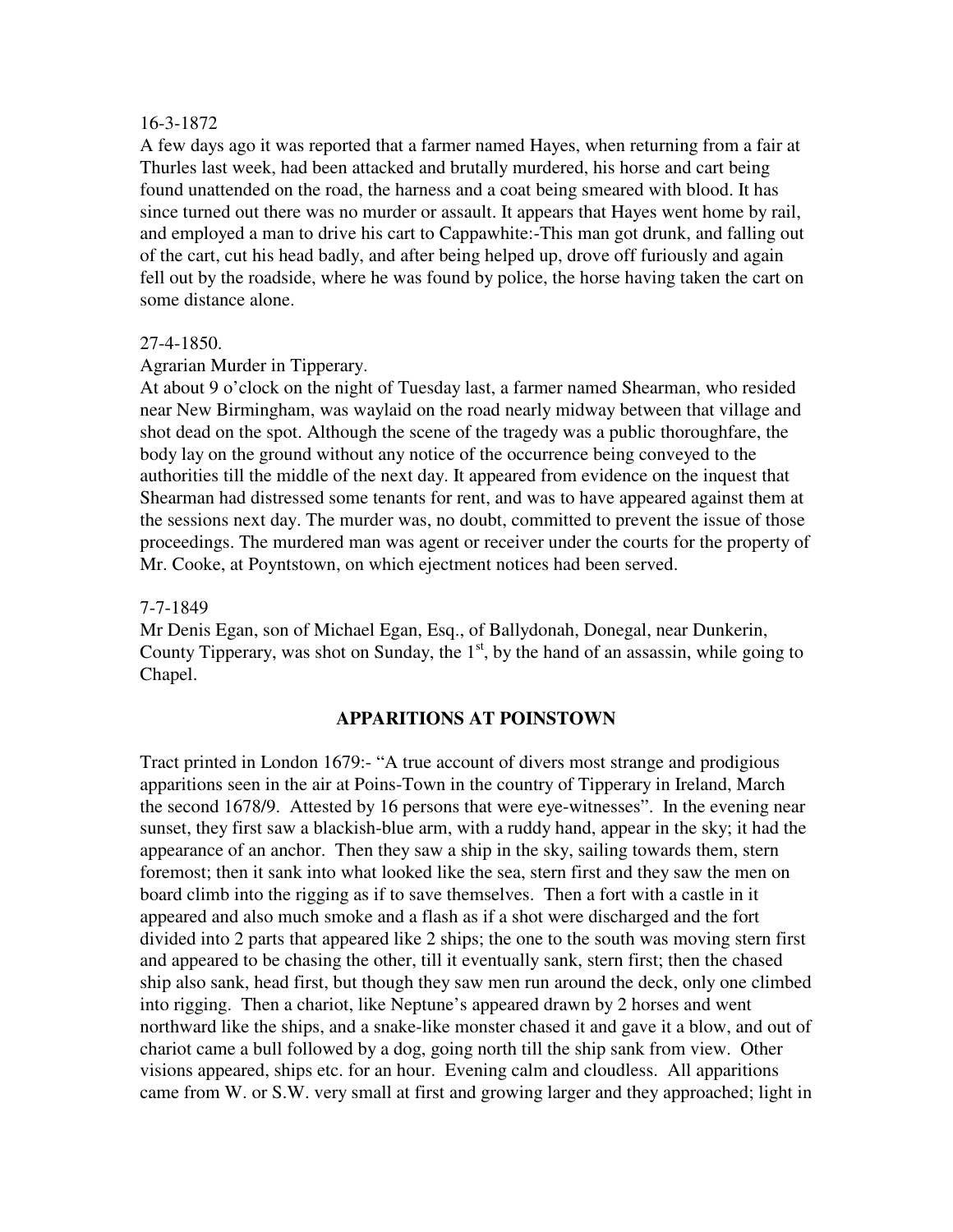16-3-1872

A few days ago it was reported that a farmer named Hayes, when returning from a fair at Thurles last week, had been attacked and brutally murdered, his horse and cart being found unattended on the road, the harness and a coat being smeared with blood. It has since turned out there was no murder or assault. It appears that Hayes went home by rail, and employed a man to drive his cart to Cappawhite:-This man got drunk, and falling out of the cart, cut his head badly, and after being helped up, drove off furiously and again fell out by the roadside, where he was found by police, the horse having taken the cart on some distance alone.

27-4-1850.

Agrarian Murder in Tipperary.

At about 9 o'clock on the night of Tuesday last, a farmer named Shearman, who resided near New Birmingham, was waylaid on the road nearly midway between that village and shot dead on the spot. Although the scene of the tragedy was a public thoroughfare, the body lay on the ground without any notice of the occurrence being conveyed to the authorities till the middle of the next day. It appeared from evidence on the inquest that Shearman had distressed some tenants for rent, and was to have appeared against them at the sessions next day. The murder was, no doubt, committed to prevent the issue of those proceedings. The murdered man was agent or receiver under the courts for the property of Mr. Cooke, at Poyntstown, on which ejectment notices had been served.

7-7-1849

Mr Denis Egan, son of Michael Egan, Esq., of Ballydonah, Donegal, near Dunkerin, County Tipperary, was shot on Sunday, the 1st, by the hand of an assassin, while going to Chapel.

## APPARITIONS AT POINSTOWN

Tract printed in London 1679:- "A true account of divers most strange and prodigious apparitions seen in the air at Poins-Town in the country of Tipperary in Ireland, March the second 1678/9. Attested by 16 persons that were eye-witnesses". In the evening near sunset, they first saw a blackish-blue arm, with a ruddy hand, appear in the sky; it had the appearance of an anchor. Then they saw a ship in the sky, sailing towards them, stern foremost; then it sank into what looked like the sea, stern first and they saw the men on board climb into the rigging as if to save themselves. Then a fort with a castle in it appeared and also much smoke and a flash as if a shot were discharged and the fort divided into 2 parts that appeared like 2 ships; the one to the south was moving stern first and appeared to be chasing the other, till it eventually sank, stern first; then the chased ship also sank, head first, but though they saw men run around the deck, only one climbed into rigging. Then a chariot, like Neptune's appeared drawn by 2 horses and went northward like the ships, and a snake-like monster chased it and gave it a blow, and out of chariot came a bull followed by a dog, going north till the ship sank from view. Other visions appeared, ships etc. for an hour. Evening calm and cloudless. All apparitions came from W. or S.W. very small at first and growing larger and they approached; light in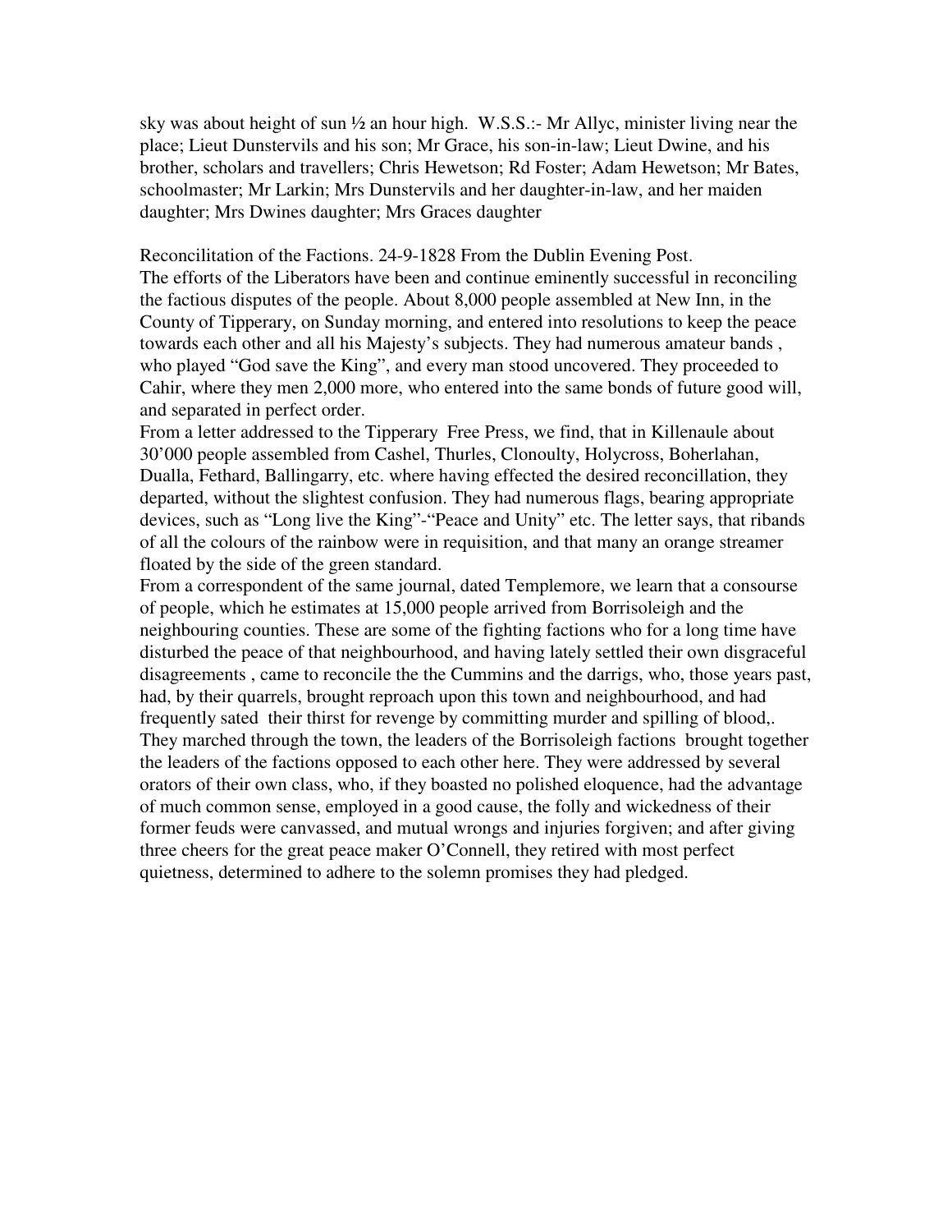sky was about height of sun ½ an hour high. W.S.S.:- Mr Allyc, minister living near the place; Lieut Dunstervils and his son; Mr Grace, his son-in-law; Lieut Dwine, and his brother, scholars and travellers; Chris Hewetson; Rd Foster; Adam Hewetson; Mr Bates, schoolmaster; Mr Larkin; Mrs Dunstervils and her daughter-in-law, and her maiden daughter; Mrs Dwines daughter; Mrs Graces daughter

Reconcilitation of the Factions. 24-9-1828 From the Dublin Evening Post.

The efforts of the Liberators have been and continue eminently successful in reconciling the factious disputes of the people. About 8,000 people assembled at New Inn, in the County of Tipperary, on Sunday morning, and entered into resolutions to keep the peace towards each other and all his Majesty's subjects. They had numerous amateur bands , who played "God save the King", and every man stood uncovered. They proceeded to Cahir, where they men 2,000 more, who entered into the same bonds of future good will, and separated in perfect order.

From a letter addressed to the Tipperary Free Press, we find, that in Killenaule about 30'000 people assembled from Cashel, Thurles, Clonoulty, Holycross, Boherlahan, Dualla, Fethard, Ballingarry, etc. where having effected the desired reconcillation, they departed, without the slightest confusion. They had numerous flags, bearing appropriate devices, such as "Long live the King"-"Peace and Unity" etc. The letter says, that ribands of all the colours of the rainbow were in requisition, and that many an orange streamer floated by the side of the green standard.

From a correspondent of the same journal, dated Templemore, we learn that a consourse of people, which he estimates at 15,000 people arrived from Borrisoleigh and the neighbouring counties. These are some of the fighting factions who for a long time have disturbed the peace of that neighbourhood, and having lately settled their own disgraceful disagreements , came to reconcile the the Cummins and the darrigs, who, those years past, had, by their quarrels, brought reproach upon this town and neighbourhood, and had frequently sated their thirst for revenge by committing murder and spilling of blood,. They marched through the town, the leaders of the Borrisoleigh factions brought together the leaders of the factions opposed to each other here. They were addressed by several orators of their own class, who, if they boasted no polished eloquence, had the advantage of much common sense, employed in a good cause, the folly and wickedness of their former feuds were canvassed, and mutual wrongs and injuries forgiven; and after giving three cheers for the great peace maker O'Connell, they retired with most perfect quietness, determined to adhere to the solemn promises they had pledged.